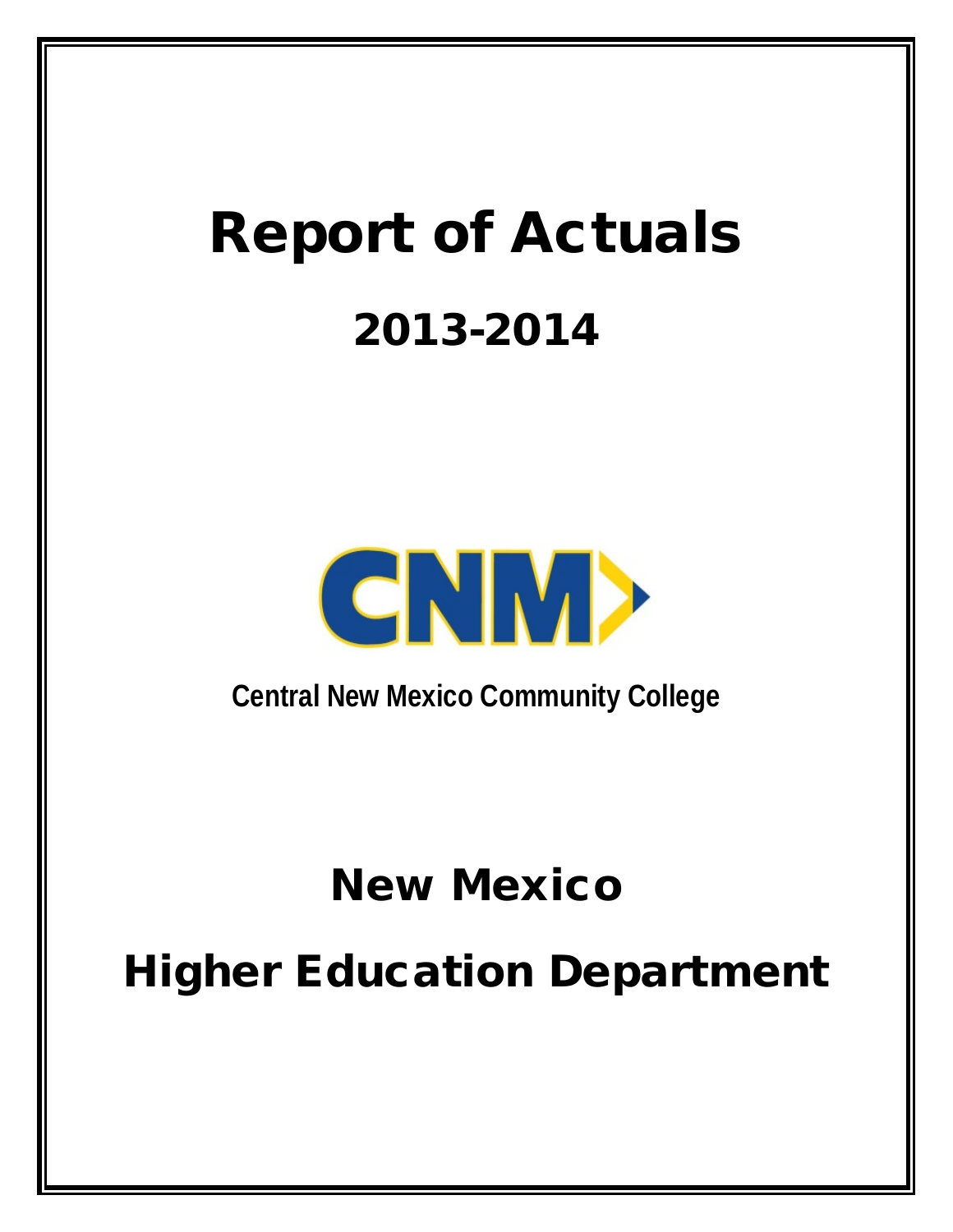# Report of Actuals

## 2013-2014

CNM

**Central New Mexico Community College**

# New Mexico

# Higher Education Department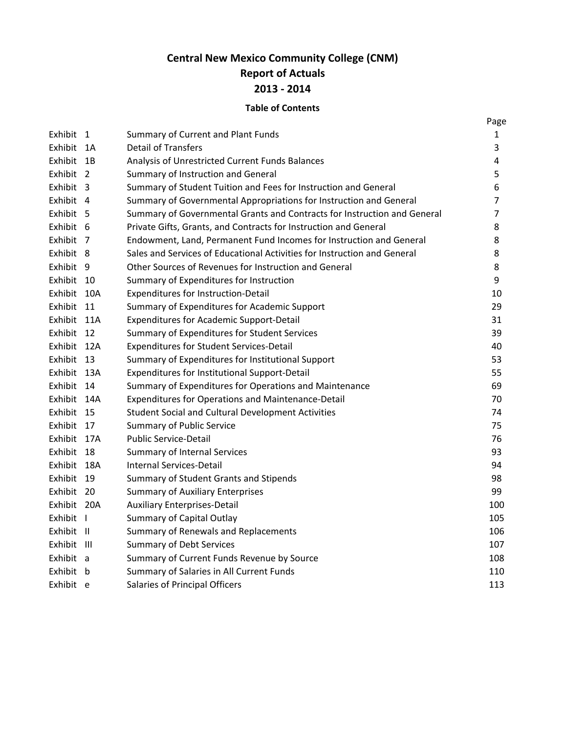# Central New Mexico Community College (CNM)
## Report of Actuals
## 2013 - 2014

### Table of Contents

| Exhibit | | Title | Page |
|---|---|---|---|
| Exhibit | 1 | Summary of Current and Plant Funds | 1 |
| Exhibit | 1A | Detail of Transfers | 3 |
| Exhibit | 1B | Analysis of Unrestricted Current Funds Balances | 4 |
| Exhibit | 2 | Summary of Instruction and General | 5 |
| Exhibit | 3 | Summary of Student Tuition and Fees for Instruction and General | 6 |
| Exhibit | 4 | Summary of Governmental Appropriations for Instruction and General | 7 |
| Exhibit | 5 | Summary of Governmental Grants and Contracts for Instruction and General | 7 |
| Exhibit | 6 | Private Gifts, Grants, and Contracts for Instruction and General | 8 |
| Exhibit | 7 | Endowment, Land, Permanent Fund Incomes for Instruction and General | 8 |
| Exhibit | 8 | Sales and Services of Educational Activities for Instruction and General | 8 |
| Exhibit | 9 | Other Sources of Revenues for Instruction and General | 8 |
| Exhibit | 10 | Summary of Expenditures for Instruction | 9 |
| Exhibit | 10A | Expenditures for Instruction-Detail | 10 |
| Exhibit | 11 | Summary of Expenditures for Academic Support | 29 |
| Exhibit | 11A | Expenditures for Academic Support-Detail | 31 |
| Exhibit | 12 | Summary of Expenditures for Student Services | 39 |
| Exhibit | 12A | Expenditures for Student Services-Detail | 40 |
| Exhibit | 13 | Summary of Expenditures for Institutional Support | 53 |
| Exhibit | 13A | Expenditures for Institutional Support-Detail | 55 |
| Exhibit | 14 | Summary of Expenditures for Operations and Maintenance | 69 |
| Exhibit | 14A | Expenditures for Operations and Maintenance-Detail | 70 |
| Exhibit | 15 | Student Social and Cultural Development Activities | 74 |
| Exhibit | 17 | Summary of Public Service | 75 |
| Exhibit | 17A | Public Service-Detail | 76 |
| Exhibit | 18 | Summary of Internal Services | 93 |
| Exhibit | 18A | Internal Services-Detail | 94 |
| Exhibit | 19 | Summary of Student Grants and Stipends | 98 |
| Exhibit | 20 | Summary of Auxiliary Enterprises | 99 |
| Exhibit | 20A | Auxiliary Enterprises-Detail | 100 |
| Exhibit | I | Summary of Capital Outlay | 105 |
| Exhibit | II | Summary of Renewals and Replacements | 106 |
| Exhibit | III | Summary of Debt Services | 107 |
| Exhibit | a | Summary of Current Funds Revenue by Source | 108 |
| Exhibit | b | Summary of Salaries in All Current Funds | 110 |
| Exhibit | e | Salaries of Principal Officers | 113 |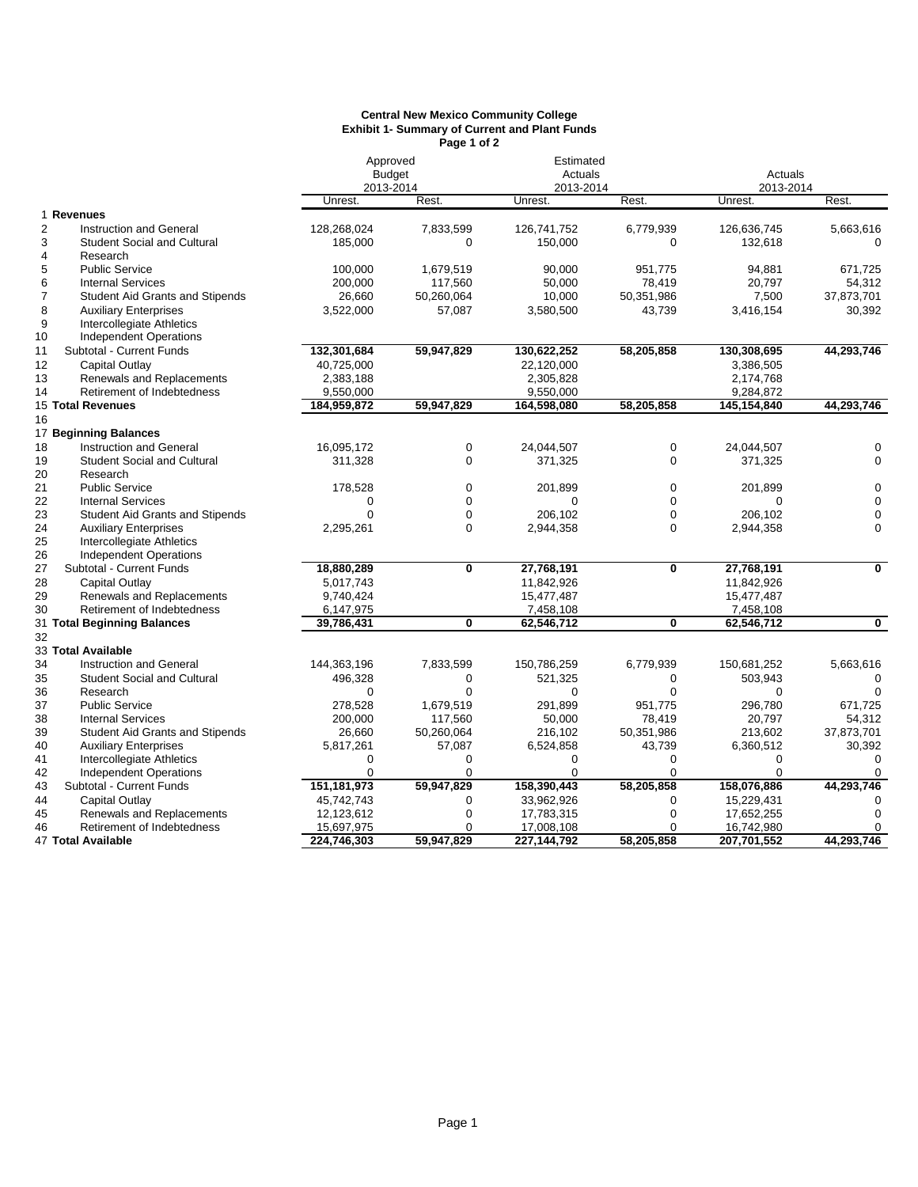**Central New Mexico Community College**
**Exhibit 1- Summary of Current and Plant Funds**
**Page 1 of 2**

| | | Approved Budget 2013-2014 | | Estimated Actuals 2013-2014 | | Actuals 2013-2014 | |
|---|---|---|---|---|---|---|---|
| | | Unrest. | Rest. | Unrest. | Rest. | Unrest. | Rest. |
| 1 | **Revenues** | | | | | | |
| 2 | Instruction and General | 128,268,024 | 7,833,599 | 126,741,752 | 6,779,939 | 126,636,745 | 5,663,616 |
| 3 | Student Social and Cultural | 185,000 | 0 | 150,000 | 0 | 132,618 | 0 |
| 4 | Research | | | | | | |
| 5 | Public Service | 100,000 | 1,679,519 | 90,000 | 951,775 | 94,881 | 671,725 |
| 6 | Internal Services | 200,000 | 117,560 | 50,000 | 78,419 | 20,797 | 54,312 |
| 7 | Student Aid Grants and Stipends | 26,660 | 50,260,064 | 10,000 | 50,351,986 | 7,500 | 37,873,701 |
| 8 | Auxiliary Enterprises | 3,522,000 | 57,087 | 3,580,500 | 43,739 | 3,416,154 | 30,392 |
| 9 | Intercollegiate Athletics | | | | | | |
| 10 | Independent Operations | | | | | | |
| 11 | Subtotal - Current Funds | 132,301,684 | 59,947,829 | 130,622,252 | 58,205,858 | 130,308,695 | 44,293,746 |
| 12 | Capital Outlay | 40,725,000 | | 22,120,000 | | 3,386,505 | |
| 13 | Renewals and Replacements | 2,383,188 | | 2,305,828 | | 2,174,768 | |
| 14 | Retirement of Indebtedness | 9,550,000 | | 9,550,000 | | 9,284,872 | |
| 15 | **Total Revenues** | 184,959,872 | 59,947,829 | 164,598,080 | 58,205,858 | 145,154,840 | 44,293,746 |
| 16 | | | | | | | |
| 17 | **Beginning Balances** | | | | | | |
| 18 | Instruction and General | 16,095,172 | 0 | 24,044,507 | 0 | 24,044,507 | 0 |
| 19 | Student Social and Cultural | 311,328 | 0 | 371,325 | 0 | 371,325 | 0 |
| 20 | Research | | | | | | |
| 21 | Public Service | 178,528 | 0 | 201,899 | 0 | 201,899 | 0 |
| 22 | Internal Services | 0 | 0 | 0 | 0 | 0 | 0 |
| 23 | Student Aid Grants and Stipends | 0 | 0 | 206,102 | 0 | 206,102 | 0 |
| 24 | Auxiliary Enterprises | 2,295,261 | 0 | 2,944,358 | 0 | 2,944,358 | 0 |
| 25 | Intercollegiate Athletics | | | | | | |
| 26 | Independent Operations | | | | | | |
| 27 | Subtotal - Current Funds | 18,880,289 | 0 | 27,768,191 | 0 | 27,768,191 | 0 |
| 28 | Capital Outlay | 5,017,743 | | 11,842,926 | | 11,842,926 | |
| 29 | Renewals and Replacements | 9,740,424 | | 15,477,487 | | 15,477,487 | |
| 30 | Retirement of Indebtedness | 6,147,975 | | 7,458,108 | | 7,458,108 | |
| 31 | **Total Beginning Balances** | 39,786,431 | 0 | 62,546,712 | 0 | 62,546,712 | 0 |
| 32 | | | | | | | |
| 33 | **Total Available** | | | | | | |
| 34 | Instruction and General | 144,363,196 | 7,833,599 | 150,786,259 | 6,779,939 | 150,681,252 | 5,663,616 |
| 35 | Student Social and Cultural | 496,328 | 0 | 521,325 | 0 | 503,943 | 0 |
| 36 | Research | 0 | 0 | 0 | 0 | 0 | 0 |
| 37 | Public Service | 278,528 | 1,679,519 | 291,899 | 951,775 | 296,780 | 671,725 |
| 38 | Internal Services | 200,000 | 117,560 | 50,000 | 78,419 | 20,797 | 54,312 |
| 39 | Student Aid Grants and Stipends | 26,660 | 50,260,064 | 216,102 | 50,351,986 | 213,602 | 37,873,701 |
| 40 | Auxiliary Enterprises | 5,817,261 | 57,087 | 6,524,858 | 43,739 | 6,360,512 | 30,392 |
| 41 | Intercollegiate Athletics | 0 | 0 | 0 | 0 | 0 | 0 |
| 42 | Independent Operations | 0 | 0 | 0 | 0 | 0 | 0 |
| 43 | Subtotal - Current Funds | 151,181,973 | 59,947,829 | 158,390,443 | 58,205,858 | 158,076,886 | 44,293,746 |
| 44 | Capital Outlay | 45,742,743 | 0 | 33,962,926 | 0 | 15,229,431 | 0 |
| 45 | Renewals and Replacements | 12,123,612 | 0 | 17,783,315 | 0 | 17,652,255 | 0 |
| 46 | Retirement of Indebtedness | 15,697,975 | 0 | 17,008,108 | 0 | 16,742,980 | 0 |
| 47 | **Total Available** | 224,746,303 | 59,947,829 | 227,144,792 | 58,205,858 | 207,701,552 | 44,293,746 |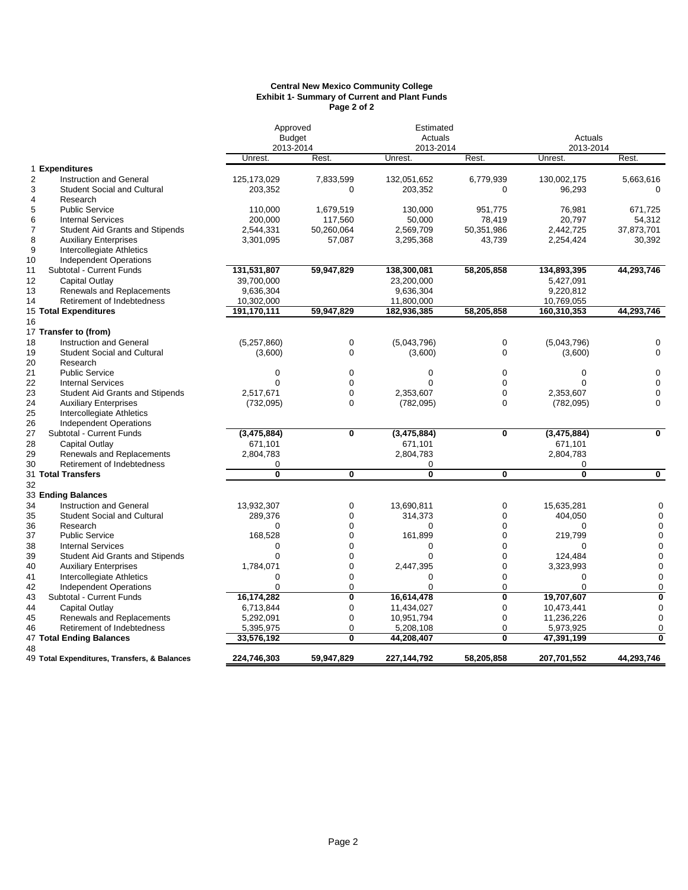**Central New Mexico Community College**
**Exhibit 1- Summary of Current and Plant Funds**
**Page 2 of 2**

| | | Approved Budget 2013-2014 | | Estimated Actuals 2013-2014 | | Actuals 2013-2014 | |
|---|---|---|---|---|---|---|---|
| | | Unrest. | Rest. | Unrest. | Rest. | Unrest. | Rest. |
| 1 | **Expenditures** | | | | | | |
| 2 | Instruction and General | 125,173,029 | 7,833,599 | 132,051,652 | 6,779,939 | 130,002,175 | 5,663,616 |
| 3 | Student Social and Cultural | 203,352 | 0 | 203,352 | 0 | 96,293 | 0 |
| 4 | Research | | | | | | |
| 5 | Public Service | 110,000 | 1,679,519 | 130,000 | 951,775 | 76,981 | 671,725 |
| 6 | Internal Services | 200,000 | 117,560 | 50,000 | 78,419 | 20,797 | 54,312 |
| 7 | Student Aid Grants and Stipends | 2,544,331 | 50,260,064 | 2,569,709 | 50,351,986 | 2,442,725 | 37,873,701 |
| 8 | Auxiliary Enterprises | 3,301,095 | 57,087 | 3,295,368 | 43,739 | 2,254,424 | 30,392 |
| 9 | Intercollegiate Athletics | | | | | | |
| 10 | Independent Operations | | | | | | |
| 11 | Subtotal - Current Funds | **131,531,807** | **59,947,829** | **138,300,081** | **58,205,858** | **134,893,395** | **44,293,746** |
| 12 | Capital Outlay | 39,700,000 | | 23,200,000 | | 5,427,091 | |
| 13 | Renewals and Replacements | 9,636,304 | | 9,636,304 | | 9,220,812 | |
| 14 | Retirement of Indebtedness | 10,302,000 | | 11,800,000 | | 10,769,055 | |
| 15 | **Total Expenditures** | **191,170,111** | **59,947,829** | **182,936,385** | **58,205,858** | **160,310,353** | **44,293,746** |
| 16 | | | | | | | |
| 17 | **Transfer to (from)** | | | | | | |
| 18 | Instruction and General | (5,257,860) | 0 | (5,043,796) | 0 | (5,043,796) | 0 |
| 19 | Student Social and Cultural | (3,600) | 0 | (3,600) | 0 | (3,600) | 0 |
| 20 | Research | | | | | | |
| 21 | Public Service | 0 | 0 | 0 | 0 | 0 | 0 |
| 22 | Internal Services | 0 | 0 | 0 | 0 | 0 | 0 |
| 23 | Student Aid Grants and Stipends | 2,517,671 | 0 | 2,353,607 | 0 | 2,353,607 | 0 |
| 24 | Auxiliary Enterprises | (732,095) | 0 | (782,095) | 0 | (782,095) | 0 |
| 25 | Intercollegiate Athletics | | | | | | |
| 26 | Independent Operations | | | | | | |
| 27 | Subtotal - Current Funds | **(3,475,884)** | **0** | **(3,475,884)** | **0** | **(3,475,884)** | **0** |
| 28 | Capital Outlay | 671,101 | | 671,101 | | 671,101 | |
| 29 | Renewals and Replacements | 2,804,783 | | 2,804,783 | | 2,804,783 | |
| 30 | Retirement of Indebtedness | 0 | | 0 | | 0 | |
| 31 | **Total Transfers** | **0** | **0** | **0** | **0** | **0** | **0** |
| 32 | | | | | | | |
| 33 | **Ending Balances** | | | | | | |
| 34 | Instruction and General | 13,932,307 | 0 | 13,690,811 | 0 | 15,635,281 | 0 |
| 35 | Student Social and Cultural | 289,376 | 0 | 314,373 | 0 | 404,050 | 0 |
| 36 | Research | 0 | 0 | 0 | 0 | 0 | 0 |
| 37 | Public Service | 168,528 | 0 | 161,899 | 0 | 219,799 | 0 |
| 38 | Internal Services | 0 | 0 | 0 | 0 | 0 | 0 |
| 39 | Student Aid Grants and Stipends | 0 | 0 | 0 | 0 | 124,484 | 0 |
| 40 | Auxiliary Enterprises | 1,784,071 | 0 | 2,447,395 | 0 | 3,323,993 | 0 |
| 41 | Intercollegiate Athletics | 0 | 0 | 0 | 0 | 0 | 0 |
| 42 | Independent Operations | 0 | 0 | 0 | 0 | 0 | 0 |
| 43 | Subtotal - Current Funds | **16,174,282** | **0** | **16,614,478** | **0** | **19,707,607** | **0** |
| 44 | Capital Outlay | 6,713,844 | 0 | 11,434,027 | 0 | 10,473,441 | 0 |
| 45 | Renewals and Replacements | 5,292,091 | 0 | 10,951,794 | 0 | 11,236,226 | 0 |
| 46 | Retirement of Indebtedness | 5,395,975 | 0 | 5,208,108 | 0 | 5,973,925 | 0 |
| 47 | **Total Ending Balances** | **33,576,192** | **0** | **44,208,407** | **0** | **47,391,199** | **0** |
| 48 | | | | | | | |
| 49 | **Total Expenditures, Transfers, & Balances** | **224,746,303** | **59,947,829** | **227,144,792** | **58,205,858** | **207,701,552** | **44,293,746** |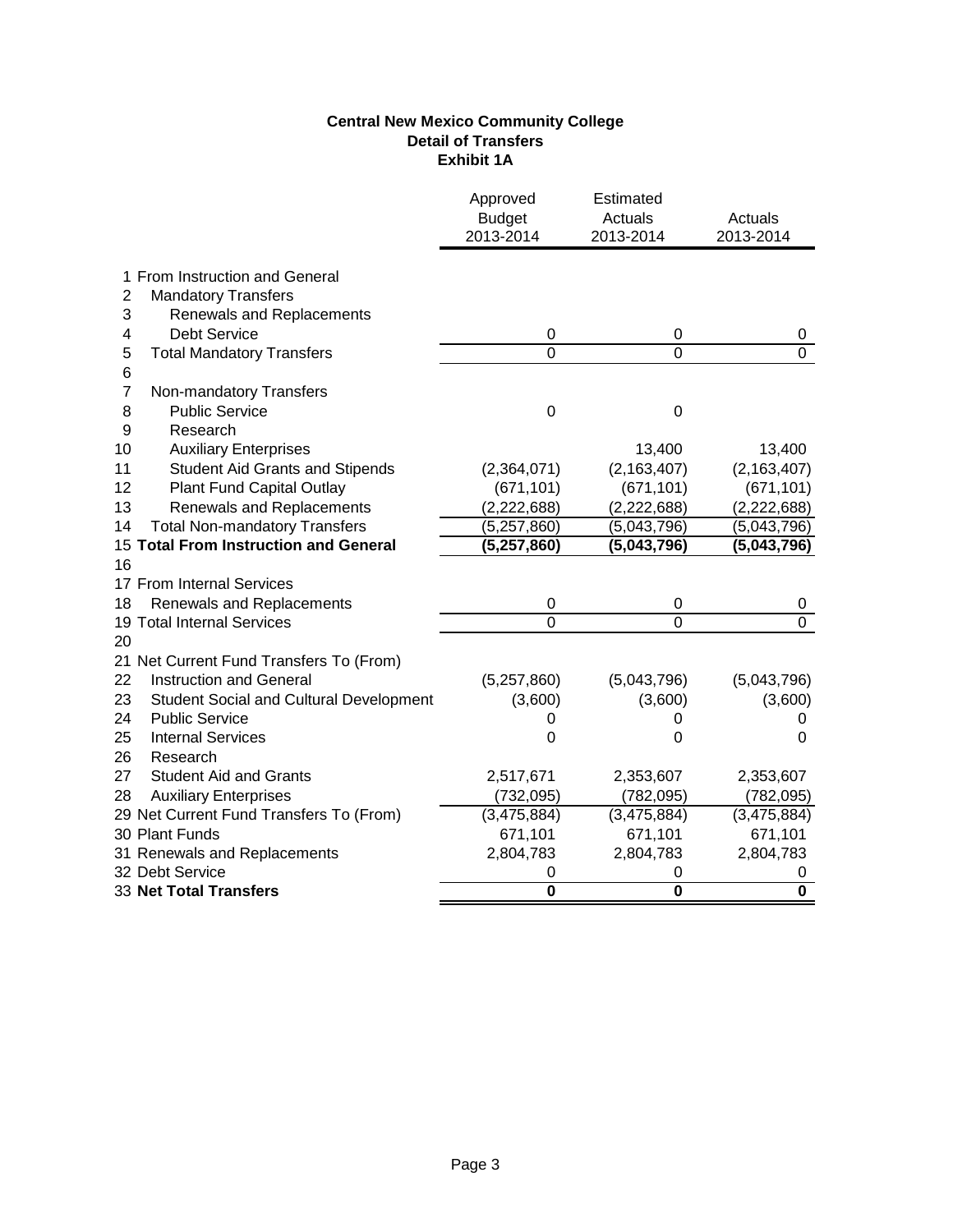**Central New Mexico Community College**
**Detail of Transfers**
**Exhibit 1A**

| | | Approved Budget 2013-2014 | Estimated Actuals 2013-2014 | Actuals 2013-2014 |
|---|---|---|---|---|
| 1 | From Instruction and General | | | |
| 2 | Mandatory Transfers | | | |
| 3 | Renewals and Replacements | | | |
| 4 | Debt Service | 0 | 0 | 0 |
| 5 | Total Mandatory Transfers | 0 | 0 | 0 |
| 6 | | | | |
| 7 | Non-mandatory Transfers | | | |
| 8 | Public Service | 0 | 0 | |
| 9 | Research | | | |
| 10 | Auxiliary Enterprises | | 13,400 | 13,400 |
| 11 | Student Aid Grants and Stipends | (2,364,071) | (2,163,407) | (2,163,407) |
| 12 | Plant Fund Capital Outlay | (671,101) | (671,101) | (671,101) |
| 13 | Renewals and Replacements | (2,222,688) | (2,222,688) | (2,222,688) |
| 14 | Total Non-mandatory Transfers | (5,257,860) | (5,043,796) | (5,043,796) |
| 15 | **Total From Instruction and General** | **(5,257,860)** | **(5,043,796)** | **(5,043,796)** |
| 16 | | | | |
| 17 | From Internal Services | | | |
| 18 | Renewals and Replacements | 0 | 0 | 0 |
| 19 | Total Internal Services | 0 | 0 | 0 |
| 20 | | | | |
| 21 | Net Current Fund Transfers To (From) | | | |
| 22 | Instruction and General | (5,257,860) | (5,043,796) | (5,043,796) |
| 23 | Student Social and Cultural Development | (3,600) | (3,600) | (3,600) |
| 24 | Public Service | 0 | 0 | 0 |
| 25 | Internal Services | 0 | 0 | 0 |
| 26 | Research | | | |
| 27 | Student Aid and Grants | 2,517,671 | 2,353,607 | 2,353,607 |
| 28 | Auxiliary Enterprises | (732,095) | (782,095) | (782,095) |
| 29 | Net Current Fund Transfers To (From) | (3,475,884) | (3,475,884) | (3,475,884) |
| 30 | Plant Funds | 671,101 | 671,101 | 671,101 |
| 31 | Renewals and Replacements | 2,804,783 | 2,804,783 | 2,804,783 |
| 32 | Debt Service | 0 | 0 | 0 |
| 33 | **Net Total Transfers** | **0** | **0** | **0** |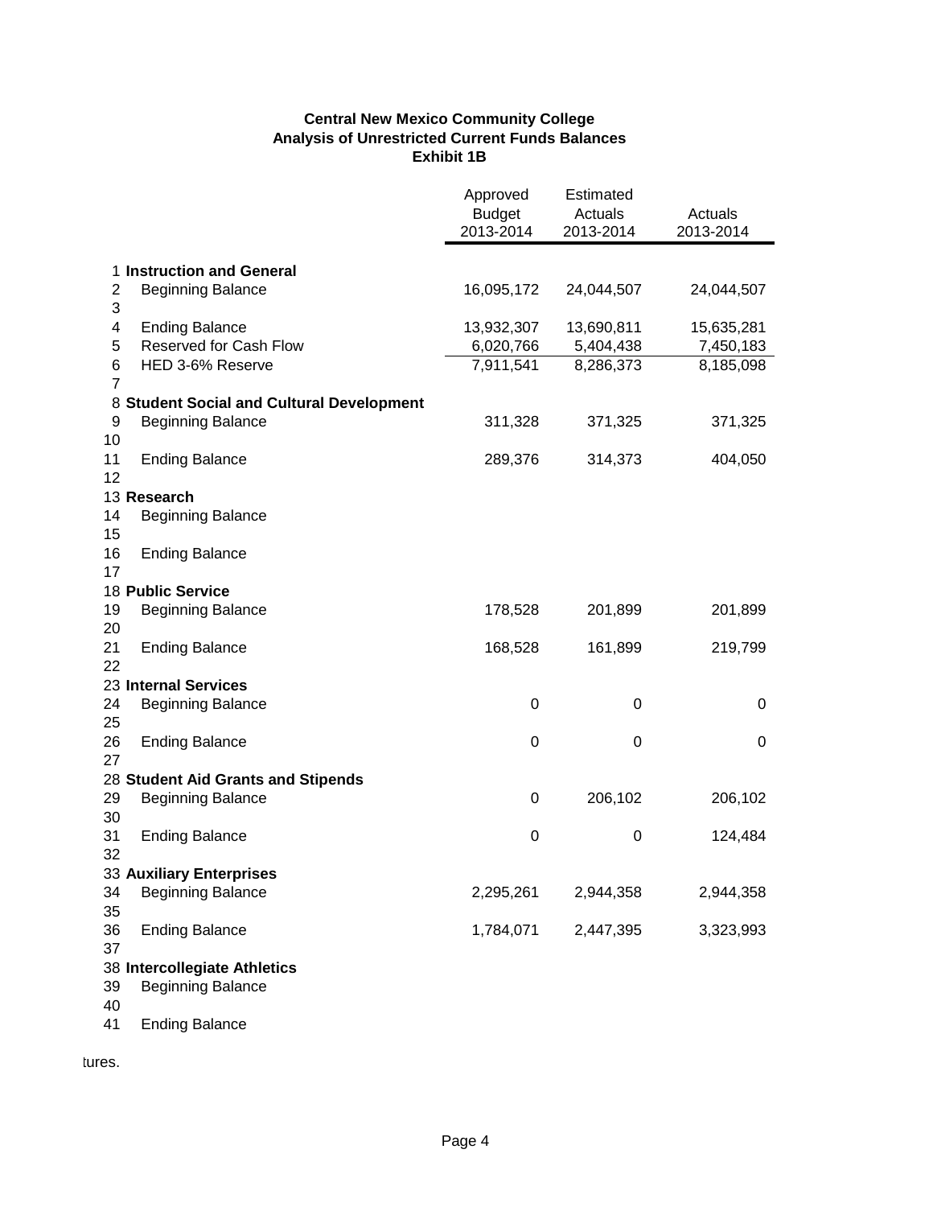**Central New Mexico Community College**
**Analysis of Unrestricted Current Funds Balances**
**Exhibit 1B**

| | | Approved Budget 2013-2014 | Estimated Actuals 2013-2014 | Actuals 2013-2014 |
|---|---|---|---|---|
| 1 | **Instruction and General** | | | |
| 2 | Beginning Balance | 16,095,172 | 24,044,507 | 24,044,507 |
| 3 | | | | |
| 4 | Ending Balance | 13,932,307 | 13,690,811 | 15,635,281 |
| 5 | Reserved for Cash Flow | 6,020,766 | 5,404,438 | 7,450,183 |
| 6 | HED 3-6% Reserve | 7,911,541 | 8,286,373 | 8,185,098 |
| 7 | | | | |
| 8 | **Student Social and Cultural Development** | | | |
| 9 | Beginning Balance | 311,328 | 371,325 | 371,325 |
| 10 | | | | |
| 11 | Ending Balance | 289,376 | 314,373 | 404,050 |
| 12 | | | | |
| 13 | **Research** | | | |
| 14 | Beginning Balance | | | |
| 15 | | | | |
| 16 | Ending Balance | | | |
| 17 | | | | |
| 18 | **Public Service** | | | |
| 19 | Beginning Balance | 178,528 | 201,899 | 201,899 |
| 20 | | | | |
| 21 | Ending Balance | 168,528 | 161,899 | 219,799 |
| 22 | | | | |
| 23 | **Internal Services** | | | |
| 24 | Beginning Balance | 0 | 0 | 0 |
| 25 | | | | |
| 26 | Ending Balance | 0 | 0 | 0 |
| 27 | | | | |
| 28 | **Student Aid Grants and Stipends** | | | |
| 29 | Beginning Balance | 0 | 206,102 | 206,102 |
| 30 | | | | |
| 31 | Ending Balance | 0 | 0 | 124,484 |
| 32 | | | | |
| 33 | **Auxiliary Enterprises** | | | |
| 34 | Beginning Balance | 2,295,261 | 2,944,358 | 2,944,358 |
| 35 | | | | |
| 36 | Ending Balance | 1,784,071 | 2,447,395 | 3,323,993 |
| 37 | | | | |
| 38 | **Intercollegiate Athletics** | | | |
| 39 | Beginning Balance | | | |
| 40 | | | | |
| 41 | Ending Balance | | | |

tures.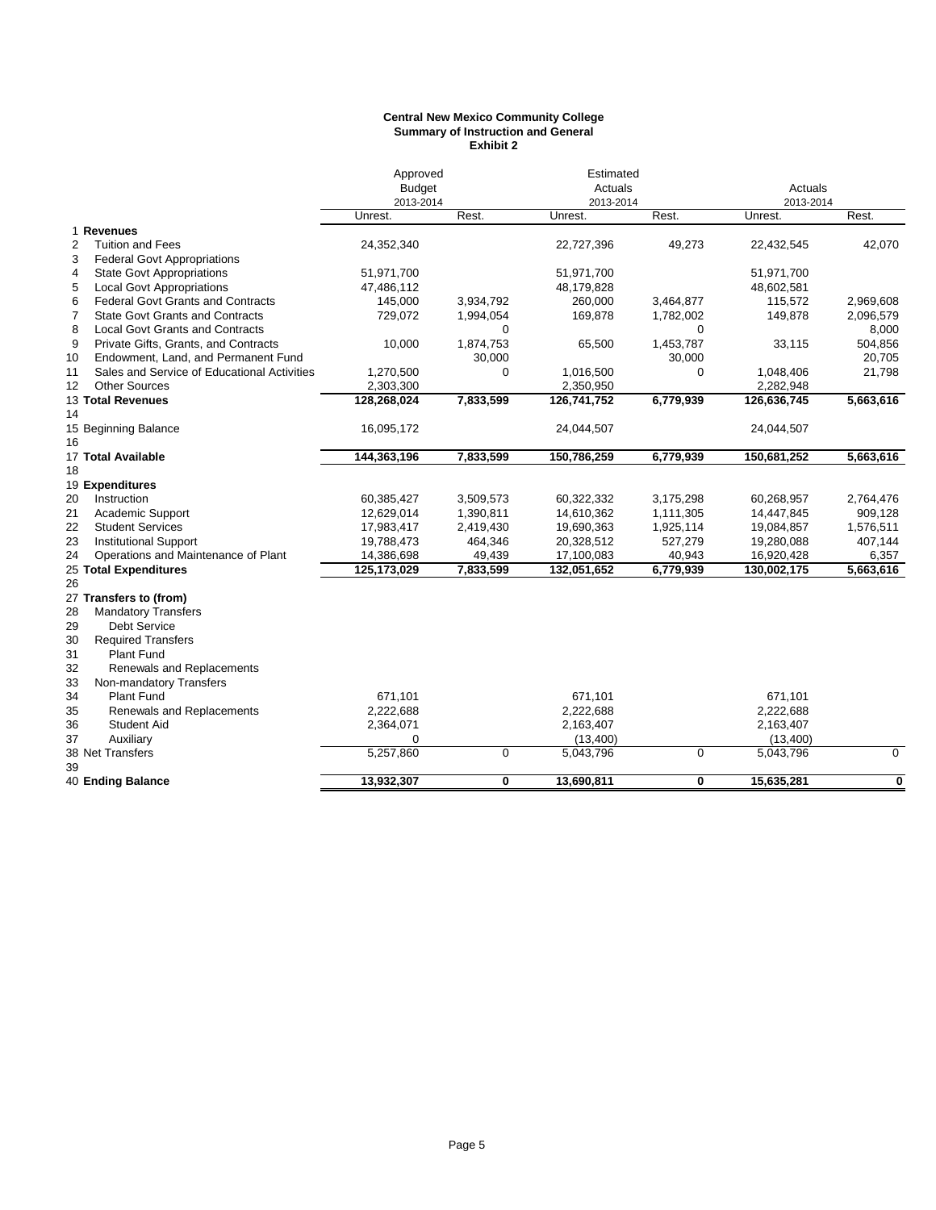**Central New Mexico Community College**
**Summary of Instruction and General**
**Exhibit 2**

| | | Approved Budget 2013-2014 | | Estimated Actuals 2013-2014 | | Actuals 2013-2014 | |
|---|---|---|---|---|---|---|---|
| | | Unrest. | Rest. | Unrest. | Rest. | Unrest. | Rest. |
| 1 | **Revenues** | | | | | | |
| 2 | Tuition and Fees | 24,352,340 | | 22,727,396 | 49,273 | 22,432,545 | 42,070 |
| 3 | Federal Govt Appropriations | | | | | | |
| 4 | State Govt Appropriations | 51,971,700 | | 51,971,700 | | 51,971,700 | |
| 5 | Local Govt Appropriations | 47,486,112 | | 48,179,828 | | 48,602,581 | |
| 6 | Federal Govt Grants and Contracts | 145,000 | 3,934,792 | 260,000 | 3,464,877 | 115,572 | 2,969,608 |
| 7 | State Govt Grants and Contracts | 729,072 | 1,994,054 | 169,878 | 1,782,002 | 149,878 | 2,096,579 |
| 8 | Local Govt Grants and Contracts | | 0 | | 0 | | 8,000 |
| 9 | Private Gifts, Grants, and Contracts | 10,000 | 1,874,753 | 65,500 | 1,453,787 | 33,115 | 504,856 |
| 10 | Endowment, Land, and Permanent Fund | | 30,000 | | 30,000 | | 20,705 |
| 11 | Sales and Service of Educational Activities | 1,270,500 | 0 | 1,016,500 | 0 | 1,048,406 | 21,798 |
| 12 | Other Sources | 2,303,300 | | 2,350,950 | | 2,282,948 | |
| 13 | **Total Revenues** | **128,268,024** | **7,833,599** | **126,741,752** | **6,779,939** | **126,636,745** | **5,663,616** |
| 14 | | | | | | | |
| 15 | Beginning Balance | 16,095,172 | | 24,044,507 | | 24,044,507 | |
| 16 | | | | | | | |
| 17 | **Total Available** | **144,363,196** | **7,833,599** | **150,786,259** | **6,779,939** | **150,681,252** | **5,663,616** |
| 18 | | | | | | | |
| 19 | **Expenditures** | | | | | | |
| 20 | Instruction | 60,385,427 | 3,509,573 | 60,322,332 | 3,175,298 | 60,268,957 | 2,764,476 |
| 21 | Academic Support | 12,629,014 | 1,390,811 | 14,610,362 | 1,111,305 | 14,447,845 | 909,128 |
| 22 | Student Services | 17,983,417 | 2,419,430 | 19,690,363 | 1,925,114 | 19,084,857 | 1,576,511 |
| 23 | Institutional Support | 19,788,473 | 464,346 | 20,328,512 | 527,279 | 19,280,088 | 407,144 |
| 24 | Operations and Maintenance of Plant | 14,386,698 | 49,439 | 17,100,083 | 40,943 | 16,920,428 | 6,357 |
| 25 | **Total Expenditures** | **125,173,029** | **7,833,599** | **132,051,652** | **6,779,939** | **130,002,175** | **5,663,616** |
| 26 | | | | | | | |
| 27 | **Transfers to (from)** | | | | | | |
| 28 | Mandatory Transfers | | | | | | |
| 29 | Debt Service | | | | | | |
| 30 | Required Transfers | | | | | | |
| 31 | Plant Fund | | | | | | |
| 32 | Renewals and Replacements | | | | | | |
| 33 | Non-mandatory Transfers | | | | | | |
| 34 | Plant Fund | 671,101 | | 671,101 | | 671,101 | |
| 35 | Renewals and Replacements | 2,222,688 | | 2,222,688 | | 2,222,688 | |
| 36 | Student Aid | 2,364,071 | | 2,163,407 | | 2,163,407 | |
| 37 | Auxiliary | 0 | | (13,400) | | (13,400) | |
| 38 | Net Transfers | 5,257,860 | 0 | 5,043,796 | 0 | 5,043,796 | 0 |
| 39 | | | | | | | |
| 40 | **Ending Balance** | **13,932,307** | **0** | **13,690,811** | **0** | **15,635,281** | **0** |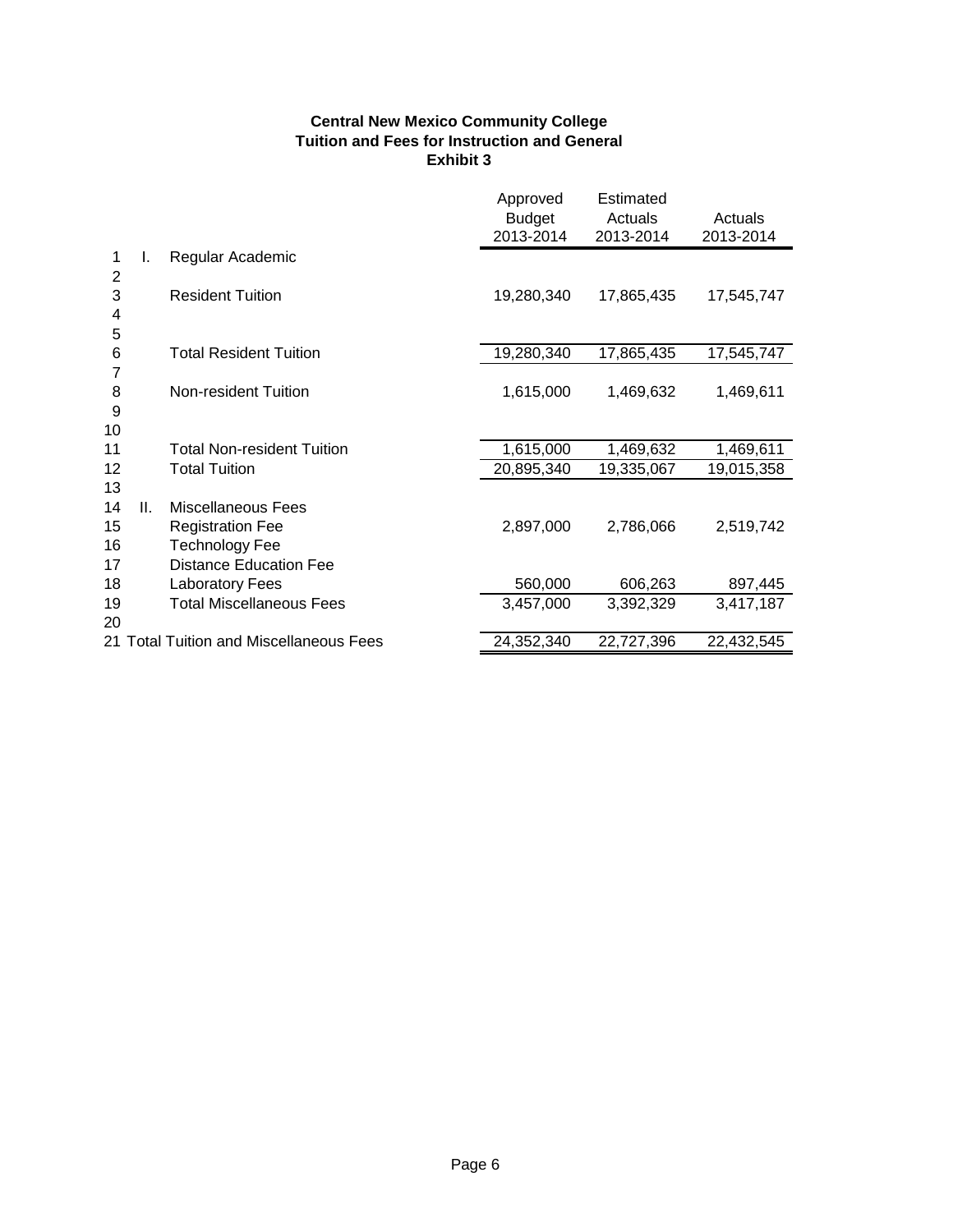**Central New Mexico Community College**
**Tuition and Fees for Instruction and General**
**Exhibit 3**

| | | | Approved Budget 2013-2014 | Estimated Actuals 2013-2014 | Actuals 2013-2014 |
|---|---|---|---|---|---|
| 1 | I. | Regular Academic | | | |
| 2 | | | | | |
| 3 | | Resident Tuition | 19,280,340 | 17,865,435 | 17,545,747 |
| 4 | | | | | |
| 5 | | | | | |
| 6 | | Total Resident Tuition | 19,280,340 | 17,865,435 | 17,545,747 |
| 7 | | | | | |
| 8 | | Non-resident Tuition | 1,615,000 | 1,469,632 | 1,469,611 |
| 9 | | | | | |
| 10 | | | | | |
| 11 | | Total Non-resident Tuition | 1,615,000 | 1,469,632 | 1,469,611 |
| 12 | | Total Tuition | 20,895,340 | 19,335,067 | 19,015,358 |
| 13 | | | | | |
| 14 | II. | Miscellaneous Fees | | | |
| 15 | | Registration Fee | 2,897,000 | 2,786,066 | 2,519,742 |
| 16 | | Technology Fee | | | |
| 17 | | Distance Education Fee | | | |
| 18 | | Laboratory Fees | 560,000 | 606,263 | 897,445 |
| 19 | | Total Miscellaneous Fees | 3,457,000 | 3,392,329 | 3,417,187 |
| 20 | | | | | |
| 21 | | Total Tuition and Miscellaneous Fees | 24,352,340 | 22,727,396 | 22,432,545 |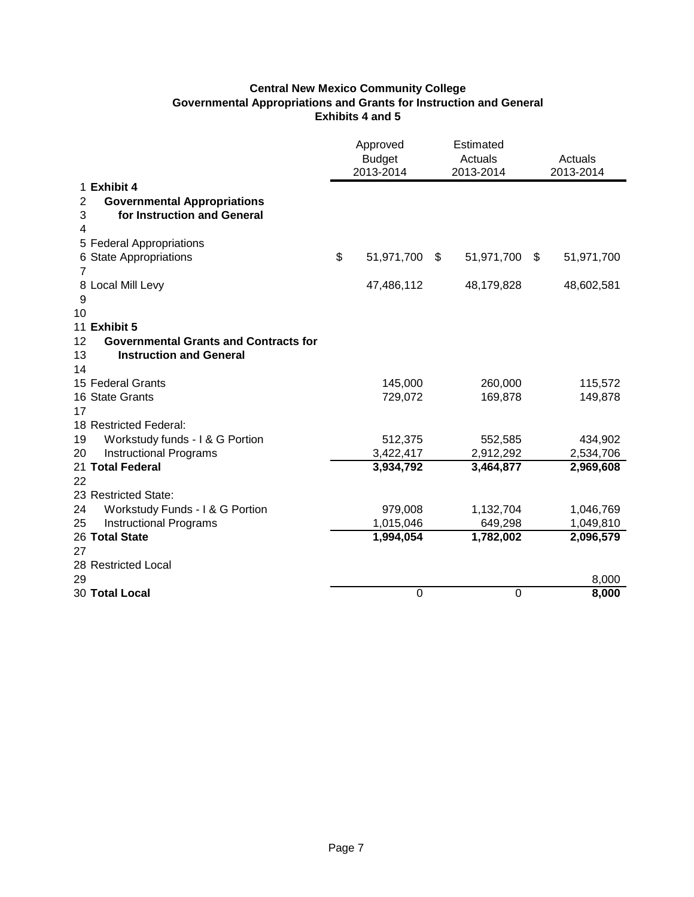**Central New Mexico Community College**
**Governmental Appropriations and Grants for Instruction and General**
**Exhibits 4 and 5**

| | | Approved Budget 2013-2014 | Estimated Actuals 2013-2014 | Actuals 2013-2014 |
|---|---|---|---|---|
| 1 | **Exhibit 4** | | | |
| 2 | **Governmental Appropriations** | | | |
| 3 | **for Instruction and General** | | | |
| 4 | | | | |
| 5 | Federal Appropriations | | | |
| 6 | State Appropriations | $ 51,971,700 | $ 51,971,700 | $ 51,971,700 |
| 7 | | | | |
| 8 | Local Mill Levy | 47,486,112 | 48,179,828 | 48,602,581 |
| 9 | | | | |
| 10 | | | | |
| 11 | **Exhibit 5** | | | |
| 12 | **Governmental Grants and Contracts for** | | | |
| 13 | **Instruction and General** | | | |
| 14 | | | | |
| 15 | Federal Grants | 145,000 | 260,000 | 115,572 |
| 16 | State Grants | 729,072 | 169,878 | 149,878 |
| 17 | | | | |
| 18 | Restricted Federal: | | | |
| 19 | Workstudy funds - I & G Portion | 512,375 | 552,585 | 434,902 |
| 20 | Instructional Programs | 3,422,417 | 2,912,292 | 2,534,706 |
| 21 | **Total Federal** | **3,934,792** | **3,464,877** | **2,969,608** |
| 22 | | | | |
| 23 | Restricted State: | | | |
| 24 | Workstudy Funds - I & G Portion | 979,008 | 1,132,704 | 1,046,769 |
| 25 | Instructional Programs | 1,015,046 | 649,298 | 1,049,810 |
| 26 | **Total State** | **1,994,054** | **1,782,002** | **2,096,579** |
| 27 | | | | |
| 28 | Restricted Local | | | |
| 29 | | | | 8,000 |
| 30 | **Total Local** | 0 | 0 | **8,000** |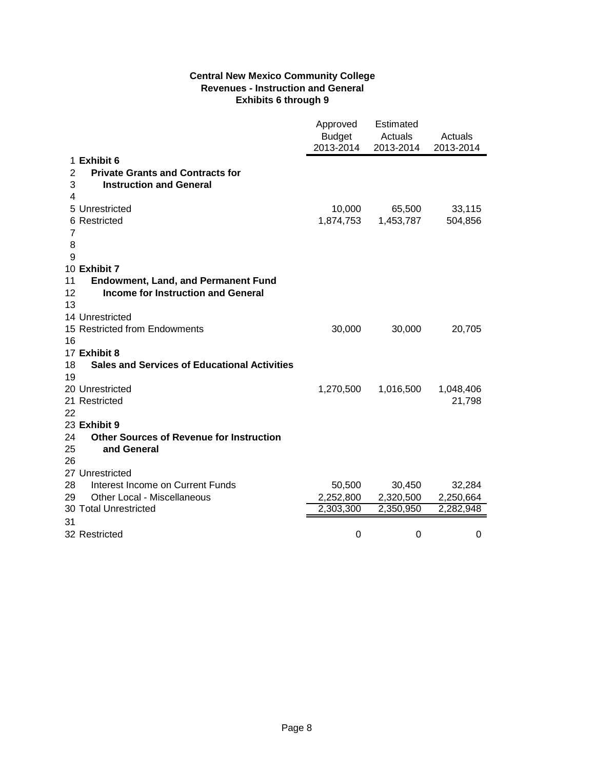**Central New Mexico Community College**
**Revenues - Instruction and General**
**Exhibits 6 through 9**

| | | Approved Budget 2013-2014 | Estimated Actuals 2013-2014 | Actuals 2013-2014 |
|---|---|---|---|---|
| 1 | **Exhibit 6** | | | |
| 2 | **Private Grants and Contracts for** | | | |
| 3 | **Instruction and General** | | | |
| 4 | | | | |
| 5 | Unrestricted | 10,000 | 65,500 | 33,115 |
| 6 | Restricted | 1,874,753 | 1,453,787 | 504,856 |
| 7 | | | | |
| 8 | | | | |
| 9 | | | | |
| 10 | **Exhibit 7** | | | |
| 11 | **Endowment, Land, and Permanent Fund** | | | |
| 12 | **Income for Instruction and General** | | | |
| 13 | | | | |
| 14 | Unrestricted | | | |
| 15 | Restricted from Endowments | 30,000 | 30,000 | 20,705 |
| 16 | | | | |
| 17 | **Exhibit 8** | | | |
| 18 | **Sales and Services of Educational Activities** | | | |
| 19 | | | | |
| 20 | Unrestricted | 1,270,500 | 1,016,500 | 1,048,406 |
| 21 | Restricted | | | 21,798 |
| 22 | | | | |
| 23 | **Exhibit 9** | | | |
| 24 | **Other Sources of Revenue for Instruction** | | | |
| 25 | **and General** | | | |
| 26 | | | | |
| 27 | Unrestricted | | | |
| 28 | Interest Income on Current Funds | 50,500 | 30,450 | 32,284 |
| 29 | Other Local - Miscellaneous | 2,252,800 | 2,320,500 | 2,250,664 |
| 30 | Total Unrestricted | 2,303,300 | 2,350,950 | 2,282,948 |
| 31 | | | | |
| 32 | Restricted | 0 | 0 | 0 |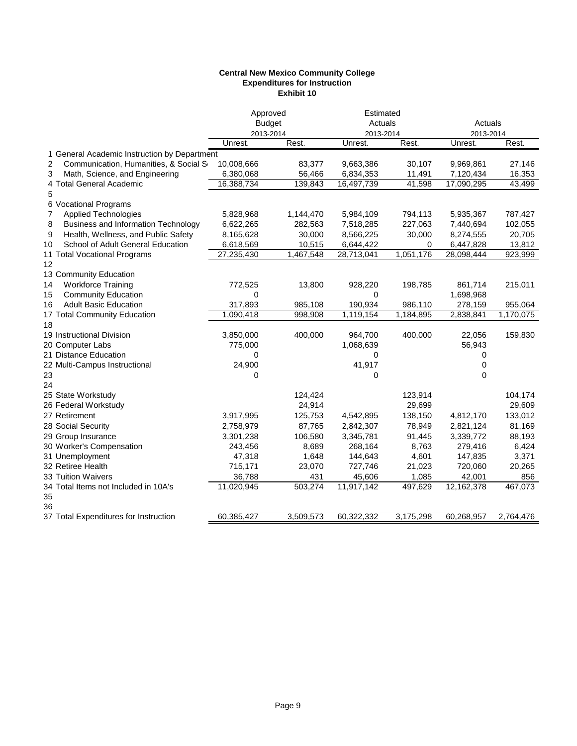**Central New Mexico Community College**
**Expenditures for Instruction**
**Exhibit 10**

| | | Approved Budget 2013-2014 | | Estimated Actuals 2013-2014 | | Actuals 2013-2014 | |
|---|---|---|---|---|---|---|---|
| | | Unrest. | Rest. | Unrest. | Rest. | Unrest. | Rest. |
| 1 | General Academic Instruction by Department | | | | | | |
| 2 | Communication, Humanities, & Social S | 10,008,666 | 83,377 | 9,663,386 | 30,107 | 9,969,861 | 27,146 |
| 3 | Math, Science, and Engineering | 6,380,068 | 56,466 | 6,834,353 | 11,491 | 7,120,434 | 16,353 |
| 4 | Total General Academic | 16,388,734 | 139,843 | 16,497,739 | 41,598 | 17,090,295 | 43,499 |
| 5 | | | | | | | |
| 6 | Vocational Programs | | | | | | |
| 7 | Applied Technologies | 5,828,968 | 1,144,470 | 5,984,109 | 794,113 | 5,935,367 | 787,427 |
| 8 | Business and Information Technology | 6,622,265 | 282,563 | 7,518,285 | 227,063 | 7,440,694 | 102,055 |
| 9 | Health, Wellness, and Public Safety | 8,165,628 | 30,000 | 8,566,225 | 30,000 | 8,274,555 | 20,705 |
| 10 | School of Adult General Education | 6,618,569 | 10,515 | 6,644,422 | 0 | 6,447,828 | 13,812 |
| 11 | Total Vocational Programs | 27,235,430 | 1,467,548 | 28,713,041 | 1,051,176 | 28,098,444 | 923,999 |
| 12 | | | | | | | |
| 13 | Community Education | | | | | | |
| 14 | Workforce Training | 772,525 | 13,800 | 928,220 | 198,785 | 861,714 | 215,011 |
| 15 | Community Education | 0 | | 0 | | 1,698,968 | |
| 16 | Adult Basic Education | 317,893 | 985,108 | 190,934 | 986,110 | 278,159 | 955,064 |
| 17 | Total Community Education | 1,090,418 | 998,908 | 1,119,154 | 1,184,895 | 2,838,841 | 1,170,075 |
| 18 | | | | | | | |
| 19 | Instructional Division | 3,850,000 | 400,000 | 964,700 | 400,000 | 22,056 | 159,830 |
| 20 | Computer Labs | 775,000 | | 1,068,639 | | 56,943 | |
| 21 | Distance Education | 0 | | 0 | | 0 | |
| 22 | Multi-Campus Instructional | 24,900 | | 41,917 | | 0 | |
| 23 | | 0 | | 0 | | 0 | |
| 24 | | | | | | | |
| 25 | State Workstudy | | 124,424 | | 123,914 | | 104,174 |
| 26 | Federal Workstudy | | 24,914 | | 29,699 | | 29,609 |
| 27 | Retirement | 3,917,995 | 125,753 | 4,542,895 | 138,150 | 4,812,170 | 133,012 |
| 28 | Social Security | 2,758,979 | 87,765 | 2,842,307 | 78,949 | 2,821,124 | 81,169 |
| 29 | Group Insurance | 3,301,238 | 106,580 | 3,345,781 | 91,445 | 3,339,772 | 88,193 |
| 30 | Worker's Compensation | 243,456 | 8,689 | 268,164 | 8,763 | 279,416 | 6,424 |
| 31 | Unemployment | 47,318 | 1,648 | 144,643 | 4,601 | 147,835 | 3,371 |
| 32 | Retiree Health | 715,171 | 23,070 | 727,746 | 21,023 | 720,060 | 20,265 |
| 33 | Tuition Waivers | 36,788 | 431 | 45,606 | 1,085 | 42,001 | 856 |
| 34 | Total Items not Included in 10A's | 11,020,945 | 503,274 | 11,917,142 | 497,629 | 12,162,378 | 467,073 |
| 35 | | | | | | | |
| 36 | | | | | | | |
| 37 | Total Expenditures for Instruction | 60,385,427 | 3,509,573 | 60,322,332 | 3,175,298 | 60,268,957 | 2,764,476 |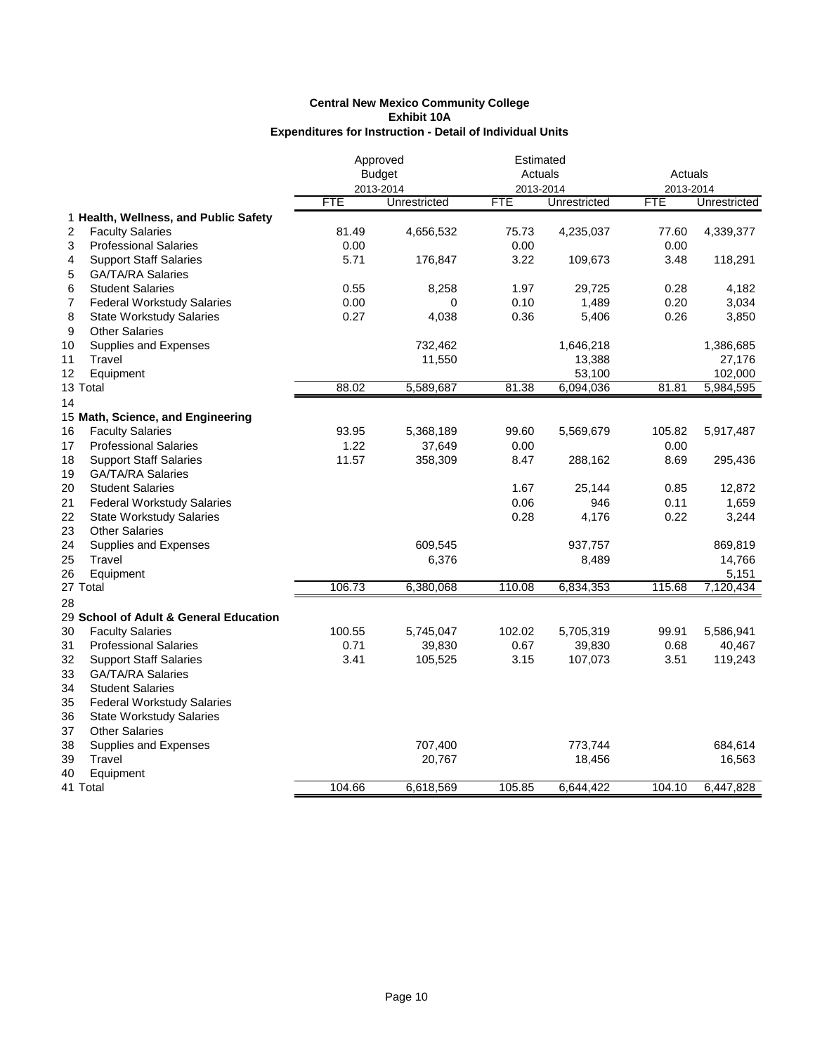**Central New Mexico Community College**
**Exhibit 10A**
**Expenditures for Instruction - Detail of Individual Units**

| | | Approved Budget 2013-2014 | | Estimated Actuals 2013-2014 | | Actuals 2013-2014 | |
|---|---|---|---|---|---|---|---|
| | | FTE | Unrestricted | FTE | Unrestricted | FTE | Unrestricted |
| 1 | **Health, Wellness, and Public Safety** | | | | | | |
| 2 | Faculty Salaries | 81.49 | 4,656,532 | 75.73 | 4,235,037 | 77.60 | 4,339,377 |
| 3 | Professional Salaries | 0.00 | | 0.00 | | 0.00 | |
| 4 | Support Staff Salaries | 5.71 | 176,847 | 3.22 | 109,673 | 3.48 | 118,291 |
| 5 | GA/TA/RA Salaries | | | | | | |
| 6 | Student Salaries | 0.55 | 8,258 | 1.97 | 29,725 | 0.28 | 4,182 |
| 7 | Federal Workstudy Salaries | 0.00 | 0 | 0.10 | 1,489 | 0.20 | 3,034 |
| 8 | State Workstudy Salaries | 0.27 | 4,038 | 0.36 | 5,406 | 0.26 | 3,850 |
| 9 | Other Salaries | | | | | | |
| 10 | Supplies and Expenses | | 732,462 | | 1,646,218 | | 1,386,685 |
| 11 | Travel | | 11,550 | | 13,388 | | 27,176 |
| 12 | Equipment | | | | 53,100 | | 102,000 |
| 13 | Total | 88.02 | 5,589,687 | 81.38 | 6,094,036 | 81.81 | 5,984,595 |
| 14 | | | | | | | |
| 15 | **Math, Science, and Engineering** | | | | | | |
| 16 | Faculty Salaries | 93.95 | 5,368,189 | 99.60 | 5,569,679 | 105.82 | 5,917,487 |
| 17 | Professional Salaries | 1.22 | 37,649 | 0.00 | | 0.00 | |
| 18 | Support Staff Salaries | 11.57 | 358,309 | 8.47 | 288,162 | 8.69 | 295,436 |
| 19 | GA/TA/RA Salaries | | | | | | |
| 20 | Student Salaries | | | 1.67 | 25,144 | 0.85 | 12,872 |
| 21 | Federal Workstudy Salaries | | | 0.06 | 946 | 0.11 | 1,659 |
| 22 | State Workstudy Salaries | | | 0.28 | 4,176 | 0.22 | 3,244 |
| 23 | Other Salaries | | | | | | |
| 24 | Supplies and Expenses | | 609,545 | | 937,757 | | 869,819 |
| 25 | Travel | | 6,376 | | 8,489 | | 14,766 |
| 26 | Equipment | | | | | | 5,151 |
| 27 | Total | 106.73 | 6,380,068 | 110.08 | 6,834,353 | 115.68 | 7,120,434 |
| 28 | | | | | | | |
| 29 | **School of Adult & General Education** | | | | | | |
| 30 | Faculty Salaries | 100.55 | 5,745,047 | 102.02 | 5,705,319 | 99.91 | 5,586,941 |
| 31 | Professional Salaries | 0.71 | 39,830 | 0.67 | 39,830 | 0.68 | 40,467 |
| 32 | Support Staff Salaries | 3.41 | 105,525 | 3.15 | 107,073 | 3.51 | 119,243 |
| 33 | GA/TA/RA Salaries | | | | | | |
| 34 | Student Salaries | | | | | | |
| 35 | Federal Workstudy Salaries | | | | | | |
| 36 | State Workstudy Salaries | | | | | | |
| 37 | Other Salaries | | | | | | |
| 38 | Supplies and Expenses | | 707,400 | | 773,744 | | 684,614 |
| 39 | Travel | | 20,767 | | 18,456 | | 16,563 |
| 40 | Equipment | | | | | | |
| 41 | Total | 104.66 | 6,618,569 | 105.85 | 6,644,422 | 104.10 | 6,447,828 |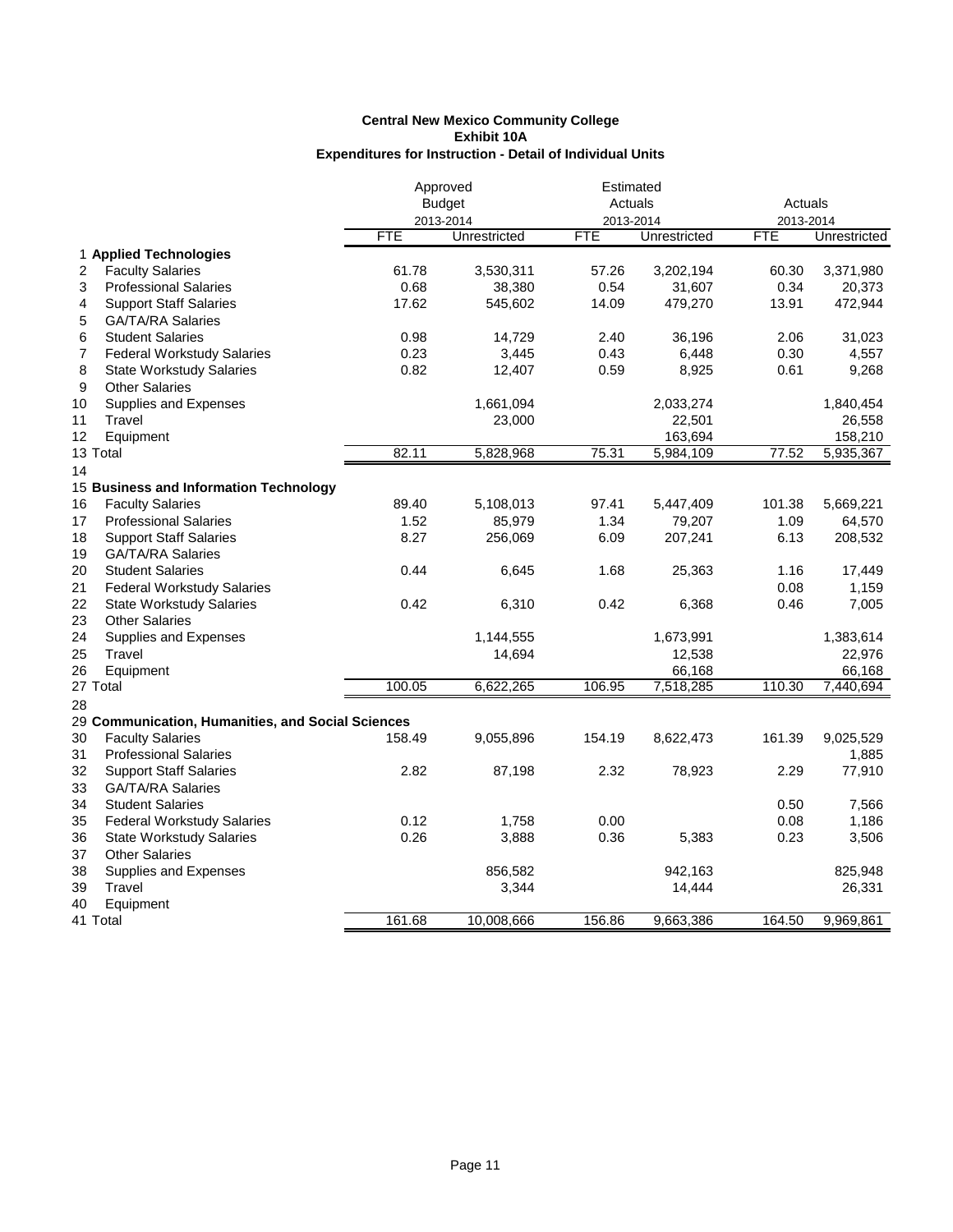**Central New Mexico Community College**
**Exhibit 10A**
**Expenditures for Instruction - Detail of Individual Units**

| | | Approved Budget 2013-2014 | | Estimated Actuals 2013-2014 | | Actuals 2013-2014 | |
|---|---|---|---|---|---|---|---|
| | | FTE | Unrestricted | FTE | Unrestricted | FTE | Unrestricted |
| 1 | **Applied Technologies** | | | | | | |
| 2 | Faculty Salaries | 61.78 | 3,530,311 | 57.26 | 3,202,194 | 60.30 | 3,371,980 |
| 3 | Professional Salaries | 0.68 | 38,380 | 0.54 | 31,607 | 0.34 | 20,373 |
| 4 | Support Staff Salaries | 17.62 | 545,602 | 14.09 | 479,270 | 13.91 | 472,944 |
| 5 | GA/TA/RA Salaries | | | | | | |
| 6 | Student Salaries | 0.98 | 14,729 | 2.40 | 36,196 | 2.06 | 31,023 |
| 7 | Federal Workstudy Salaries | 0.23 | 3,445 | 0.43 | 6,448 | 0.30 | 4,557 |
| 8 | State Workstudy Salaries | 0.82 | 12,407 | 0.59 | 8,925 | 0.61 | 9,268 |
| 9 | Other Salaries | | | | | | |
| 10 | Supplies and Expenses | | 1,661,094 | | 2,033,274 | | 1,840,454 |
| 11 | Travel | | 23,000 | | 22,501 | | 26,558 |
| 12 | Equipment | | | | 163,694 | | 158,210 |
| 13 | Total | 82.11 | 5,828,968 | 75.31 | 5,984,109 | 77.52 | 5,935,367 |
| 14 | | | | | | | |
| 15 | **Business and Information Technology** | | | | | | |
| 16 | Faculty Salaries | 89.40 | 5,108,013 | 97.41 | 5,447,409 | 101.38 | 5,669,221 |
| 17 | Professional Salaries | 1.52 | 85,979 | 1.34 | 79,207 | 1.09 | 64,570 |
| 18 | Support Staff Salaries | 8.27 | 256,069 | 6.09 | 207,241 | 6.13 | 208,532 |
| 19 | GA/TA/RA Salaries | | | | | | |
| 20 | Student Salaries | 0.44 | 6,645 | 1.68 | 25,363 | 1.16 | 17,449 |
| 21 | Federal Workstudy Salaries | | | | | 0.08 | 1,159 |
| 22 | State Workstudy Salaries | 0.42 | 6,310 | 0.42 | 6,368 | 0.46 | 7,005 |
| 23 | Other Salaries | | | | | | |
| 24 | Supplies and Expenses | | 1,144,555 | | 1,673,991 | | 1,383,614 |
| 25 | Travel | | 14,694 | | 12,538 | | 22,976 |
| 26 | Equipment | | | | 66,168 | | 66,168 |
| 27 | Total | 100.05 | 6,622,265 | 106.95 | 7,518,285 | 110.30 | 7,440,694 |
| 28 | | | | | | | |
| 29 | **Communication, Humanities, and Social Sciences** | | | | | | |
| 30 | Faculty Salaries | 158.49 | 9,055,896 | 154.19 | 8,622,473 | 161.39 | 9,025,529 |
| 31 | Professional Salaries | | | | | | 1,885 |
| 32 | Support Staff Salaries | 2.82 | 87,198 | 2.32 | 78,923 | 2.29 | 77,910 |
| 33 | GA/TA/RA Salaries | | | | | | |
| 34 | Student Salaries | | | | | 0.50 | 7,566 |
| 35 | Federal Workstudy Salaries | 0.12 | 1,758 | 0.00 | | 0.08 | 1,186 |
| 36 | State Workstudy Salaries | 0.26 | 3,888 | 0.36 | 5,383 | 0.23 | 3,506 |
| 37 | Other Salaries | | | | | | |
| 38 | Supplies and Expenses | | 856,582 | | 942,163 | | 825,948 |
| 39 | Travel | | 3,344 | | 14,444 | | 26,331 |
| 40 | Equipment | | | | | | |
| 41 | Total | 161.68 | 10,008,666 | 156.86 | 9,663,386 | 164.50 | 9,969,861 |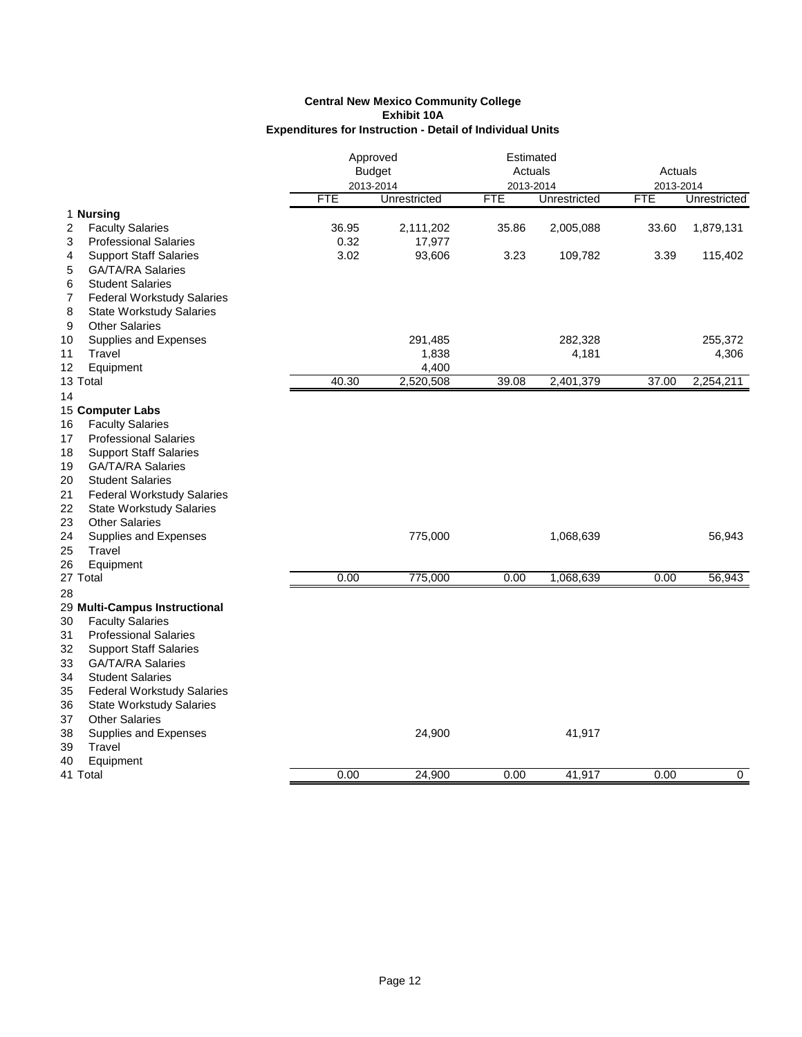**Central New Mexico Community College**
**Exhibit 10A**
**Expenditures for Instruction - Detail of Individual Units**

| | | Approved Budget 2013-2014 | | Estimated Actuals 2013-2014 | | Actuals 2013-2014 | |
|---|---|---|---|---|---|---|---|
| | | FTE | Unrestricted | FTE | Unrestricted | FTE | Unrestricted |
| 1 | **Nursing** | | | | | | |
| 2 | Faculty Salaries | 36.95 | 2,111,202 | 35.86 | 2,005,088 | 33.60 | 1,879,131 |
| 3 | Professional Salaries | 0.32 | 17,977 | | | | |
| 4 | Support Staff Salaries | 3.02 | 93,606 | 3.23 | 109,782 | 3.39 | 115,402 |
| 5 | GA/TA/RA Salaries | | | | | | |
| 6 | Student Salaries | | | | | | |
| 7 | Federal Workstudy Salaries | | | | | | |
| 8 | State Workstudy Salaries | | | | | | |
| 9 | Other Salaries | | | | | | |
| 10 | Supplies and Expenses | | 291,485 | | 282,328 | | 255,372 |
| 11 | Travel | | 1,838 | | 4,181 | | 4,306 |
| 12 | Equipment | | 4,400 | | | | |
| 13 | Total | 40.30 | 2,520,508 | 39.08 | 2,401,379 | 37.00 | 2,254,211 |
| 14 | | | | | | | |
| 15 | **Computer Labs** | | | | | | |
| 16 | Faculty Salaries | | | | | | |
| 17 | Professional Salaries | | | | | | |
| 18 | Support Staff Salaries | | | | | | |
| 19 | GA/TA/RA Salaries | | | | | | |
| 20 | Student Salaries | | | | | | |
| 21 | Federal Workstudy Salaries | | | | | | |
| 22 | State Workstudy Salaries | | | | | | |
| 23 | Other Salaries | | | | | | |
| 24 | Supplies and Expenses | | 775,000 | | 1,068,639 | | 56,943 |
| 25 | Travel | | | | | | |
| 26 | Equipment | | | | | | |
| 27 | Total | 0.00 | 775,000 | 0.00 | 1,068,639 | 0.00 | 56,943 |
| 28 | | | | | | | |
| 29 | **Multi-Campus Instructional** | | | | | | |
| 30 | Faculty Salaries | | | | | | |
| 31 | Professional Salaries | | | | | | |
| 32 | Support Staff Salaries | | | | | | |
| 33 | GA/TA/RA Salaries | | | | | | |
| 34 | Student Salaries | | | | | | |
| 35 | Federal Workstudy Salaries | | | | | | |
| 36 | State Workstudy Salaries | | | | | | |
| 37 | Other Salaries | | | | | | |
| 38 | Supplies and Expenses | | 24,900 | | 41,917 | | |
| 39 | Travel | | | | | | |
| 40 | Equipment | | | | | | |
| 41 | Total | 0.00 | 24,900 | 0.00 | 41,917 | 0.00 | 0 |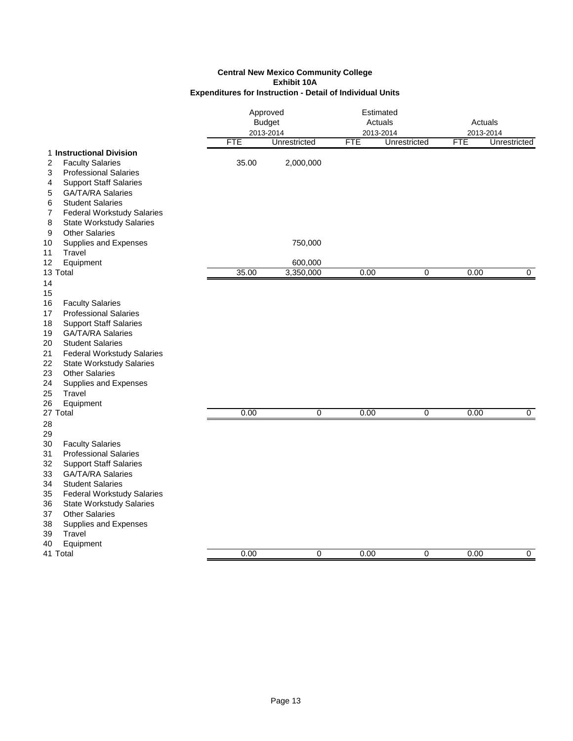**Central New Mexico Community College**
**Exhibit 10A**
**Expenditures for Instruction - Detail of Individual Units**

| | | Approved Budget 2013-2014 | | Estimated Actuals 2013-2014 | | Actuals 2013-2014 | |
|---|---|---|---|---|---|---|---|
| | | FTE | Unrestricted | FTE | Unrestricted | FTE | Unrestricted |
| 1 | **Instructional Division** | | | | | | |
| 2 | Faculty Salaries | 35.00 | 2,000,000 | | | | |
| 3 | Professional Salaries | | | | | | |
| 4 | Support Staff Salaries | | | | | | |
| 5 | GA/TA/RA Salaries | | | | | | |
| 6 | Student Salaries | | | | | | |
| 7 | Federal Workstudy Salaries | | | | | | |
| 8 | State Workstudy Salaries | | | | | | |
| 9 | Other Salaries | | | | | | |
| 10 | Supplies and Expenses | | 750,000 | | | | |
| 11 | Travel | | | | | | |
| 12 | Equipment | | 600,000 | | | | |
| 13 | Total | 35.00 | 3,350,000 | 0.00 | 0 | 0.00 | 0 |
| 14 | | | | | | | |
| 15 | | | | | | | |
| 16 | Faculty Salaries | | | | | | |
| 17 | Professional Salaries | | | | | | |
| 18 | Support Staff Salaries | | | | | | |
| 19 | GA/TA/RA Salaries | | | | | | |
| 20 | Student Salaries | | | | | | |
| 21 | Federal Workstudy Salaries | | | | | | |
| 22 | State Workstudy Salaries | | | | | | |
| 23 | Other Salaries | | | | | | |
| 24 | Supplies and Expenses | | | | | | |
| 25 | Travel | | | | | | |
| 26 | Equipment | | | | | | |
| 27 | Total | 0.00 | 0 | 0.00 | 0 | 0.00 | 0 |
| 28 | | | | | | | |
| 29 | | | | | | | |
| 30 | Faculty Salaries | | | | | | |
| 31 | Professional Salaries | | | | | | |
| 32 | Support Staff Salaries | | | | | | |
| 33 | GA/TA/RA Salaries | | | | | | |
| 34 | Student Salaries | | | | | | |
| 35 | Federal Workstudy Salaries | | | | | | |
| 36 | State Workstudy Salaries | | | | | | |
| 37 | Other Salaries | | | | | | |
| 38 | Supplies and Expenses | | | | | | |
| 39 | Travel | | | | | | |
| 40 | Equipment | | | | | | |
| 41 | Total | 0.00 | 0 | 0.00 | 0 | 0.00 | 0 |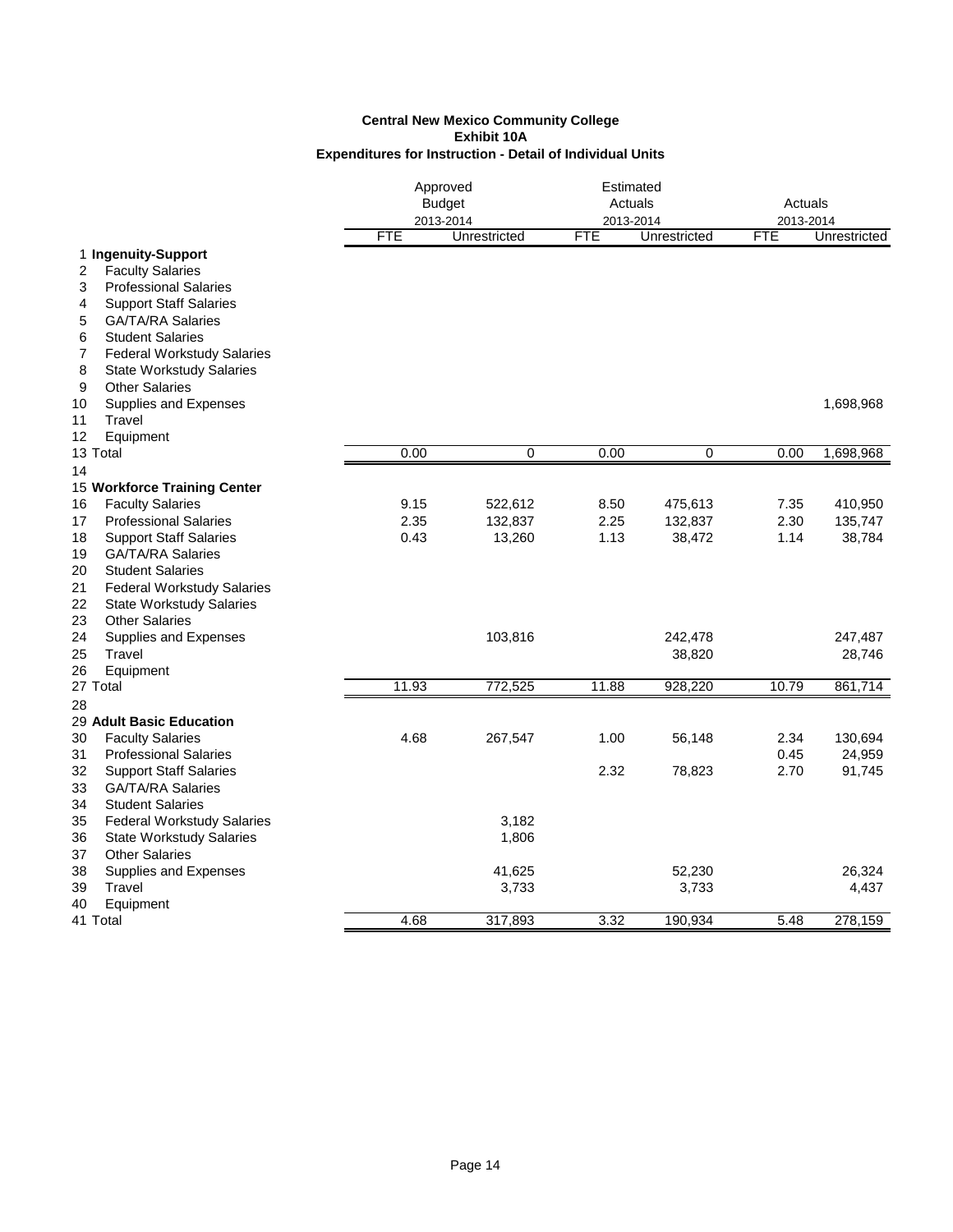**Central New Mexico Community College**
**Exhibit 10A**
**Expenditures for Instruction - Detail of Individual Units**

| | | Approved Budget 2013-2014 | | Estimated Actuals 2013-2014 | | Actuals 2013-2014 | |
|---|---|---|---|---|---|---|---|
| | | FTE | Unrestricted | FTE | Unrestricted | FTE | Unrestricted |
| 1 | **Ingenuity-Support** | | | | | | |
| 2 | Faculty Salaries | | | | | | |
| 3 | Professional Salaries | | | | | | |
| 4 | Support Staff Salaries | | | | | | |
| 5 | GA/TA/RA Salaries | | | | | | |
| 6 | Student Salaries | | | | | | |
| 7 | Federal Workstudy Salaries | | | | | | |
| 8 | State Workstudy Salaries | | | | | | |
| 9 | Other Salaries | | | | | | |
| 10 | Supplies and Expenses | | | | | | 1,698,968 |
| 11 | Travel | | | | | | |
| 12 | Equipment | | | | | | |
| 13 | Total | 0.00 | 0 | 0.00 | 0 | 0.00 | 1,698,968 |
| 14 | | | | | | | |
| 15 | **Workforce Training Center** | | | | | | |
| 16 | Faculty Salaries | 9.15 | 522,612 | 8.50 | 475,613 | 7.35 | 410,950 |
| 17 | Professional Salaries | 2.35 | 132,837 | 2.25 | 132,837 | 2.30 | 135,747 |
| 18 | Support Staff Salaries | 0.43 | 13,260 | 1.13 | 38,472 | 1.14 | 38,784 |
| 19 | GA/TA/RA Salaries | | | | | | |
| 20 | Student Salaries | | | | | | |
| 21 | Federal Workstudy Salaries | | | | | | |
| 22 | State Workstudy Salaries | | | | | | |
| 23 | Other Salaries | | | | | | |
| 24 | Supplies and Expenses | | 103,816 | | 242,478 | | 247,487 |
| 25 | Travel | | | | 38,820 | | 28,746 |
| 26 | Equipment | | | | | | |
| 27 | Total | 11.93 | 772,525 | 11.88 | 928,220 | 10.79 | 861,714 |
| 28 | | | | | | | |
| 29 | **Adult Basic Education** | | | | | | |
| 30 | Faculty Salaries | 4.68 | 267,547 | 1.00 | 56,148 | 2.34 | 130,694 |
| 31 | Professional Salaries | | | | | 0.45 | 24,959 |
| 32 | Support Staff Salaries | | | 2.32 | 78,823 | 2.70 | 91,745 |
| 33 | GA/TA/RA Salaries | | | | | | |
| 34 | Student Salaries | | | | | | |
| 35 | Federal Workstudy Salaries | | 3,182 | | | | |
| 36 | State Workstudy Salaries | | 1,806 | | | | |
| 37 | Other Salaries | | | | | | |
| 38 | Supplies and Expenses | | 41,625 | | 52,230 | | 26,324 |
| 39 | Travel | | 3,733 | | 3,733 | | 4,437 |
| 40 | Equipment | | | | | | |
| 41 | Total | 4.68 | 317,893 | 3.32 | 190,934 | 5.48 | 278,159 |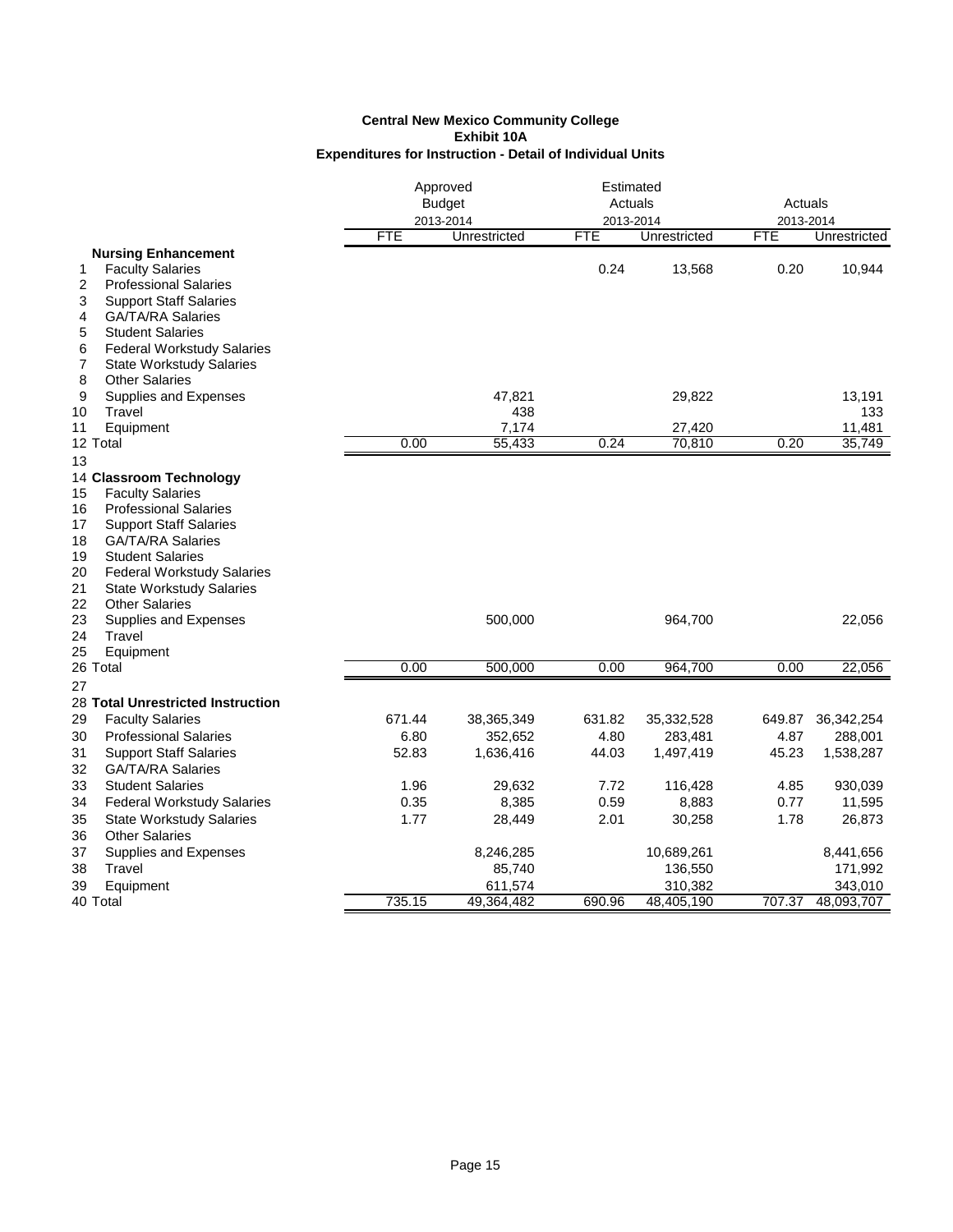**Central New Mexico Community College**
**Exhibit 10A**
**Expenditures for Instruction - Detail of Individual Units**

| | | Approved Budget 2013-2014 | | Estimated Actuals 2013-2014 | | Actuals 2013-2014 | |
|---|---|---|---|---|---|---|---|
| | | FTE | Unrestricted | FTE | Unrestricted | FTE | Unrestricted |
| | **Nursing Enhancement** | | | | | | |
| 1 | Faculty Salaries | | | 0.24 | 13,568 | 0.20 | 10,944 |
| 2 | Professional Salaries | | | | | | |
| 3 | Support Staff Salaries | | | | | | |
| 4 | GA/TA/RA Salaries | | | | | | |
| 5 | Student Salaries | | | | | | |
| 6 | Federal Workstudy Salaries | | | | | | |
| 7 | State Workstudy Salaries | | | | | | |
| 8 | Other Salaries | | | | | | |
| 9 | Supplies and Expenses | | 47,821 | | 29,822 | | 13,191 |
| 10 | Travel | | 438 | | | | 133 |
| 11 | Equipment | | 7,174 | | 27,420 | | 11,481 |
| 12 | Total | 0.00 | 55,433 | 0.24 | 70,810 | 0.20 | 35,749 |
| 13 | | | | | | | |
| 14 | **Classroom Technology** | | | | | | |
| 15 | Faculty Salaries | | | | | | |
| 16 | Professional Salaries | | | | | | |
| 17 | Support Staff Salaries | | | | | | |
| 18 | GA/TA/RA Salaries | | | | | | |
| 19 | Student Salaries | | | | | | |
| 20 | Federal Workstudy Salaries | | | | | | |
| 21 | State Workstudy Salaries | | | | | | |
| 22 | Other Salaries | | | | | | |
| 23 | Supplies and Expenses | | 500,000 | | 964,700 | | 22,056 |
| 24 | Travel | | | | | | |
| 25 | Equipment | | | | | | |
| 26 | Total | 0.00 | 500,000 | 0.00 | 964,700 | 0.00 | 22,056 |
| 27 | | | | | | | |
| 28 | **Total Unrestricted Instruction** | | | | | | |
| 29 | Faculty Salaries | 671.44 | 38,365,349 | 631.82 | 35,332,528 | 649.87 | 36,342,254 |
| 30 | Professional Salaries | 6.80 | 352,652 | 4.80 | 283,481 | 4.87 | 288,001 |
| 31 | Support Staff Salaries | 52.83 | 1,636,416 | 44.03 | 1,497,419 | 45.23 | 1,538,287 |
| 32 | GA/TA/RA Salaries | | | | | | |
| 33 | Student Salaries | 1.96 | 29,632 | 7.72 | 116,428 | 4.85 | 930,039 |
| 34 | Federal Workstudy Salaries | 0.35 | 8,385 | 0.59 | 8,883 | 0.77 | 11,595 |
| 35 | State Workstudy Salaries | 1.77 | 28,449 | 2.01 | 30,258 | 1.78 | 26,873 |
| 36 | Other Salaries | | | | | | |
| 37 | Supplies and Expenses | | 8,246,285 | | 10,689,261 | | 8,441,656 |
| 38 | Travel | | 85,740 | | 136,550 | | 171,992 |
| 39 | Equipment | | 611,574 | | 310,382 | | 343,010 |
| 40 | Total | 735.15 | 49,364,482 | 690.96 | 48,405,190 | 707.37 | 48,093,707 |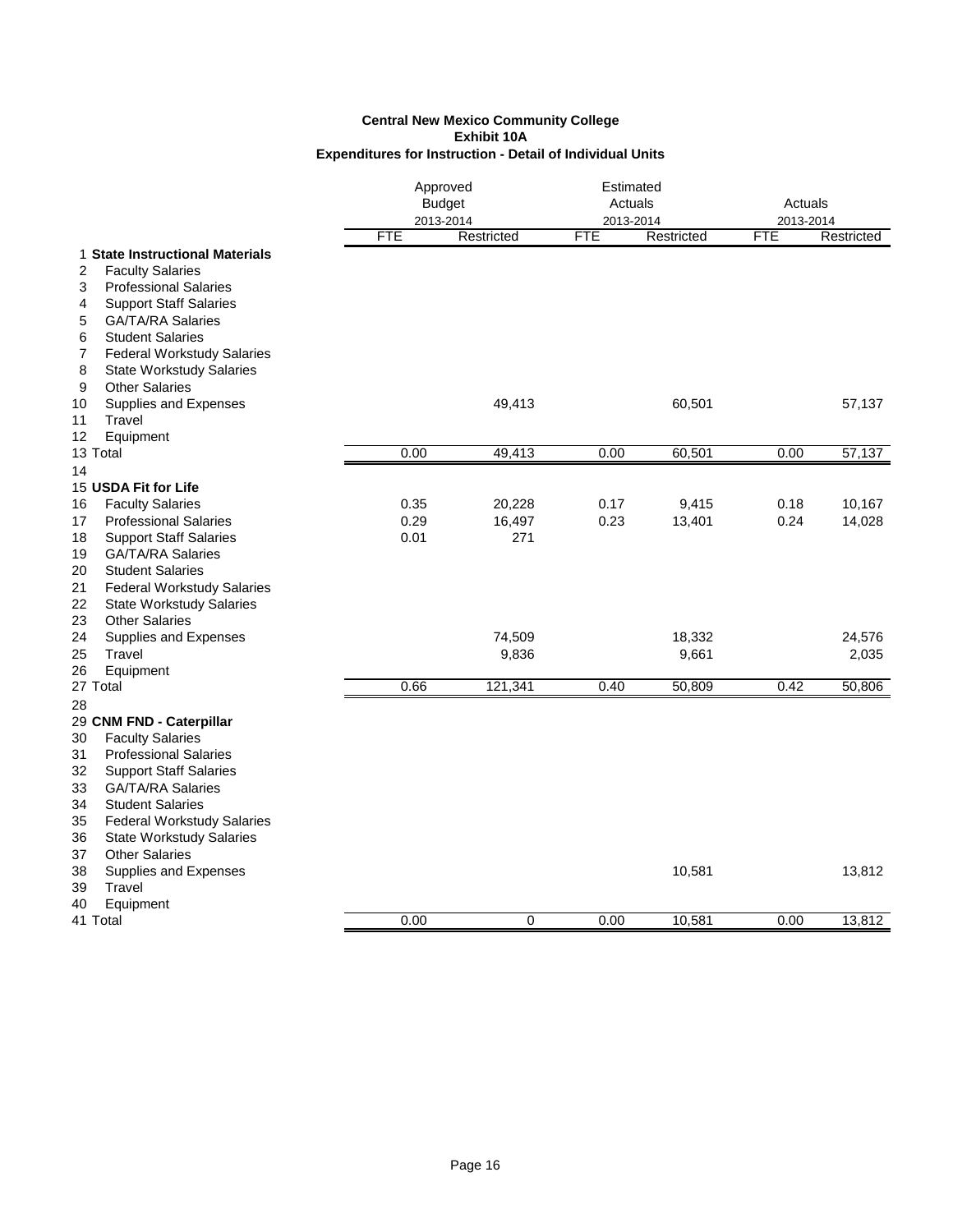**Central New Mexico Community College**
**Exhibit 10A**
**Expenditures for Instruction - Detail of Individual Units**

| | | Approved Budget 2013-2014 | | Estimated Actuals 2013-2014 | | Actuals 2013-2014 | |
|---|---|---|---|---|---|---|---|
| | | FTE | Restricted | FTE | Restricted | FTE | Restricted |
| 1 | **State Instructional Materials** | | | | | | |
| 2 | Faculty Salaries | | | | | | |
| 3 | Professional Salaries | | | | | | |
| 4 | Support Staff Salaries | | | | | | |
| 5 | GA/TA/RA Salaries | | | | | | |
| 6 | Student Salaries | | | | | | |
| 7 | Federal Workstudy Salaries | | | | | | |
| 8 | State Workstudy Salaries | | | | | | |
| 9 | Other Salaries | | | | | | |
| 10 | Supplies and Expenses | | 49,413 | | 60,501 | | 57,137 |
| 11 | Travel | | | | | | |
| 12 | Equipment | | | | | | |
| 13 | Total | 0.00 | 49,413 | 0.00 | 60,501 | 0.00 | 57,137 |
| 14 | | | | | | | |
| 15 | **USDA Fit for Life** | | | | | | |
| 16 | Faculty Salaries | 0.35 | 20,228 | 0.17 | 9,415 | 0.18 | 10,167 |
| 17 | Professional Salaries | 0.29 | 16,497 | 0.23 | 13,401 | 0.24 | 14,028 |
| 18 | Support Staff Salaries | 0.01 | 271 | | | | |
| 19 | GA/TA/RA Salaries | | | | | | |
| 20 | Student Salaries | | | | | | |
| 21 | Federal Workstudy Salaries | | | | | | |
| 22 | State Workstudy Salaries | | | | | | |
| 23 | Other Salaries | | | | | | |
| 24 | Supplies and Expenses | | 74,509 | | 18,332 | | 24,576 |
| 25 | Travel | | 9,836 | | 9,661 | | 2,035 |
| 26 | Equipment | | | | | | |
| 27 | Total | 0.66 | 121,341 | 0.40 | 50,809 | 0.42 | 50,806 |
| 28 | | | | | | | |
| 29 | **CNM FND - Caterpillar** | | | | | | |
| 30 | Faculty Salaries | | | | | | |
| 31 | Professional Salaries | | | | | | |
| 32 | Support Staff Salaries | | | | | | |
| 33 | GA/TA/RA Salaries | | | | | | |
| 34 | Student Salaries | | | | | | |
| 35 | Federal Workstudy Salaries | | | | | | |
| 36 | State Workstudy Salaries | | | | | | |
| 37 | Other Salaries | | | | | | |
| 38 | Supplies and Expenses | | | | 10,581 | | 13,812 |
| 39 | Travel | | | | | | |
| 40 | Equipment | | | | | | |
| 41 | Total | 0.00 | 0 | 0.00 | 10,581 | 0.00 | 13,812 |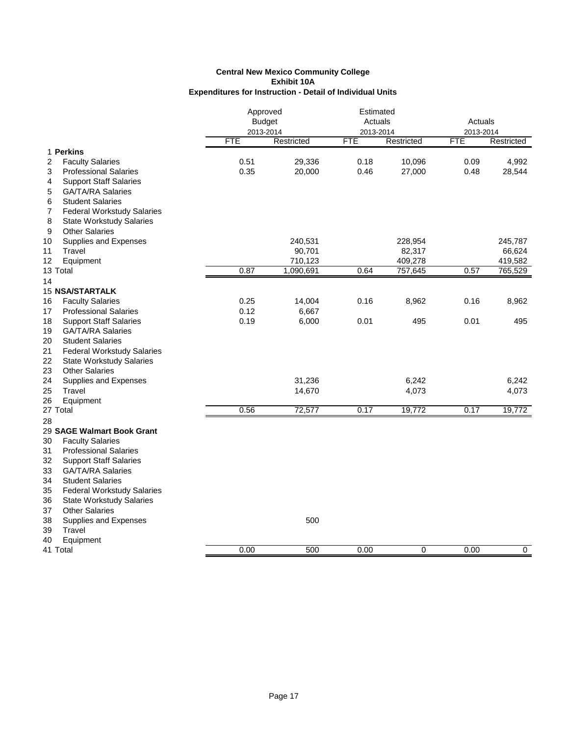**Central New Mexico Community College**
**Exhibit 10A**
**Expenditures for Instruction - Detail of Individual Units**

| | | Approved Budget 2013-2014 | | Estimated Actuals 2013-2014 | | Actuals 2013-2014 | |
|---|---|---|---|---|---|---|---|
| | | FTE | Restricted | FTE | Restricted | FTE | Restricted |
| 1 | **Perkins** | | | | | | |
| 2 | Faculty Salaries | 0.51 | 29,336 | 0.18 | 10,096 | 0.09 | 4,992 |
| 3 | Professional Salaries | 0.35 | 20,000 | 0.46 | 27,000 | 0.48 | 28,544 |
| 4 | Support Staff Salaries | | | | | | |
| 5 | GA/TA/RA Salaries | | | | | | |
| 6 | Student Salaries | | | | | | |
| 7 | Federal Workstudy Salaries | | | | | | |
| 8 | State Workstudy Salaries | | | | | | |
| 9 | Other Salaries | | | | | | |
| 10 | Supplies and Expenses | | 240,531 | | 228,954 | | 245,787 |
| 11 | Travel | | 90,701 | | 82,317 | | 66,624 |
| 12 | Equipment | | 710,123 | | 409,278 | | 419,582 |
| 13 | Total | 0.87 | 1,090,691 | 0.64 | 757,645 | 0.57 | 765,529 |
| 14 | | | | | | | |
| 15 | **NSA/STARTALK** | | | | | | |
| 16 | Faculty Salaries | 0.25 | 14,004 | 0.16 | 8,962 | 0.16 | 8,962 |
| 17 | Professional Salaries | 0.12 | 6,667 | | | | |
| 18 | Support Staff Salaries | 0.19 | 6,000 | 0.01 | 495 | 0.01 | 495 |
| 19 | GA/TA/RA Salaries | | | | | | |
| 20 | Student Salaries | | | | | | |
| 21 | Federal Workstudy Salaries | | | | | | |
| 22 | State Workstudy Salaries | | | | | | |
| 23 | Other Salaries | | | | | | |
| 24 | Supplies and Expenses | | 31,236 | | 6,242 | | 6,242 |
| 25 | Travel | | 14,670 | | 4,073 | | 4,073 |
| 26 | Equipment | | | | | | |
| 27 | Total | 0.56 | 72,577 | 0.17 | 19,772 | 0.17 | 19,772 |
| 28 | | | | | | | |
| 29 | **SAGE Walmart Book Grant** | | | | | | |
| 30 | Faculty Salaries | | | | | | |
| 31 | Professional Salaries | | | | | | |
| 32 | Support Staff Salaries | | | | | | |
| 33 | GA/TA/RA Salaries | | | | | | |
| 34 | Student Salaries | | | | | | |
| 35 | Federal Workstudy Salaries | | | | | | |
| 36 | State Workstudy Salaries | | | | | | |
| 37 | Other Salaries | | | | | | |
| 38 | Supplies and Expenses | | 500 | | | | |
| 39 | Travel | | | | | | |
| 40 | Equipment | | | | | | |
| 41 | Total | 0.00 | 500 | 0.00 | 0 | 0.00 | 0 |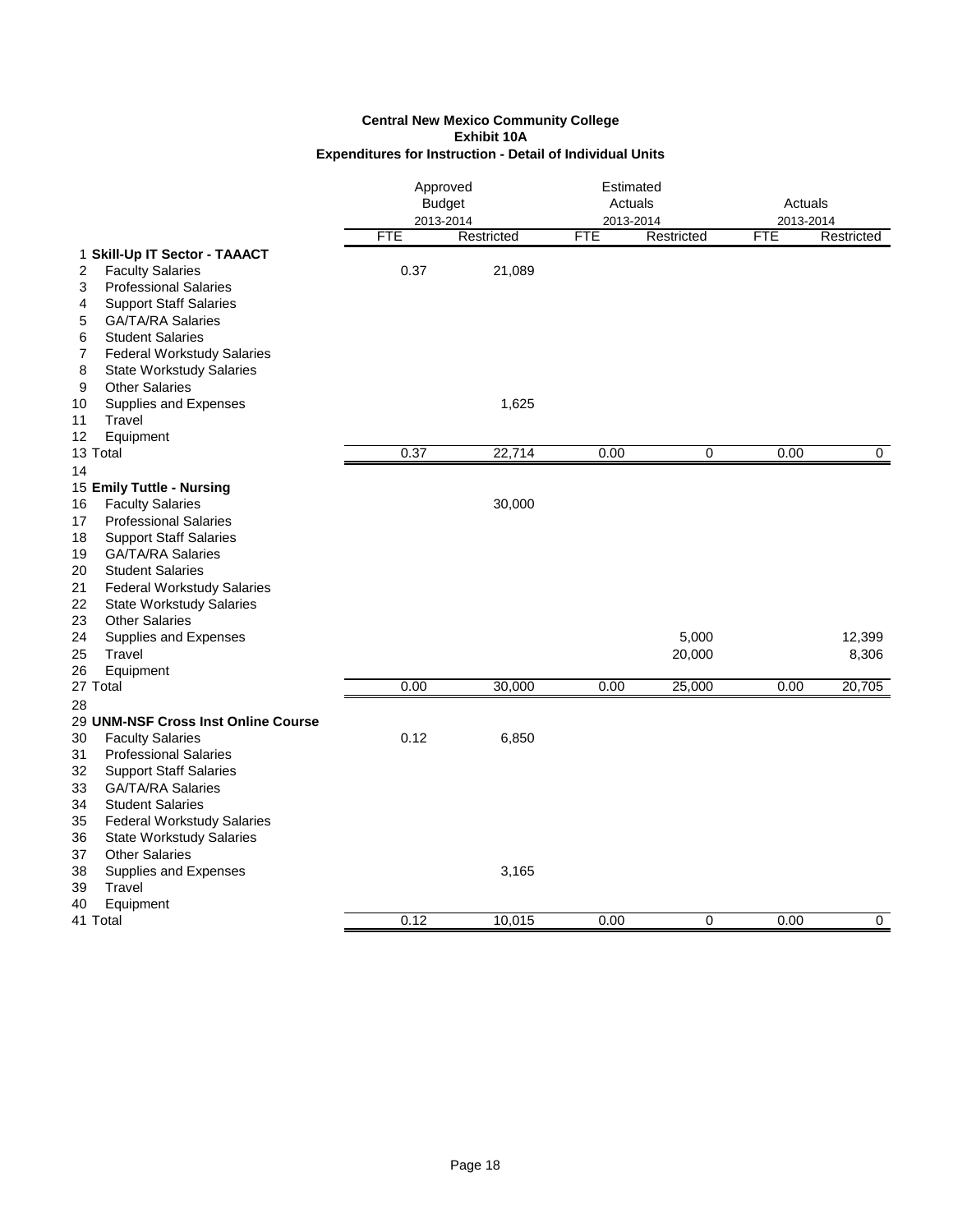**Central New Mexico Community College**
**Exhibit 10A**
**Expenditures for Instruction - Detail of Individual Units**

| | | Approved Budget 2013-2014 | | Estimated Actuals 2013-2014 | | Actuals 2013-2014 | |
|---|---|---|---|---|---|---|---|
| | | FTE | Restricted | FTE | Restricted | FTE | Restricted |
| 1 | **Skill-Up IT Sector - TAAACT** | | | | | | |
| 2 | Faculty Salaries | 0.37 | 21,089 | | | | |
| 3 | Professional Salaries | | | | | | |
| 4 | Support Staff Salaries | | | | | | |
| 5 | GA/TA/RA Salaries | | | | | | |
| 6 | Student Salaries | | | | | | |
| 7 | Federal Workstudy Salaries | | | | | | |
| 8 | State Workstudy Salaries | | | | | | |
| 9 | Other Salaries | | | | | | |
| 10 | Supplies and Expenses | | 1,625 | | | | |
| 11 | Travel | | | | | | |
| 12 | Equipment | | | | | | |
| 13 | Total | 0.37 | 22,714 | 0.00 | 0 | 0.00 | 0 |
| 14 | | | | | | | |
| 15 | **Emily Tuttle - Nursing** | | | | | | |
| 16 | Faculty Salaries | | 30,000 | | | | |
| 17 | Professional Salaries | | | | | | |
| 18 | Support Staff Salaries | | | | | | |
| 19 | GA/TA/RA Salaries | | | | | | |
| 20 | Student Salaries | | | | | | |
| 21 | Federal Workstudy Salaries | | | | | | |
| 22 | State Workstudy Salaries | | | | | | |
| 23 | Other Salaries | | | | | | |
| 24 | Supplies and Expenses | | | | 5,000 | | 12,399 |
| 25 | Travel | | | | 20,000 | | 8,306 |
| 26 | Equipment | | | | | | |
| 27 | Total | 0.00 | 30,000 | 0.00 | 25,000 | 0.00 | 20,705 |
| 28 | | | | | | | |
| 29 | **UNM-NSF Cross Inst Online Course** | | | | | | |
| 30 | Faculty Salaries | 0.12 | 6,850 | | | | |
| 31 | Professional Salaries | | | | | | |
| 32 | Support Staff Salaries | | | | | | |
| 33 | GA/TA/RA Salaries | | | | | | |
| 34 | Student Salaries | | | | | | |
| 35 | Federal Workstudy Salaries | | | | | | |
| 36 | State Workstudy Salaries | | | | | | |
| 37 | Other Salaries | | | | | | |
| 38 | Supplies and Expenses | | 3,165 | | | | |
| 39 | Travel | | | | | | |
| 40 | Equipment | | | | | | |
| 41 | Total | 0.12 | 10,015 | 0.00 | 0 | 0.00 | 0 |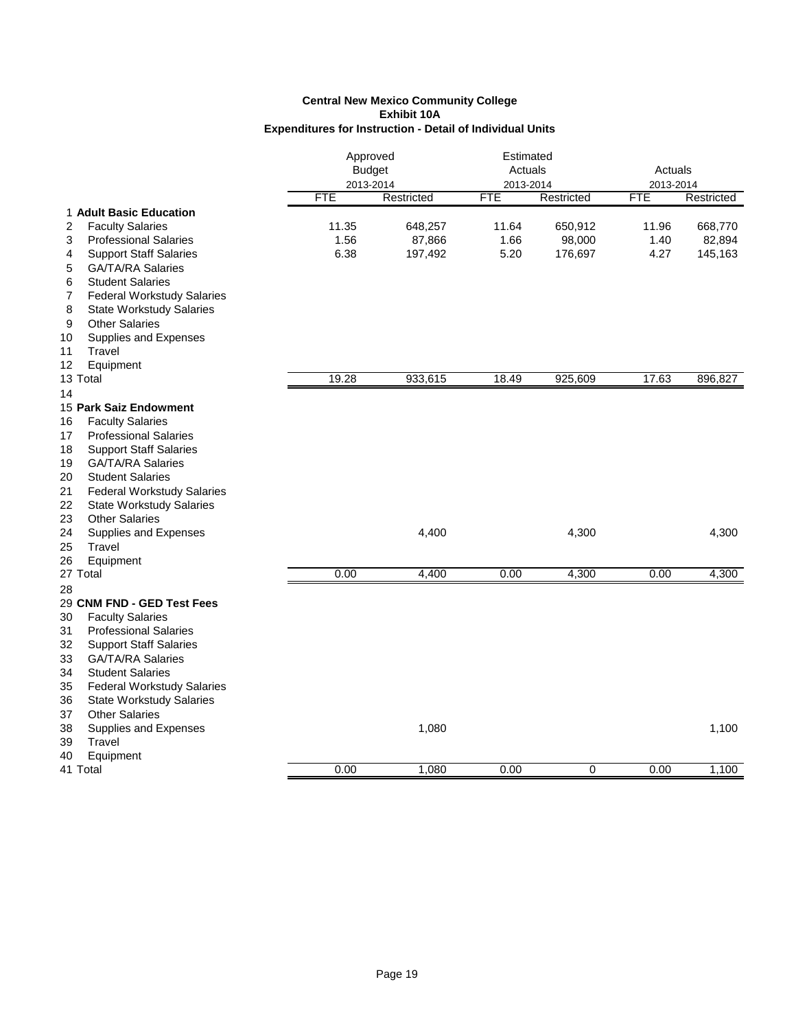**Central New Mexico Community College**
**Exhibit 10A**
**Expenditures for Instruction - Detail of Individual Units**

| | | Approved Budget 2013-2014 | | Estimated Actuals 2013-2014 | | Actuals 2013-2014 | |
|---|---|---|---|---|---|---|---|
| | | FTE | Restricted | FTE | Restricted | FTE | Restricted |
| 1 | **Adult Basic Education** | | | | | | |
| 2 | Faculty Salaries | 11.35 | 648,257 | 11.64 | 650,912 | 11.96 | 668,770 |
| 3 | Professional Salaries | 1.56 | 87,866 | 1.66 | 98,000 | 1.40 | 82,894 |
| 4 | Support Staff Salaries | 6.38 | 197,492 | 5.20 | 176,697 | 4.27 | 145,163 |
| 5 | GA/TA/RA Salaries | | | | | | |
| 6 | Student Salaries | | | | | | |
| 7 | Federal Workstudy Salaries | | | | | | |
| 8 | State Workstudy Salaries | | | | | | |
| 9 | Other Salaries | | | | | | |
| 10 | Supplies and Expenses | | | | | | |
| 11 | Travel | | | | | | |
| 12 | Equipment | | | | | | |
| 13 | Total | 19.28 | 933,615 | 18.49 | 925,609 | 17.63 | 896,827 |
| 14 | | | | | | | |
| 15 | **Park Saiz Endowment** | | | | | | |
| 16 | Faculty Salaries | | | | | | |
| 17 | Professional Salaries | | | | | | |
| 18 | Support Staff Salaries | | | | | | |
| 19 | GA/TA/RA Salaries | | | | | | |
| 20 | Student Salaries | | | | | | |
| 21 | Federal Workstudy Salaries | | | | | | |
| 22 | State Workstudy Salaries | | | | | | |
| 23 | Other Salaries | | | | | | |
| 24 | Supplies and Expenses | | 4,400 | | 4,300 | | 4,300 |
| 25 | Travel | | | | | | |
| 26 | Equipment | | | | | | |
| 27 | Total | 0.00 | 4,400 | 0.00 | 4,300 | 0.00 | 4,300 |
| 28 | | | | | | | |
| 29 | **CNM FND - GED Test Fees** | | | | | | |
| 30 | Faculty Salaries | | | | | | |
| 31 | Professional Salaries | | | | | | |
| 32 | Support Staff Salaries | | | | | | |
| 33 | GA/TA/RA Salaries | | | | | | |
| 34 | Student Salaries | | | | | | |
| 35 | Federal Workstudy Salaries | | | | | | |
| 36 | State Workstudy Salaries | | | | | | |
| 37 | Other Salaries | | | | | | |
| 38 | Supplies and Expenses | | 1,080 | | | | 1,100 |
| 39 | Travel | | | | | | |
| 40 | Equipment | | | | | | |
| 41 | Total | 0.00 | 1,080 | 0.00 | 0 | 0.00 | 1,100 |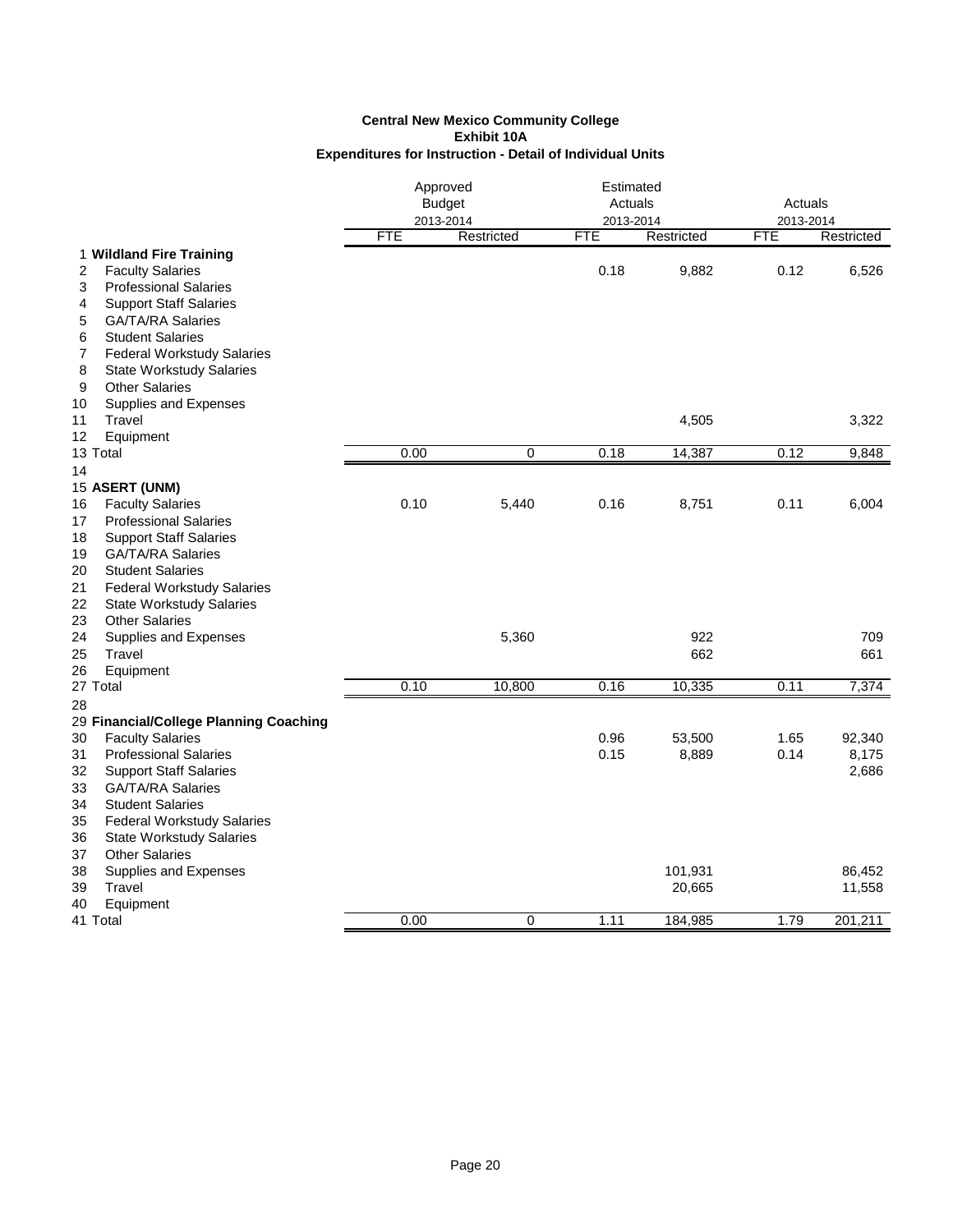**Central New Mexico Community College**
**Exhibit 10A**
**Expenditures for Instruction - Detail of Individual Units**

| | | Approved Budget 2013-2014 | | Estimated Actuals 2013-2014 | | Actuals 2013-2014 | |
|---|---|---|---|---|---|---|---|
| | | FTE | Restricted | FTE | Restricted | FTE | Restricted |
| 1 | **Wildland Fire Training** | | | | | | |
| 2 | Faculty Salaries | | | 0.18 | 9,882 | 0.12 | 6,526 |
| 3 | Professional Salaries | | | | | | |
| 4 | Support Staff Salaries | | | | | | |
| 5 | GA/TA/RA Salaries | | | | | | |
| 6 | Student Salaries | | | | | | |
| 7 | Federal Workstudy Salaries | | | | | | |
| 8 | State Workstudy Salaries | | | | | | |
| 9 | Other Salaries | | | | | | |
| 10 | Supplies and Expenses | | | | | | |
| 11 | Travel | | | | 4,505 | | 3,322 |
| 12 | Equipment | | | | | | |
| 13 | Total | 0.00 | 0 | 0.18 | 14,387 | 0.12 | 9,848 |
| 14 | | | | | | | |
| 15 | **ASERT (UNM)** | | | | | | |
| 16 | Faculty Salaries | 0.10 | 5,440 | 0.16 | 8,751 | 0.11 | 6,004 |
| 17 | Professional Salaries | | | | | | |
| 18 | Support Staff Salaries | | | | | | |
| 19 | GA/TA/RA Salaries | | | | | | |
| 20 | Student Salaries | | | | | | |
| 21 | Federal Workstudy Salaries | | | | | | |
| 22 | State Workstudy Salaries | | | | | | |
| 23 | Other Salaries | | | | | | |
| 24 | Supplies and Expenses | | 5,360 | | 922 | | 709 |
| 25 | Travel | | | | 662 | | 661 |
| 26 | Equipment | | | | | | |
| 27 | Total | 0.10 | 10,800 | 0.16 | 10,335 | 0.11 | 7,374 |
| 28 | | | | | | | |
| 29 | **Financial/College Planning Coaching** | | | | | | |
| 30 | Faculty Salaries | | | 0.96 | 53,500 | 1.65 | 92,340 |
| 31 | Professional Salaries | | | 0.15 | 8,889 | 0.14 | 8,175 |
| 32 | Support Staff Salaries | | | | | | 2,686 |
| 33 | GA/TA/RA Salaries | | | | | | |
| 34 | Student Salaries | | | | | | |
| 35 | Federal Workstudy Salaries | | | | | | |
| 36 | State Workstudy Salaries | | | | | | |
| 37 | Other Salaries | | | | | | |
| 38 | Supplies and Expenses | | | | 101,931 | | 86,452 |
| 39 | Travel | | | | 20,665 | | 11,558 |
| 40 | Equipment | | | | | | |
| 41 | Total | 0.00 | 0 | 1.11 | 184,985 | 1.79 | 201,211 |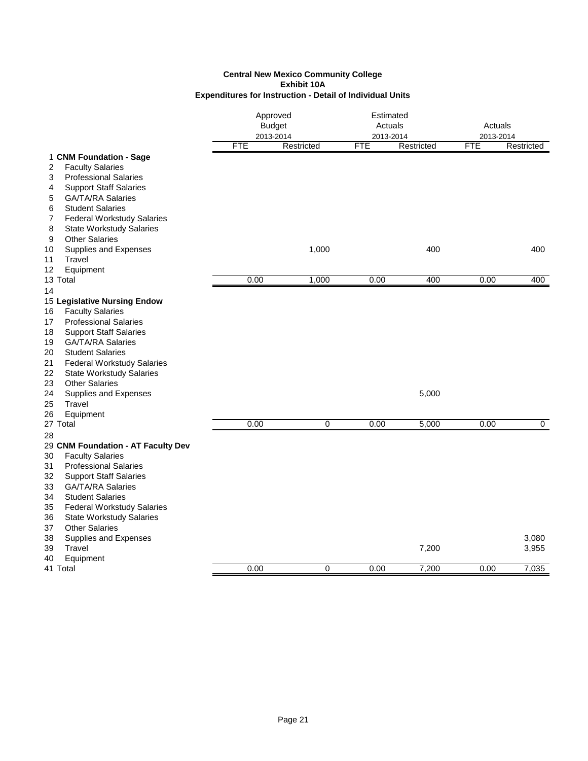**Central New Mexico Community College**
**Exhibit 10A**
**Expenditures for Instruction - Detail of Individual Units**

| | | Approved Budget 2013-2014 | | Estimated Actuals 2013-2014 | | Actuals 2013-2014 | |
|---|---|---|---|---|---|---|---|
| | | FTE | Restricted | FTE | Restricted | FTE | Restricted |
| 1 | **CNM Foundation - Sage** | | | | | | |
| 2 | Faculty Salaries | | | | | | |
| 3 | Professional Salaries | | | | | | |
| 4 | Support Staff Salaries | | | | | | |
| 5 | GA/TA/RA Salaries | | | | | | |
| 6 | Student Salaries | | | | | | |
| 7 | Federal Workstudy Salaries | | | | | | |
| 8 | State Workstudy Salaries | | | | | | |
| 9 | Other Salaries | | | | | | |
| 10 | Supplies and Expenses | | 1,000 | | 400 | | 400 |
| 11 | Travel | | | | | | |
| 12 | Equipment | | | | | | |
| 13 | Total | 0.00 | 1,000 | 0.00 | 400 | 0.00 | 400 |
| 14 | | | | | | | |
| 15 | **Legislative Nursing Endow** | | | | | | |
| 16 | Faculty Salaries | | | | | | |
| 17 | Professional Salaries | | | | | | |
| 18 | Support Staff Salaries | | | | | | |
| 19 | GA/TA/RA Salaries | | | | | | |
| 20 | Student Salaries | | | | | | |
| 21 | Federal Workstudy Salaries | | | | | | |
| 22 | State Workstudy Salaries | | | | | | |
| 23 | Other Salaries | | | | | | |
| 24 | Supplies and Expenses | | | | 5,000 | | |
| 25 | Travel | | | | | | |
| 26 | Equipment | | | | | | |
| 27 | Total | 0.00 | 0 | 0.00 | 5,000 | 0.00 | 0 |
| 28 | | | | | | | |
| 29 | **CNM Foundation - AT Faculty Dev** | | | | | | |
| 30 | Faculty Salaries | | | | | | |
| 31 | Professional Salaries | | | | | | |
| 32 | Support Staff Salaries | | | | | | |
| 33 | GA/TA/RA Salaries | | | | | | |
| 34 | Student Salaries | | | | | | |
| 35 | Federal Workstudy Salaries | | | | | | |
| 36 | State Workstudy Salaries | | | | | | |
| 37 | Other Salaries | | | | | | |
| 38 | Supplies and Expenses | | | | | | 3,080 |
| 39 | Travel | | | | 7,200 | | 3,955 |
| 40 | Equipment | | | | | | |
| 41 | Total | 0.00 | 0 | 0.00 | 7,200 | 0.00 | 7,035 |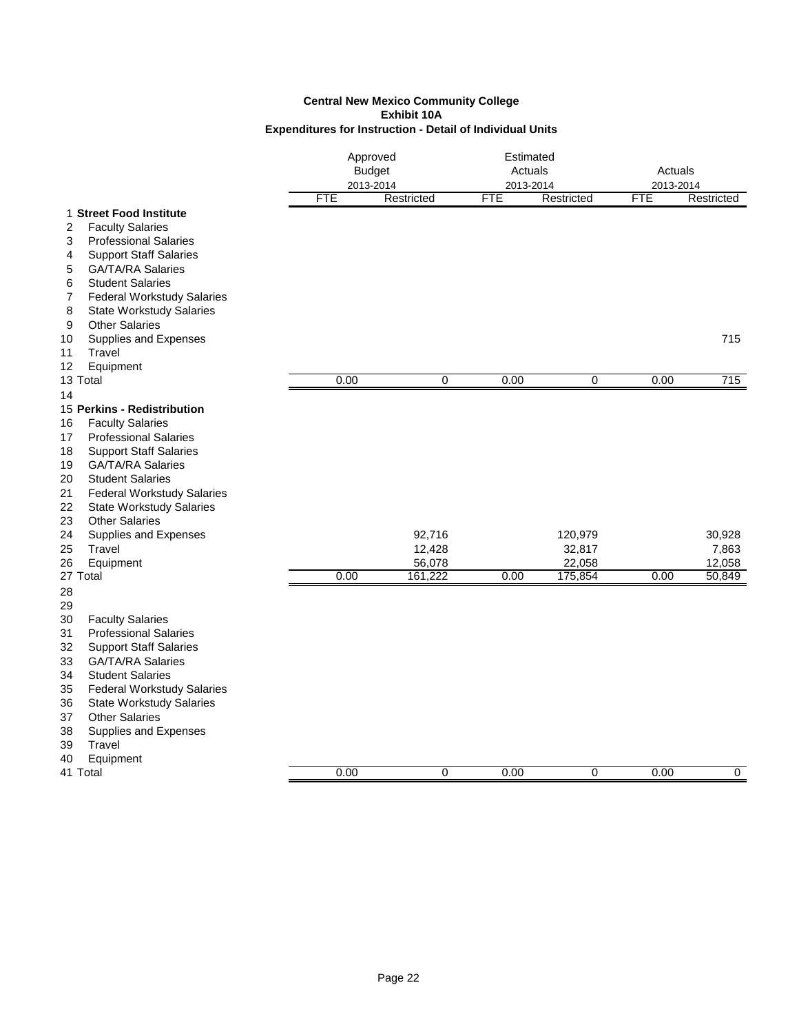**Central New Mexico Community College**
**Exhibit 10A**
**Expenditures for Instruction - Detail of Individual Units**

| | | Approved Budget 2013-2014 | | Estimated Actuals 2013-2014 | | Actuals 2013-2014 | |
|---|---|---|---|---|---|---|---|
| | | FTE | Restricted | FTE | Restricted | FTE | Restricted |
| 1 | **Street Food Institute** | | | | | | |
| 2 | Faculty Salaries | | | | | | |
| 3 | Professional Salaries | | | | | | |
| 4 | Support Staff Salaries | | | | | | |
| 5 | GA/TA/RA Salaries | | | | | | |
| 6 | Student Salaries | | | | | | |
| 7 | Federal Workstudy Salaries | | | | | | |
| 8 | State Workstudy Salaries | | | | | | |
| 9 | Other Salaries | | | | | | |
| 10 | Supplies and Expenses | | | | | | 715 |
| 11 | Travel | | | | | | |
| 12 | Equipment | | | | | | |
| 13 | Total | 0.00 | 0 | 0.00 | 0 | 0.00 | 715 |
| 14 | | | | | | | |
| 15 | **Perkins - Redistribution** | | | | | | |
| 16 | Faculty Salaries | | | | | | |
| 17 | Professional Salaries | | | | | | |
| 18 | Support Staff Salaries | | | | | | |
| 19 | GA/TA/RA Salaries | | | | | | |
| 20 | Student Salaries | | | | | | |
| 21 | Federal Workstudy Salaries | | | | | | |
| 22 | State Workstudy Salaries | | | | | | |
| 23 | Other Salaries | | | | | | |
| 24 | Supplies and Expenses | | 92,716 | | 120,979 | | 30,928 |
| 25 | Travel | | 12,428 | | 32,817 | | 7,863 |
| 26 | Equipment | | 56,078 | | 22,058 | | 12,058 |
| 27 | Total | 0.00 | 161,222 | 0.00 | 175,854 | 0.00 | 50,849 |
| 28 | | | | | | | |
| 29 | | | | | | | |
| 30 | Faculty Salaries | | | | | | |
| 31 | Professional Salaries | | | | | | |
| 32 | Support Staff Salaries | | | | | | |
| 33 | GA/TA/RA Salaries | | | | | | |
| 34 | Student Salaries | | | | | | |
| 35 | Federal Workstudy Salaries | | | | | | |
| 36 | State Workstudy Salaries | | | | | | |
| 37 | Other Salaries | | | | | | |
| 38 | Supplies and Expenses | | | | | | |
| 39 | Travel | | | | | | |
| 40 | Equipment | | | | | | |
| 41 | Total | 0.00 | 0 | 0.00 | 0 | 0.00 | 0 |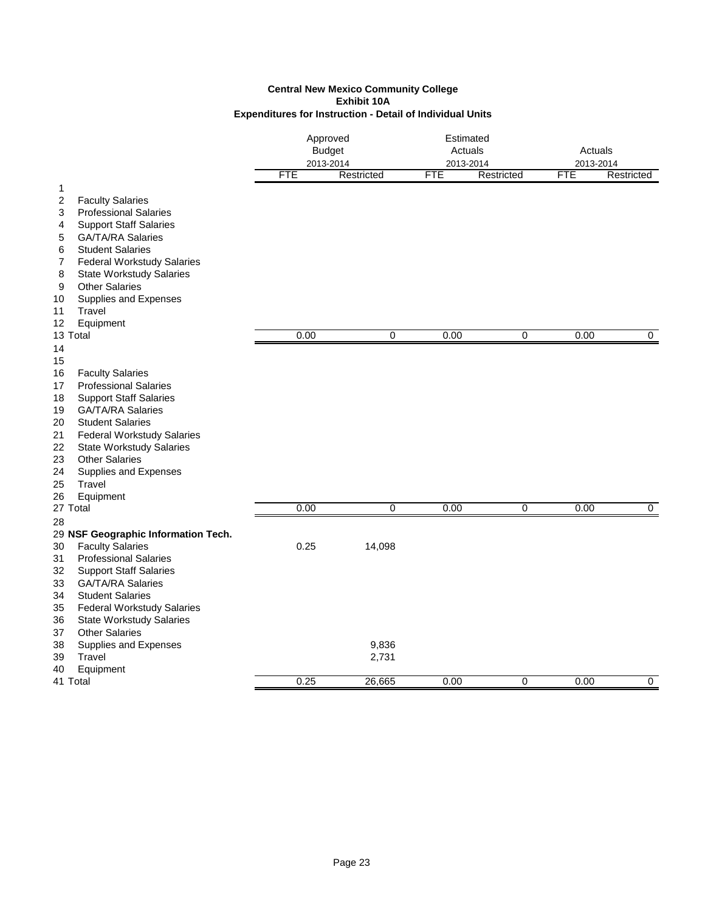**Central New Mexico Community College**
**Exhibit 10A**
**Expenditures for Instruction - Detail of Individual Units**

| | | Approved Budget 2013-2014 | | Estimated Actuals 2013-2014 | | Actuals 2013-2014 | |
|---|---|---|---|---|---|---|---|
| | | FTE | Restricted | FTE | Restricted | FTE | Restricted |
| 1 | | | | | | | |
| 2 | Faculty Salaries | | | | | | |
| 3 | Professional Salaries | | | | | | |
| 4 | Support Staff Salaries | | | | | | |
| 5 | GA/TA/RA Salaries | | | | | | |
| 6 | Student Salaries | | | | | | |
| 7 | Federal Workstudy Salaries | | | | | | |
| 8 | State Workstudy Salaries | | | | | | |
| 9 | Other Salaries | | | | | | |
| 10 | Supplies and Expenses | | | | | | |
| 11 | Travel | | | | | | |
| 12 | Equipment | | | | | | |
| 13 | Total | 0.00 | 0 | 0.00 | 0 | 0.00 | 0 |
| 14 | | | | | | | |
| 15 | | | | | | | |
| 16 | Faculty Salaries | | | | | | |
| 17 | Professional Salaries | | | | | | |
| 18 | Support Staff Salaries | | | | | | |
| 19 | GA/TA/RA Salaries | | | | | | |
| 20 | Student Salaries | | | | | | |
| 21 | Federal Workstudy Salaries | | | | | | |
| 22 | State Workstudy Salaries | | | | | | |
| 23 | Other Salaries | | | | | | |
| 24 | Supplies and Expenses | | | | | | |
| 25 | Travel | | | | | | |
| 26 | Equipment | | | | | | |
| 27 | Total | 0.00 | 0 | 0.00 | 0 | 0.00 | 0 |
| 28 | | | | | | | |
| 29 | **NSF Geographic Information Tech.** | | | | | | |
| 30 | Faculty Salaries | 0.25 | 14,098 | | | | |
| 31 | Professional Salaries | | | | | | |
| 32 | Support Staff Salaries | | | | | | |
| 33 | GA/TA/RA Salaries | | | | | | |
| 34 | Student Salaries | | | | | | |
| 35 | Federal Workstudy Salaries | | | | | | |
| 36 | State Workstudy Salaries | | | | | | |
| 37 | Other Salaries | | | | | | |
| 38 | Supplies and Expenses | | 9,836 | | | | |
| 39 | Travel | | 2,731 | | | | |
| 40 | Equipment | | | | | | |
| 41 | Total | 0.25 | 26,665 | 0.00 | 0 | 0.00 | 0 |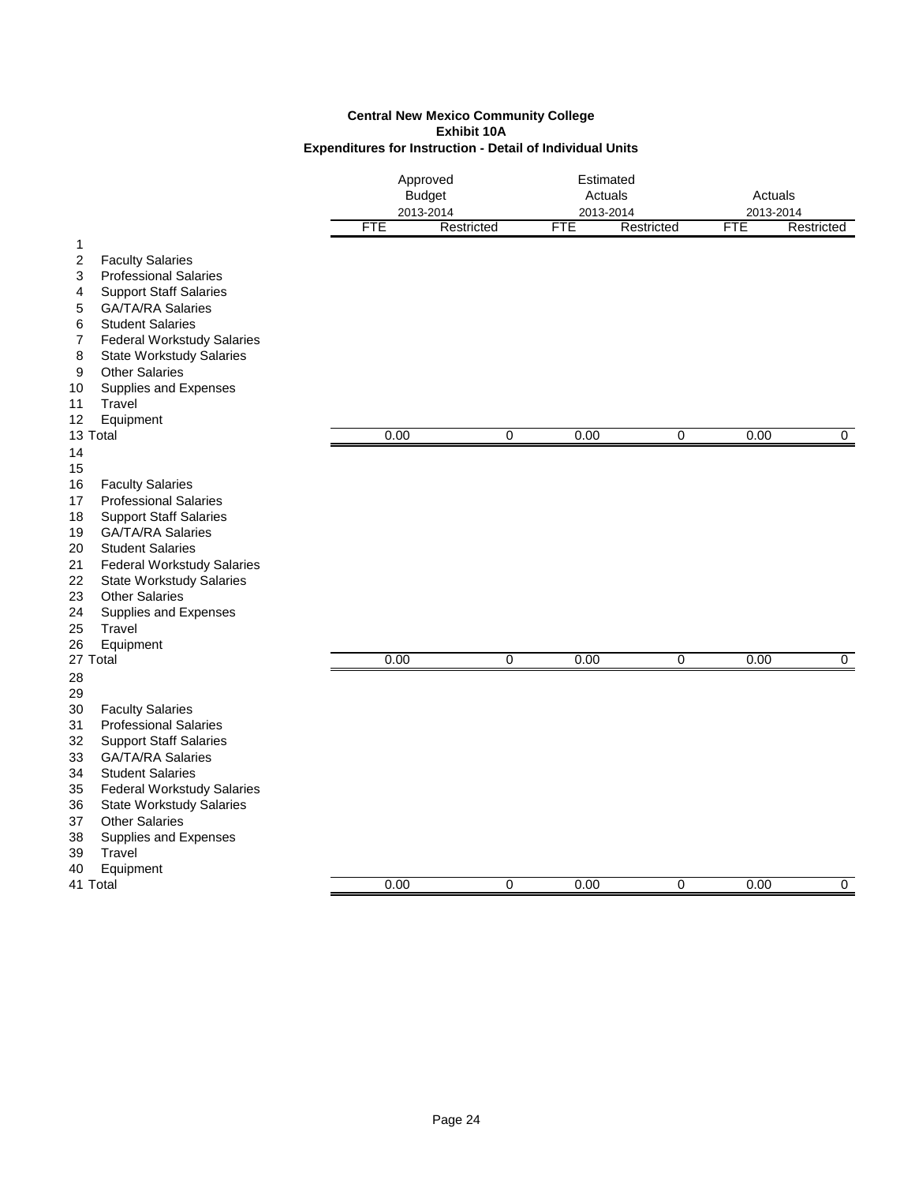**Central New Mexico Community College**
**Exhibit 10A**
**Expenditures for Instruction - Detail of Individual Units**

| | | Approved Budget 2013-2014 | | Estimated Actuals 2013-2014 | | Actuals 2013-2014 | |
|---|---|---|---|---|---|---|---|
| | | FTE | Restricted | FTE | Restricted | FTE | Restricted |
| 1 | | | | | | | |
| 2 | Faculty Salaries | | | | | | |
| 3 | Professional Salaries | | | | | | |
| 4 | Support Staff Salaries | | | | | | |
| 5 | GA/TA/RA Salaries | | | | | | |
| 6 | Student Salaries | | | | | | |
| 7 | Federal Workstudy Salaries | | | | | | |
| 8 | State Workstudy Salaries | | | | | | |
| 9 | Other Salaries | | | | | | |
| 10 | Supplies and Expenses | | | | | | |
| 11 | Travel | | | | | | |
| 12 | Equipment | | | | | | |
| 13 | Total | 0.00 | 0 | 0.00 | 0 | 0.00 | 0 |
| 14 | | | | | | | |
| 15 | | | | | | | |
| 16 | Faculty Salaries | | | | | | |
| 17 | Professional Salaries | | | | | | |
| 18 | Support Staff Salaries | | | | | | |
| 19 | GA/TA/RA Salaries | | | | | | |
| 20 | Student Salaries | | | | | | |
| 21 | Federal Workstudy Salaries | | | | | | |
| 22 | State Workstudy Salaries | | | | | | |
| 23 | Other Salaries | | | | | | |
| 24 | Supplies and Expenses | | | | | | |
| 25 | Travel | | | | | | |
| 26 | Equipment | | | | | | |
| 27 | Total | 0.00 | 0 | 0.00 | 0 | 0.00 | 0 |
| 28 | | | | | | | |
| 29 | | | | | | | |
| 30 | Faculty Salaries | | | | | | |
| 31 | Professional Salaries | | | | | | |
| 32 | Support Staff Salaries | | | | | | |
| 33 | GA/TA/RA Salaries | | | | | | |
| 34 | Student Salaries | | | | | | |
| 35 | Federal Workstudy Salaries | | | | | | |
| 36 | State Workstudy Salaries | | | | | | |
| 37 | Other Salaries | | | | | | |
| 38 | Supplies and Expenses | | | | | | |
| 39 | Travel | | | | | | |
| 40 | Equipment | | | | | | |
| 41 | Total | 0.00 | 0 | 0.00 | 0 | 0.00 | 0 |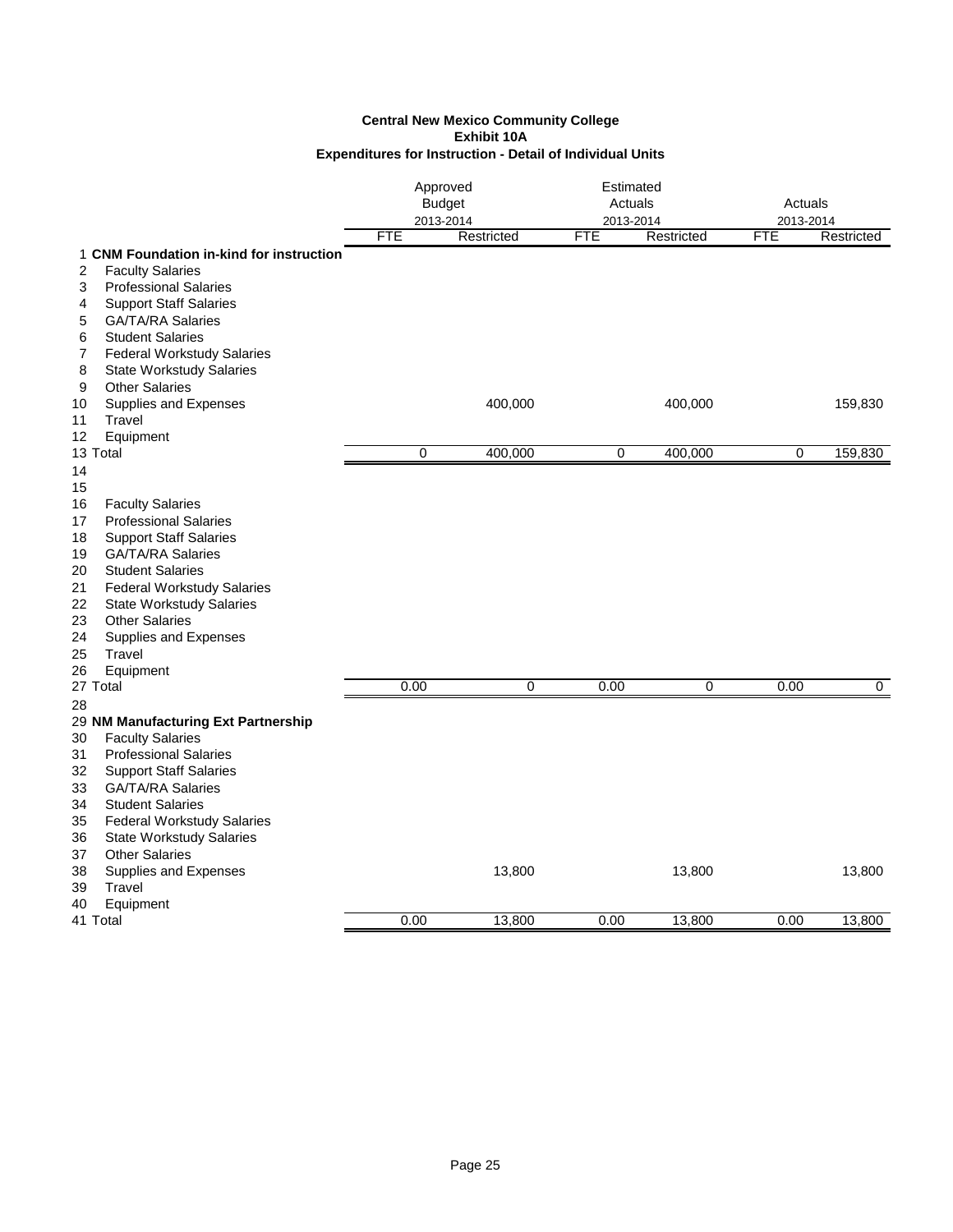**Central New Mexico Community College**
**Exhibit 10A**
**Expenditures for Instruction - Detail of Individual Units**

| | | Approved Budget 2013-2014 | | Estimated Actuals 2013-2014 | | Actuals 2013-2014 | |
|---|---|---|---|---|---|---|---|
| | | FTE | Restricted | FTE | Restricted | FTE | Restricted |
| 1 | **CNM Foundation in-kind for instruction** | | | | | | |
| 2 | Faculty Salaries | | | | | | |
| 3 | Professional Salaries | | | | | | |
| 4 | Support Staff Salaries | | | | | | |
| 5 | GA/TA/RA Salaries | | | | | | |
| 6 | Student Salaries | | | | | | |
| 7 | Federal Workstudy Salaries | | | | | | |
| 8 | State Workstudy Salaries | | | | | | |
| 9 | Other Salaries | | | | | | |
| 10 | Supplies and Expenses | | 400,000 | | 400,000 | | 159,830 |
| 11 | Travel | | | | | | |
| 12 | Equipment | | | | | | |
| 13 | Total | 0 | 400,000 | 0 | 400,000 | 0 | 159,830 |
| 14 | | | | | | | |
| 15 | | | | | | | |
| 16 | Faculty Salaries | | | | | | |
| 17 | Professional Salaries | | | | | | |
| 18 | Support Staff Salaries | | | | | | |
| 19 | GA/TA/RA Salaries | | | | | | |
| 20 | Student Salaries | | | | | | |
| 21 | Federal Workstudy Salaries | | | | | | |
| 22 | State Workstudy Salaries | | | | | | |
| 23 | Other Salaries | | | | | | |
| 24 | Supplies and Expenses | | | | | | |
| 25 | Travel | | | | | | |
| 26 | Equipment | | | | | | |
| 27 | Total | 0.00 | 0 | 0.00 | 0 | 0.00 | 0 |
| 28 | | | | | | | |
| 29 | **NM Manufacturing Ext Partnership** | | | | | | |
| 30 | Faculty Salaries | | | | | | |
| 31 | Professional Salaries | | | | | | |
| 32 | Support Staff Salaries | | | | | | |
| 33 | GA/TA/RA Salaries | | | | | | |
| 34 | Student Salaries | | | | | | |
| 35 | Federal Workstudy Salaries | | | | | | |
| 36 | State Workstudy Salaries | | | | | | |
| 37 | Other Salaries | | | | | | |
| 38 | Supplies and Expenses | | 13,800 | | 13,800 | | 13,800 |
| 39 | Travel | | | | | | |
| 40 | Equipment | | | | | | |
| 41 | Total | 0.00 | 13,800 | 0.00 | 13,800 | 0.00 | 13,800 |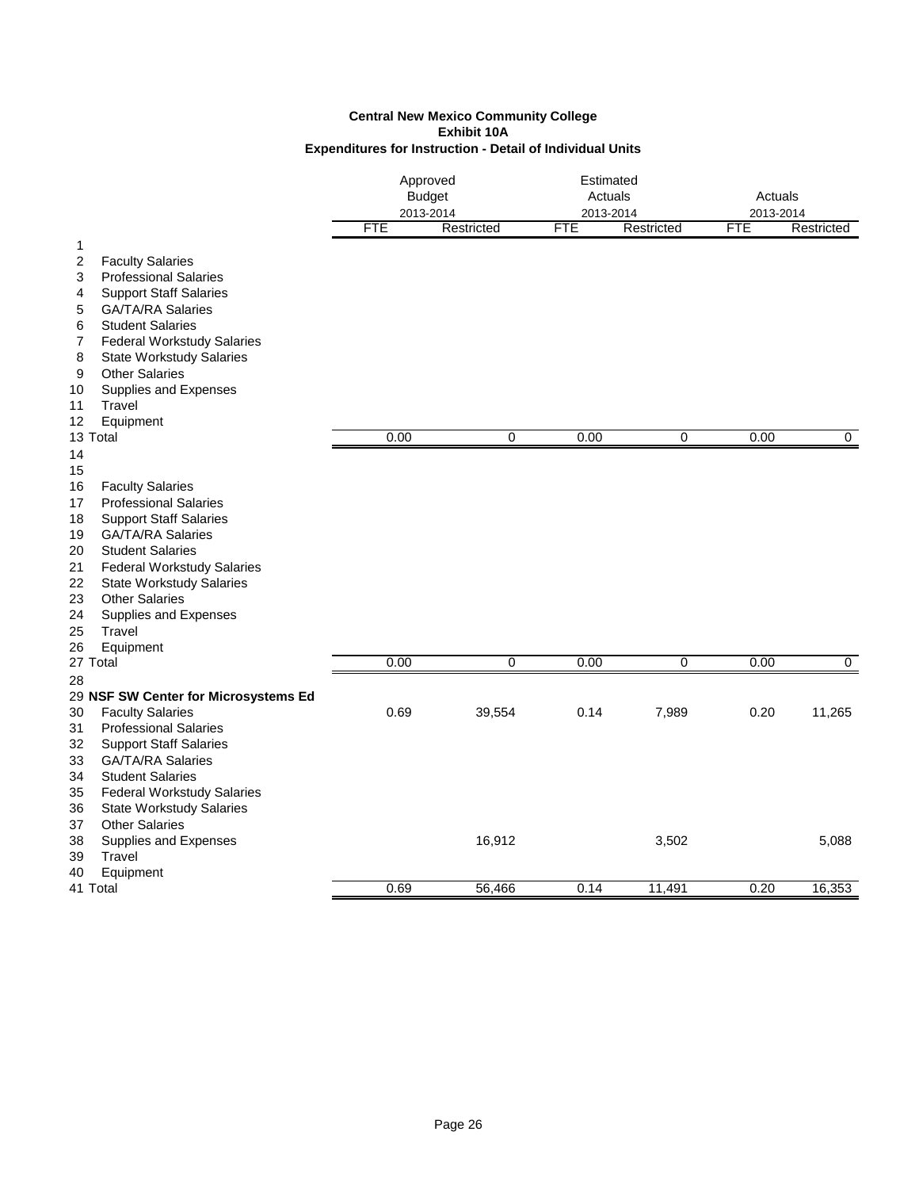# Central New Mexico Community College
## Exhibit 10A
### Expenditures for Instruction - Detail of Individual Units

| | | Approved Budget 2013-2014 | | Estimated Actuals 2013-2014 | | Actuals 2013-2014 | |
|---|---|---|---|---|---|---|---|
| | | FTE | Restricted | FTE | Restricted | FTE | Restricted |
| 1 | | | | | | | |
| 2 | Faculty Salaries | | | | | | |
| 3 | Professional Salaries | | | | | | |
| 4 | Support Staff Salaries | | | | | | |
| 5 | GA/TA/RA Salaries | | | | | | |
| 6 | Student Salaries | | | | | | |
| 7 | Federal Workstudy Salaries | | | | | | |
| 8 | State Workstudy Salaries | | | | | | |
| 9 | Other Salaries | | | | | | |
| 10 | Supplies and Expenses | | | | | | |
| 11 | Travel | | | | | | |
| 12 | Equipment | | | | | | |
| 13 | Total | 0.00 | 0 | 0.00 | 0 | 0.00 | 0 |
| 14 | | | | | | | |
| 15 | | | | | | | |
| 16 | Faculty Salaries | | | | | | |
| 17 | Professional Salaries | | | | | | |
| 18 | Support Staff Salaries | | | | | | |
| 19 | GA/TA/RA Salaries | | | | | | |
| 20 | Student Salaries | | | | | | |
| 21 | Federal Workstudy Salaries | | | | | | |
| 22 | State Workstudy Salaries | | | | | | |
| 23 | Other Salaries | | | | | | |
| 24 | Supplies and Expenses | | | | | | |
| 25 | Travel | | | | | | |
| 26 | Equipment | | | | | | |
| 27 | Total | 0.00 | 0 | 0.00 | 0 | 0.00 | 0 |
| 28 | | | | | | | |
| 29 | **NSF SW Center for Microsystems Ed** | | | | | | |
| 30 | Faculty Salaries | 0.69 | 39,554 | 0.14 | 7,989 | 0.20 | 11,265 |
| 31 | Professional Salaries | | | | | | |
| 32 | Support Staff Salaries | | | | | | |
| 33 | GA/TA/RA Salaries | | | | | | |
| 34 | Student Salaries | | | | | | |
| 35 | Federal Workstudy Salaries | | | | | | |
| 36 | State Workstudy Salaries | | | | | | |
| 37 | Other Salaries | | | | | | |
| 38 | Supplies and Expenses | | 16,912 | | 3,502 | | 5,088 |
| 39 | Travel | | | | | | |
| 40 | Equipment | | | | | | |
| 41 | Total | 0.69 | 56,466 | 0.14 | 11,491 | 0.20 | 16,353 |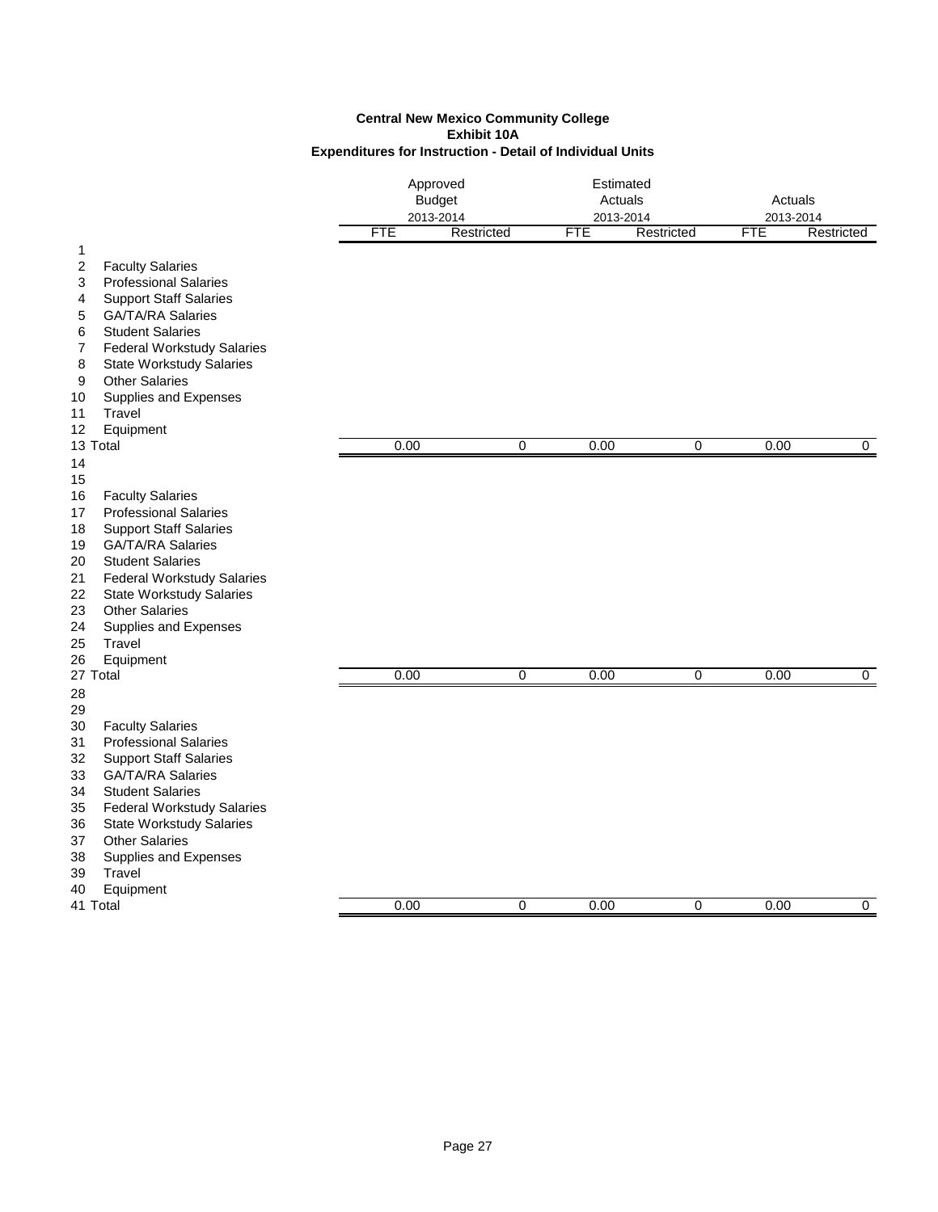**Central New Mexico Community College**
**Exhibit 10A**
**Expenditures for Instruction - Detail of Individual Units**

| | | Approved Budget 2013-2014 | | Estimated Actuals 2013-2014 | | Actuals 2013-2014 | |
|---|---|---|---|---|---|---|---|
| | | FTE | Restricted | FTE | Restricted | FTE | Restricted |
| 1 | | | | | | | |
| 2 | Faculty Salaries | | | | | | |
| 3 | Professional Salaries | | | | | | |
| 4 | Support Staff Salaries | | | | | | |
| 5 | GA/TA/RA Salaries | | | | | | |
| 6 | Student Salaries | | | | | | |
| 7 | Federal Workstudy Salaries | | | | | | |
| 8 | State Workstudy Salaries | | | | | | |
| 9 | Other Salaries | | | | | | |
| 10 | Supplies and Expenses | | | | | | |
| 11 | Travel | | | | | | |
| 12 | Equipment | | | | | | |
| 13 | Total | 0.00 | 0 | 0.00 | 0 | 0.00 | 0 |
| 14 | | | | | | | |
| 15 | | | | | | | |
| 16 | Faculty Salaries | | | | | | |
| 17 | Professional Salaries | | | | | | |
| 18 | Support Staff Salaries | | | | | | |
| 19 | GA/TA/RA Salaries | | | | | | |
| 20 | Student Salaries | | | | | | |
| 21 | Federal Workstudy Salaries | | | | | | |
| 22 | State Workstudy Salaries | | | | | | |
| 23 | Other Salaries | | | | | | |
| 24 | Supplies and Expenses | | | | | | |
| 25 | Travel | | | | | | |
| 26 | Equipment | | | | | | |
| 27 | Total | 0.00 | 0 | 0.00 | 0 | 0.00 | 0 |
| 28 | | | | | | | |
| 29 | | | | | | | |
| 30 | Faculty Salaries | | | | | | |
| 31 | Professional Salaries | | | | | | |
| 32 | Support Staff Salaries | | | | | | |
| 33 | GA/TA/RA Salaries | | | | | | |
| 34 | Student Salaries | | | | | | |
| 35 | Federal Workstudy Salaries | | | | | | |
| 36 | State Workstudy Salaries | | | | | | |
| 37 | Other Salaries | | | | | | |
| 38 | Supplies and Expenses | | | | | | |
| 39 | Travel | | | | | | |
| 40 | Equipment | | | | | | |
| 41 | Total | 0.00 | 0 | 0.00 | 0 | 0.00 | 0 |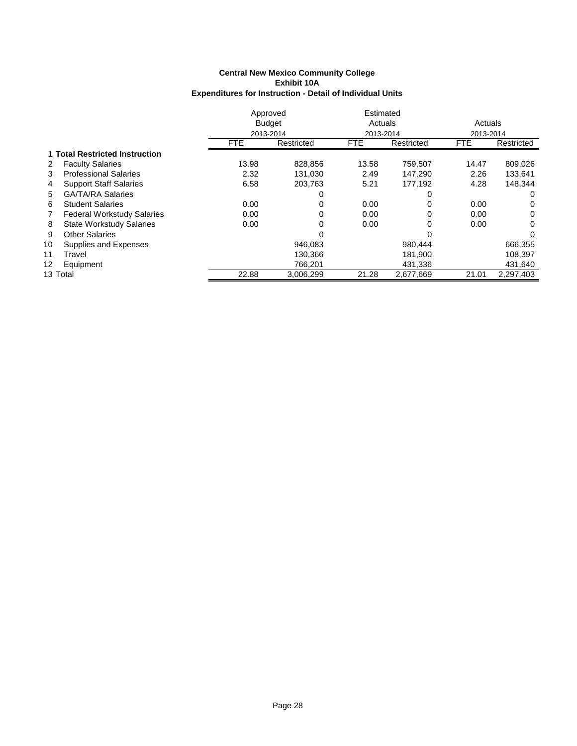**Central New Mexico Community College**
**Exhibit 10A**
**Expenditures for Instruction - Detail of Individual Units**

| | | Approved Budget 2013-2014 | | Estimated Actuals 2013-2014 | | Actuals 2013-2014 | |
|---|---|---|---|---|---|---|---|
| | | FTE | Restricted | FTE | Restricted | FTE | Restricted |
| 1 | **Total Restricted Instruction** | | | | | | |
| 2 | Faculty Salaries | 13.98 | 828,856 | 13.58 | 759,507 | 14.47 | 809,026 |
| 3 | Professional Salaries | 2.32 | 131,030 | 2.49 | 147,290 | 2.26 | 133,641 |
| 4 | Support Staff Salaries | 6.58 | 203,763 | 5.21 | 177,192 | 4.28 | 148,344 |
| 5 | GA/TA/RA Salaries | | 0 | | 0 | | 0 |
| 6 | Student Salaries | 0.00 | 0 | 0.00 | 0 | 0.00 | 0 |
| 7 | Federal Workstudy Salaries | 0.00 | 0 | 0.00 | 0 | 0.00 | 0 |
| 8 | State Workstudy Salaries | 0.00 | 0 | 0.00 | 0 | 0.00 | 0 |
| 9 | Other Salaries | | 0 | | 0 | | 0 |
| 10 | Supplies and Expenses | | 946,083 | | 980,444 | | 666,355 |
| 11 | Travel | | 130,366 | | 181,900 | | 108,397 |
| 12 | Equipment | | 766,201 | | 431,336 | | 431,640 |
| 13 | Total | 22.88 | 3,006,299 | 21.28 | 2,677,669 | 21.01 | 2,297,403 |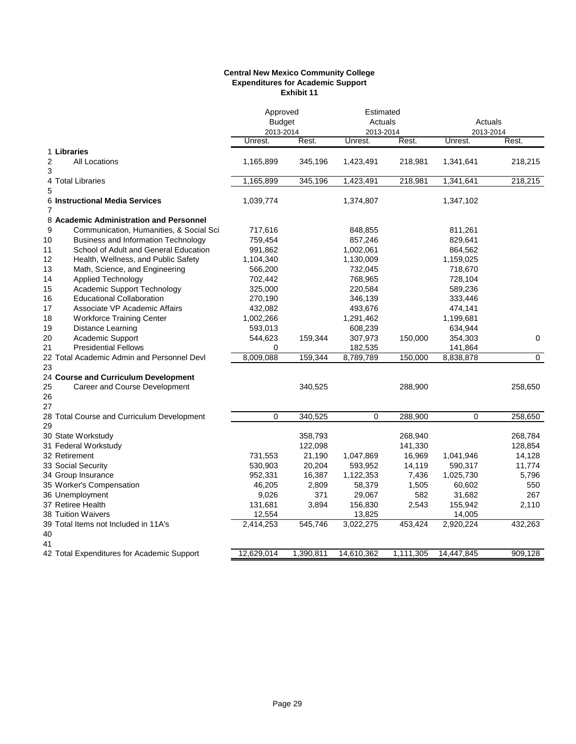**Central New Mexico Community College**
**Expenditures for Academic Support**
**Exhibit 11**

| | | Approved Budget 2013-2014 | | Estimated Actuals 2013-2014 | | Actuals 2013-2014 | |
|---|---|---|---|---|---|---|---|
| | | Unrest. | Rest. | Unrest. | Rest. | Unrest. | Rest. |
| 1 | **Libraries** | | | | | | |
| 2 | All Locations | 1,165,899 | 345,196 | 1,423,491 | 218,981 | 1,341,641 | 218,215 |
| 3 | | | | | | | |
| 4 | Total Libraries | 1,165,899 | 345,196 | 1,423,491 | 218,981 | 1,341,641 | 218,215 |
| 5 | | | | | | | |
| 6 | **Instructional Media Services** | 1,039,774 | | 1,374,807 | | 1,347,102 | |
| 7 | | | | | | | |
| 8 | **Academic Administration and Personnel** | | | | | | |
| 9 | Communication, Humanities, & Social Sci | 717,616 | | 848,855 | | 811,261 | |
| 10 | Business and Information Technology | 759,454 | | 857,246 | | 829,641 | |
| 11 | School of Adult and General Education | 991,862 | | 1,002,061 | | 864,562 | |
| 12 | Health, Wellness, and Public Safety | 1,104,340 | | 1,130,009 | | 1,159,025 | |
| 13 | Math, Science, and Engineering | 566,200 | | 732,045 | | 718,670 | |
| 14 | Applied Technology | 702,442 | | 768,965 | | 728,104 | |
| 15 | Academic Support Technology | 325,000 | | 220,584 | | 589,236 | |
| 16 | Educational Collaboration | 270,190 | | 346,139 | | 333,446 | |
| 17 | Associate VP Academic Affairs | 432,082 | | 493,676 | | 474,141 | |
| 18 | Workforce Training Center | 1,002,266 | | 1,291,462 | | 1,199,681 | |
| 19 | Distance Learning | 593,013 | | 608,239 | | 634,944 | |
| 20 | Academic Support | 544,623 | 159,344 | 307,973 | 150,000 | 354,303 | 0 |
| 21 | Presidential Fellows | 0 | | 182,535 | | 141,864 | |
| 22 | Total Academic Admin and Personnel Devl | 8,009,088 | 159,344 | 8,789,789 | 150,000 | 8,838,878 | 0 |
| 23 | | | | | | | |
| 24 | **Course and Curriculum Development** | | | | | | |
| 25 | Career and Course Development | | 340,525 | | 288,900 | | 258,650 |
| 26 | | | | | | | |
| 27 | | | | | | | |
| 28 | Total Course and Curriculum Development | 0 | 340,525 | 0 | 288,900 | 0 | 258,650 |
| 29 | | | | | | | |
| 30 | State Workstudy | | 358,793 | | 268,940 | | 268,784 |
| 31 | Federal Workstudy | | 122,098 | | 141,330 | | 128,854 |
| 32 | Retirement | 731,553 | 21,190 | 1,047,869 | 16,969 | 1,041,946 | 14,128 |
| 33 | Social Security | 530,903 | 20,204 | 593,952 | 14,119 | 590,317 | 11,774 |
| 34 | Group Insurance | 952,331 | 16,387 | 1,122,353 | 7,436 | 1,025,730 | 5,796 |
| 35 | Worker's Compensation | 46,205 | 2,809 | 58,379 | 1,505 | 60,602 | 550 |
| 36 | Unemployment | 9,026 | 371 | 29,067 | 582 | 31,682 | 267 |
| 37 | Retiree Health | 131,681 | 3,894 | 156,830 | 2,543 | 155,942 | 2,110 |
| 38 | Tuition Waivers | 12,554 | | 13,825 | | 14,005 | |
| 39 | Total Items not Included in 11A's | 2,414,253 | 545,746 | 3,022,275 | 453,424 | 2,920,224 | 432,263 |
| 40 | | | | | | | |
| 41 | | | | | | | |
| 42 | Total Expenditures for Academic Support | 12,629,014 | 1,390,811 | 14,610,362 | 1,111,305 | 14,447,845 | 909,128 |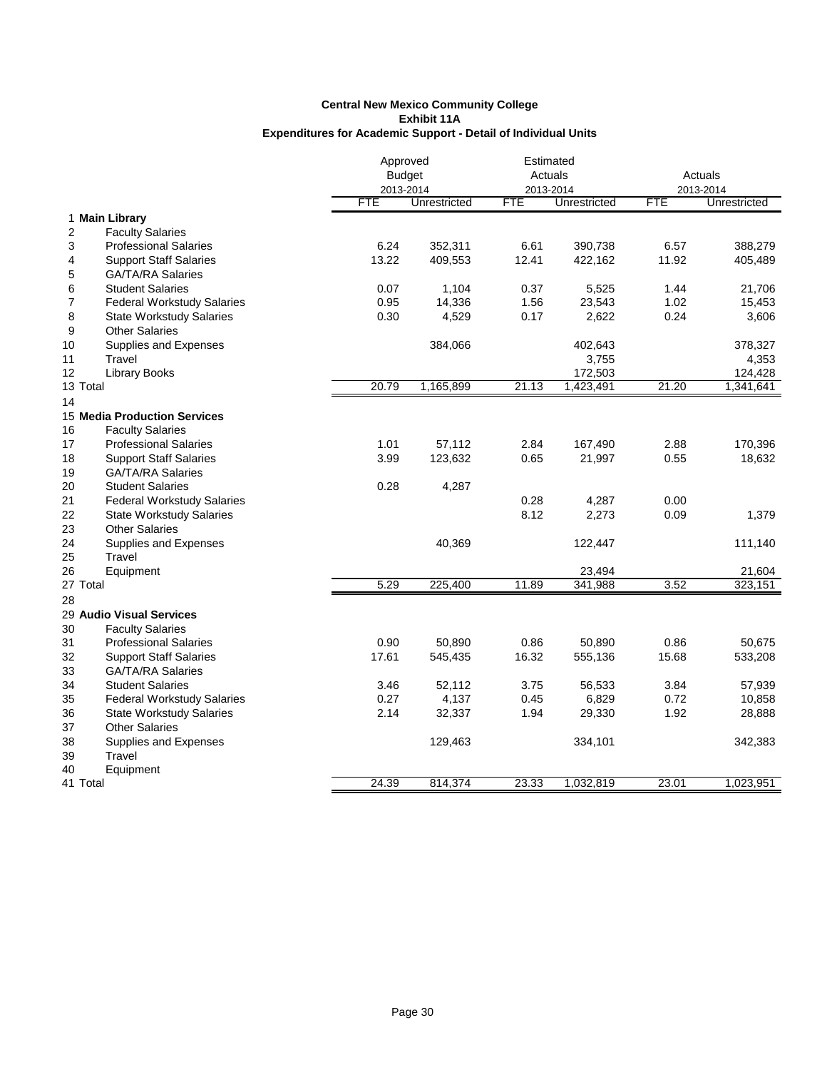**Central New Mexico Community College**
**Exhibit 11A**
**Expenditures for Academic Support - Detail of Individual Units**

| | | Approved Budget 2013-2014 | | Estimated Actuals 2013-2014 | | Actuals 2013-2014 | |
|---|---|---|---|---|---|---|---|
| | | FTE | Unrestricted | FTE | Unrestricted | FTE | Unrestricted |
| 1 | **Main Library** | | | | | | |
| 2 | Faculty Salaries | | | | | | |
| 3 | Professional Salaries | 6.24 | 352,311 | 6.61 | 390,738 | 6.57 | 388,279 |
| 4 | Support Staff Salaries | 13.22 | 409,553 | 12.41 | 422,162 | 11.92 | 405,489 |
| 5 | GA/TA/RA Salaries | | | | | | |
| 6 | Student Salaries | 0.07 | 1,104 | 0.37 | 5,525 | 1.44 | 21,706 |
| 7 | Federal Workstudy Salaries | 0.95 | 14,336 | 1.56 | 23,543 | 1.02 | 15,453 |
| 8 | State Workstudy Salaries | 0.30 | 4,529 | 0.17 | 2,622 | 0.24 | 3,606 |
| 9 | Other Salaries | | | | | | |
| 10 | Supplies and Expenses | | 384,066 | | 402,643 | | 378,327 |
| 11 | Travel | | | | 3,755 | | 4,353 |
| 12 | Library Books | | | | 172,503 | | 124,428 |
| 13 | Total | 20.79 | 1,165,899 | 21.13 | 1,423,491 | 21.20 | 1,341,641 |
| 14 | | | | | | | |
| 15 | **Media Production Services** | | | | | | |
| 16 | Faculty Salaries | | | | | | |
| 17 | Professional Salaries | 1.01 | 57,112 | 2.84 | 167,490 | 2.88 | 170,396 |
| 18 | Support Staff Salaries | 3.99 | 123,632 | 0.65 | 21,997 | 0.55 | 18,632 |
| 19 | GA/TA/RA Salaries | | | | | | |
| 20 | Student Salaries | 0.28 | 4,287 | | | | |
| 21 | Federal Workstudy Salaries | | | 0.28 | 4,287 | 0.00 | |
| 22 | State Workstudy Salaries | | | 8.12 | 2,273 | 0.09 | 1,379 |
| 23 | Other Salaries | | | | | | |
| 24 | Supplies and Expenses | | 40,369 | | 122,447 | | 111,140 |
| 25 | Travel | | | | | | |
| 26 | Equipment | | | | 23,494 | | 21,604 |
| 27 | Total | 5.29 | 225,400 | 11.89 | 341,988 | 3.52 | 323,151 |
| 28 | | | | | | | |
| 29 | **Audio Visual Services** | | | | | | |
| 30 | Faculty Salaries | | | | | | |
| 31 | Professional Salaries | 0.90 | 50,890 | 0.86 | 50,890 | 0.86 | 50,675 |
| 32 | Support Staff Salaries | 17.61 | 545,435 | 16.32 | 555,136 | 15.68 | 533,208 |
| 33 | GA/TA/RA Salaries | | | | | | |
| 34 | Student Salaries | 3.46 | 52,112 | 3.75 | 56,533 | 3.84 | 57,939 |
| 35 | Federal Workstudy Salaries | 0.27 | 4,137 | 0.45 | 6,829 | 0.72 | 10,858 |
| 36 | State Workstudy Salaries | 2.14 | 32,337 | 1.94 | 29,330 | 1.92 | 28,888 |
| 37 | Other Salaries | | | | | | |
| 38 | Supplies and Expenses | | 129,463 | | 334,101 | | 342,383 |
| 39 | Travel | | | | | | |
| 40 | Equipment | | | | | | |
| 41 | Total | 24.39 | 814,374 | 23.33 | 1,032,819 | 23.01 | 1,023,951 |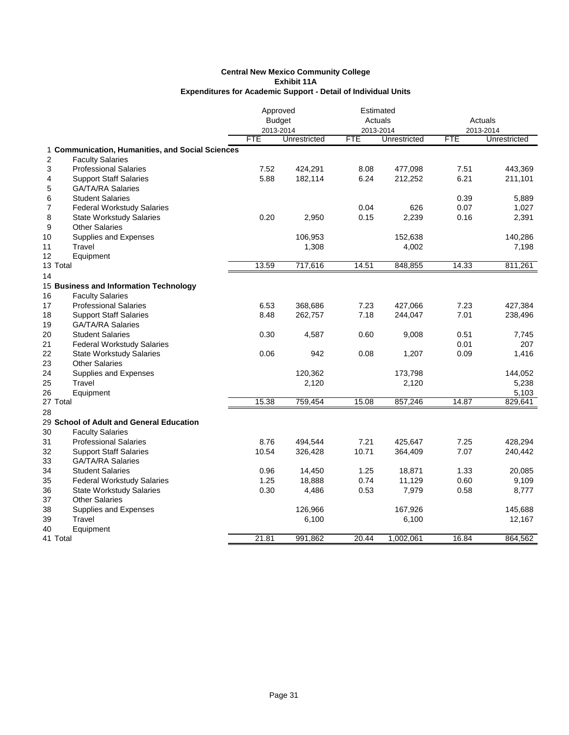**Central New Mexico Community College**
**Exhibit 11A**
**Expenditures for Academic Support - Detail of Individual Units**

| | | Approved Budget 2013-2014 | | Estimated Actuals 2013-2014 | | Actuals 2013-2014 | |
|---|---|---|---|---|---|---|---|
| | | FTE | Unrestricted | FTE | Unrestricted | FTE | Unrestricted |
| 1 | **Communication, Humanities, and Social Sciences** | | | | | | |
| 2 | Faculty Salaries | | | | | | |
| 3 | Professional Salaries | 7.52 | 424,291 | 8.08 | 477,098 | 7.51 | 443,369 |
| 4 | Support Staff Salaries | 5.88 | 182,114 | 6.24 | 212,252 | 6.21 | 211,101 |
| 5 | GA/TA/RA Salaries | | | | | | |
| 6 | Student Salaries | | | | | 0.39 | 5,889 |
| 7 | Federal Workstudy Salaries | | | 0.04 | 626 | 0.07 | 1,027 |
| 8 | State Workstudy Salaries | 0.20 | 2,950 | 0.15 | 2,239 | 0.16 | 2,391 |
| 9 | Other Salaries | | | | | | |
| 10 | Supplies and Expenses | | 106,953 | | 152,638 | | 140,286 |
| 11 | Travel | | 1,308 | | 4,002 | | 7,198 |
| 12 | Equipment | | | | | | |
| 13 | Total | 13.59 | 717,616 | 14.51 | 848,855 | 14.33 | 811,261 |
| 14 | | | | | | | |
| 15 | **Business and Information Technology** | | | | | | |
| 16 | Faculty Salaries | | | | | | |
| 17 | Professional Salaries | 6.53 | 368,686 | 7.23 | 427,066 | 7.23 | 427,384 |
| 18 | Support Staff Salaries | 8.48 | 262,757 | 7.18 | 244,047 | 7.01 | 238,496 |
| 19 | GA/TA/RA Salaries | | | | | | |
| 20 | Student Salaries | 0.30 | 4,587 | 0.60 | 9,008 | 0.51 | 7,745 |
| 21 | Federal Workstudy Salaries | | | | | 0.01 | 207 |
| 22 | State Workstudy Salaries | 0.06 | 942 | 0.08 | 1,207 | 0.09 | 1,416 |
| 23 | Other Salaries | | | | | | |
| 24 | Supplies and Expenses | | 120,362 | | 173,798 | | 144,052 |
| 25 | Travel | | 2,120 | | 2,120 | | 5,238 |
| 26 | Equipment | | | | | | 5,103 |
| 27 | Total | 15.38 | 759,454 | 15.08 | 857,246 | 14.87 | 829,641 |
| 28 | | | | | | | |
| 29 | **School of Adult and General Education** | | | | | | |
| 30 | Faculty Salaries | | | | | | |
| 31 | Professional Salaries | 8.76 | 494,544 | 7.21 | 425,647 | 7.25 | 428,294 |
| 32 | Support Staff Salaries | 10.54 | 326,428 | 10.71 | 364,409 | 7.07 | 240,442 |
| 33 | GA/TA/RA Salaries | | | | | | |
| 34 | Student Salaries | 0.96 | 14,450 | 1.25 | 18,871 | 1.33 | 20,085 |
| 35 | Federal Workstudy Salaries | 1.25 | 18,888 | 0.74 | 11,129 | 0.60 | 9,109 |
| 36 | State Workstudy Salaries | 0.30 | 4,486 | 0.53 | 7,979 | 0.58 | 8,777 |
| 37 | Other Salaries | | | | | | |
| 38 | Supplies and Expenses | | 126,966 | | 167,926 | | 145,688 |
| 39 | Travel | | 6,100 | | 6,100 | | 12,167 |
| 40 | Equipment | | | | | | |
| 41 | Total | 21.81 | 991,862 | 20.44 | 1,002,061 | 16.84 | 864,562 |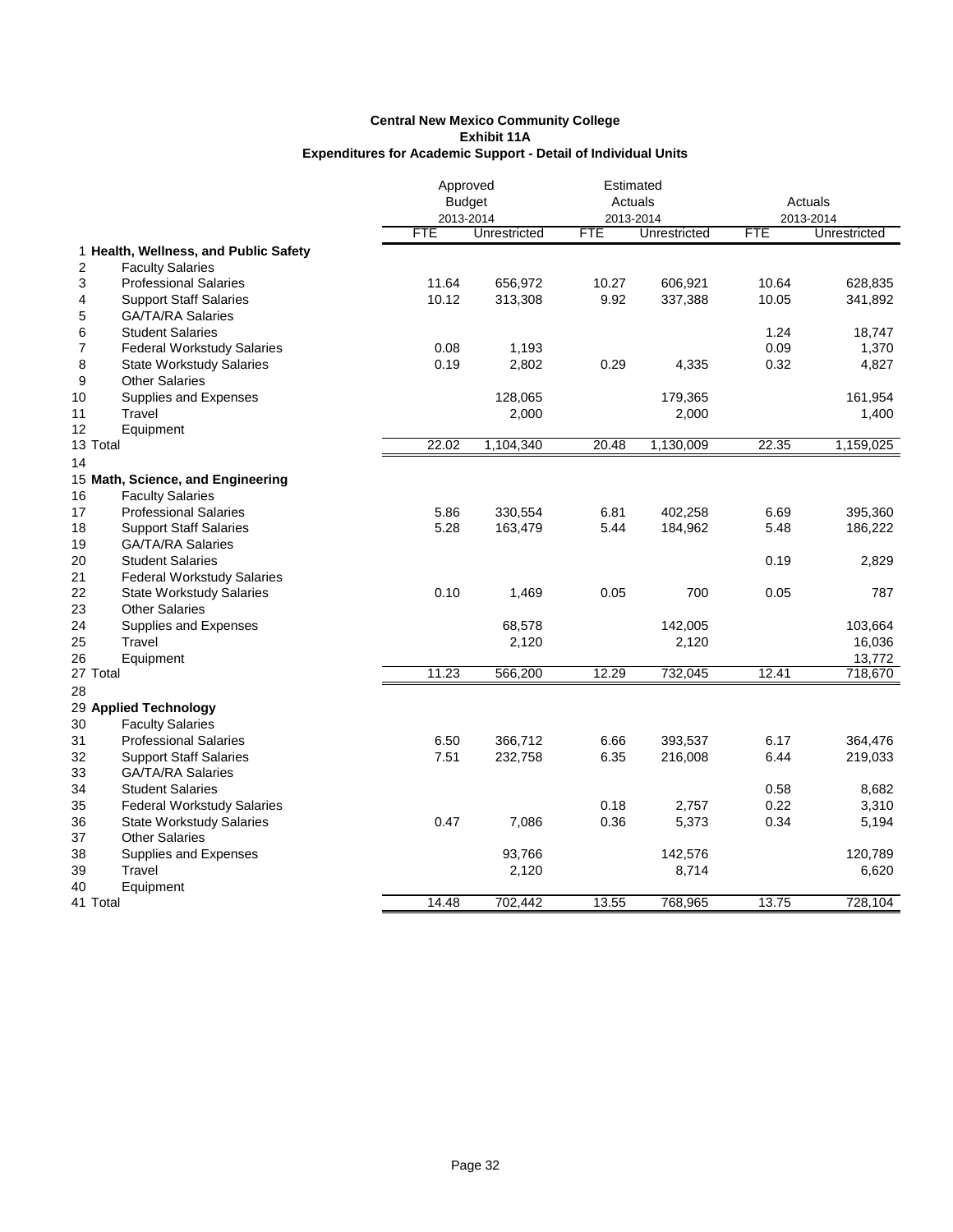**Central New Mexico Community College**
**Exhibit 11A**
**Expenditures for Academic Support - Detail of Individual Units**

| | | Approved Budget 2013-2014 | | Estimated Actuals 2013-2014 | | Actuals 2013-2014 | |
|---|---|---|---|---|---|---|---|
| | | FTE | Unrestricted | FTE | Unrestricted | FTE | Unrestricted |
| 1 | **Health, Wellness, and Public Safety** | | | | | | |
| 2 | Faculty Salaries | | | | | | |
| 3 | Professional Salaries | 11.64 | 656,972 | 10.27 | 606,921 | 10.64 | 628,835 |
| 4 | Support Staff Salaries | 10.12 | 313,308 | 9.92 | 337,388 | 10.05 | 341,892 |
| 5 | GA/TA/RA Salaries | | | | | | |
| 6 | Student Salaries | | | | | 1.24 | 18,747 |
| 7 | Federal Workstudy Salaries | 0.08 | 1,193 | | | 0.09 | 1,370 |
| 8 | State Workstudy Salaries | 0.19 | 2,802 | 0.29 | 4,335 | 0.32 | 4,827 |
| 9 | Other Salaries | | | | | | |
| 10 | Supplies and Expenses | | 128,065 | | 179,365 | | 161,954 |
| 11 | Travel | | 2,000 | | 2,000 | | 1,400 |
| 12 | Equipment | | | | | | |
| 13 | Total | 22.02 | 1,104,340 | 20.48 | 1,130,009 | 22.35 | 1,159,025 |
| 14 | | | | | | | |
| 15 | **Math, Science, and Engineering** | | | | | | |
| 16 | Faculty Salaries | | | | | | |
| 17 | Professional Salaries | 5.86 | 330,554 | 6.81 | 402,258 | 6.69 | 395,360 |
| 18 | Support Staff Salaries | 5.28 | 163,479 | 5.44 | 184,962 | 5.48 | 186,222 |
| 19 | GA/TA/RA Salaries | | | | | | |
| 20 | Student Salaries | | | | | 0.19 | 2,829 |
| 21 | Federal Workstudy Salaries | | | | | | |
| 22 | State Workstudy Salaries | 0.10 | 1,469 | 0.05 | 700 | 0.05 | 787 |
| 23 | Other Salaries | | | | | | |
| 24 | Supplies and Expenses | | 68,578 | | 142,005 | | 103,664 |
| 25 | Travel | | 2,120 | | 2,120 | | 16,036 |
| 26 | Equipment | | | | | | 13,772 |
| 27 | Total | 11.23 | 566,200 | 12.29 | 732,045 | 12.41 | 718,670 |
| 28 | | | | | | | |
| 29 | **Applied Technology** | | | | | | |
| 30 | Faculty Salaries | | | | | | |
| 31 | Professional Salaries | 6.50 | 366,712 | 6.66 | 393,537 | 6.17 | 364,476 |
| 32 | Support Staff Salaries | 7.51 | 232,758 | 6.35 | 216,008 | 6.44 | 219,033 |
| 33 | GA/TA/RA Salaries | | | | | | |
| 34 | Student Salaries | | | | | 0.58 | 8,682 |
| 35 | Federal Workstudy Salaries | | | 0.18 | 2,757 | 0.22 | 3,310 |
| 36 | State Workstudy Salaries | 0.47 | 7,086 | 0.36 | 5,373 | 0.34 | 5,194 |
| 37 | Other Salaries | | | | | | |
| 38 | Supplies and Expenses | | 93,766 | | 142,576 | | 120,789 |
| 39 | Travel | | 2,120 | | 8,714 | | 6,620 |
| 40 | Equipment | | | | | | |
| 41 | Total | 14.48 | 702,442 | 13.55 | 768,965 | 13.75 | 728,104 |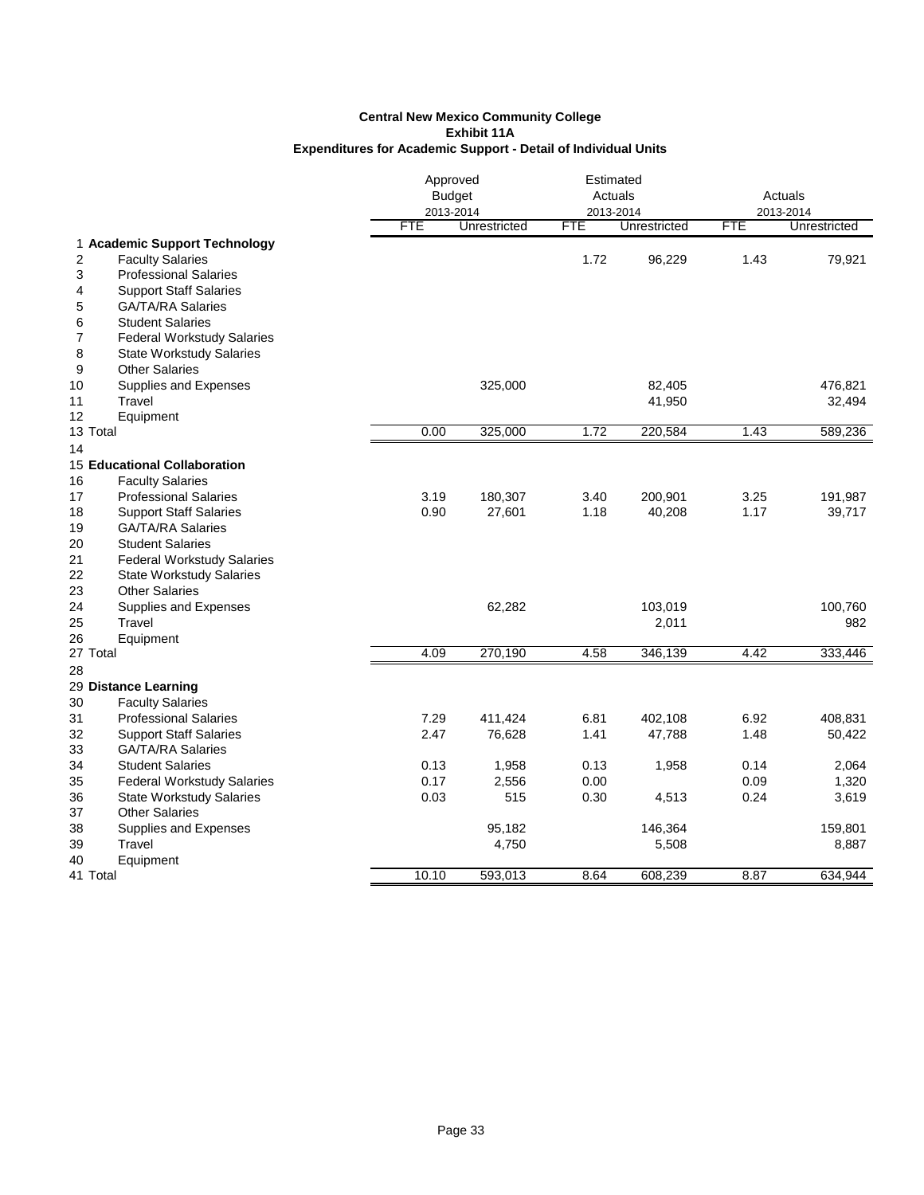**Central New Mexico Community College**
**Exhibit 11A**
**Expenditures for Academic Support - Detail of Individual Units**

| | | Approved Budget 2013-2014 | | Estimated Actuals 2013-2014 | | Actuals 2013-2014 | |
|---|---|---|---|---|---|---|---|
| | | FTE | Unrestricted | FTE | Unrestricted | FTE | Unrestricted |
| 1 | **Academic Support Technology** | | | | | | |
| 2 | Faculty Salaries | | | 1.72 | 96,229 | 1.43 | 79,921 |
| 3 | Professional Salaries | | | | | | |
| 4 | Support Staff Salaries | | | | | | |
| 5 | GA/TA/RA Salaries | | | | | | |
| 6 | Student Salaries | | | | | | |
| 7 | Federal Workstudy Salaries | | | | | | |
| 8 | State Workstudy Salaries | | | | | | |
| 9 | Other Salaries | | | | | | |
| 10 | Supplies and Expenses | | 325,000 | | 82,405 | | 476,821 |
| 11 | Travel | | | | 41,950 | | 32,494 |
| 12 | Equipment | | | | | | |
| 13 | Total | 0.00 | 325,000 | 1.72 | 220,584 | 1.43 | 589,236 |
| 14 | | | | | | | |
| 15 | **Educational Collaboration** | | | | | | |
| 16 | Faculty Salaries | | | | | | |
| 17 | Professional Salaries | 3.19 | 180,307 | 3.40 | 200,901 | 3.25 | 191,987 |
| 18 | Support Staff Salaries | 0.90 | 27,601 | 1.18 | 40,208 | 1.17 | 39,717 |
| 19 | GA/TA/RA Salaries | | | | | | |
| 20 | Student Salaries | | | | | | |
| 21 | Federal Workstudy Salaries | | | | | | |
| 22 | State Workstudy Salaries | | | | | | |
| 23 | Other Salaries | | | | | | |
| 24 | Supplies and Expenses | | 62,282 | | 103,019 | | 100,760 |
| 25 | Travel | | | | 2,011 | | 982 |
| 26 | Equipment | | | | | | |
| 27 | Total | 4.09 | 270,190 | 4.58 | 346,139 | 4.42 | 333,446 |
| 28 | | | | | | | |
| 29 | **Distance Learning** | | | | | | |
| 30 | Faculty Salaries | | | | | | |
| 31 | Professional Salaries | 7.29 | 411,424 | 6.81 | 402,108 | 6.92 | 408,831 |
| 32 | Support Staff Salaries | 2.47 | 76,628 | 1.41 | 47,788 | 1.48 | 50,422 |
| 33 | GA/TA/RA Salaries | | | | | | |
| 34 | Student Salaries | 0.13 | 1,958 | 0.13 | 1,958 | 0.14 | 2,064 |
| 35 | Federal Workstudy Salaries | 0.17 | 2,556 | 0.00 | | 0.09 | 1,320 |
| 36 | State Workstudy Salaries | 0.03 | 515 | 0.30 | 4,513 | 0.24 | 3,619 |
| 37 | Other Salaries | | | | | | |
| 38 | Supplies and Expenses | | 95,182 | | 146,364 | | 159,801 |
| 39 | Travel | | 4,750 | | 5,508 | | 8,887 |
| 40 | Equipment | | | | | | |
| 41 | Total | 10.10 | 593,013 | 8.64 | 608,239 | 8.87 | 634,944 |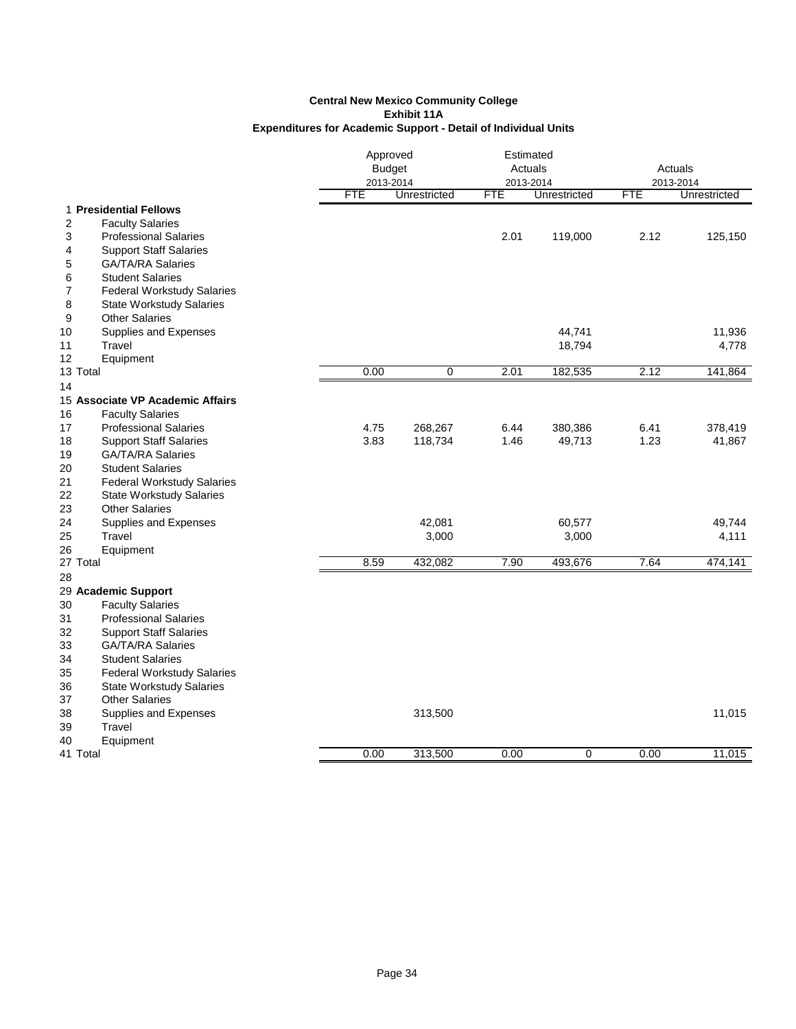**Central New Mexico Community College**
**Exhibit 11A**
**Expenditures for Academic Support - Detail of Individual Units**

| | | Approved Budget 2013-2014 | | Estimated Actuals 2013-2014 | | Actuals 2013-2014 | |
|---|---|---|---|---|---|---|---|
| | | FTE | Unrestricted | FTE | Unrestricted | FTE | Unrestricted |
| 1 | **Presidential Fellows** | | | | | | |
| 2 | Faculty Salaries | | | | | | |
| 3 | Professional Salaries | | | 2.01 | 119,000 | 2.12 | 125,150 |
| 4 | Support Staff Salaries | | | | | | |
| 5 | GA/TA/RA Salaries | | | | | | |
| 6 | Student Salaries | | | | | | |
| 7 | Federal Workstudy Salaries | | | | | | |
| 8 | State Workstudy Salaries | | | | | | |
| 9 | Other Salaries | | | | | | |
| 10 | Supplies and Expenses | | | | 44,741 | | 11,936 |
| 11 | Travel | | | | 18,794 | | 4,778 |
| 12 | Equipment | | | | | | |
| 13 | Total | 0.00 | 0 | 2.01 | 182,535 | 2.12 | 141,864 |
| 14 | | | | | | | |
| 15 | **Associate VP Academic Affairs** | | | | | | |
| 16 | Faculty Salaries | | | | | | |
| 17 | Professional Salaries | 4.75 | 268,267 | 6.44 | 380,386 | 6.41 | 378,419 |
| 18 | Support Staff Salaries | 3.83 | 118,734 | 1.46 | 49,713 | 1.23 | 41,867 |
| 19 | GA/TA/RA Salaries | | | | | | |
| 20 | Student Salaries | | | | | | |
| 21 | Federal Workstudy Salaries | | | | | | |
| 22 | State Workstudy Salaries | | | | | | |
| 23 | Other Salaries | | | | | | |
| 24 | Supplies and Expenses | | 42,081 | | 60,577 | | 49,744 |
| 25 | Travel | | 3,000 | | 3,000 | | 4,111 |
| 26 | Equipment | | | | | | |
| 27 | Total | 8.59 | 432,082 | 7.90 | 493,676 | 7.64 | 474,141 |
| 28 | | | | | | | |
| 29 | **Academic Support** | | | | | | |
| 30 | Faculty Salaries | | | | | | |
| 31 | Professional Salaries | | | | | | |
| 32 | Support Staff Salaries | | | | | | |
| 33 | GA/TA/RA Salaries | | | | | | |
| 34 | Student Salaries | | | | | | |
| 35 | Federal Workstudy Salaries | | | | | | |
| 36 | State Workstudy Salaries | | | | | | |
| 37 | Other Salaries | | | | | | |
| 38 | Supplies and Expenses | | 313,500 | | | | 11,015 |
| 39 | Travel | | | | | | |
| 40 | Equipment | | | | | | |
| 41 | Total | 0.00 | 313,500 | 0.00 | 0 | 0.00 | 11,015 |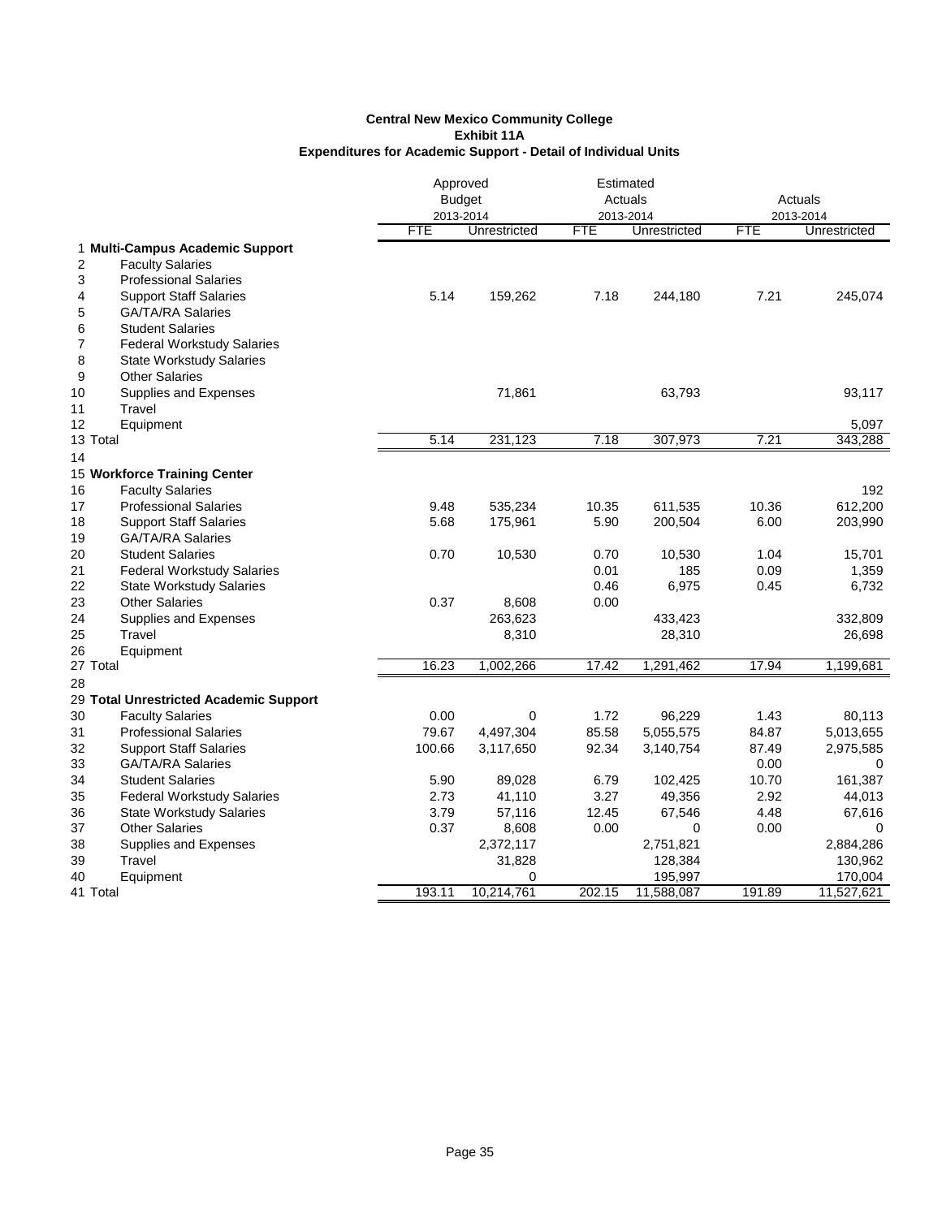**Central New Mexico Community College**
**Exhibit 11A**
**Expenditures for Academic Support - Detail of Individual Units**

| | | Approved Budget 2013-2014 | | Estimated Actuals 2013-2014 | | Actuals 2013-2014 | |
|---|---|---|---|---|---|---|---|
| | | FTE | Unrestricted | FTE | Unrestricted | FTE | Unrestricted |
| 1 | **Multi-Campus Academic Support** | | | | | | |
| 2 | Faculty Salaries | | | | | | |
| 3 | Professional Salaries | | | | | | |
| 4 | Support Staff Salaries | 5.14 | 159,262 | 7.18 | 244,180 | 7.21 | 245,074 |
| 5 | GA/TA/RA Salaries | | | | | | |
| 6 | Student Salaries | | | | | | |
| 7 | Federal Workstudy Salaries | | | | | | |
| 8 | State Workstudy Salaries | | | | | | |
| 9 | Other Salaries | | | | | | |
| 10 | Supplies and Expenses | | 71,861 | | 63,793 | | 93,117 |
| 11 | Travel | | | | | | |
| 12 | Equipment | | | | | | 5,097 |
| 13 | Total | 5.14 | 231,123 | 7.18 | 307,973 | 7.21 | 343,288 |
| 14 | | | | | | | |
| 15 | **Workforce Training Center** | | | | | | |
| 16 | Faculty Salaries | | | | | | 192 |
| 17 | Professional Salaries | 9.48 | 535,234 | 10.35 | 611,535 | 10.36 | 612,200 |
| 18 | Support Staff Salaries | 5.68 | 175,961 | 5.90 | 200,504 | 6.00 | 203,990 |
| 19 | GA/TA/RA Salaries | | | | | | |
| 20 | Student Salaries | 0.70 | 10,530 | 0.70 | 10,530 | 1.04 | 15,701 |
| 21 | Federal Workstudy Salaries | | | 0.01 | 185 | 0.09 | 1,359 |
| 22 | State Workstudy Salaries | | | 0.46 | 6,975 | 0.45 | 6,732 |
| 23 | Other Salaries | 0.37 | 8,608 | 0.00 | | | |
| 24 | Supplies and Expenses | | 263,623 | | 433,423 | | 332,809 |
| 25 | Travel | | 8,310 | | 28,310 | | 26,698 |
| 26 | Equipment | | | | | | |
| 27 | Total | 16.23 | 1,002,266 | 17.42 | 1,291,462 | 17.94 | 1,199,681 |
| 28 | | | | | | | |
| 29 | **Total Unrestricted Academic Support** | | | | | | |
| 30 | Faculty Salaries | 0.00 | 0 | 1.72 | 96,229 | 1.43 | 80,113 |
| 31 | Professional Salaries | 79.67 | 4,497,304 | 85.58 | 5,055,575 | 84.87 | 5,013,655 |
| 32 | Support Staff Salaries | 100.66 | 3,117,650 | 92.34 | 3,140,754 | 87.49 | 2,975,585 |
| 33 | GA/TA/RA Salaries | | | | | 0.00 | 0 |
| 34 | Student Salaries | 5.90 | 89,028 | 6.79 | 102,425 | 10.70 | 161,387 |
| 35 | Federal Workstudy Salaries | 2.73 | 41,110 | 3.27 | 49,356 | 2.92 | 44,013 |
| 36 | State Workstudy Salaries | 3.79 | 57,116 | 12.45 | 67,546 | 4.48 | 67,616 |
| 37 | Other Salaries | 0.37 | 8,608 | 0.00 | 0 | 0.00 | 0 |
| 38 | Supplies and Expenses | | 2,372,117 | | 2,751,821 | | 2,884,286 |
| 39 | Travel | | 31,828 | | 128,384 | | 130,962 |
| 40 | Equipment | | 0 | | 195,997 | | 170,004 |
| 41 | Total | 193.11 | 10,214,761 | 202.15 | 11,588,087 | 191.89 | 11,527,621 |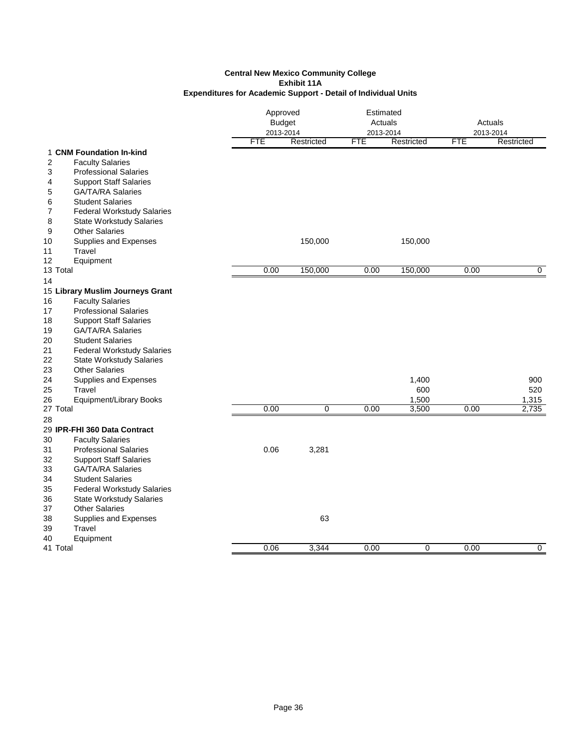**Central New Mexico Community College**
**Exhibit 11A**
**Expenditures for Academic Support - Detail of Individual Units**

| | | Approved Budget 2013-2014 | | Estimated Actuals 2013-2014 | | Actuals 2013-2014 | |
|---|---|---|---|---|---|---|---|
| | | FTE | Restricted | FTE | Restricted | FTE | Restricted |
| 1 | **CNM Foundation In-kind** | | | | | | |
| 2 | Faculty Salaries | | | | | | |
| 3 | Professional Salaries | | | | | | |
| 4 | Support Staff Salaries | | | | | | |
| 5 | GA/TA/RA Salaries | | | | | | |
| 6 | Student Salaries | | | | | | |
| 7 | Federal Workstudy Salaries | | | | | | |
| 8 | State Workstudy Salaries | | | | | | |
| 9 | Other Salaries | | | | | | |
| 10 | Supplies and Expenses | | 150,000 | | 150,000 | | |
| 11 | Travel | | | | | | |
| 12 | Equipment | | | | | | |
| 13 | Total | 0.00 | 150,000 | 0.00 | 150,000 | 0.00 | 0 |
| 14 | | | | | | | |
| 15 | **Library Muslim Journeys Grant** | | | | | | |
| 16 | Faculty Salaries | | | | | | |
| 17 | Professional Salaries | | | | | | |
| 18 | Support Staff Salaries | | | | | | |
| 19 | GA/TA/RA Salaries | | | | | | |
| 20 | Student Salaries | | | | | | |
| 21 | Federal Workstudy Salaries | | | | | | |
| 22 | State Workstudy Salaries | | | | | | |
| 23 | Other Salaries | | | | | | |
| 24 | Supplies and Expenses | | | | 1,400 | | 900 |
| 25 | Travel | | | | 600 | | 520 |
| 26 | Equipment/Library Books | | | | 1,500 | | 1,315 |
| 27 | Total | 0.00 | 0 | 0.00 | 3,500 | 0.00 | 2,735 |
| 28 | | | | | | | |
| 29 | **IPR-FHI 360 Data Contract** | | | | | | |
| 30 | Faculty Salaries | | | | | | |
| 31 | Professional Salaries | 0.06 | 3,281 | | | | |
| 32 | Support Staff Salaries | | | | | | |
| 33 | GA/TA/RA Salaries | | | | | | |
| 34 | Student Salaries | | | | | | |
| 35 | Federal Workstudy Salaries | | | | | | |
| 36 | State Workstudy Salaries | | | | | | |
| 37 | Other Salaries | | | | | | |
| 38 | Supplies and Expenses | | 63 | | | | |
| 39 | Travel | | | | | | |
| 40 | Equipment | | | | | | |
| 41 | Total | 0.06 | 3,344 | 0.00 | 0 | 0.00 | 0 |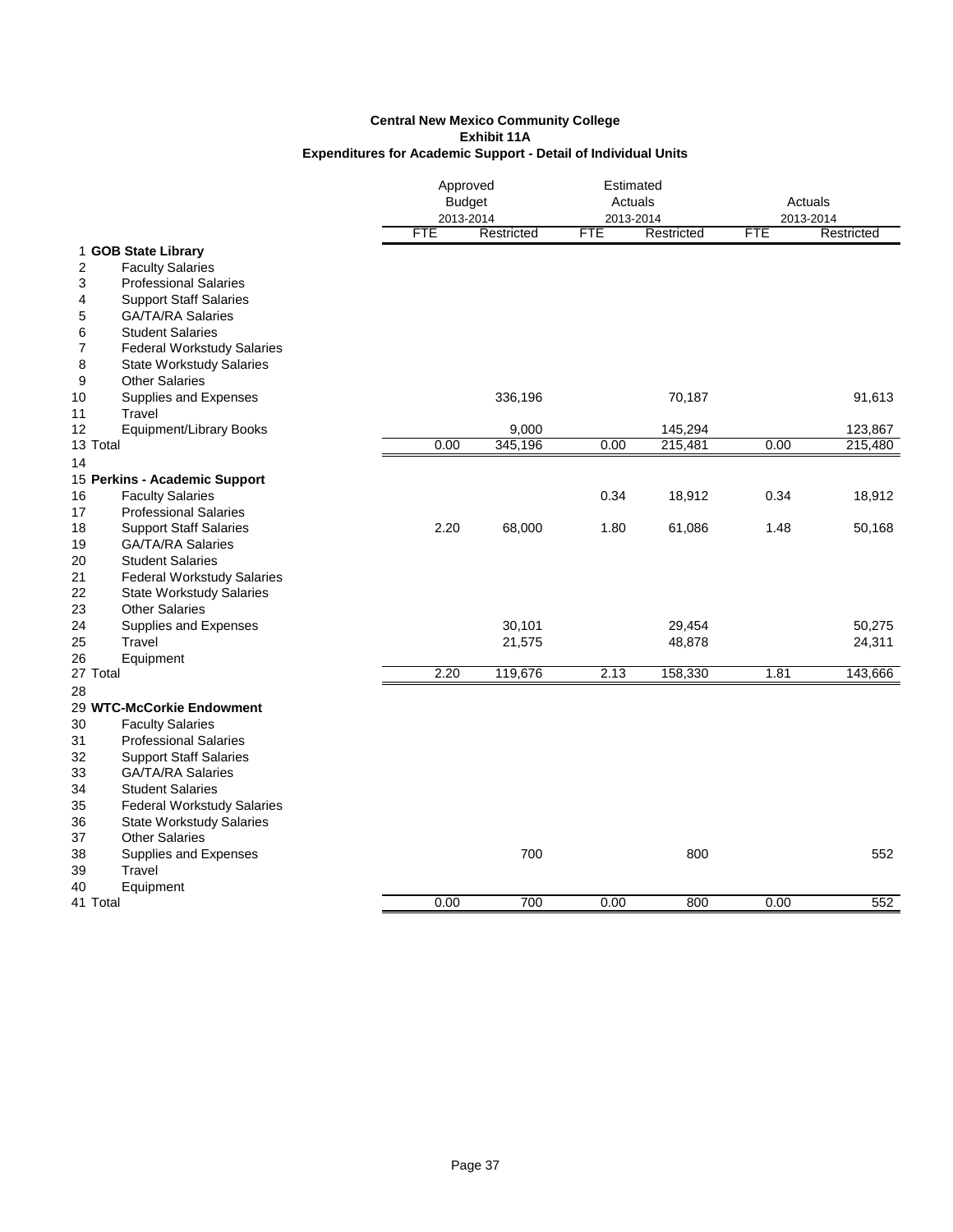**Central New Mexico Community College**
**Exhibit 11A**
**Expenditures for Academic Support - Detail of Individual Units**

| | | Approved Budget 2013-2014 | | Estimated Actuals 2013-2014 | | Actuals 2013-2014 | |
|---|---|---|---|---|---|---|---|
| | | FTE | Restricted | FTE | Restricted | FTE | Restricted |
| 1 | **GOB State Library** | | | | | | |
| 2 | Faculty Salaries | | | | | | |
| 3 | Professional Salaries | | | | | | |
| 4 | Support Staff Salaries | | | | | | |
| 5 | GA/TA/RA Salaries | | | | | | |
| 6 | Student Salaries | | | | | | |
| 7 | Federal Workstudy Salaries | | | | | | |
| 8 | State Workstudy Salaries | | | | | | |
| 9 | Other Salaries | | | | | | |
| 10 | Supplies and Expenses | | 336,196 | | 70,187 | | 91,613 |
| 11 | Travel | | | | | | |
| 12 | Equipment/Library Books | | 9,000 | | 145,294 | | 123,867 |
| 13 | Total | 0.00 | 345,196 | 0.00 | 215,481 | 0.00 | 215,480 |
| 14 | | | | | | | |
| 15 | **Perkins - Academic Support** | | | | | | |
| 16 | Faculty Salaries | | | 0.34 | 18,912 | 0.34 | 18,912 |
| 17 | Professional Salaries | | | | | | |
| 18 | Support Staff Salaries | 2.20 | 68,000 | 1.80 | 61,086 | 1.48 | 50,168 |
| 19 | GA/TA/RA Salaries | | | | | | |
| 20 | Student Salaries | | | | | | |
| 21 | Federal Workstudy Salaries | | | | | | |
| 22 | State Workstudy Salaries | | | | | | |
| 23 | Other Salaries | | | | | | |
| 24 | Supplies and Expenses | | 30,101 | | 29,454 | | 50,275 |
| 25 | Travel | | 21,575 | | 48,878 | | 24,311 |
| 26 | Equipment | | | | | | |
| 27 | Total | 2.20 | 119,676 | 2.13 | 158,330 | 1.81 | 143,666 |
| 28 | | | | | | | |
| 29 | **WTC-McCorkie Endowment** | | | | | | |
| 30 | Faculty Salaries | | | | | | |
| 31 | Professional Salaries | | | | | | |
| 32 | Support Staff Salaries | | | | | | |
| 33 | GA/TA/RA Salaries | | | | | | |
| 34 | Student Salaries | | | | | | |
| 35 | Federal Workstudy Salaries | | | | | | |
| 36 | State Workstudy Salaries | | | | | | |
| 37 | Other Salaries | | | | | | |
| 38 | Supplies and Expenses | | 700 | | 800 | | 552 |
| 39 | Travel | | | | | | |
| 40 | Equipment | | | | | | |
| 41 | Total | 0.00 | 700 | 0.00 | 800 | 0.00 | 552 |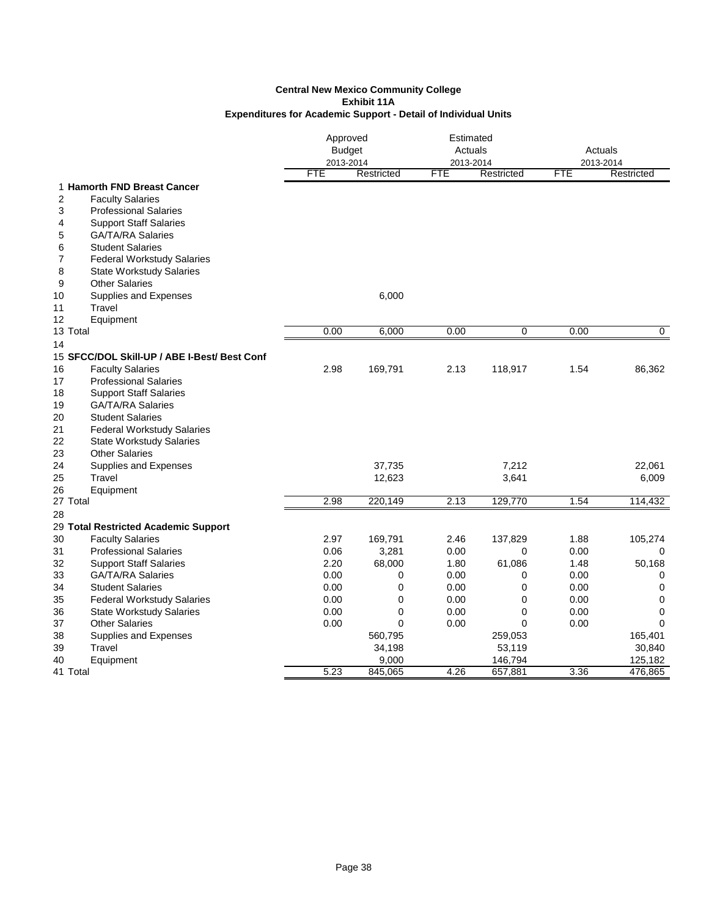**Central New Mexico Community College**
**Exhibit 11A**
**Expenditures for Academic Support - Detail of Individual Units**

| | | Approved Budget 2013-2014 | | Estimated Actuals 2013-2014 | | Actuals 2013-2014 | |
|---|---|---|---|---|---|---|---|
| | | FTE | Restricted | FTE | Restricted | FTE | Restricted |
| 1 | **Hamorth FND Breast Cancer** | | | | | | |
| 2 | Faculty Salaries | | | | | | |
| 3 | Professional Salaries | | | | | | |
| 4 | Support Staff Salaries | | | | | | |
| 5 | GA/TA/RA Salaries | | | | | | |
| 6 | Student Salaries | | | | | | |
| 7 | Federal Workstudy Salaries | | | | | | |
| 8 | State Workstudy Salaries | | | | | | |
| 9 | Other Salaries | | | | | | |
| 10 | Supplies and Expenses | | 6,000 | | | | |
| 11 | Travel | | | | | | |
| 12 | Equipment | | | | | | |
| 13 | Total | 0.00 | 6,000 | 0.00 | 0 | 0.00 | 0 |
| 14 | | | | | | | |
| 15 | **SFCC/DOL Skill-UP / ABE I-Best/ Best Conf** | | | | | | |
| 16 | Faculty Salaries | 2.98 | 169,791 | 2.13 | 118,917 | 1.54 | 86,362 |
| 17 | Professional Salaries | | | | | | |
| 18 | Support Staff Salaries | | | | | | |
| 19 | GA/TA/RA Salaries | | | | | | |
| 20 | Student Salaries | | | | | | |
| 21 | Federal Workstudy Salaries | | | | | | |
| 22 | State Workstudy Salaries | | | | | | |
| 23 | Other Salaries | | | | | | |
| 24 | Supplies and Expenses | | 37,735 | | 7,212 | | 22,061 |
| 25 | Travel | | 12,623 | | 3,641 | | 6,009 |
| 26 | Equipment | | | | | | |
| 27 | Total | 2.98 | 220,149 | 2.13 | 129,770 | 1.54 | 114,432 |
| 28 | | | | | | | |
| 29 | **Total Restricted Academic Support** | | | | | | |
| 30 | Faculty Salaries | 2.97 | 169,791 | 2.46 | 137,829 | 1.88 | 105,274 |
| 31 | Professional Salaries | 0.06 | 3,281 | 0.00 | 0 | 0.00 | 0 |
| 32 | Support Staff Salaries | 2.20 | 68,000 | 1.80 | 61,086 | 1.48 | 50,168 |
| 33 | GA/TA/RA Salaries | 0.00 | 0 | 0.00 | 0 | 0.00 | 0 |
| 34 | Student Salaries | 0.00 | 0 | 0.00 | 0 | 0.00 | 0 |
| 35 | Federal Workstudy Salaries | 0.00 | 0 | 0.00 | 0 | 0.00 | 0 |
| 36 | State Workstudy Salaries | 0.00 | 0 | 0.00 | 0 | 0.00 | 0 |
| 37 | Other Salaries | 0.00 | 0 | 0.00 | 0 | 0.00 | 0 |
| 38 | Supplies and Expenses | | 560,795 | | 259,053 | | 165,401 |
| 39 | Travel | | 34,198 | | 53,119 | | 30,840 |
| 40 | Equipment | | 9,000 | | 146,794 | | 125,182 |
| 41 | Total | 5.23 | 845,065 | 4.26 | 657,881 | 3.36 | 476,865 |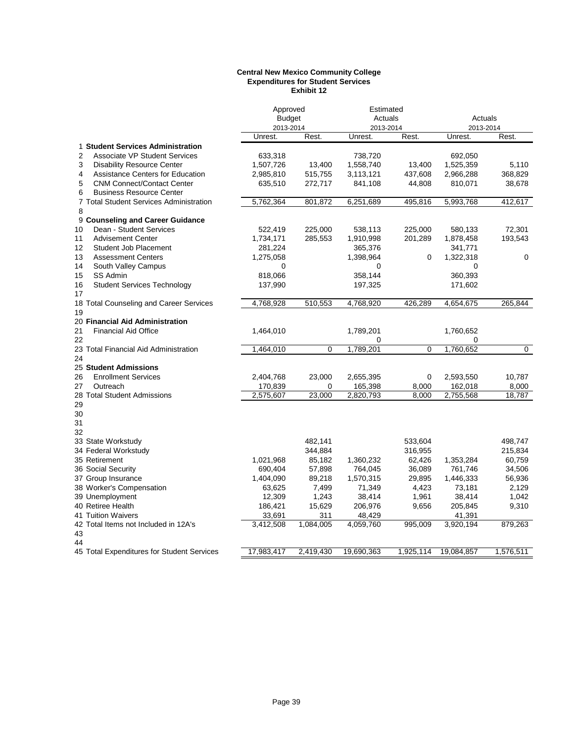**Central New Mexico Community College**
**Expenditures for Student Services**
**Exhibit 12**

| | | Approved Budget 2013-2014 | | Estimated Actuals 2013-2014 | | Actuals 2013-2014 | |
|---|---|---|---|---|---|---|---|
| | | Unrest. | Rest. | Unrest. | Rest. | Unrest. | Rest. |
| 1 | **Student Services Administration** | | | | | | |
| 2 | Associate VP Student Services | 633,318 | | 738,720 | | 692,050 | |
| 3 | Disability Resource Center | 1,507,726 | 13,400 | 1,558,740 | 13,400 | 1,525,359 | 5,110 |
| 4 | Assistance Centers for Education | 2,985,810 | 515,755 | 3,113,121 | 437,608 | 2,966,288 | 368,829 |
| 5 | CNM Connect/Contact Center | 635,510 | 272,717 | 841,108 | 44,808 | 810,071 | 38,678 |
| 6 | Business Resource Center | | | | | | |
| 7 | Total Student Services Administration | 5,762,364 | 801,872 | 6,251,689 | 495,816 | 5,993,768 | 412,617 |
| 8 | | | | | | | |
| 9 | **Counseling and Career Guidance** | | | | | | |
| 10 | Dean - Student Services | 522,419 | 225,000 | 538,113 | 225,000 | 580,133 | 72,301 |
| 11 | Advisement Center | 1,734,171 | 285,553 | 1,910,998 | 201,289 | 1,878,458 | 193,543 |
| 12 | Student Job Placement | 281,224 | | 365,376 | | 341,771 | |
| 13 | Assessment Centers | 1,275,058 | | 1,398,964 | 0 | 1,322,318 | 0 |
| 14 | South Valley Campus | 0 | | 0 | | 0 | |
| 15 | SS Admin | 818,066 | | 358,144 | | 360,393 | |
| 16 | Student Services Technology | 137,990 | | 197,325 | | 171,602 | |
| 17 | | | | | | | |
| 18 | Total Counseling and Career Services | 4,768,928 | 510,553 | 4,768,920 | 426,289 | 4,654,675 | 265,844 |
| 19 | | | | | | | |
| 20 | **Financial Aid Administration** | | | | | | |
| 21 | Financial Aid Office | 1,464,010 | | 1,789,201 | | 1,760,652 | |
| 22 | | | | 0 | | 0 | |
| 23 | Total Financial Aid Administration | 1,464,010 | 0 | 1,789,201 | 0 | 1,760,652 | 0 |
| 24 | | | | | | | |
| 25 | **Student Admissions** | | | | | | |
| 26 | Enrollment Services | 2,404,768 | 23,000 | 2,655,395 | 0 | 2,593,550 | 10,787 |
| 27 | Outreach | 170,839 | 0 | 165,398 | 8,000 | 162,018 | 8,000 |
| 28 | Total Student Admissions | 2,575,607 | 23,000 | 2,820,793 | 8,000 | 2,755,568 | 18,787 |
| 29 | | | | | | | |
| 30 | | | | | | | |
| 31 | | | | | | | |
| 32 | | | | | | | |
| 33 | State Workstudy | | 482,141 | | 533,604 | | 498,747 |
| 34 | Federal Workstudy | | 344,884 | | 316,955 | | 215,834 |
| 35 | Retirement | 1,021,968 | 85,182 | 1,360,232 | 62,426 | 1,353,284 | 60,759 |
| 36 | Social Security | 690,404 | 57,898 | 764,045 | 36,089 | 761,746 | 34,506 |
| 37 | Group Insurance | 1,404,090 | 89,218 | 1,570,315 | 29,895 | 1,446,333 | 56,936 |
| 38 | Worker's Compensation | 63,625 | 7,499 | 71,349 | 4,423 | 73,181 | 2,129 |
| 39 | Unemployment | 12,309 | 1,243 | 38,414 | 1,961 | 38,414 | 1,042 |
| 40 | Retiree Health | 186,421 | 15,629 | 206,976 | 9,656 | 205,845 | 9,310 |
| 41 | Tuition Waivers | 33,691 | 311 | 48,429 | | 41,391 | |
| 42 | Total Items not Included in 12A's | 3,412,508 | 1,084,005 | 4,059,760 | 995,009 | 3,920,194 | 879,263 |
| 43 | | | | | | | |
| 44 | | | | | | | |
| 45 | Total Expenditures for Student Services | 17,983,417 | 2,419,430 | 19,690,363 | 1,925,114 | 19,084,857 | 1,576,511 |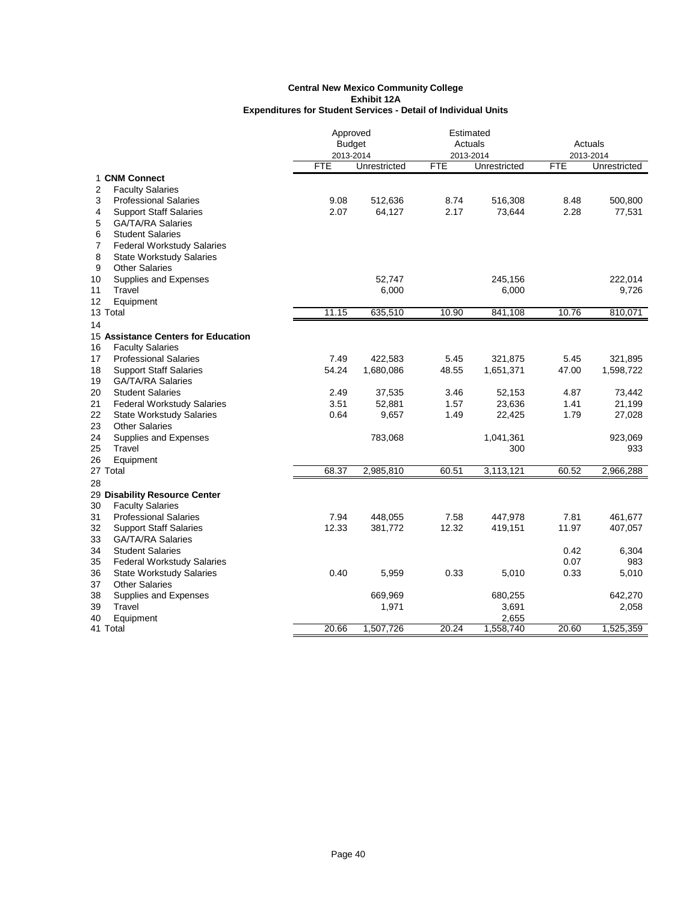**Central New Mexico Community College**
**Exhibit 12A**
**Expenditures for Student Services - Detail of Individual Units**

| | | Approved Budget 2013-2014 | | Estimated Actuals 2013-2014 | | Actuals 2013-2014 | |
|---|---|---|---|---|---|---|---|
| | | FTE | Unrestricted | FTE | Unrestricted | FTE | Unrestricted |
| 1 | **CNM Connect** | | | | | | |
| 2 | Faculty Salaries | | | | | | |
| 3 | Professional Salaries | 9.08 | 512,636 | 8.74 | 516,308 | 8.48 | 500,800 |
| 4 | Support Staff Salaries | 2.07 | 64,127 | 2.17 | 73,644 | 2.28 | 77,531 |
| 5 | GA/TA/RA Salaries | | | | | | |
| 6 | Student Salaries | | | | | | |
| 7 | Federal Workstudy Salaries | | | | | | |
| 8 | State Workstudy Salaries | | | | | | |
| 9 | Other Salaries | | | | | | |
| 10 | Supplies and Expenses | | 52,747 | | 245,156 | | 222,014 |
| 11 | Travel | | 6,000 | | 6,000 | | 9,726 |
| 12 | Equipment | | | | | | |
| 13 | Total | 11.15 | 635,510 | 10.90 | 841,108 | 10.76 | 810,071 |
| 14 | | | | | | | |
| 15 | **Assistance Centers for Education** | | | | | | |
| 16 | Faculty Salaries | | | | | | |
| 17 | Professional Salaries | 7.49 | 422,583 | 5.45 | 321,875 | 5.45 | 321,895 |
| 18 | Support Staff Salaries | 54.24 | 1,680,086 | 48.55 | 1,651,371 | 47.00 | 1,598,722 |
| 19 | GA/TA/RA Salaries | | | | | | |
| 20 | Student Salaries | 2.49 | 37,535 | 3.46 | 52,153 | 4.87 | 73,442 |
| 21 | Federal Workstudy Salaries | 3.51 | 52,881 | 1.57 | 23,636 | 1.41 | 21,199 |
| 22 | State Workstudy Salaries | 0.64 | 9,657 | 1.49 | 22,425 | 1.79 | 27,028 |
| 23 | Other Salaries | | | | | | |
| 24 | Supplies and Expenses | | 783,068 | | 1,041,361 | | 923,069 |
| 25 | Travel | | | | 300 | | 933 |
| 26 | Equipment | | | | | | |
| 27 | Total | 68.37 | 2,985,810 | 60.51 | 3,113,121 | 60.52 | 2,966,288 |
| 28 | | | | | | | |
| 29 | **Disability Resource Center** | | | | | | |
| 30 | Faculty Salaries | | | | | | |
| 31 | Professional Salaries | 7.94 | 448,055 | 7.58 | 447,978 | 7.81 | 461,677 |
| 32 | Support Staff Salaries | 12.33 | 381,772 | 12.32 | 419,151 | 11.97 | 407,057 |
| 33 | GA/TA/RA Salaries | | | | | | |
| 34 | Student Salaries | | | | | 0.42 | 6,304 |
| 35 | Federal Workstudy Salaries | | | | | 0.07 | 983 |
| 36 | State Workstudy Salaries | 0.40 | 5,959 | 0.33 | 5,010 | 0.33 | 5,010 |
| 37 | Other Salaries | | | | | | |
| 38 | Supplies and Expenses | | 669,969 | | 680,255 | | 642,270 |
| 39 | Travel | | 1,971 | | 3,691 | | 2,058 |
| 40 | Equipment | | | | 2,655 | | |
| 41 | Total | 20.66 | 1,507,726 | 20.24 | 1,558,740 | 20.60 | 1,525,359 |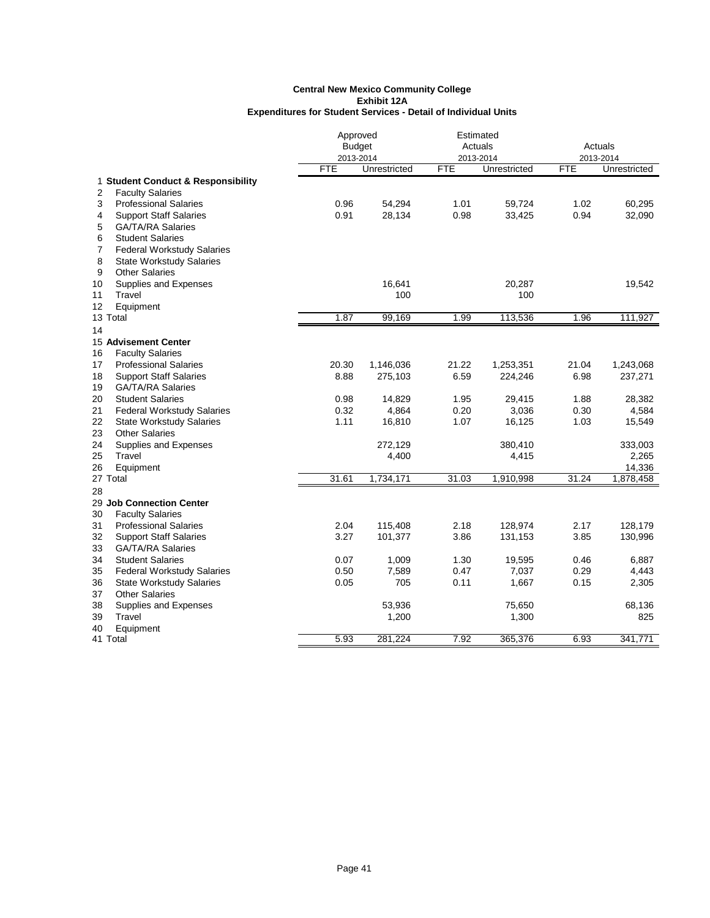**Central New Mexico Community College**
**Exhibit 12A**
**Expenditures for Student Services - Detail of Individual Units**

| | | Approved Budget 2013-2014 | | Estimated Actuals 2013-2014 | | Actuals 2013-2014 | |
|---|---|---|---|---|---|---|---|
| | | FTE | Unrestricted | FTE | Unrestricted | FTE | Unrestricted |
| 1 | **Student Conduct & Responsibility** | | | | | | |
| 2 | Faculty Salaries | | | | | | |
| 3 | Professional Salaries | 0.96 | 54,294 | 1.01 | 59,724 | 1.02 | 60,295 |
| 4 | Support Staff Salaries | 0.91 | 28,134 | 0.98 | 33,425 | 0.94 | 32,090 |
| 5 | GA/TA/RA Salaries | | | | | | |
| 6 | Student Salaries | | | | | | |
| 7 | Federal Workstudy Salaries | | | | | | |
| 8 | State Workstudy Salaries | | | | | | |
| 9 | Other Salaries | | | | | | |
| 10 | Supplies and Expenses | | 16,641 | | 20,287 | | 19,542 |
| 11 | Travel | | 100 | | 100 | | |
| 12 | Equipment | | | | | | |
| 13 | Total | 1.87 | 99,169 | 1.99 | 113,536 | 1.96 | 111,927 |
| 14 | | | | | | | |
| 15 | **Advisement Center** | | | | | | |
| 16 | Faculty Salaries | | | | | | |
| 17 | Professional Salaries | 20.30 | 1,146,036 | 21.22 | 1,253,351 | 21.04 | 1,243,068 |
| 18 | Support Staff Salaries | 8.88 | 275,103 | 6.59 | 224,246 | 6.98 | 237,271 |
| 19 | GA/TA/RA Salaries | | | | | | |
| 20 | Student Salaries | 0.98 | 14,829 | 1.95 | 29,415 | 1.88 | 28,382 |
| 21 | Federal Workstudy Salaries | 0.32 | 4,864 | 0.20 | 3,036 | 0.30 | 4,584 |
| 22 | State Workstudy Salaries | 1.11 | 16,810 | 1.07 | 16,125 | 1.03 | 15,549 |
| 23 | Other Salaries | | | | | | |
| 24 | Supplies and Expenses | | 272,129 | | 380,410 | | 333,003 |
| 25 | Travel | | 4,400 | | 4,415 | | 2,265 |
| 26 | Equipment | | | | | | 14,336 |
| 27 | Total | 31.61 | 1,734,171 | 31.03 | 1,910,998 | 31.24 | 1,878,458 |
| 28 | | | | | | | |
| 29 | **Job Connection Center** | | | | | | |
| 30 | Faculty Salaries | | | | | | |
| 31 | Professional Salaries | 2.04 | 115,408 | 2.18 | 128,974 | 2.17 | 128,179 |
| 32 | Support Staff Salaries | 3.27 | 101,377 | 3.86 | 131,153 | 3.85 | 130,996 |
| 33 | GA/TA/RA Salaries | | | | | | |
| 34 | Student Salaries | 0.07 | 1,009 | 1.30 | 19,595 | 0.46 | 6,887 |
| 35 | Federal Workstudy Salaries | 0.50 | 7,589 | 0.47 | 7,037 | 0.29 | 4,443 |
| 36 | State Workstudy Salaries | 0.05 | 705 | 0.11 | 1,667 | 0.15 | 2,305 |
| 37 | Other Salaries | | | | | | |
| 38 | Supplies and Expenses | | 53,936 | | 75,650 | | 68,136 |
| 39 | Travel | | 1,200 | | 1,300 | | 825 |
| 40 | Equipment | | | | | | |
| 41 | Total | 5.93 | 281,224 | 7.92 | 365,376 | 6.93 | 341,771 |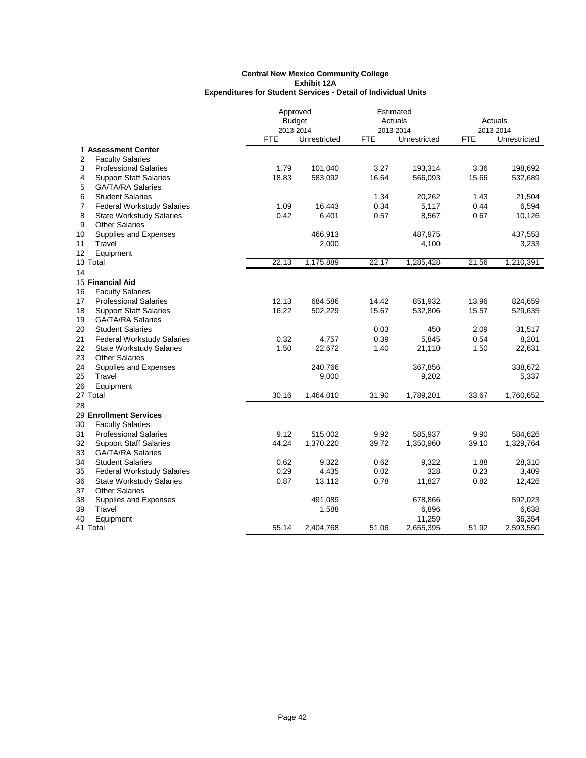**Central New Mexico Community College**
**Exhibit 12A**
**Expenditures for Student Services - Detail of Individual Units**

| | | Approved Budget 2013-2014 | | Estimated Actuals 2013-2014 | | Actuals 2013-2014 | |
|---|---|---|---|---|---|---|---|
| | | FTE | Unrestricted | FTE | Unrestricted | FTE | Unrestricted |
| 1 | **Assessment Center** | | | | | | |
| 2 | Faculty Salaries | | | | | | |
| 3 | Professional Salaries | 1.79 | 101,040 | 3.27 | 193,314 | 3.36 | 198,692 |
| 4 | Support Staff Salaries | 18.83 | 583,092 | 16.64 | 566,093 | 15.66 | 532,689 |
| 5 | GA/TA/RA Salaries | | | | | | |
| 6 | Student Salaries | | | 1.34 | 20,262 | 1.43 | 21,504 |
| 7 | Federal Workstudy Salaries | 1.09 | 16,443 | 0.34 | 5,117 | 0.44 | 6,594 |
| 8 | State Workstudy Salaries | 0.42 | 6,401 | 0.57 | 8,567 | 0.67 | 10,126 |
| 9 | Other Salaries | | | | | | |
| 10 | Supplies and Expenses | | 466,913 | | 487,975 | | 437,553 |
| 11 | Travel | | 2,000 | | 4,100 | | 3,233 |
| 12 | Equipment | | | | | | |
| 13 | Total | 22.13 | 1,175,889 | 22.17 | 1,285,428 | 21.56 | 1,210,391 |
| 14 | | | | | | | |
| 15 | **Financial Aid** | | | | | | |
| 16 | Faculty Salaries | | | | | | |
| 17 | Professional Salaries | 12.13 | 684,586 | 14.42 | 851,932 | 13.96 | 824,659 |
| 18 | Support Staff Salaries | 16.22 | 502,229 | 15.67 | 532,806 | 15.57 | 529,635 |
| 19 | GA/TA/RA Salaries | | | | | | |
| 20 | Student Salaries | | | 0.03 | 450 | 2.09 | 31,517 |
| 21 | Federal Workstudy Salaries | 0.32 | 4,757 | 0.39 | 5,845 | 0.54 | 8,201 |
| 22 | State Workstudy Salaries | 1.50 | 22,672 | 1.40 | 21,110 | 1.50 | 22,631 |
| 23 | Other Salaries | | | | | | |
| 24 | Supplies and Expenses | | 240,766 | | 367,856 | | 338,672 |
| 25 | Travel | | 9,000 | | 9,202 | | 5,337 |
| 26 | Equipment | | | | | | |
| 27 | Total | 30.16 | 1,464,010 | 31.90 | 1,789,201 | 33.67 | 1,760,652 |
| 28 | | | | | | | |
| 29 | **Enrollment Services** | | | | | | |
| 30 | Faculty Salaries | | | | | | |
| 31 | Professional Salaries | 9.12 | 515,002 | 9.92 | 585,937 | 9.90 | 584,626 |
| 32 | Support Staff Salaries | 44.24 | 1,370,220 | 39.72 | 1,350,960 | 39.10 | 1,329,764 |
| 33 | GA/TA/RA Salaries | | | | | | |
| 34 | Student Salaries | 0.62 | 9,322 | 0.62 | 9,322 | 1.88 | 28,310 |
| 35 | Federal Workstudy Salaries | 0.29 | 4,435 | 0.02 | 328 | 0.23 | 3,409 |
| 36 | State Workstudy Salaries | 0.87 | 13,112 | 0.78 | 11,827 | 0.82 | 12,426 |
| 37 | Other Salaries | | | | | | |
| 38 | Supplies and Expenses | | 491,089 | | 678,866 | | 592,023 |
| 39 | Travel | | 1,588 | | 6,896 | | 6,638 |
| 40 | Equipment | | | | 11,259 | | 36,354 |
| 41 | Total | 55.14 | 2,404,768 | 51.06 | 2,655,395 | 51.92 | 2,593,550 |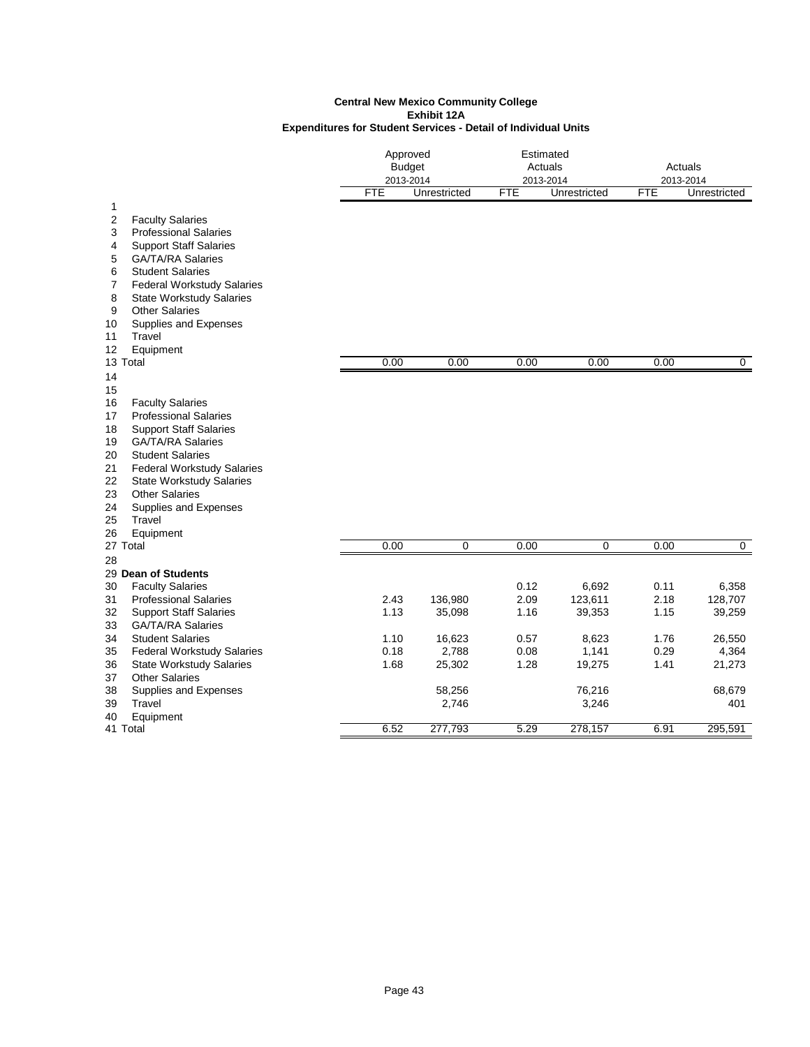**Central New Mexico Community College**
**Exhibit 12A**
**Expenditures for Student Services - Detail of Individual Units**

| | | Approved Budget 2013-2014 | | Estimated Actuals 2013-2014 | | Actuals 2013-2014 | |
|---|---|---|---|---|---|---|---|
| | | FTE | Unrestricted | FTE | Unrestricted | FTE | Unrestricted |
| 1 | | | | | | | |
| 2 | Faculty Salaries | | | | | | |
| 3 | Professional Salaries | | | | | | |
| 4 | Support Staff Salaries | | | | | | |
| 5 | GA/TA/RA Salaries | | | | | | |
| 6 | Student Salaries | | | | | | |
| 7 | Federal Workstudy Salaries | | | | | | |
| 8 | State Workstudy Salaries | | | | | | |
| 9 | Other Salaries | | | | | | |
| 10 | Supplies and Expenses | | | | | | |
| 11 | Travel | | | | | | |
| 12 | Equipment | | | | | | |
| 13 | Total | 0.00 | 0.00 | 0.00 | 0.00 | 0.00 | 0 |
| 14 | | | | | | | |
| 15 | | | | | | | |
| 16 | Faculty Salaries | | | | | | |
| 17 | Professional Salaries | | | | | | |
| 18 | Support Staff Salaries | | | | | | |
| 19 | GA/TA/RA Salaries | | | | | | |
| 20 | Student Salaries | | | | | | |
| 21 | Federal Workstudy Salaries | | | | | | |
| 22 | State Workstudy Salaries | | | | | | |
| 23 | Other Salaries | | | | | | |
| 24 | Supplies and Expenses | | | | | | |
| 25 | Travel | | | | | | |
| 26 | Equipment | | | | | | |
| 27 | Total | 0.00 | 0 | 0.00 | 0 | 0.00 | 0 |
| 28 | | | | | | | |
| 29 | **Dean of Students** | | | | | | |
| 30 | Faculty Salaries | | | 0.12 | 6,692 | 0.11 | 6,358 |
| 31 | Professional Salaries | 2.43 | 136,980 | 2.09 | 123,611 | 2.18 | 128,707 |
| 32 | Support Staff Salaries | 1.13 | 35,098 | 1.16 | 39,353 | 1.15 | 39,259 |
| 33 | GA/TA/RA Salaries | | | | | | |
| 34 | Student Salaries | 1.10 | 16,623 | 0.57 | 8,623 | 1.76 | 26,550 |
| 35 | Federal Workstudy Salaries | 0.18 | 2,788 | 0.08 | 1,141 | 0.29 | 4,364 |
| 36 | State Workstudy Salaries | 1.68 | 25,302 | 1.28 | 19,275 | 1.41 | 21,273 |
| 37 | Other Salaries | | | | | | |
| 38 | Supplies and Expenses | | 58,256 | | 76,216 | | 68,679 |
| 39 | Travel | | 2,746 | | 3,246 | | 401 |
| 40 | Equipment | | | | | | |
| 41 | Total | 6.52 | 277,793 | 5.29 | 278,157 | 6.91 | 295,591 |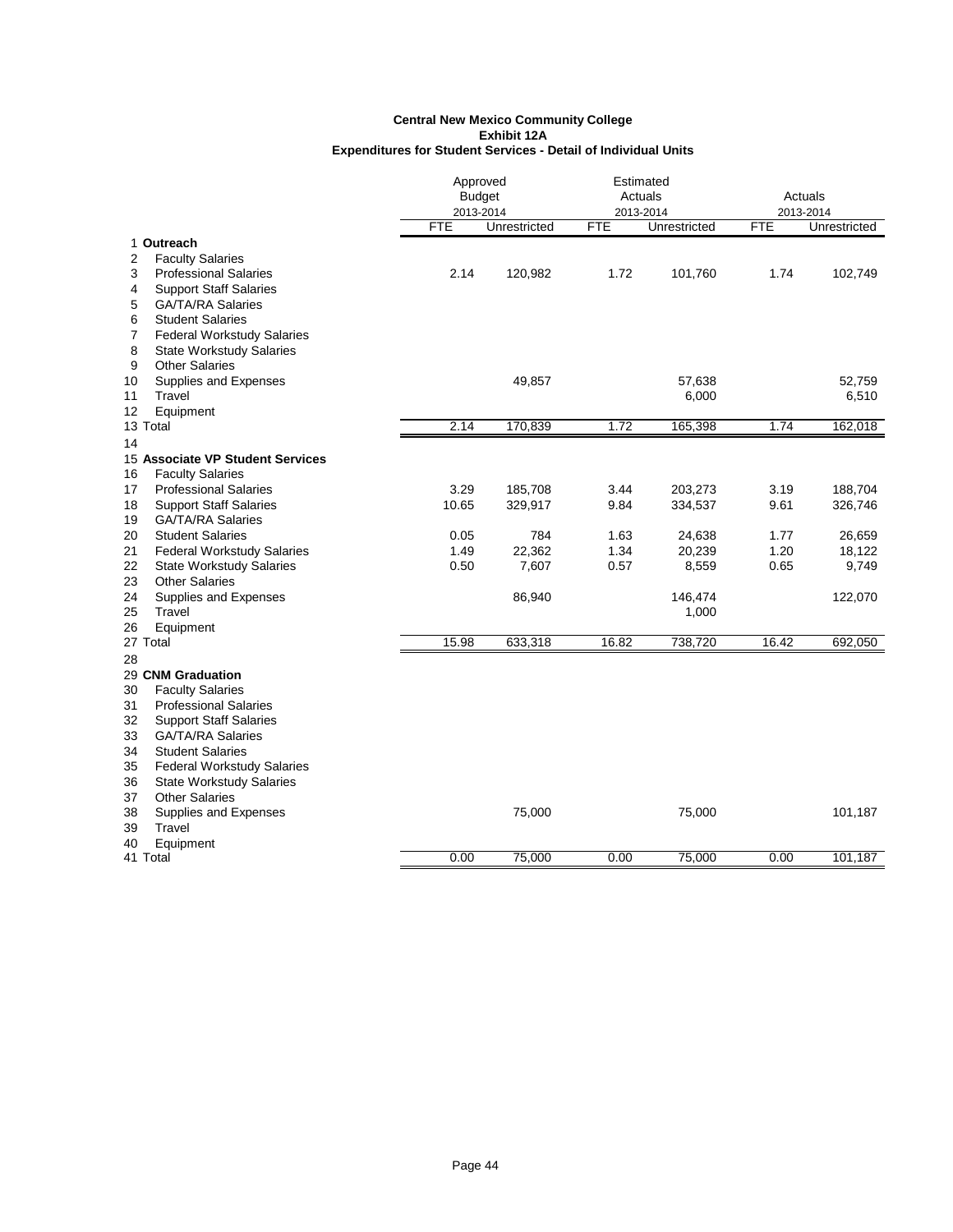**Central New Mexico Community College**
**Exhibit 12A**
**Expenditures for Student Services - Detail of Individual Units**

| | | Approved Budget 2013-2014 | | Estimated Actuals 2013-2014 | | Actuals 2013-2014 | |
|---|---|---|---|---|---|---|---|
| | | FTE | Unrestricted | FTE | Unrestricted | FTE | Unrestricted |
| 1 | **Outreach** | | | | | | |
| 2 | Faculty Salaries | | | | | | |
| 3 | Professional Salaries | 2.14 | 120,982 | 1.72 | 101,760 | 1.74 | 102,749 |
| 4 | Support Staff Salaries | | | | | | |
| 5 | GA/TA/RA Salaries | | | | | | |
| 6 | Student Salaries | | | | | | |
| 7 | Federal Workstudy Salaries | | | | | | |
| 8 | State Workstudy Salaries | | | | | | |
| 9 | Other Salaries | | | | | | |
| 10 | Supplies and Expenses | | 49,857 | | 57,638 | | 52,759 |
| 11 | Travel | | | | 6,000 | | 6,510 |
| 12 | Equipment | | | | | | |
| 13 | Total | 2.14 | 170,839 | 1.72 | 165,398 | 1.74 | 162,018 |
| 14 | | | | | | | |
| 15 | **Associate VP Student Services** | | | | | | |
| 16 | Faculty Salaries | | | | | | |
| 17 | Professional Salaries | 3.29 | 185,708 | 3.44 | 203,273 | 3.19 | 188,704 |
| 18 | Support Staff Salaries | 10.65 | 329,917 | 9.84 | 334,537 | 9.61 | 326,746 |
| 19 | GA/TA/RA Salaries | | | | | | |
| 20 | Student Salaries | 0.05 | 784 | 1.63 | 24,638 | 1.77 | 26,659 |
| 21 | Federal Workstudy Salaries | 1.49 | 22,362 | 1.34 | 20,239 | 1.20 | 18,122 |
| 22 | State Workstudy Salaries | 0.50 | 7,607 | 0.57 | 8,559 | 0.65 | 9,749 |
| 23 | Other Salaries | | | | | | |
| 24 | Supplies and Expenses | | 86,940 | | 146,474 | | 122,070 |
| 25 | Travel | | | | 1,000 | | |
| 26 | Equipment | | | | | | |
| 27 | Total | 15.98 | 633,318 | 16.82 | 738,720 | 16.42 | 692,050 |
| 28 | | | | | | | |
| 29 | **CNM Graduation** | | | | | | |
| 30 | Faculty Salaries | | | | | | |
| 31 | Professional Salaries | | | | | | |
| 32 | Support Staff Salaries | | | | | | |
| 33 | GA/TA/RA Salaries | | | | | | |
| 34 | Student Salaries | | | | | | |
| 35 | Federal Workstudy Salaries | | | | | | |
| 36 | State Workstudy Salaries | | | | | | |
| 37 | Other Salaries | | | | | | |
| 38 | Supplies and Expenses | | 75,000 | | 75,000 | | 101,187 |
| 39 | Travel | | | | | | |
| 40 | Equipment | | | | | | |
| 41 | Total | 0.00 | 75,000 | 0.00 | 75,000 | 0.00 | 101,187 |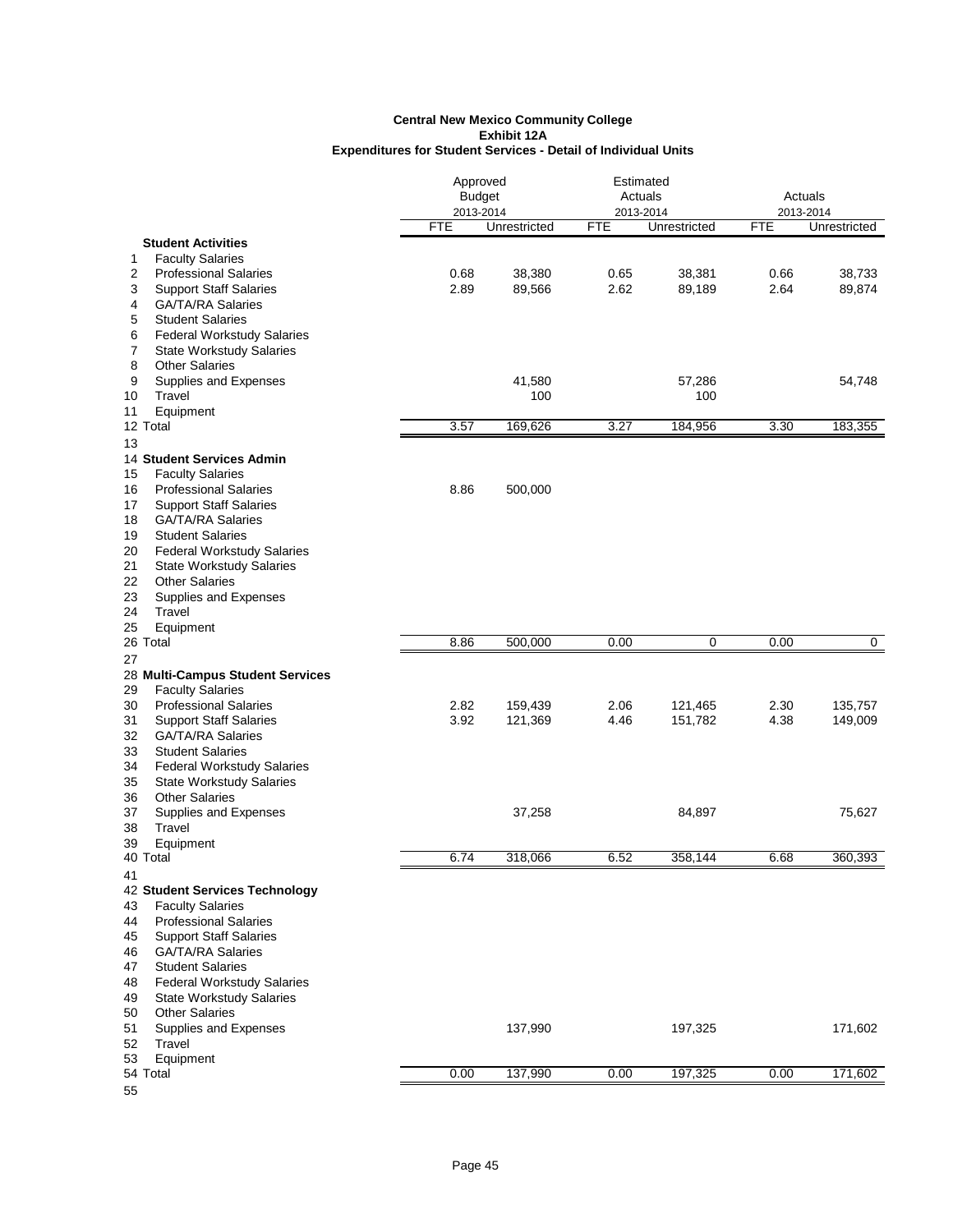**Central New Mexico Community College**
**Exhibit 12A**
**Expenditures for Student Services - Detail of Individual Units**

| | | Approved Budget 2013-2014 | | Estimated Actuals 2013-2014 | | Actuals 2013-2014 | |
|---|---|---|---|---|---|---|---|
| | | FTE | Unrestricted | FTE | Unrestricted | FTE | Unrestricted |
| | **Student Activities** | | | | | | |
| 1 | Faculty Salaries | | | | | | |
| 2 | Professional Salaries | 0.68 | 38,380 | 0.65 | 38,381 | 0.66 | 38,733 |
| 3 | Support Staff Salaries | 2.89 | 89,566 | 2.62 | 89,189 | 2.64 | 89,874 |
| 4 | GA/TA/RA Salaries | | | | | | |
| 5 | Student Salaries | | | | | | |
| 6 | Federal Workstudy Salaries | | | | | | |
| 7 | State Workstudy Salaries | | | | | | |
| 8 | Other Salaries | | | | | | |
| 9 | Supplies and Expenses | | 41,580 | | 57,286 | | 54,748 |
| 10 | Travel | | 100 | | 100 | | |
| 11 | Equipment | | | | | | |
| 12 | Total | 3.57 | 169,626 | 3.27 | 184,956 | 3.30 | 183,355 |
| 13 | | | | | | | |
| 14 | **Student Services Admin** | | | | | | |
| 15 | Faculty Salaries | | | | | | |
| 16 | Professional Salaries | 8.86 | 500,000 | | | | |
| 17 | Support Staff Salaries | | | | | | |
| 18 | GA/TA/RA Salaries | | | | | | |
| 19 | Student Salaries | | | | | | |
| 20 | Federal Workstudy Salaries | | | | | | |
| 21 | State Workstudy Salaries | | | | | | |
| 22 | Other Salaries | | | | | | |
| 23 | Supplies and Expenses | | | | | | |
| 24 | Travel | | | | | | |
| 25 | Equipment | | | | | | |
| 26 | Total | 8.86 | 500,000 | 0.00 | 0 | 0.00 | 0 |
| 27 | | | | | | | |
| 28 | **Multi-Campus Student Services** | | | | | | |
| 29 | Faculty Salaries | | | | | | |
| 30 | Professional Salaries | 2.82 | 159,439 | 2.06 | 121,465 | 2.30 | 135,757 |
| 31 | Support Staff Salaries | 3.92 | 121,369 | 4.46 | 151,782 | 4.38 | 149,009 |
| 32 | GA/TA/RA Salaries | | | | | | |
| 33 | Student Salaries | | | | | | |
| 34 | Federal Workstudy Salaries | | | | | | |
| 35 | State Workstudy Salaries | | | | | | |
| 36 | Other Salaries | | | | | | |
| 37 | Supplies and Expenses | | 37,258 | | 84,897 | | 75,627 |
| 38 | Travel | | | | | | |
| 39 | Equipment | | | | | | |
| 40 | Total | 6.74 | 318,066 | 6.52 | 358,144 | 6.68 | 360,393 |
| 41 | | | | | | | |
| 42 | **Student Services Technology** | | | | | | |
| 43 | Faculty Salaries | | | | | | |
| 44 | Professional Salaries | | | | | | |
| 45 | Support Staff Salaries | | | | | | |
| 46 | GA/TA/RA Salaries | | | | | | |
| 47 | Student Salaries | | | | | | |
| 48 | Federal Workstudy Salaries | | | | | | |
| 49 | State Workstudy Salaries | | | | | | |
| 50 | Other Salaries | | | | | | |
| 51 | Supplies and Expenses | | 137,990 | | 197,325 | | 171,602 |
| 52 | Travel | | | | | | |
| 53 | Equipment | | | | | | |
| 54 | Total | 0.00 | 137,990 | 0.00 | 197,325 | 0.00 | 171,602 |
| 55 | | | | | | | |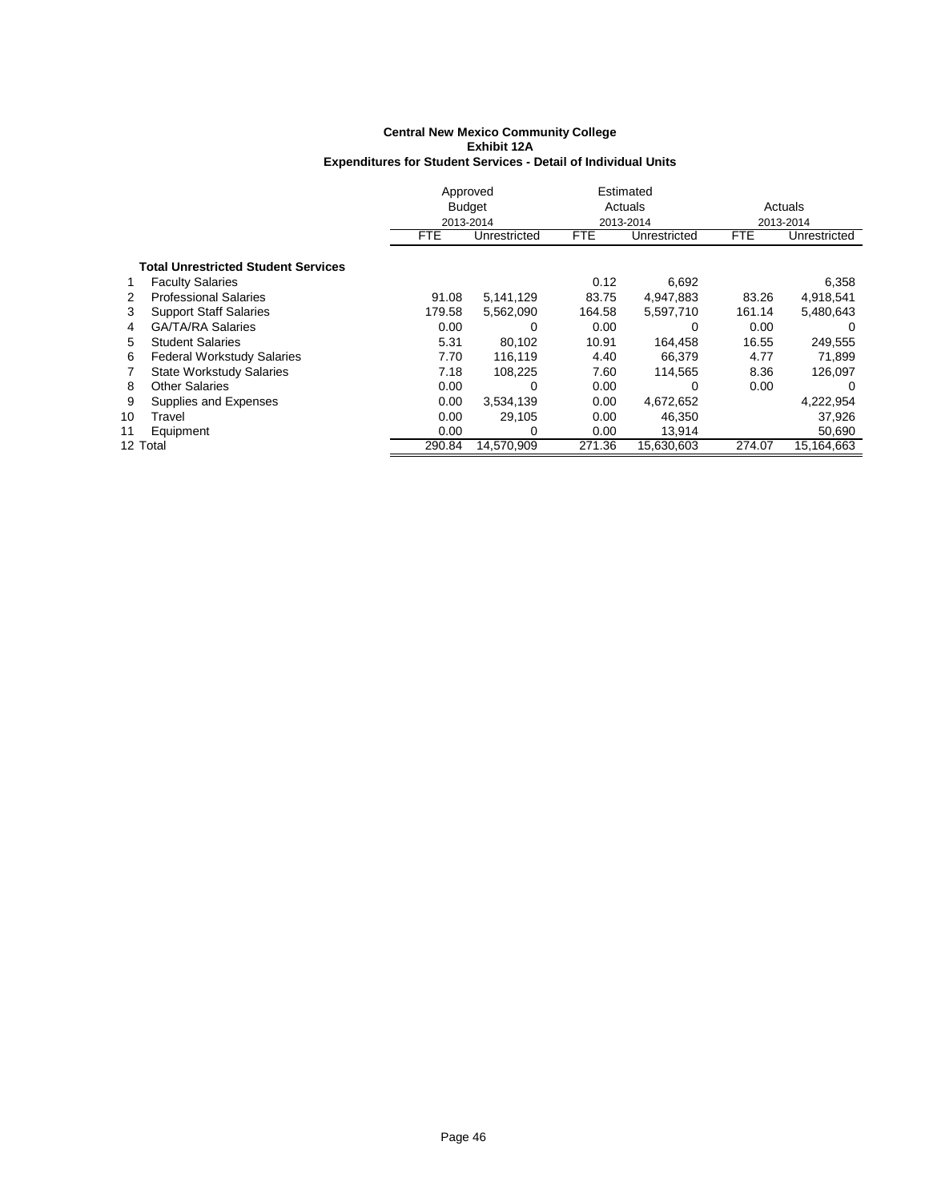**Central New Mexico Community College**
**Exhibit 12A**
**Expenditures for Student Services - Detail of Individual Units**

| | | Approved Budget 2013-2014 | | Estimated Actuals 2013-2014 | | Actuals 2013-2014 | |
|---|---|---|---|---|---|---|---|
| | | FTE | Unrestricted | FTE | Unrestricted | FTE | Unrestricted |
| | **Total Unrestricted Student Services** | | | | | | |
| 1 | Faculty Salaries | | | 0.12 | 6,692 | | 6,358 |
| 2 | Professional Salaries | 91.08 | 5,141,129 | 83.75 | 4,947,883 | 83.26 | 4,918,541 |
| 3 | Support Staff Salaries | 179.58 | 5,562,090 | 164.58 | 5,597,710 | 161.14 | 5,480,643 |
| 4 | GA/TA/RA Salaries | 0.00 | 0 | 0.00 | 0 | 0.00 | 0 |
| 5 | Student Salaries | 5.31 | 80,102 | 10.91 | 164,458 | 16.55 | 249,555 |
| 6 | Federal Workstudy Salaries | 7.70 | 116,119 | 4.40 | 66,379 | 4.77 | 71,899 |
| 7 | State Workstudy Salaries | 7.18 | 108,225 | 7.60 | 114,565 | 8.36 | 126,097 |
| 8 | Other Salaries | 0.00 | 0 | 0.00 | 0 | 0.00 | 0 |
| 9 | Supplies and Expenses | 0.00 | 3,534,139 | 0.00 | 4,672,652 | | 4,222,954 |
| 10 | Travel | 0.00 | 29,105 | 0.00 | 46,350 | | 37,926 |
| 11 | Equipment | 0.00 | 0 | 0.00 | 13,914 | | 50,690 |
| 12 | Total | 290.84 | 14,570,909 | 271.36 | 15,630,603 | 274.07 | 15,164,663 |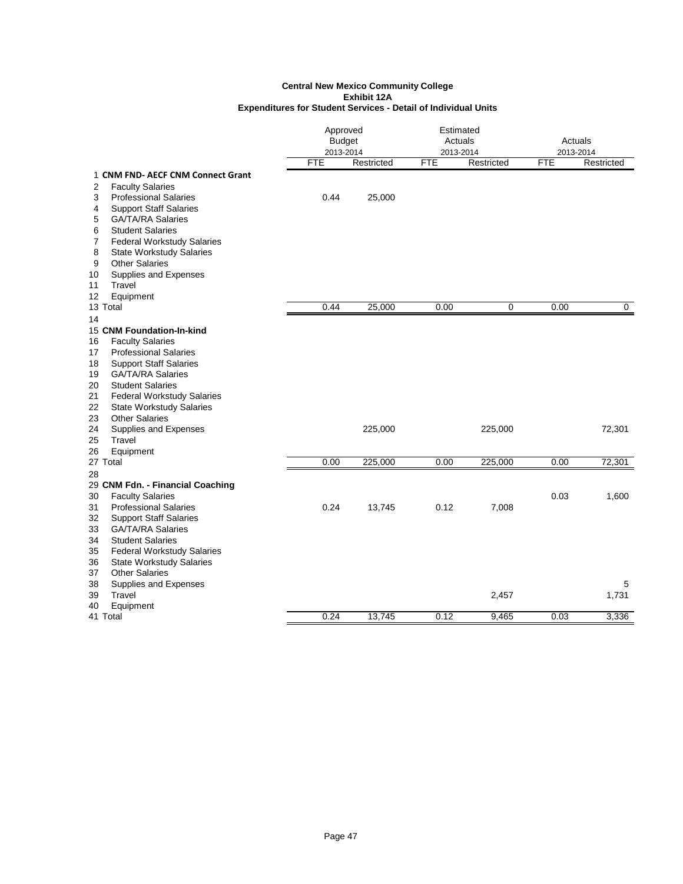**Central New Mexico Community College**
**Exhibit 12A**
**Expenditures for Student Services - Detail of Individual Units**

| | | Approved Budget 2013-2014 | | Estimated Actuals 2013-2014 | | Actuals 2013-2014 | |
|---|---|---|---|---|---|---|---|
| | | FTE | Restricted | FTE | Restricted | FTE | Restricted |
| 1 | **CNM FND- AECF CNM Connect Grant** | | | | | | |
| 2 | Faculty Salaries | | | | | | |
| 3 | Professional Salaries | 0.44 | 25,000 | | | | |
| 4 | Support Staff Salaries | | | | | | |
| 5 | GA/TA/RA Salaries | | | | | | |
| 6 | Student Salaries | | | | | | |
| 7 | Federal Workstudy Salaries | | | | | | |
| 8 | State Workstudy Salaries | | | | | | |
| 9 | Other Salaries | | | | | | |
| 10 | Supplies and Expenses | | | | | | |
| 11 | Travel | | | | | | |
| 12 | Equipment | | | | | | |
| 13 | Total | 0.44 | 25,000 | 0.00 | 0 | 0.00 | 0 |
| 14 | | | | | | | |
| 15 | **CNM Foundation-In-kind** | | | | | | |
| 16 | Faculty Salaries | | | | | | |
| 17 | Professional Salaries | | | | | | |
| 18 | Support Staff Salaries | | | | | | |
| 19 | GA/TA/RA Salaries | | | | | | |
| 20 | Student Salaries | | | | | | |
| 21 | Federal Workstudy Salaries | | | | | | |
| 22 | State Workstudy Salaries | | | | | | |
| 23 | Other Salaries | | | | | | |
| 24 | Supplies and Expenses | | 225,000 | | 225,000 | | 72,301 |
| 25 | Travel | | | | | | |
| 26 | Equipment | | | | | | |
| 27 | Total | 0.00 | 225,000 | 0.00 | 225,000 | 0.00 | 72,301 |
| 28 | | | | | | | |
| 29 | **CNM Fdn. - Financial Coaching** | | | | | | |
| 30 | Faculty Salaries | | | | | 0.03 | 1,600 |
| 31 | Professional Salaries | 0.24 | 13,745 | 0.12 | 7,008 | | |
| 32 | Support Staff Salaries | | | | | | |
| 33 | GA/TA/RA Salaries | | | | | | |
| 34 | Student Salaries | | | | | | |
| 35 | Federal Workstudy Salaries | | | | | | |
| 36 | State Workstudy Salaries | | | | | | |
| 37 | Other Salaries | | | | | | |
| 38 | Supplies and Expenses | | | | | | 5 |
| 39 | Travel | | | | 2,457 | | 1,731 |
| 40 | Equipment | | | | | | |
| 41 | Total | 0.24 | 13,745 | 0.12 | 9,465 | 0.03 | 3,336 |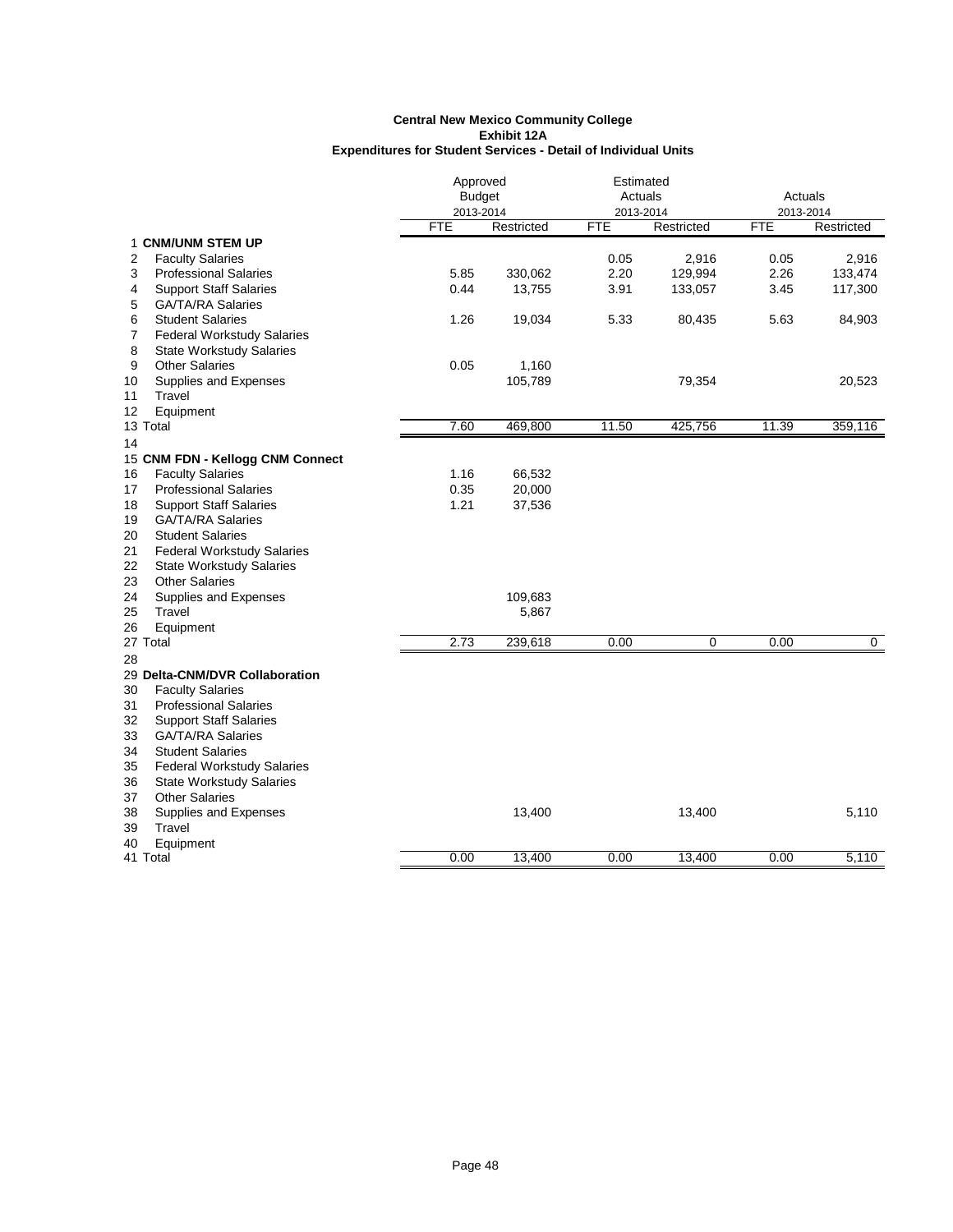**Central New Mexico Community College**
**Exhibit 12A**
**Expenditures for Student Services - Detail of Individual Units**

| | | Approved Budget 2013-2014 | | Estimated Actuals 2013-2014 | | Actuals 2013-2014 | |
|---|---|---|---|---|---|---|---|
| | | FTE | Restricted | FTE | Restricted | FTE | Restricted |
| 1 | **CNM/UNM STEM UP** | | | | | | |
| 2 | Faculty Salaries | | | 0.05 | 2,916 | 0.05 | 2,916 |
| 3 | Professional Salaries | 5.85 | 330,062 | 2.20 | 129,994 | 2.26 | 133,474 |
| 4 | Support Staff Salaries | 0.44 | 13,755 | 3.91 | 133,057 | 3.45 | 117,300 |
| 5 | GA/TA/RA Salaries | | | | | | |
| 6 | Student Salaries | 1.26 | 19,034 | 5.33 | 80,435 | 5.63 | 84,903 |
| 7 | Federal Workstudy Salaries | | | | | | |
| 8 | State Workstudy Salaries | | | | | | |
| 9 | Other Salaries | 0.05 | 1,160 | | | | |
| 10 | Supplies and Expenses | | 105,789 | | 79,354 | | 20,523 |
| 11 | Travel | | | | | | |
| 12 | Equipment | | | | | | |
| 13 | Total | 7.60 | 469,800 | 11.50 | 425,756 | 11.39 | 359,116 |
| 14 | | | | | | | |
| 15 | **CNM FDN - Kellogg CNM Connect** | | | | | | |
| 16 | Faculty Salaries | 1.16 | 66,532 | | | | |
| 17 | Professional Salaries | 0.35 | 20,000 | | | | |
| 18 | Support Staff Salaries | 1.21 | 37,536 | | | | |
| 19 | GA/TA/RA Salaries | | | | | | |
| 20 | Student Salaries | | | | | | |
| 21 | Federal Workstudy Salaries | | | | | | |
| 22 | State Workstudy Salaries | | | | | | |
| 23 | Other Salaries | | | | | | |
| 24 | Supplies and Expenses | | 109,683 | | | | |
| 25 | Travel | | 5,867 | | | | |
| 26 | Equipment | | | | | | |
| 27 | Total | 2.73 | 239,618 | 0.00 | 0 | 0.00 | 0 |
| 28 | | | | | | | |
| 29 | **Delta-CNM/DVR Collaboration** | | | | | | |
| 30 | Faculty Salaries | | | | | | |
| 31 | Professional Salaries | | | | | | |
| 32 | Support Staff Salaries | | | | | | |
| 33 | GA/TA/RA Salaries | | | | | | |
| 34 | Student Salaries | | | | | | |
| 35 | Federal Workstudy Salaries | | | | | | |
| 36 | State Workstudy Salaries | | | | | | |
| 37 | Other Salaries | | | | | | |
| 38 | Supplies and Expenses | | 13,400 | | 13,400 | | 5,110 |
| 39 | Travel | | | | | | |
| 40 | Equipment | | | | | | |
| 41 | Total | 0.00 | 13,400 | 0.00 | 13,400 | 0.00 | 5,110 |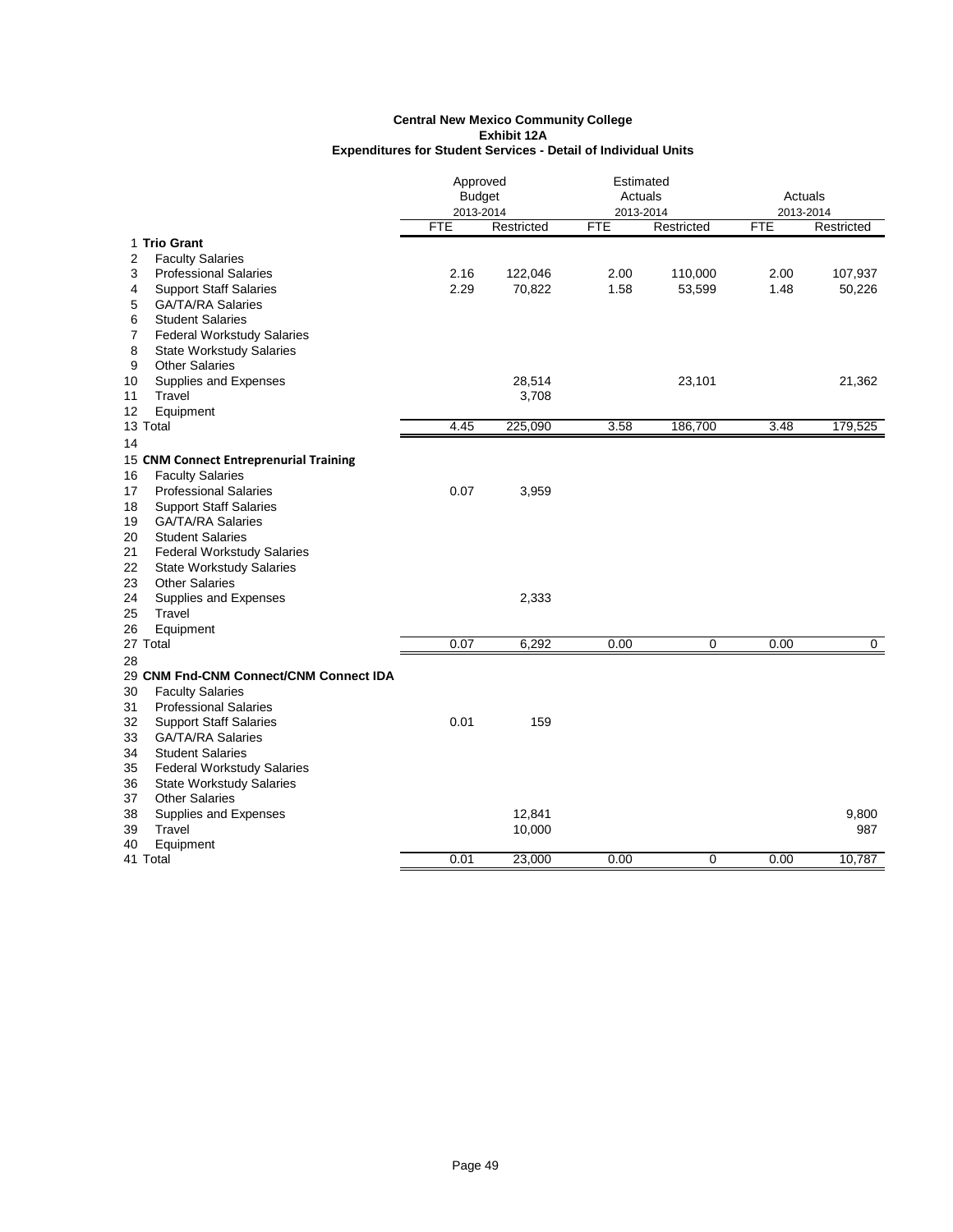**Central New Mexico Community College**
**Exhibit 12A**
**Expenditures for Student Services - Detail of Individual Units**

| | | Approved Budget 2013-2014 | | Estimated Actuals 2013-2014 | | Actuals 2013-2014 | |
|---|---|---|---|---|---|---|---|
| | | FTE | Restricted | FTE | Restricted | FTE | Restricted |
| 1 | **Trio Grant** | | | | | | |
| 2 | Faculty Salaries | | | | | | |
| 3 | Professional Salaries | 2.16 | 122,046 | 2.00 | 110,000 | 2.00 | 107,937 |
| 4 | Support Staff Salaries | 2.29 | 70,822 | 1.58 | 53,599 | 1.48 | 50,226 |
| 5 | GA/TA/RA Salaries | | | | | | |
| 6 | Student Salaries | | | | | | |
| 7 | Federal Workstudy Salaries | | | | | | |
| 8 | State Workstudy Salaries | | | | | | |
| 9 | Other Salaries | | | | | | |
| 10 | Supplies and Expenses | | 28,514 | | 23,101 | | 21,362 |
| 11 | Travel | | 3,708 | | | | |
| 12 | Equipment | | | | | | |
| 13 | Total | 4.45 | 225,090 | 3.58 | 186,700 | 3.48 | 179,525 |
| 14 | | | | | | | |
| 15 | **CNM Connect Entreprenurial Training** | | | | | | |
| 16 | Faculty Salaries | | | | | | |
| 17 | Professional Salaries | 0.07 | 3,959 | | | | |
| 18 | Support Staff Salaries | | | | | | |
| 19 | GA/TA/RA Salaries | | | | | | |
| 20 | Student Salaries | | | | | | |
| 21 | Federal Workstudy Salaries | | | | | | |
| 22 | State Workstudy Salaries | | | | | | |
| 23 | Other Salaries | | | | | | |
| 24 | Supplies and Expenses | | 2,333 | | | | |
| 25 | Travel | | | | | | |
| 26 | Equipment | | | | | | |
| 27 | Total | 0.07 | 6,292 | 0.00 | 0 | 0.00 | 0 |
| 28 | | | | | | | |
| 29 | **CNM Fnd-CNM Connect/CNM Connect IDA** | | | | | | |
| 30 | Faculty Salaries | | | | | | |
| 31 | Professional Salaries | | | | | | |
| 32 | Support Staff Salaries | 0.01 | 159 | | | | |
| 33 | GA/TA/RA Salaries | | | | | | |
| 34 | Student Salaries | | | | | | |
| 35 | Federal Workstudy Salaries | | | | | | |
| 36 | State Workstudy Salaries | | | | | | |
| 37 | Other Salaries | | | | | | |
| 38 | Supplies and Expenses | | 12,841 | | | | 9,800 |
| 39 | Travel | | 10,000 | | | | 987 |
| 40 | Equipment | | | | | | |
| 41 | Total | 0.01 | 23,000 | 0.00 | 0 | 0.00 | 10,787 |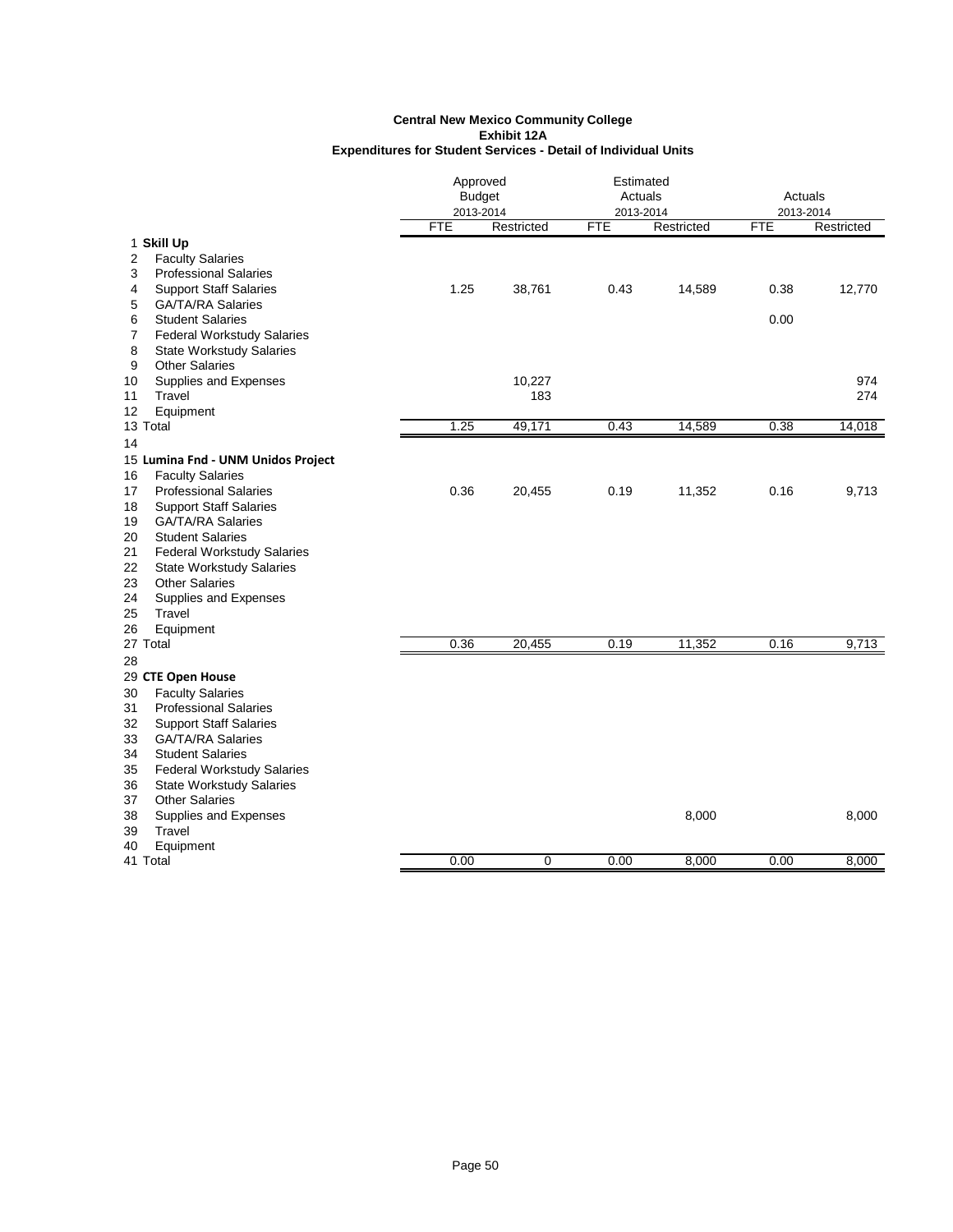**Central New Mexico Community College**
**Exhibit 12A**
**Expenditures for Student Services - Detail of Individual Units**

| | | Approved Budget 2013-2014 | | Estimated Actuals 2013-2014 | | Actuals 2013-2014 | |
|---|---|---|---|---|---|---|---|
| | | FTE | Restricted | FTE | Restricted | FTE | Restricted |
| 1 | **Skill Up** | | | | | | |
| 2 | Faculty Salaries | | | | | | |
| 3 | Professional Salaries | | | | | | |
| 4 | Support Staff Salaries | 1.25 | 38,761 | 0.43 | 14,589 | 0.38 | 12,770 |
| 5 | GA/TA/RA Salaries | | | | | | |
| 6 | Student Salaries | | | | | 0.00 | |
| 7 | Federal Workstudy Salaries | | | | | | |
| 8 | State Workstudy Salaries | | | | | | |
| 9 | Other Salaries | | | | | | |
| 10 | Supplies and Expenses | | 10,227 | | | | 974 |
| 11 | Travel | | 183 | | | | 274 |
| 12 | Equipment | | | | | | |
| 13 | Total | 1.25 | 49,171 | 0.43 | 14,589 | 0.38 | 14,018 |
| 14 | | | | | | | |
| 15 | **Lumina Fnd - UNM Unidos Project** | | | | | | |
| 16 | Faculty Salaries | | | | | | |
| 17 | Professional Salaries | 0.36 | 20,455 | 0.19 | 11,352 | 0.16 | 9,713 |
| 18 | Support Staff Salaries | | | | | | |
| 19 | GA/TA/RA Salaries | | | | | | |
| 20 | Student Salaries | | | | | | |
| 21 | Federal Workstudy Salaries | | | | | | |
| 22 | State Workstudy Salaries | | | | | | |
| 23 | Other Salaries | | | | | | |
| 24 | Supplies and Expenses | | | | | | |
| 25 | Travel | | | | | | |
| 26 | Equipment | | | | | | |
| 27 | Total | 0.36 | 20,455 | 0.19 | 11,352 | 0.16 | 9,713 |
| 28 | | | | | | | |
| 29 | **CTE Open House** | | | | | | |
| 30 | Faculty Salaries | | | | | | |
| 31 | Professional Salaries | | | | | | |
| 32 | Support Staff Salaries | | | | | | |
| 33 | GA/TA/RA Salaries | | | | | | |
| 34 | Student Salaries | | | | | | |
| 35 | Federal Workstudy Salaries | | | | | | |
| 36 | State Workstudy Salaries | | | | | | |
| 37 | Other Salaries | | | | | | |
| 38 | Supplies and Expenses | | | | 8,000 | | 8,000 |
| 39 | Travel | | | | | | |
| 40 | Equipment | | | | | | |
| 41 | Total | 0.00 | 0 | 0.00 | 8,000 | 0.00 | 8,000 |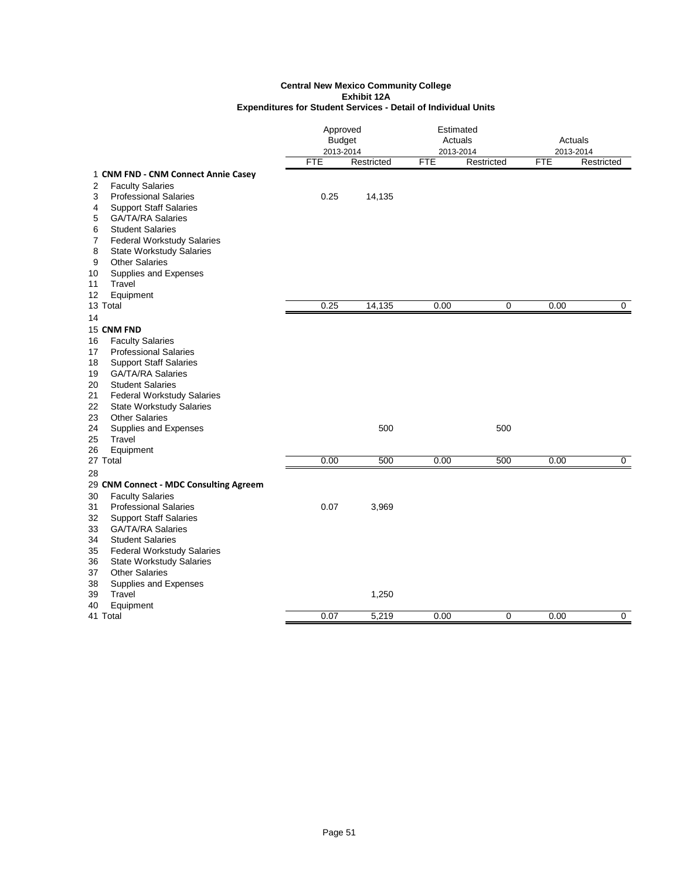**Central New Mexico Community College**
**Exhibit 12A**
**Expenditures for Student Services - Detail of Individual Units**

| | | Approved Budget 2013-2014 | | Estimated Actuals 2013-2014 | | Actuals 2013-2014 | |
|---|---|---|---|---|---|---|---|
| | | FTE | Restricted | FTE | Restricted | FTE | Restricted |
| 1 | **CNM FND - CNM Connect Annie Casey** | | | | | | |
| 2 | Faculty Salaries | | | | | | |
| 3 | Professional Salaries | 0.25 | 14,135 | | | | |
| 4 | Support Staff Salaries | | | | | | |
| 5 | GA/TA/RA Salaries | | | | | | |
| 6 | Student Salaries | | | | | | |
| 7 | Federal Workstudy Salaries | | | | | | |
| 8 | State Workstudy Salaries | | | | | | |
| 9 | Other Salaries | | | | | | |
| 10 | Supplies and Expenses | | | | | | |
| 11 | Travel | | | | | | |
| 12 | Equipment | | | | | | |
| 13 | Total | 0.25 | 14,135 | 0.00 | 0 | 0.00 | 0 |
| 14 | | | | | | | |
| 15 | **CNM FND** | | | | | | |
| 16 | Faculty Salaries | | | | | | |
| 17 | Professional Salaries | | | | | | |
| 18 | Support Staff Salaries | | | | | | |
| 19 | GA/TA/RA Salaries | | | | | | |
| 20 | Student Salaries | | | | | | |
| 21 | Federal Workstudy Salaries | | | | | | |
| 22 | State Workstudy Salaries | | | | | | |
| 23 | Other Salaries | | | | | | |
| 24 | Supplies and Expenses | | 500 | | 500 | | |
| 25 | Travel | | | | | | |
| 26 | Equipment | | | | | | |
| 27 | Total | 0.00 | 500 | 0.00 | 500 | 0.00 | 0 |
| 28 | | | | | | | |
| 29 | **CNM Connect - MDC Consulting Agreem** | | | | | | |
| 30 | Faculty Salaries | | | | | | |
| 31 | Professional Salaries | 0.07 | 3,969 | | | | |
| 32 | Support Staff Salaries | | | | | | |
| 33 | GA/TA/RA Salaries | | | | | | |
| 34 | Student Salaries | | | | | | |
| 35 | Federal Workstudy Salaries | | | | | | |
| 36 | State Workstudy Salaries | | | | | | |
| 37 | Other Salaries | | | | | | |
| 38 | Supplies and Expenses | | | | | | |
| 39 | Travel | | 1,250 | | | | |
| 40 | Equipment | | | | | | |
| 41 | Total | 0.07 | 5,219 | 0.00 | 0 | 0.00 | 0 |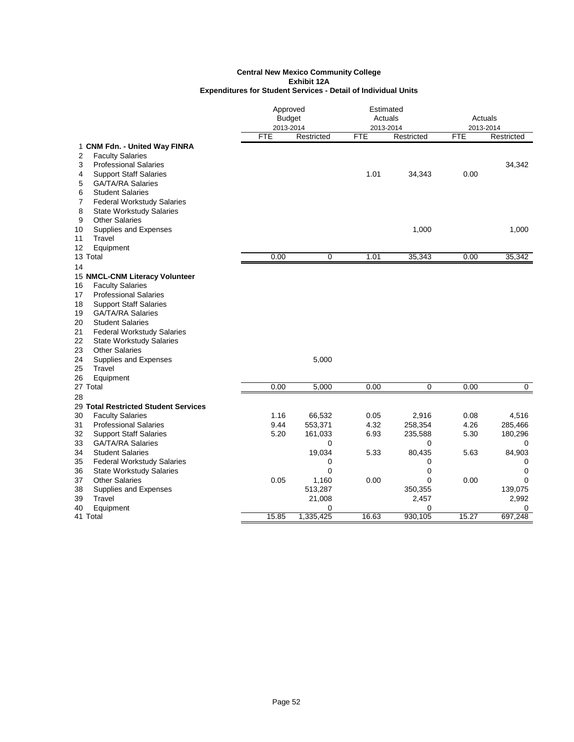**Central New Mexico Community College**
**Exhibit 12A**
**Expenditures for Student Services - Detail of Individual Units**

| | | Approved Budget 2013-2014 | | Estimated Actuals 2013-2014 | | Actuals 2013-2014 | |
|---|---|---|---|---|---|---|---|
| | | FTE | Restricted | FTE | Restricted | FTE | Restricted |
| 1 | **CNM Fdn. - United Way FINRA** | | | | | | |
| 2 | Faculty Salaries | | | | | | |
| 3 | Professional Salaries | | | | | | 34,342 |
| 4 | Support Staff Salaries | | | 1.01 | 34,343 | 0.00 | |
| 5 | GA/TA/RA Salaries | | | | | | |
| 6 | Student Salaries | | | | | | |
| 7 | Federal Workstudy Salaries | | | | | | |
| 8 | State Workstudy Salaries | | | | | | |
| 9 | Other Salaries | | | | | | |
| 10 | Supplies and Expenses | | | | 1,000 | | 1,000 |
| 11 | Travel | | | | | | |
| 12 | Equipment | | | | | | |
| 13 | Total | 0.00 | 0 | 1.01 | 35,343 | 0.00 | 35,342 |
| 14 | | | | | | | |
| 15 | **NMCL-CNM Literacy Volunteer** | | | | | | |
| 16 | Faculty Salaries | | | | | | |
| 17 | Professional Salaries | | | | | | |
| 18 | Support Staff Salaries | | | | | | |
| 19 | GA/TA/RA Salaries | | | | | | |
| 20 | Student Salaries | | | | | | |
| 21 | Federal Workstudy Salaries | | | | | | |
| 22 | State Workstudy Salaries | | | | | | |
| 23 | Other Salaries | | | | | | |
| 24 | Supplies and Expenses | | 5,000 | | | | |
| 25 | Travel | | | | | | |
| 26 | Equipment | | | | | | |
| 27 | Total | 0.00 | 5,000 | 0.00 | 0 | 0.00 | 0 |
| 28 | | | | | | | |
| 29 | **Total Restricted Student Services** | | | | | | |
| 30 | Faculty Salaries | 1.16 | 66,532 | 0.05 | 2,916 | 0.08 | 4,516 |
| 31 | Professional Salaries | 9.44 | 553,371 | 4.32 | 258,354 | 4.26 | 285,466 |
| 32 | Support Staff Salaries | 5.20 | 161,033 | 6.93 | 235,588 | 5.30 | 180,296 |
| 33 | GA/TA/RA Salaries | | 0 | | 0 | | 0 |
| 34 | Student Salaries | | 19,034 | 5.33 | 80,435 | 5.63 | 84,903 |
| 35 | Federal Workstudy Salaries | | 0 | | 0 | | 0 |
| 36 | State Workstudy Salaries | | 0 | | 0 | | 0 |
| 37 | Other Salaries | 0.05 | 1,160 | 0.00 | 0 | 0.00 | 0 |
| 38 | Supplies and Expenses | | 513,287 | | 350,355 | | 139,075 |
| 39 | Travel | | 21,008 | | 2,457 | | 2,992 |
| 40 | Equipment | | 0 | | 0 | | 0 |
| 41 | Total | 15.85 | 1,335,425 | 16.63 | 930,105 | 15.27 | 697,248 |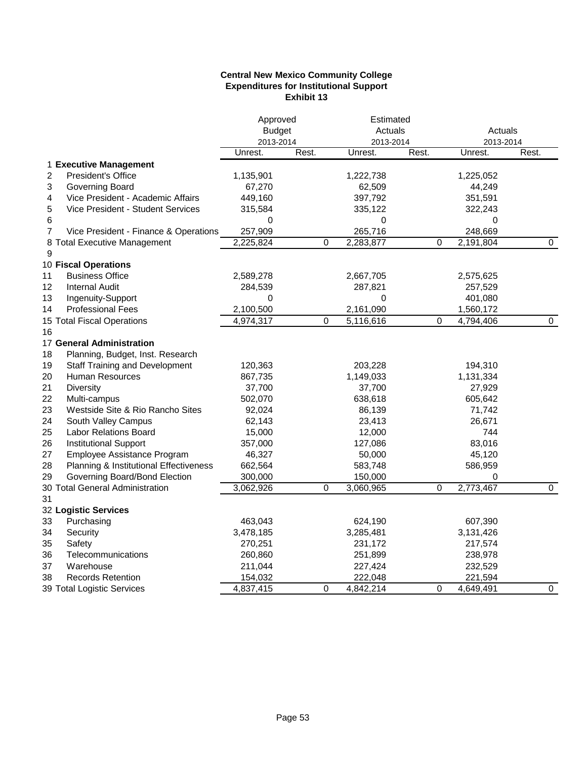**Central New Mexico Community College**
**Expenditures for Institutional Support**
**Exhibit 13**

| | | Approved Budget 2013-2014 | | Estimated Actuals 2013-2014 | | Actuals 2013-2014 | |
|---|---|---|---|---|---|---|---|
| | | Unrest. | Rest. | Unrest. | Rest. | Unrest. | Rest. |
| 1 | **Executive Management** | | | | | | |
| 2 | President's Office | 1,135,901 | | 1,222,738 | | 1,225,052 | |
| 3 | Governing Board | 67,270 | | 62,509 | | 44,249 | |
| 4 | Vice President - Academic Affairs | 449,160 | | 397,792 | | 351,591 | |
| 5 | Vice President - Student Services | 315,584 | | 335,122 | | 322,243 | |
| 6 | | 0 | | 0 | | 0 | |
| 7 | Vice President - Finance & Operations | 257,909 | | 265,716 | | 248,669 | |
| 8 | Total Executive Management | 2,225,824 | 0 | 2,283,877 | 0 | 2,191,804 | 0 |
| 9 | | | | | | | |
| 10 | **Fiscal Operations** | | | | | | |
| 11 | Business Office | 2,589,278 | | 2,667,705 | | 2,575,625 | |
| 12 | Internal Audit | 284,539 | | 287,821 | | 257,529 | |
| 13 | Ingenuity-Support | 0 | | 0 | | 401,080 | |
| 14 | Professional Fees | 2,100,500 | | 2,161,090 | | 1,560,172 | |
| 15 | Total Fiscal Operations | 4,974,317 | 0 | 5,116,616 | 0 | 4,794,406 | 0 |
| 16 | | | | | | | |
| 17 | **General Administration** | | | | | | |
| 18 | Planning, Budget, Inst. Research | | | | | | |
| 19 | Staff Training and Development | 120,363 | | 203,228 | | 194,310 | |
| 20 | Human Resources | 867,735 | | 1,149,033 | | 1,131,334 | |
| 21 | Diversity | 37,700 | | 37,700 | | 27,929 | |
| 22 | Multi-campus | 502,070 | | 638,618 | | 605,642 | |
| 23 | Westside Site & Rio Rancho Sites | 92,024 | | 86,139 | | 71,742 | |
| 24 | South Valley Campus | 62,143 | | 23,413 | | 26,671 | |
| 25 | Labor Relations Board | 15,000 | | 12,000 | | 744 | |
| 26 | Institutional Support | 357,000 | | 127,086 | | 83,016 | |
| 27 | Employee Assistance Program | 46,327 | | 50,000 | | 45,120 | |
| 28 | Planning & Institutional Effectiveness | 662,564 | | 583,748 | | 586,959 | |
| 29 | Governing Board/Bond Election | 300,000 | | 150,000 | | 0 | |
| 30 | Total General Administration | 3,062,926 | 0 | 3,060,965 | 0 | 2,773,467 | 0 |
| 31 | | | | | | | |
| 32 | **Logistic Services** | | | | | | |
| 33 | Purchasing | 463,043 | | 624,190 | | 607,390 | |
| 34 | Security | 3,478,185 | | 3,285,481 | | 3,131,426 | |
| 35 | Safety | 270,251 | | 231,172 | | 217,574 | |
| 36 | Telecommunications | 260,860 | | 251,899 | | 238,978 | |
| 37 | Warehouse | 211,044 | | 227,424 | | 232,529 | |
| 38 | Records Retention | 154,032 | | 222,048 | | 221,594 | |
| 39 | Total Logistic Services | 4,837,415 | 0 | 4,842,214 | 0 | 4,649,491 | 0 |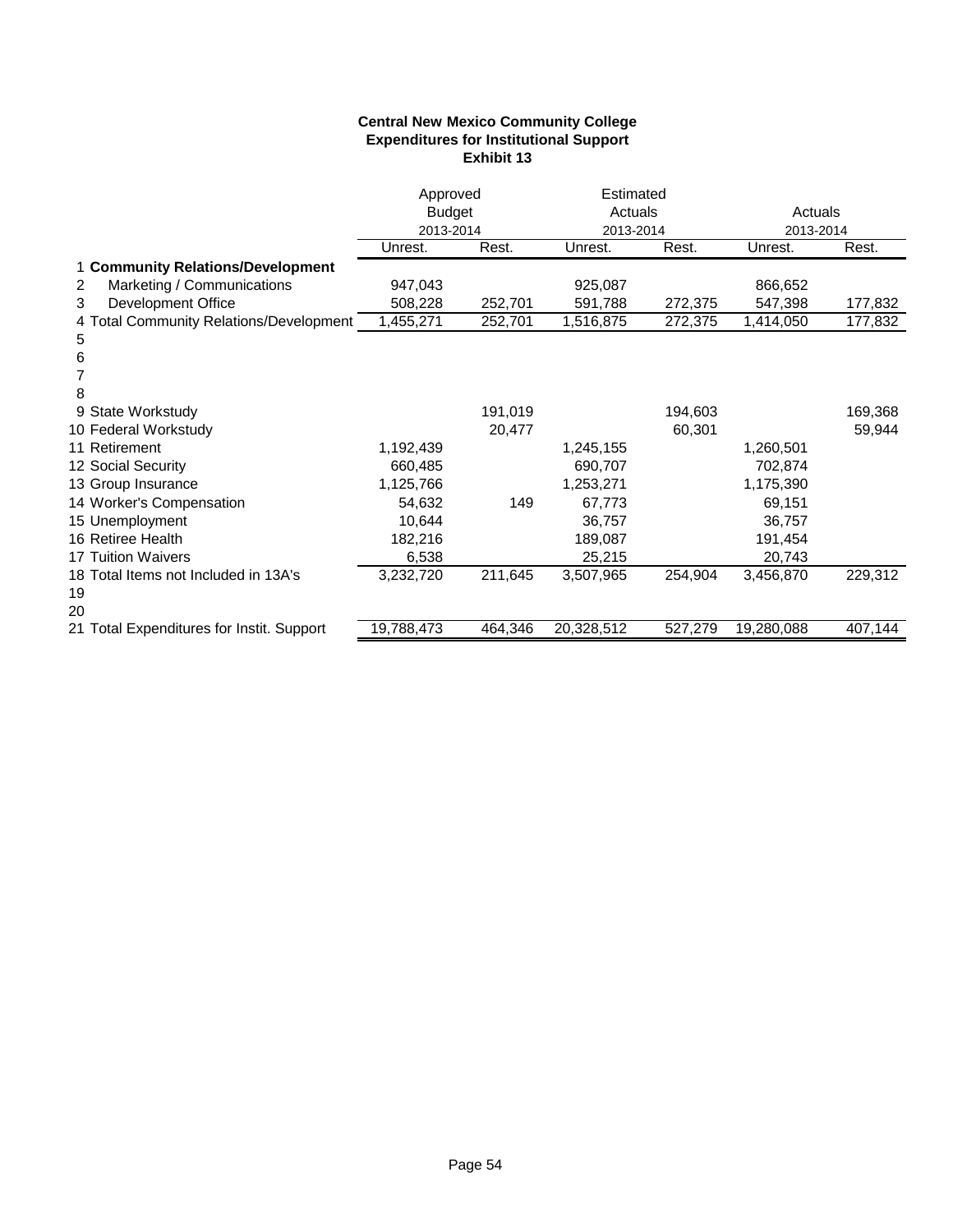**Central New Mexico Community College**
**Expenditures for Institutional Support**
**Exhibit 13**

| | | Approved Budget 2013-2014 | | Estimated Actuals 2013-2014 | | Actuals 2013-2014 | |
|---|---|---|---|---|---|---|---|
| | | Unrest. | Rest. | Unrest. | Rest. | Unrest. | Rest. |
| 1 | **Community Relations/Development** | | | | | | |
| 2 | Marketing / Communications | 947,043 | | 925,087 | | 866,652 | |
| 3 | Development Office | 508,228 | 252,701 | 591,788 | 272,375 | 547,398 | 177,832 |
| 4 | Total Community Relations/Development | 1,455,271 | 252,701 | 1,516,875 | 272,375 | 1,414,050 | 177,832 |
| 5 | | | | | | | |
| 6 | | | | | | | |
| 7 | | | | | | | |
| 8 | | | | | | | |
| 9 | State Workstudy | | 191,019 | | 194,603 | | 169,368 |
| 10 | Federal Workstudy | | 20,477 | | 60,301 | | 59,944 |
| 11 | Retirement | 1,192,439 | | 1,245,155 | | 1,260,501 | |
| 12 | Social Security | 660,485 | | 690,707 | | 702,874 | |
| 13 | Group Insurance | 1,125,766 | | 1,253,271 | | 1,175,390 | |
| 14 | Worker's Compensation | 54,632 | 149 | 67,773 | | 69,151 | |
| 15 | Unemployment | 10,644 | | 36,757 | | 36,757 | |
| 16 | Retiree Health | 182,216 | | 189,087 | | 191,454 | |
| 17 | Tuition Waivers | 6,538 | | 25,215 | | 20,743 | |
| 18 | Total Items not Included in 13A's | 3,232,720 | 211,645 | 3,507,965 | 254,904 | 3,456,870 | 229,312 |
| 19 | | | | | | | |
| 20 | | | | | | | |
| 21 | Total Expenditures for Instit. Support | 19,788,473 | 464,346 | 20,328,512 | 527,279 | 19,280,088 | 407,144 |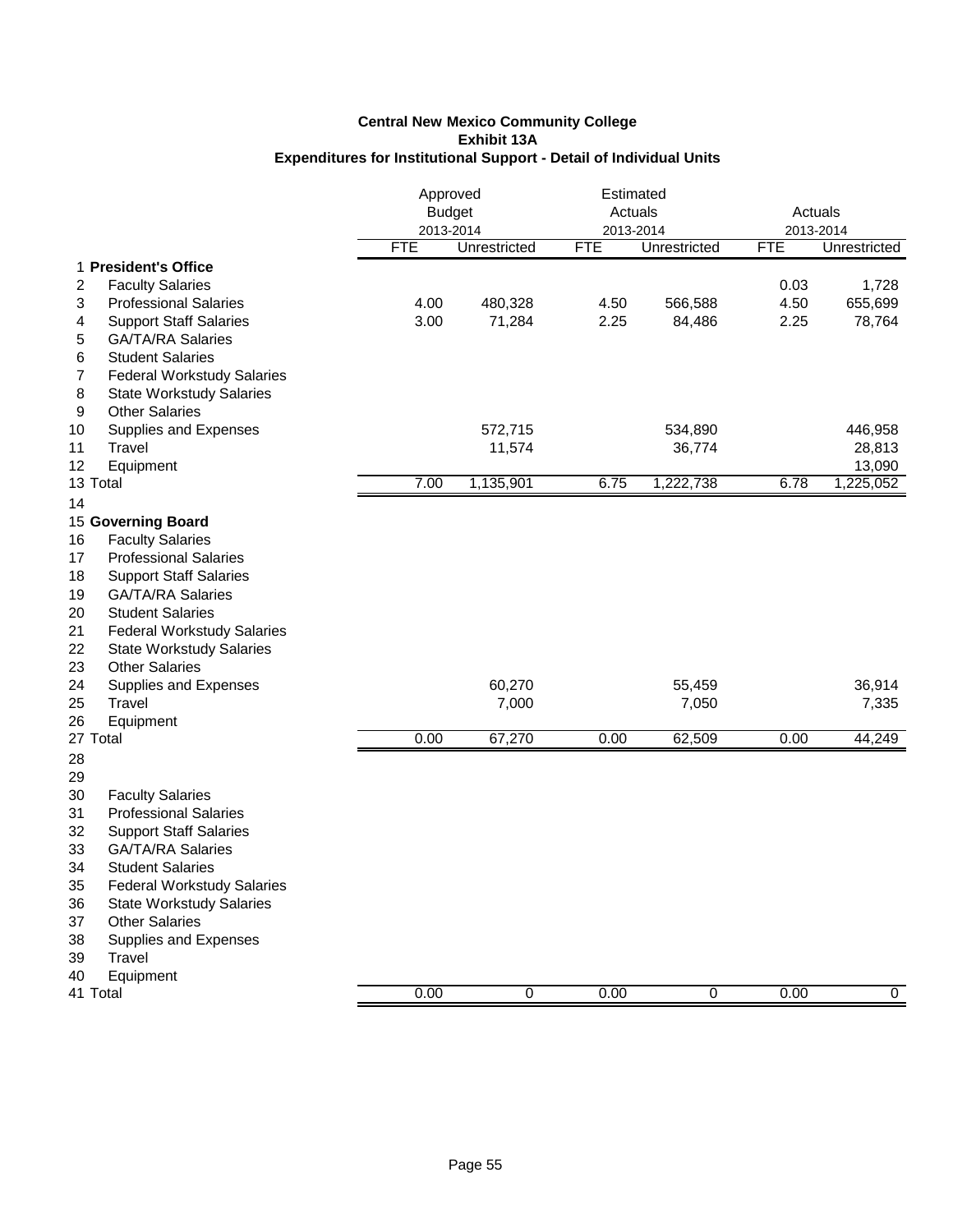**Central New Mexico Community College**
**Exhibit 13A**
**Expenditures for Institutional Support - Detail of Individual Units**

| | | Approved Budget 2013-2014 | | Estimated Actuals 2013-2014 | | Actuals 2013-2014 | |
|---|---|---|---|---|---|---|---|
| | | FTE | Unrestricted | FTE | Unrestricted | FTE | Unrestricted |
| 1 | **President's Office** | | | | | | |
| 2 | Faculty Salaries | | | | | 0.03 | 1,728 |
| 3 | Professional Salaries | 4.00 | 480,328 | 4.50 | 566,588 | 4.50 | 655,699 |
| 4 | Support Staff Salaries | 3.00 | 71,284 | 2.25 | 84,486 | 2.25 | 78,764 |
| 5 | GA/TA/RA Salaries | | | | | | |
| 6 | Student Salaries | | | | | | |
| 7 | Federal Workstudy Salaries | | | | | | |
| 8 | State Workstudy Salaries | | | | | | |
| 9 | Other Salaries | | | | | | |
| 10 | Supplies and Expenses | | 572,715 | | 534,890 | | 446,958 |
| 11 | Travel | | 11,574 | | 36,774 | | 28,813 |
| 12 | Equipment | | | | | | 13,090 |
| 13 | Total | 7.00 | 1,135,901 | 6.75 | 1,222,738 | 6.78 | 1,225,052 |
| 14 | | | | | | | |
| 15 | **Governing Board** | | | | | | |
| 16 | Faculty Salaries | | | | | | |
| 17 | Professional Salaries | | | | | | |
| 18 | Support Staff Salaries | | | | | | |
| 19 | GA/TA/RA Salaries | | | | | | |
| 20 | Student Salaries | | | | | | |
| 21 | Federal Workstudy Salaries | | | | | | |
| 22 | State Workstudy Salaries | | | | | | |
| 23 | Other Salaries | | | | | | |
| 24 | Supplies and Expenses | | 60,270 | | 55,459 | | 36,914 |
| 25 | Travel | | 7,000 | | 7,050 | | 7,335 |
| 26 | Equipment | | | | | | |
| 27 | Total | 0.00 | 67,270 | 0.00 | 62,509 | 0.00 | 44,249 |
| 28 | | | | | | | |
| 29 | | | | | | | |
| 30 | Faculty Salaries | | | | | | |
| 31 | Professional Salaries | | | | | | |
| 32 | Support Staff Salaries | | | | | | |
| 33 | GA/TA/RA Salaries | | | | | | |
| 34 | Student Salaries | | | | | | |
| 35 | Federal Workstudy Salaries | | | | | | |
| 36 | State Workstudy Salaries | | | | | | |
| 37 | Other Salaries | | | | | | |
| 38 | Supplies and Expenses | | | | | | |
| 39 | Travel | | | | | | |
| 40 | Equipment | | | | | | |
| 41 | Total | 0.00 | 0 | 0.00 | 0 | 0.00 | 0 |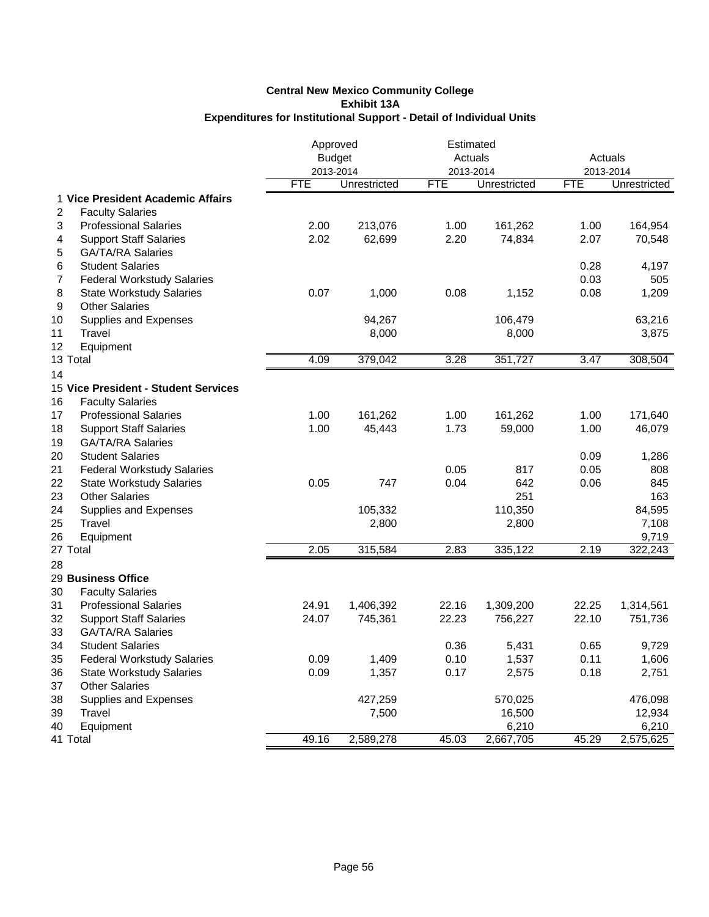**Central New Mexico Community College**
**Exhibit 13A**
**Expenditures for Institutional Support - Detail of Individual Units**

| | | Approved Budget 2013-2014 | | Estimated Actuals 2013-2014 | | Actuals 2013-2014 | |
|---|---|---|---|---|---|---|---|
| | | FTE | Unrestricted | FTE | Unrestricted | FTE | Unrestricted |
| 1 | **Vice President Academic Affairs** | | | | | | |
| 2 | Faculty Salaries | | | | | | |
| 3 | Professional Salaries | 2.00 | 213,076 | 1.00 | 161,262 | 1.00 | 164,954 |
| 4 | Support Staff Salaries | 2.02 | 62,699 | 2.20 | 74,834 | 2.07 | 70,548 |
| 5 | GA/TA/RA Salaries | | | | | | |
| 6 | Student Salaries | | | | | 0.28 | 4,197 |
| 7 | Federal Workstudy Salaries | | | | | 0.03 | 505 |
| 8 | State Workstudy Salaries | 0.07 | 1,000 | 0.08 | 1,152 | 0.08 | 1,209 |
| 9 | Other Salaries | | | | | | |
| 10 | Supplies and Expenses | | 94,267 | | 106,479 | | 63,216 |
| 11 | Travel | | 8,000 | | 8,000 | | 3,875 |
| 12 | Equipment | | | | | | |
| 13 | Total | 4.09 | 379,042 | 3.28 | 351,727 | 3.47 | 308,504 |
| 14 | | | | | | | |
| 15 | **Vice President - Student Services** | | | | | | |
| 16 | Faculty Salaries | | | | | | |
| 17 | Professional Salaries | 1.00 | 161,262 | 1.00 | 161,262 | 1.00 | 171,640 |
| 18 | Support Staff Salaries | 1.00 | 45,443 | 1.73 | 59,000 | 1.00 | 46,079 |
| 19 | GA/TA/RA Salaries | | | | | | |
| 20 | Student Salaries | | | | | 0.09 | 1,286 |
| 21 | Federal Workstudy Salaries | | | 0.05 | 817 | 0.05 | 808 |
| 22 | State Workstudy Salaries | 0.05 | 747 | 0.04 | 642 | 0.06 | 845 |
| 23 | Other Salaries | | | | 251 | | 163 |
| 24 | Supplies and Expenses | | 105,332 | | 110,350 | | 84,595 |
| 25 | Travel | | 2,800 | | 2,800 | | 7,108 |
| 26 | Equipment | | | | | | 9,719 |
| 27 | Total | 2.05 | 315,584 | 2.83 | 335,122 | 2.19 | 322,243 |
| 28 | | | | | | | |
| 29 | **Business Office** | | | | | | |
| 30 | Faculty Salaries | | | | | | |
| 31 | Professional Salaries | 24.91 | 1,406,392 | 22.16 | 1,309,200 | 22.25 | 1,314,561 |
| 32 | Support Staff Salaries | 24.07 | 745,361 | 22.23 | 756,227 | 22.10 | 751,736 |
| 33 | GA/TA/RA Salaries | | | | | | |
| 34 | Student Salaries | | | 0.36 | 5,431 | 0.65 | 9,729 |
| 35 | Federal Workstudy Salaries | 0.09 | 1,409 | 0.10 | 1,537 | 0.11 | 1,606 |
| 36 | State Workstudy Salaries | 0.09 | 1,357 | 0.17 | 2,575 | 0.18 | 2,751 |
| 37 | Other Salaries | | | | | | |
| 38 | Supplies and Expenses | | 427,259 | | 570,025 | | 476,098 |
| 39 | Travel | | 7,500 | | 16,500 | | 12,934 |
| 40 | Equipment | | | | 6,210 | | 6,210 |
| 41 | Total | 49.16 | 2,589,278 | 45.03 | 2,667,705 | 45.29 | 2,575,625 |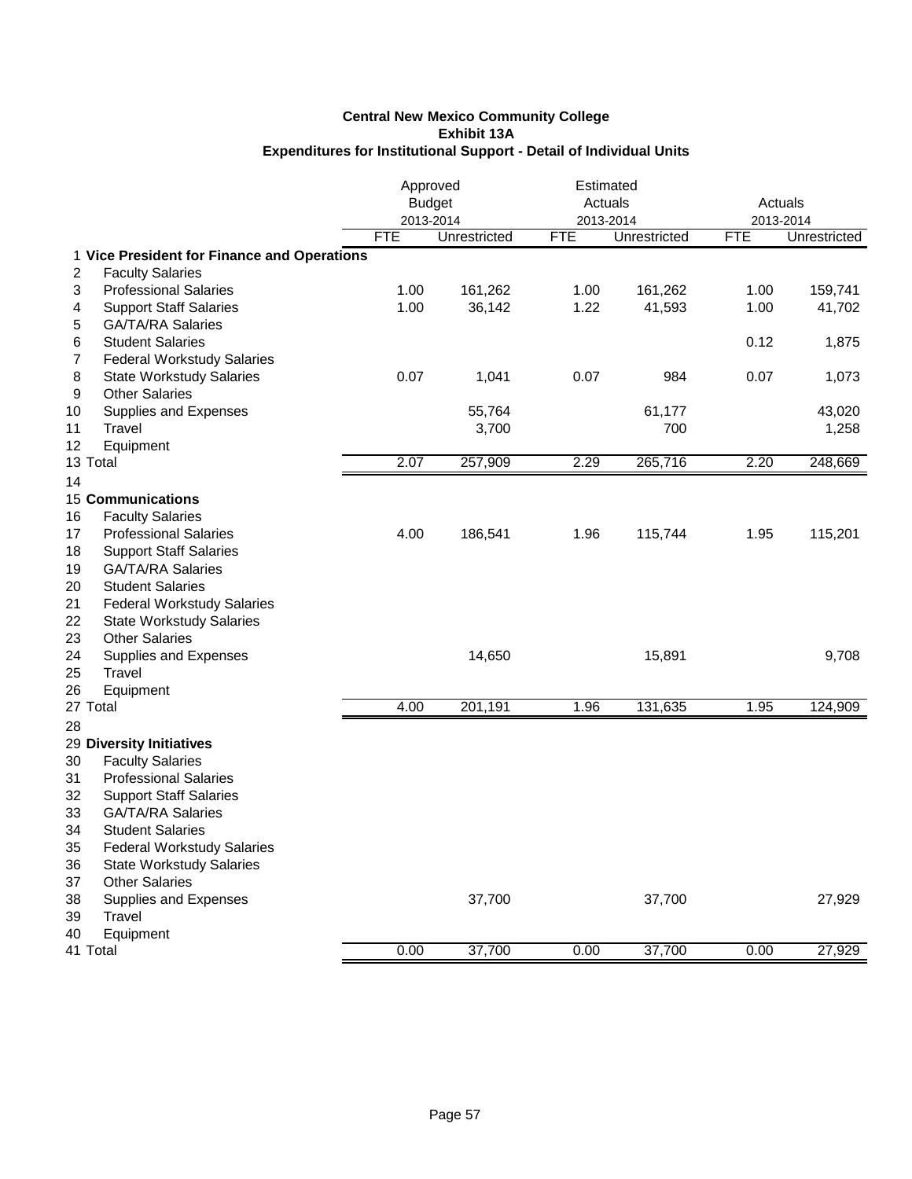**Central New Mexico Community College**
**Exhibit 13A**
**Expenditures for Institutional Support - Detail of Individual Units**

| | | Approved Budget 2013-2014 | | Estimated Actuals 2013-2014 | | Actuals 2013-2014 | |
|---|---|---|---|---|---|---|---|
| | | FTE | Unrestricted | FTE | Unrestricted | FTE | Unrestricted |
| 1 | **Vice President for Finance and Operations** | | | | | | |
| 2 | Faculty Salaries | | | | | | |
| 3 | Professional Salaries | 1.00 | 161,262 | 1.00 | 161,262 | 1.00 | 159,741 |
| 4 | Support Staff Salaries | 1.00 | 36,142 | 1.22 | 41,593 | 1.00 | 41,702 |
| 5 | GA/TA/RA Salaries | | | | | | |
| 6 | Student Salaries | | | | | 0.12 | 1,875 |
| 7 | Federal Workstudy Salaries | | | | | | |
| 8 | State Workstudy Salaries | 0.07 | 1,041 | 0.07 | 984 | 0.07 | 1,073 |
| 9 | Other Salaries | | | | | | |
| 10 | Supplies and Expenses | | 55,764 | | 61,177 | | 43,020 |
| 11 | Travel | | 3,700 | | 700 | | 1,258 |
| 12 | Equipment | | | | | | |
| 13 | Total | 2.07 | 257,909 | 2.29 | 265,716 | 2.20 | 248,669 |
| 14 | | | | | | | |
| 15 | **Communications** | | | | | | |
| 16 | Faculty Salaries | | | | | | |
| 17 | Professional Salaries | 4.00 | 186,541 | 1.96 | 115,744 | 1.95 | 115,201 |
| 18 | Support Staff Salaries | | | | | | |
| 19 | GA/TA/RA Salaries | | | | | | |
| 20 | Student Salaries | | | | | | |
| 21 | Federal Workstudy Salaries | | | | | | |
| 22 | State Workstudy Salaries | | | | | | |
| 23 | Other Salaries | | | | | | |
| 24 | Supplies and Expenses | | 14,650 | | 15,891 | | 9,708 |
| 25 | Travel | | | | | | |
| 26 | Equipment | | | | | | |
| 27 | Total | 4.00 | 201,191 | 1.96 | 131,635 | 1.95 | 124,909 |
| 28 | | | | | | | |
| 29 | **Diversity Initiatives** | | | | | | |
| 30 | Faculty Salaries | | | | | | |
| 31 | Professional Salaries | | | | | | |
| 32 | Support Staff Salaries | | | | | | |
| 33 | GA/TA/RA Salaries | | | | | | |
| 34 | Student Salaries | | | | | | |
| 35 | Federal Workstudy Salaries | | | | | | |
| 36 | State Workstudy Salaries | | | | | | |
| 37 | Other Salaries | | | | | | |
| 38 | Supplies and Expenses | | 37,700 | | 37,700 | | 27,929 |
| 39 | Travel | | | | | | |
| 40 | Equipment | | | | | | |
| 41 | Total | 0.00 | 37,700 | 0.00 | 37,700 | 0.00 | 27,929 |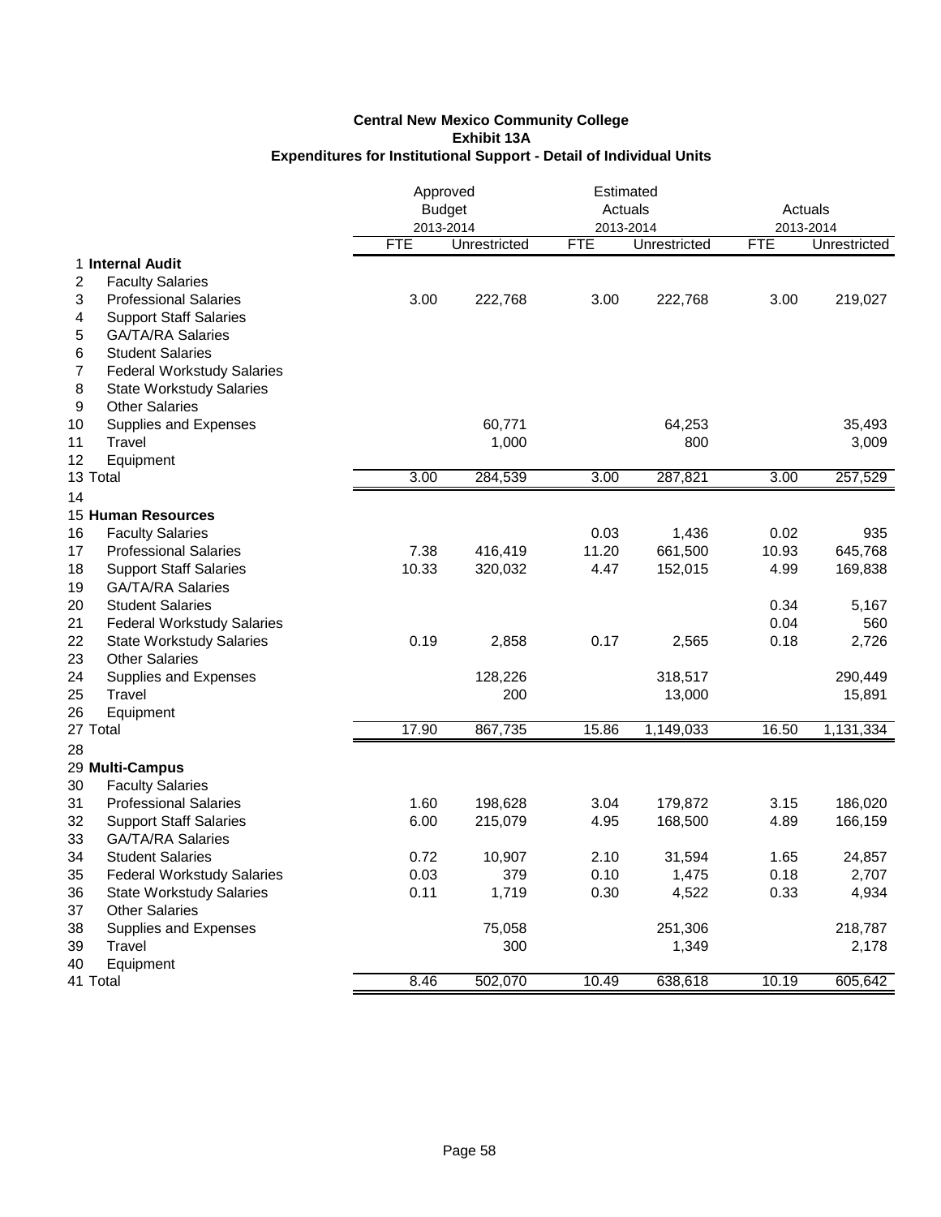**Central New Mexico Community College**
**Exhibit 13A**
**Expenditures for Institutional Support - Detail of Individual Units**

| | | Approved Budget 2013-2014 | | Estimated Actuals 2013-2014 | | Actuals 2013-2014 | |
|---|---|---|---|---|---|---|---|
| | | FTE | Unrestricted | FTE | Unrestricted | FTE | Unrestricted |
| 1 | **Internal Audit** | | | | | | |
| 2 | Faculty Salaries | | | | | | |
| 3 | Professional Salaries | 3.00 | 222,768 | 3.00 | 222,768 | 3.00 | 219,027 |
| 4 | Support Staff Salaries | | | | | | |
| 5 | GA/TA/RA Salaries | | | | | | |
| 6 | Student Salaries | | | | | | |
| 7 | Federal Workstudy Salaries | | | | | | |
| 8 | State Workstudy Salaries | | | | | | |
| 9 | Other Salaries | | | | | | |
| 10 | Supplies and Expenses | | 60,771 | | 64,253 | | 35,493 |
| 11 | Travel | | 1,000 | | 800 | | 3,009 |
| 12 | Equipment | | | | | | |
| 13 | Total | 3.00 | 284,539 | 3.00 | 287,821 | 3.00 | 257,529 |
| 14 | | | | | | | |
| 15 | **Human Resources** | | | | | | |
| 16 | Faculty Salaries | | | 0.03 | 1,436 | 0.02 | 935 |
| 17 | Professional Salaries | 7.38 | 416,419 | 11.20 | 661,500 | 10.93 | 645,768 |
| 18 | Support Staff Salaries | 10.33 | 320,032 | 4.47 | 152,015 | 4.99 | 169,838 |
| 19 | GA/TA/RA Salaries | | | | | | |
| 20 | Student Salaries | | | | | 0.34 | 5,167 |
| 21 | Federal Workstudy Salaries | | | | | 0.04 | 560 |
| 22 | State Workstudy Salaries | 0.19 | 2,858 | 0.17 | 2,565 | 0.18 | 2,726 |
| 23 | Other Salaries | | | | | | |
| 24 | Supplies and Expenses | | 128,226 | | 318,517 | | 290,449 |
| 25 | Travel | | 200 | | 13,000 | | 15,891 |
| 26 | Equipment | | | | | | |
| 27 | Total | 17.90 | 867,735 | 15.86 | 1,149,033 | 16.50 | 1,131,334 |
| 28 | | | | | | | |
| 29 | **Multi-Campus** | | | | | | |
| 30 | Faculty Salaries | | | | | | |
| 31 | Professional Salaries | 1.60 | 198,628 | 3.04 | 179,872 | 3.15 | 186,020 |
| 32 | Support Staff Salaries | 6.00 | 215,079 | 4.95 | 168,500 | 4.89 | 166,159 |
| 33 | GA/TA/RA Salaries | | | | | | |
| 34 | Student Salaries | 0.72 | 10,907 | 2.10 | 31,594 | 1.65 | 24,857 |
| 35 | Federal Workstudy Salaries | 0.03 | 379 | 0.10 | 1,475 | 0.18 | 2,707 |
| 36 | State Workstudy Salaries | 0.11 | 1,719 | 0.30 | 4,522 | 0.33 | 4,934 |
| 37 | Other Salaries | | | | | | |
| 38 | Supplies and Expenses | | 75,058 | | 251,306 | | 218,787 |
| 39 | Travel | | 300 | | 1,349 | | 2,178 |
| 40 | Equipment | | | | | | |
| 41 | Total | 8.46 | 502,070 | 10.49 | 638,618 | 10.19 | 605,642 |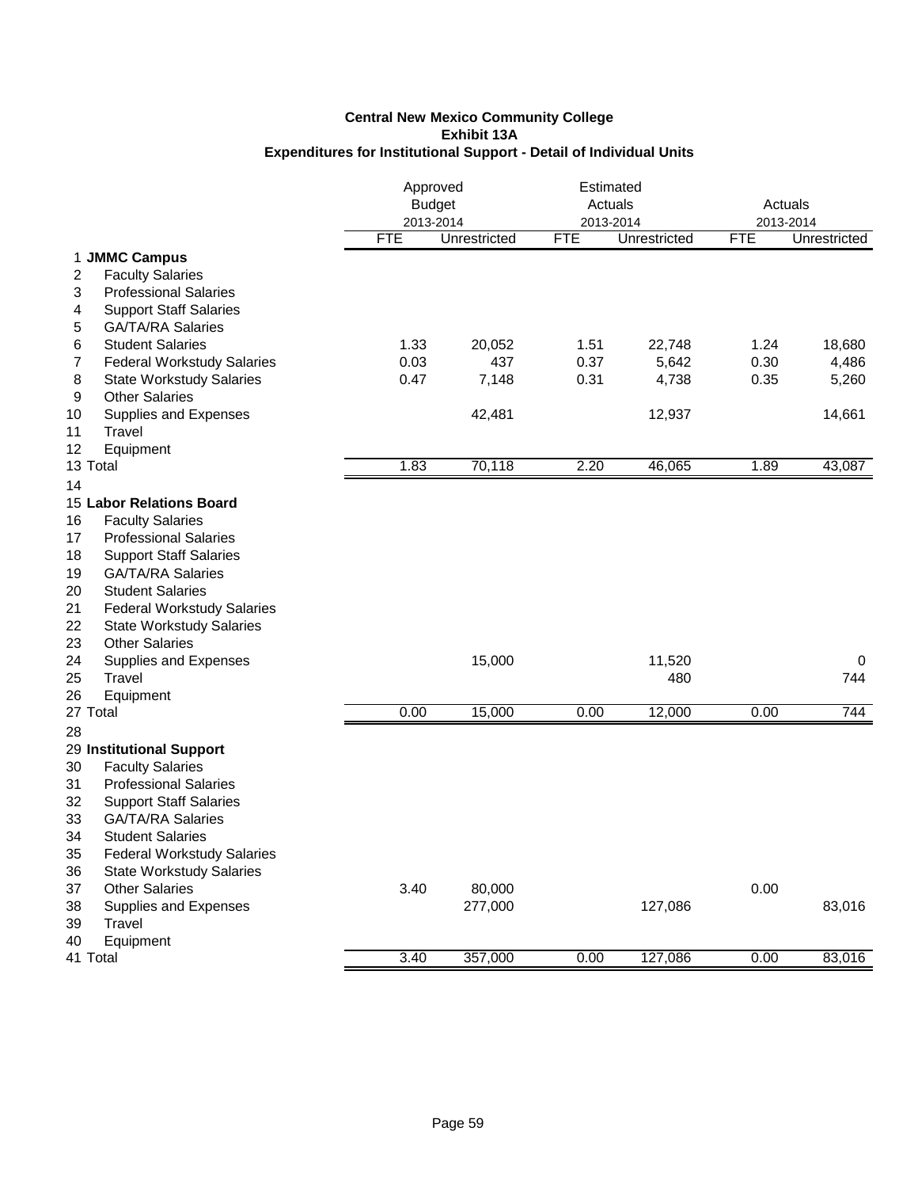**Central New Mexico Community College**
**Exhibit 13A**
**Expenditures for Institutional Support - Detail of Individual Units**

| | | Approved Budget 2013-2014 | | Estimated Actuals 2013-2014 | | Actuals 2013-2014 | |
|---|---|---|---|---|---|---|---|
| | | FTE | Unrestricted | FTE | Unrestricted | FTE | Unrestricted |
| 1 | **JMMC Campus** | | | | | | |
| 2 | Faculty Salaries | | | | | | |
| 3 | Professional Salaries | | | | | | |
| 4 | Support Staff Salaries | | | | | | |
| 5 | GA/TA/RA Salaries | | | | | | |
| 6 | Student Salaries | 1.33 | 20,052 | 1.51 | 22,748 | 1.24 | 18,680 |
| 7 | Federal Workstudy Salaries | 0.03 | 437 | 0.37 | 5,642 | 0.30 | 4,486 |
| 8 | State Workstudy Salaries | 0.47 | 7,148 | 0.31 | 4,738 | 0.35 | 5,260 |
| 9 | Other Salaries | | | | | | |
| 10 | Supplies and Expenses | | 42,481 | | 12,937 | | 14,661 |
| 11 | Travel | | | | | | |
| 12 | Equipment | | | | | | |
| 13 | Total | 1.83 | 70,118 | 2.20 | 46,065 | 1.89 | 43,087 |
| 14 | | | | | | | |
| 15 | **Labor Relations Board** | | | | | | |
| 16 | Faculty Salaries | | | | | | |
| 17 | Professional Salaries | | | | | | |
| 18 | Support Staff Salaries | | | | | | |
| 19 | GA/TA/RA Salaries | | | | | | |
| 20 | Student Salaries | | | | | | |
| 21 | Federal Workstudy Salaries | | | | | | |
| 22 | State Workstudy Salaries | | | | | | |
| 23 | Other Salaries | | | | | | |
| 24 | Supplies and Expenses | | 15,000 | | 11,520 | | 0 |
| 25 | Travel | | | | 480 | | 744 |
| 26 | Equipment | | | | | | |
| 27 | Total | 0.00 | 15,000 | 0.00 | 12,000 | 0.00 | 744 |
| 28 | | | | | | | |
| 29 | **Institutional Support** | | | | | | |
| 30 | Faculty Salaries | | | | | | |
| 31 | Professional Salaries | | | | | | |
| 32 | Support Staff Salaries | | | | | | |
| 33 | GA/TA/RA Salaries | | | | | | |
| 34 | Student Salaries | | | | | | |
| 35 | Federal Workstudy Salaries | | | | | | |
| 36 | State Workstudy Salaries | | | | | | |
| 37 | Other Salaries | 3.40 | 80,000 | | | 0.00 | |
| 38 | Supplies and Expenses | | 277,000 | | 127,086 | | 83,016 |
| 39 | Travel | | | | | | |
| 40 | Equipment | | | | | | |
| 41 | Total | 3.40 | 357,000 | 0.00 | 127,086 | 0.00 | 83,016 |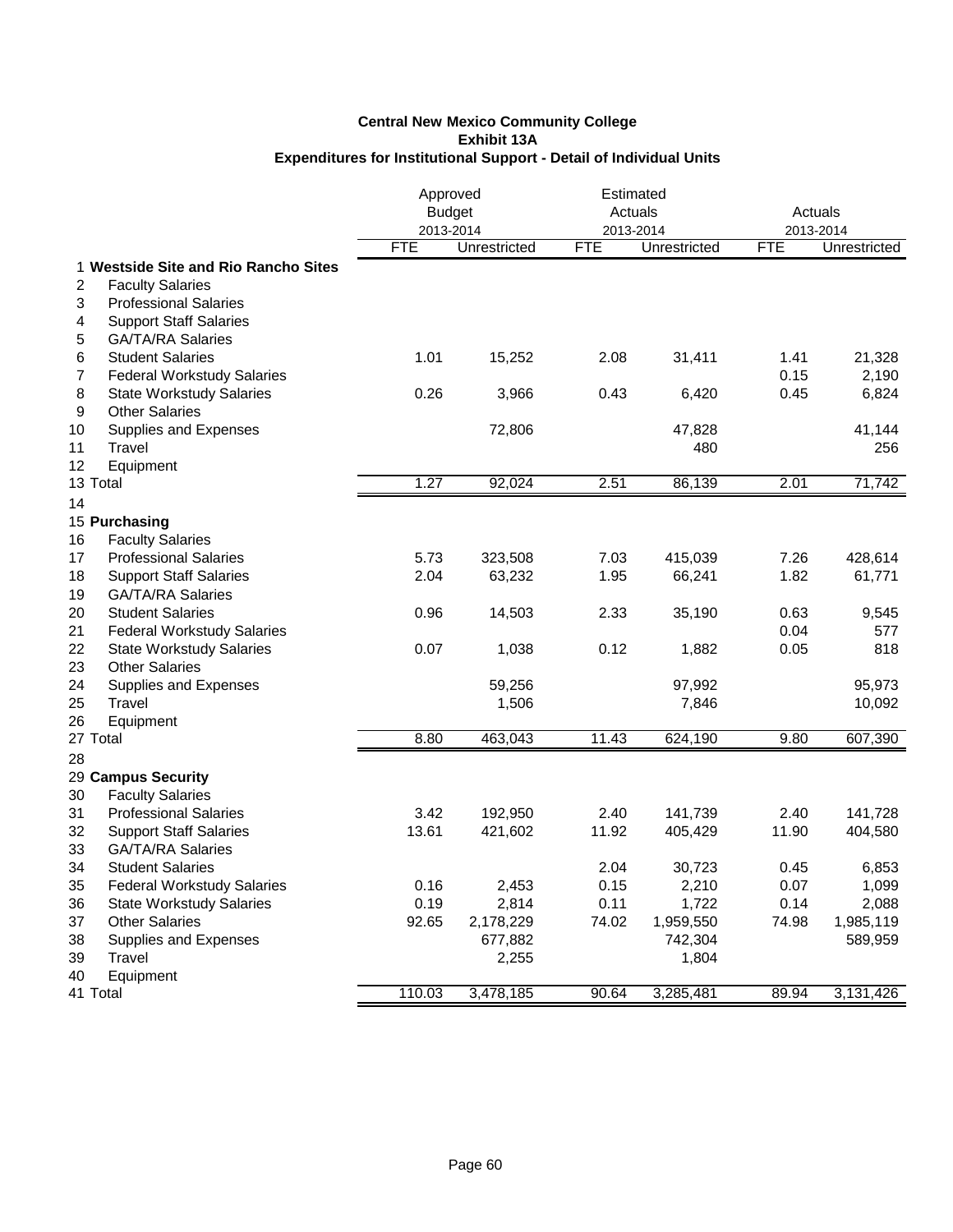# Central New Mexico Community College
## Exhibit 13A
## Expenditures for Institutional Support - Detail of Individual Units

| | | Approved Budget 2013-2014 | | Estimated Actuals 2013-2014 | | Actuals 2013-2014 | |
|---|---|---|---|---|---|---|---|
| | | FTE | Unrestricted | FTE | Unrestricted | FTE | Unrestricted |
| 1 | **Westside Site and Rio Rancho Sites** | | | | | | |
| 2 | Faculty Salaries | | | | | | |
| 3 | Professional Salaries | | | | | | |
| 4 | Support Staff Salaries | | | | | | |
| 5 | GA/TA/RA Salaries | | | | | | |
| 6 | Student Salaries | 1.01 | 15,252 | 2.08 | 31,411 | 1.41 | 21,328 |
| 7 | Federal Workstudy Salaries | | | | | 0.15 | 2,190 |
| 8 | State Workstudy Salaries | 0.26 | 3,966 | 0.43 | 6,420 | 0.45 | 6,824 |
| 9 | Other Salaries | | | | | | |
| 10 | Supplies and Expenses | | 72,806 | | 47,828 | | 41,144 |
| 11 | Travel | | | | 480 | | 256 |
| 12 | Equipment | | | | | | |
| 13 | Total | 1.27 | 92,024 | 2.51 | 86,139 | 2.01 | 71,742 |
| 14 | | | | | | | |
| 15 | **Purchasing** | | | | | | |
| 16 | Faculty Salaries | | | | | | |
| 17 | Professional Salaries | 5.73 | 323,508 | 7.03 | 415,039 | 7.26 | 428,614 |
| 18 | Support Staff Salaries | 2.04 | 63,232 | 1.95 | 66,241 | 1.82 | 61,771 |
| 19 | GA/TA/RA Salaries | | | | | | |
| 20 | Student Salaries | 0.96 | 14,503 | 2.33 | 35,190 | 0.63 | 9,545 |
| 21 | Federal Workstudy Salaries | | | | | 0.04 | 577 |
| 22 | State Workstudy Salaries | 0.07 | 1,038 | 0.12 | 1,882 | 0.05 | 818 |
| 23 | Other Salaries | | | | | | |
| 24 | Supplies and Expenses | | 59,256 | | 97,992 | | 95,973 |
| 25 | Travel | | 1,506 | | 7,846 | | 10,092 |
| 26 | Equipment | | | | | | |
| 27 | Total | 8.80 | 463,043 | 11.43 | 624,190 | 9.80 | 607,390 |
| 28 | | | | | | | |
| 29 | **Campus Security** | | | | | | |
| 30 | Faculty Salaries | | | | | | |
| 31 | Professional Salaries | 3.42 | 192,950 | 2.40 | 141,739 | 2.40 | 141,728 |
| 32 | Support Staff Salaries | 13.61 | 421,602 | 11.92 | 405,429 | 11.90 | 404,580 |
| 33 | GA/TA/RA Salaries | | | | | | |
| 34 | Student Salaries | | | 2.04 | 30,723 | 0.45 | 6,853 |
| 35 | Federal Workstudy Salaries | 0.16 | 2,453 | 0.15 | 2,210 | 0.07 | 1,099 |
| 36 | State Workstudy Salaries | 0.19 | 2,814 | 0.11 | 1,722 | 0.14 | 2,088 |
| 37 | Other Salaries | 92.65 | 2,178,229 | 74.02 | 1,959,550 | 74.98 | 1,985,119 |
| 38 | Supplies and Expenses | | 677,882 | | 742,304 | | 589,959 |
| 39 | Travel | | 2,255 | | 1,804 | | |
| 40 | Equipment | | | | | | |
| 41 | Total | 110.03 | 3,478,185 | 90.64 | 3,285,481 | 89.94 | 3,131,426 |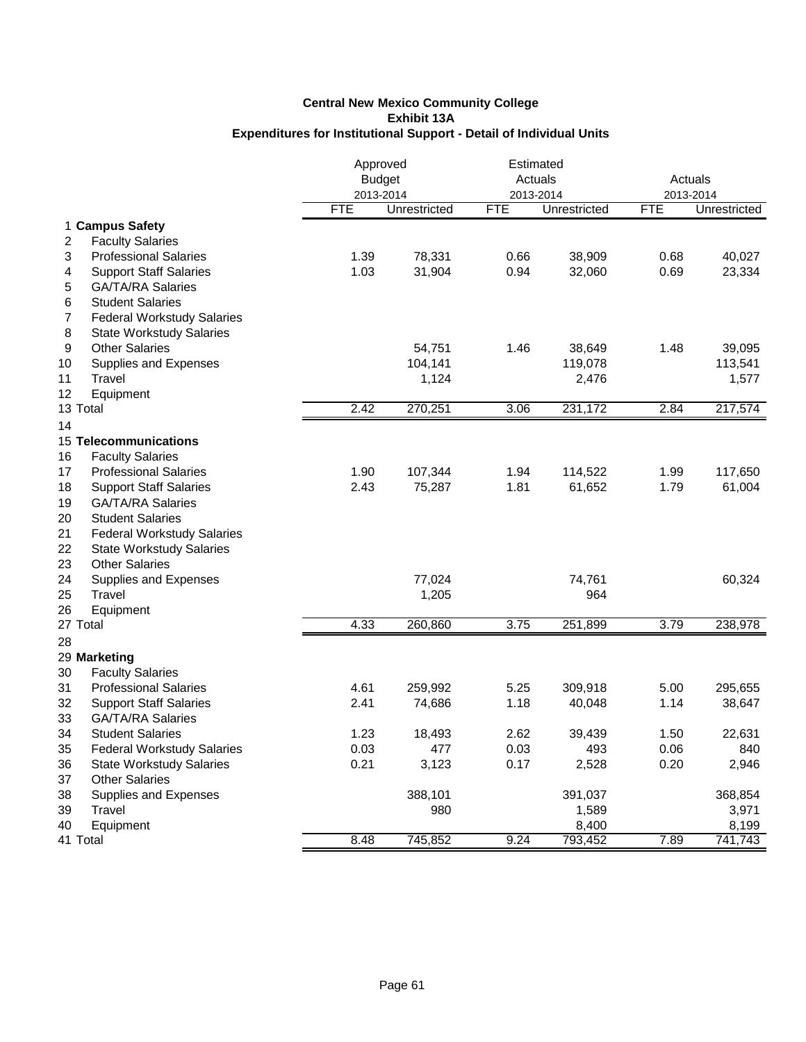**Central New Mexico Community College**
**Exhibit 13A**
**Expenditures for Institutional Support - Detail of Individual Units**

| | | Approved Budget 2013-2014 | | Estimated Actuals 2013-2014 | | Actuals 2013-2014 | |
|---|---|---|---|---|---|---|---|
| | | FTE | Unrestricted | FTE | Unrestricted | FTE | Unrestricted |
| 1 | **Campus Safety** | | | | | | |
| 2 | Faculty Salaries | | | | | | |
| 3 | Professional Salaries | 1.39 | 78,331 | 0.66 | 38,909 | 0.68 | 40,027 |
| 4 | Support Staff Salaries | 1.03 | 31,904 | 0.94 | 32,060 | 0.69 | 23,334 |
| 5 | GA/TA/RA Salaries | | | | | | |
| 6 | Student Salaries | | | | | | |
| 7 | Federal Workstudy Salaries | | | | | | |
| 8 | State Workstudy Salaries | | | | | | |
| 9 | Other Salaries | | 54,751 | 1.46 | 38,649 | 1.48 | 39,095 |
| 10 | Supplies and Expenses | | 104,141 | | 119,078 | | 113,541 |
| 11 | Travel | | 1,124 | | 2,476 | | 1,577 |
| 12 | Equipment | | | | | | |
| 13 | Total | 2.42 | 270,251 | 3.06 | 231,172 | 2.84 | 217,574 |
| 14 | | | | | | | |
| 15 | **Telecommunications** | | | | | | |
| 16 | Faculty Salaries | | | | | | |
| 17 | Professional Salaries | 1.90 | 107,344 | 1.94 | 114,522 | 1.99 | 117,650 |
| 18 | Support Staff Salaries | 2.43 | 75,287 | 1.81 | 61,652 | 1.79 | 61,004 |
| 19 | GA/TA/RA Salaries | | | | | | |
| 20 | Student Salaries | | | | | | |
| 21 | Federal Workstudy Salaries | | | | | | |
| 22 | State Workstudy Salaries | | | | | | |
| 23 | Other Salaries | | | | | | |
| 24 | Supplies and Expenses | | 77,024 | | 74,761 | | 60,324 |
| 25 | Travel | | 1,205 | | 964 | | |
| 26 | Equipment | | | | | | |
| 27 | Total | 4.33 | 260,860 | 3.75 | 251,899 | 3.79 | 238,978 |
| 28 | | | | | | | |
| 29 | **Marketing** | | | | | | |
| 30 | Faculty Salaries | | | | | | |
| 31 | Professional Salaries | 4.61 | 259,992 | 5.25 | 309,918 | 5.00 | 295,655 |
| 32 | Support Staff Salaries | 2.41 | 74,686 | 1.18 | 40,048 | 1.14 | 38,647 |
| 33 | GA/TA/RA Salaries | | | | | | |
| 34 | Student Salaries | 1.23 | 18,493 | 2.62 | 39,439 | 1.50 | 22,631 |
| 35 | Federal Workstudy Salaries | 0.03 | 477 | 0.03 | 493 | 0.06 | 840 |
| 36 | State Workstudy Salaries | 0.21 | 3,123 | 0.17 | 2,528 | 0.20 | 2,946 |
| 37 | Other Salaries | | | | | | |
| 38 | Supplies and Expenses | | 388,101 | | 391,037 | | 368,854 |
| 39 | Travel | | 980 | | 1,589 | | 3,971 |
| 40 | Equipment | | | | 8,400 | | 8,199 |
| 41 | Total | 8.48 | 745,852 | 9.24 | 793,452 | 7.89 | 741,743 |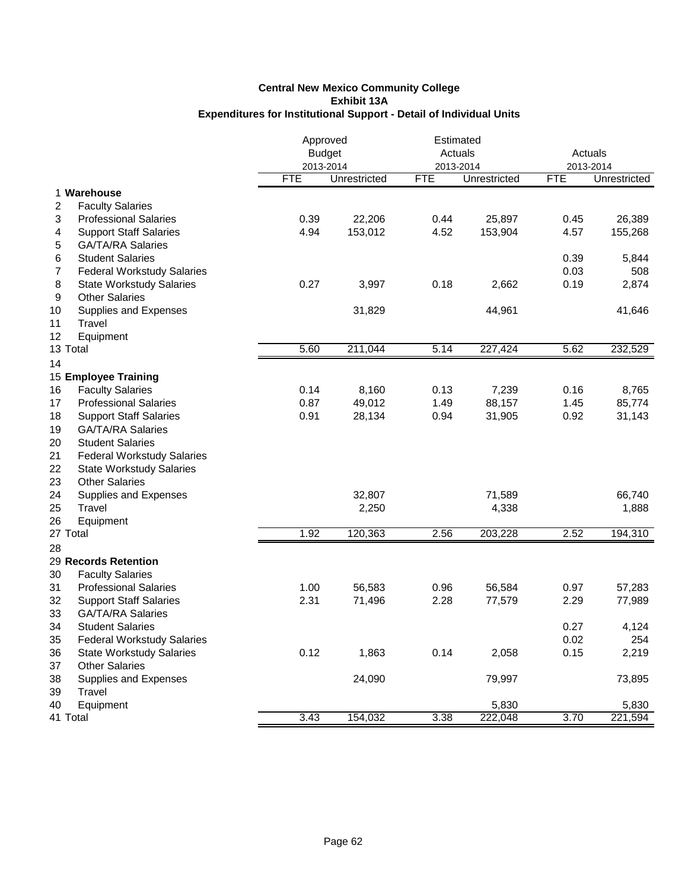**Central New Mexico Community College**
**Exhibit 13A**
**Expenditures for Institutional Support - Detail of Individual Units**

| | | Approved Budget 2013-2014 | | Estimated Actuals 2013-2014 | | Actuals 2013-2014 | |
|---|---|---|---|---|---|---|---|
| | | FTE | Unrestricted | FTE | Unrestricted | FTE | Unrestricted |
| 1 | **Warehouse** | | | | | | |
| 2 | Faculty Salaries | | | | | | |
| 3 | Professional Salaries | 0.39 | 22,206 | 0.44 | 25,897 | 0.45 | 26,389 |
| 4 | Support Staff Salaries | 4.94 | 153,012 | 4.52 | 153,904 | 4.57 | 155,268 |
| 5 | GA/TA/RA Salaries | | | | | | |
| 6 | Student Salaries | | | | | 0.39 | 5,844 |
| 7 | Federal Workstudy Salaries | | | | | 0.03 | 508 |
| 8 | State Workstudy Salaries | 0.27 | 3,997 | 0.18 | 2,662 | 0.19 | 2,874 |
| 9 | Other Salaries | | | | | | |
| 10 | Supplies and Expenses | | 31,829 | | 44,961 | | 41,646 |
| 11 | Travel | | | | | | |
| 12 | Equipment | | | | | | |
| 13 | Total | 5.60 | 211,044 | 5.14 | 227,424 | 5.62 | 232,529 |
| 14 | | | | | | | |
| 15 | **Employee Training** | | | | | | |
| 16 | Faculty Salaries | 0.14 | 8,160 | 0.13 | 7,239 | 0.16 | 8,765 |
| 17 | Professional Salaries | 0.87 | 49,012 | 1.49 | 88,157 | 1.45 | 85,774 |
| 18 | Support Staff Salaries | 0.91 | 28,134 | 0.94 | 31,905 | 0.92 | 31,143 |
| 19 | GA/TA/RA Salaries | | | | | | |
| 20 | Student Salaries | | | | | | |
| 21 | Federal Workstudy Salaries | | | | | | |
| 22 | State Workstudy Salaries | | | | | | |
| 23 | Other Salaries | | | | | | |
| 24 | Supplies and Expenses | | 32,807 | | 71,589 | | 66,740 |
| 25 | Travel | | 2,250 | | 4,338 | | 1,888 |
| 26 | Equipment | | | | | | |
| 27 | Total | 1.92 | 120,363 | 2.56 | 203,228 | 2.52 | 194,310 |
| 28 | | | | | | | |
| 29 | **Records Retention** | | | | | | |
| 30 | Faculty Salaries | | | | | | |
| 31 | Professional Salaries | 1.00 | 56,583 | 0.96 | 56,584 | 0.97 | 57,283 |
| 32 | Support Staff Salaries | 2.31 | 71,496 | 2.28 | 77,579 | 2.29 | 77,989 |
| 33 | GA/TA/RA Salaries | | | | | | |
| 34 | Student Salaries | | | | | 0.27 | 4,124 |
| 35 | Federal Workstudy Salaries | | | | | 0.02 | 254 |
| 36 | State Workstudy Salaries | 0.12 | 1,863 | 0.14 | 2,058 | 0.15 | 2,219 |
| 37 | Other Salaries | | | | | | |
| 38 | Supplies and Expenses | | 24,090 | | 79,997 | | 73,895 |
| 39 | Travel | | | | | | |
| 40 | Equipment | | | | 5,830 | | 5,830 |
| 41 | Total | 3.43 | 154,032 | 3.38 | 222,048 | 3.70 | 221,594 |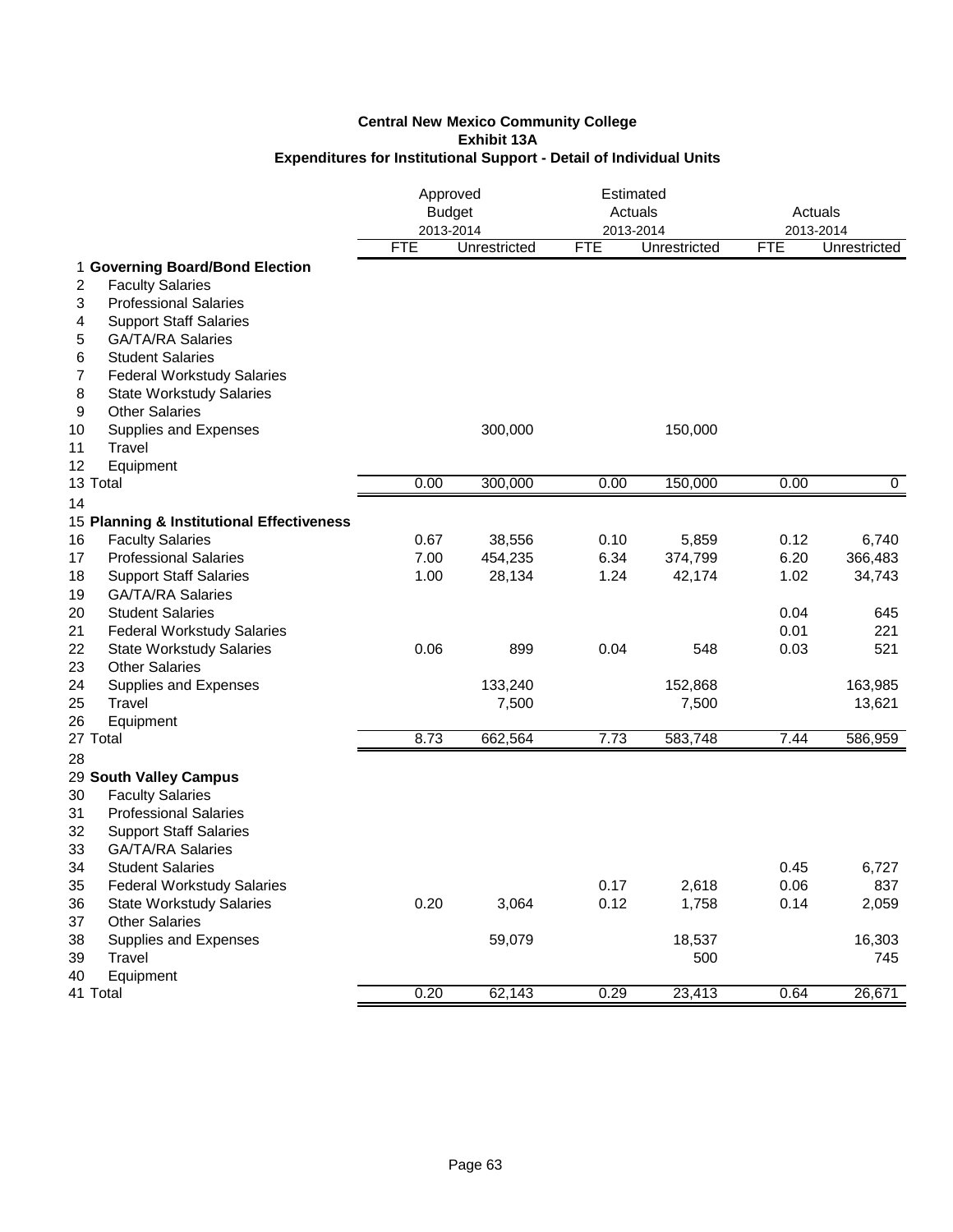**Central New Mexico Community College**
**Exhibit 13A**
**Expenditures for Institutional Support - Detail of Individual Units**

| | | Approved Budget 2013-2014 | | Estimated Actuals 2013-2014 | | Actuals 2013-2014 | |
|---|---|---|---|---|---|---|---|
| | | FTE | Unrestricted | FTE | Unrestricted | FTE | Unrestricted |
| 1 | **Governing Board/Bond Election** | | | | | | |
| 2 | Faculty Salaries | | | | | | |
| 3 | Professional Salaries | | | | | | |
| 4 | Support Staff Salaries | | | | | | |
| 5 | GA/TA/RA Salaries | | | | | | |
| 6 | Student Salaries | | | | | | |
| 7 | Federal Workstudy Salaries | | | | | | |
| 8 | State Workstudy Salaries | | | | | | |
| 9 | Other Salaries | | | | | | |
| 10 | Supplies and Expenses | | 300,000 | | 150,000 | | |
| 11 | Travel | | | | | | |
| 12 | Equipment | | | | | | |
| 13 | Total | 0.00 | 300,000 | 0.00 | 150,000 | 0.00 | 0 |
| 14 | | | | | | | |
| 15 | **Planning & Institutional Effectiveness** | | | | | | |
| 16 | Faculty Salaries | 0.67 | 38,556 | 0.10 | 5,859 | 0.12 | 6,740 |
| 17 | Professional Salaries | 7.00 | 454,235 | 6.34 | 374,799 | 6.20 | 366,483 |
| 18 | Support Staff Salaries | 1.00 | 28,134 | 1.24 | 42,174 | 1.02 | 34,743 |
| 19 | GA/TA/RA Salaries | | | | | | |
| 20 | Student Salaries | | | | | 0.04 | 645 |
| 21 | Federal Workstudy Salaries | | | | | 0.01 | 221 |
| 22 | State Workstudy Salaries | 0.06 | 899 | 0.04 | 548 | 0.03 | 521 |
| 23 | Other Salaries | | | | | | |
| 24 | Supplies and Expenses | | 133,240 | | 152,868 | | 163,985 |
| 25 | Travel | | 7,500 | | 7,500 | | 13,621 |
| 26 | Equipment | | | | | | |
| 27 | Total | 8.73 | 662,564 | 7.73 | 583,748 | 7.44 | 586,959 |
| 28 | | | | | | | |
| 29 | **South Valley Campus** | | | | | | |
| 30 | Faculty Salaries | | | | | | |
| 31 | Professional Salaries | | | | | | |
| 32 | Support Staff Salaries | | | | | | |
| 33 | GA/TA/RA Salaries | | | | | | |
| 34 | Student Salaries | | | | | 0.45 | 6,727 |
| 35 | Federal Workstudy Salaries | | | 0.17 | 2,618 | 0.06 | 837 |
| 36 | State Workstudy Salaries | 0.20 | 3,064 | 0.12 | 1,758 | 0.14 | 2,059 |
| 37 | Other Salaries | | | | | | |
| 38 | Supplies and Expenses | | 59,079 | | 18,537 | | 16,303 |
| 39 | Travel | | | | 500 | | 745 |
| 40 | Equipment | | | | | | |
| 41 | Total | 0.20 | 62,143 | 0.29 | 23,413 | 0.64 | 26,671 |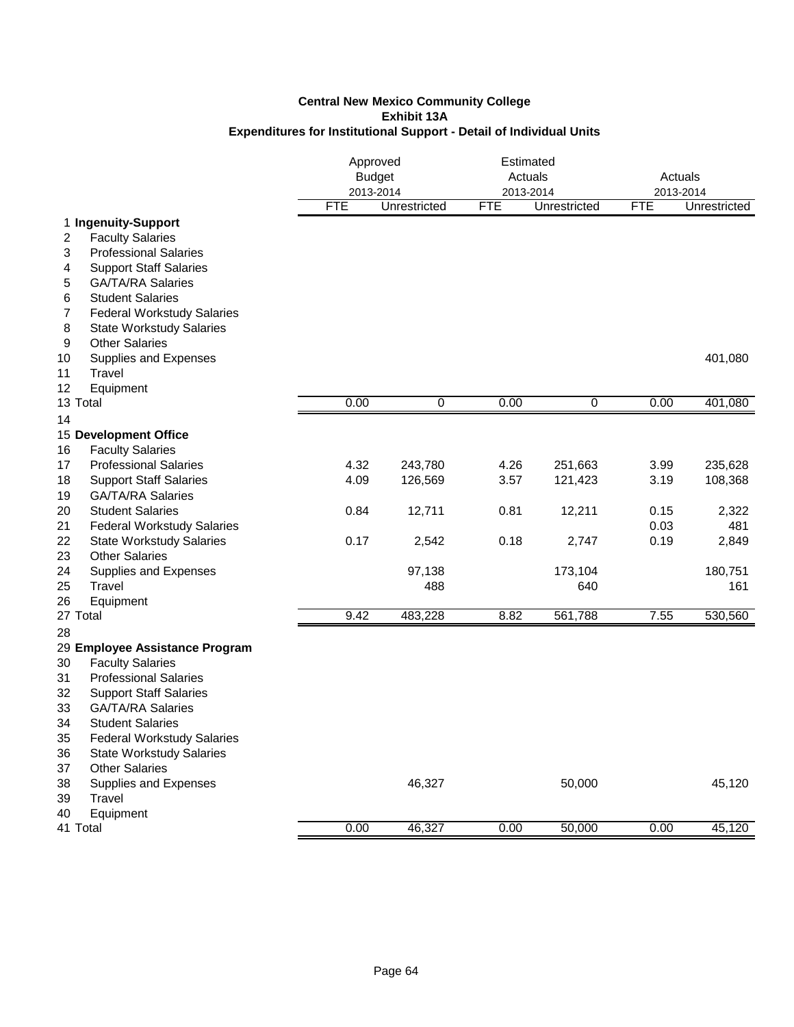**Central New Mexico Community College**
**Exhibit 13A**
**Expenditures for Institutional Support - Detail of Individual Units**

| | | Approved Budget 2013-2014 | | Estimated Actuals 2013-2014 | | Actuals 2013-2014 | |
|---|---|---|---|---|---|---|---|
| | | FTE | Unrestricted | FTE | Unrestricted | FTE | Unrestricted |
| 1 | **Ingenuity-Support** | | | | | | |
| 2 | Faculty Salaries | | | | | | |
| 3 | Professional Salaries | | | | | | |
| 4 | Support Staff Salaries | | | | | | |
| 5 | GA/TA/RA Salaries | | | | | | |
| 6 | Student Salaries | | | | | | |
| 7 | Federal Workstudy Salaries | | | | | | |
| 8 | State Workstudy Salaries | | | | | | |
| 9 | Other Salaries | | | | | | |
| 10 | Supplies and Expenses | | | | | | 401,080 |
| 11 | Travel | | | | | | |
| 12 | Equipment | | | | | | |
| 13 | Total | 0.00 | 0 | 0.00 | 0 | 0.00 | 401,080 |
| 14 | | | | | | | |
| 15 | **Development Office** | | | | | | |
| 16 | Faculty Salaries | | | | | | |
| 17 | Professional Salaries | 4.32 | 243,780 | 4.26 | 251,663 | 3.99 | 235,628 |
| 18 | Support Staff Salaries | 4.09 | 126,569 | 3.57 | 121,423 | 3.19 | 108,368 |
| 19 | GA/TA/RA Salaries | | | | | | |
| 20 | Student Salaries | 0.84 | 12,711 | 0.81 | 12,211 | 0.15 | 2,322 |
| 21 | Federal Workstudy Salaries | | | | | 0.03 | 481 |
| 22 | State Workstudy Salaries | 0.17 | 2,542 | 0.18 | 2,747 | 0.19 | 2,849 |
| 23 | Other Salaries | | | | | | |
| 24 | Supplies and Expenses | | 97,138 | | 173,104 | | 180,751 |
| 25 | Travel | | 488 | | 640 | | 161 |
| 26 | Equipment | | | | | | |
| 27 | Total | 9.42 | 483,228 | 8.82 | 561,788 | 7.55 | 530,560 |
| 28 | | | | | | | |
| 29 | **Employee Assistance Program** | | | | | | |
| 30 | Faculty Salaries | | | | | | |
| 31 | Professional Salaries | | | | | | |
| 32 | Support Staff Salaries | | | | | | |
| 33 | GA/TA/RA Salaries | | | | | | |
| 34 | Student Salaries | | | | | | |
| 35 | Federal Workstudy Salaries | | | | | | |
| 36 | State Workstudy Salaries | | | | | | |
| 37 | Other Salaries | | | | | | |
| 38 | Supplies and Expenses | | 46,327 | | 50,000 | | 45,120 |
| 39 | Travel | | | | | | |
| 40 | Equipment | | | | | | |
| 41 | Total | 0.00 | 46,327 | 0.00 | 50,000 | 0.00 | 45,120 |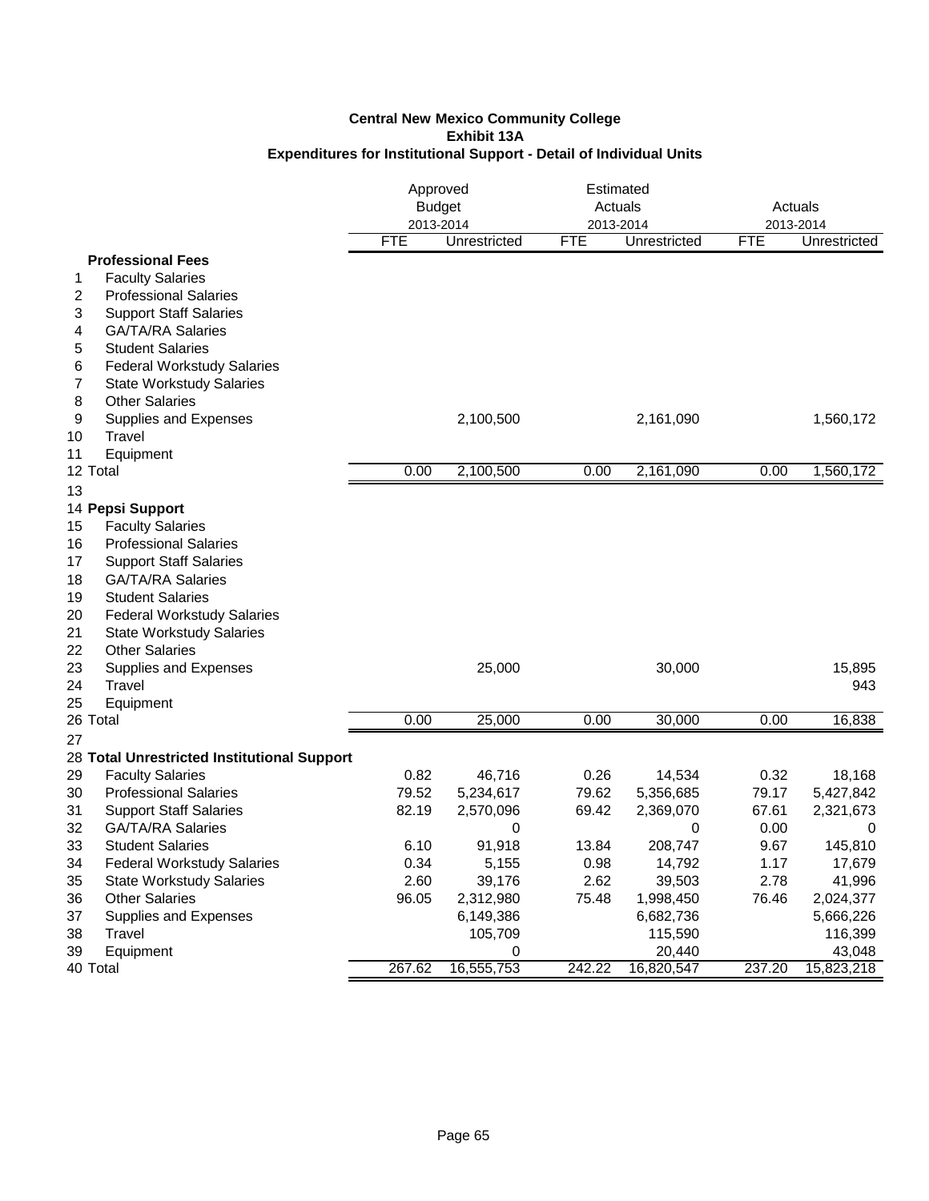**Central New Mexico Community College**
**Exhibit 13A**
**Expenditures for Institutional Support - Detail of Individual Units**

| | | Approved Budget 2013-2014 | | Estimated Actuals 2013-2014 | | Actuals 2013-2014 | |
|---|---|---|---|---|---|---|---|
| | | FTE | Unrestricted | FTE | Unrestricted | FTE | Unrestricted |
| | **Professional Fees** | | | | | | |
| 1 | Faculty Salaries | | | | | | |
| 2 | Professional Salaries | | | | | | |
| 3 | Support Staff Salaries | | | | | | |
| 4 | GA/TA/RA Salaries | | | | | | |
| 5 | Student Salaries | | | | | | |
| 6 | Federal Workstudy Salaries | | | | | | |
| 7 | State Workstudy Salaries | | | | | | |
| 8 | Other Salaries | | | | | | |
| 9 | Supplies and Expenses | | 2,100,500 | | 2,161,090 | | 1,560,172 |
| 10 | Travel | | | | | | |
| 11 | Equipment | | | | | | |
| 12 | Total | 0.00 | 2,100,500 | 0.00 | 2,161,090 | 0.00 | 1,560,172 |
| 13 | | | | | | | |
| 14 | **Pepsi Support** | | | | | | |
| 15 | Faculty Salaries | | | | | | |
| 16 | Professional Salaries | | | | | | |
| 17 | Support Staff Salaries | | | | | | |
| 18 | GA/TA/RA Salaries | | | | | | |
| 19 | Student Salaries | | | | | | |
| 20 | Federal Workstudy Salaries | | | | | | |
| 21 | State Workstudy Salaries | | | | | | |
| 22 | Other Salaries | | | | | | |
| 23 | Supplies and Expenses | | 25,000 | | 30,000 | | 15,895 |
| 24 | Travel | | | | | | 943 |
| 25 | Equipment | | | | | | |
| 26 | Total | 0.00 | 25,000 | 0.00 | 30,000 | 0.00 | 16,838 |
| 27 | | | | | | | |
| 28 | **Total Unrestricted Institutional Support** | | | | | | |
| 29 | Faculty Salaries | 0.82 | 46,716 | 0.26 | 14,534 | 0.32 | 18,168 |
| 30 | Professional Salaries | 79.52 | 5,234,617 | 79.62 | 5,356,685 | 79.17 | 5,427,842 |
| 31 | Support Staff Salaries | 82.19 | 2,570,096 | 69.42 | 2,369,070 | 67.61 | 2,321,673 |
| 32 | GA/TA/RA Salaries | | 0 | | 0 | 0.00 | 0 |
| 33 | Student Salaries | 6.10 | 91,918 | 13.84 | 208,747 | 9.67 | 145,810 |
| 34 | Federal Workstudy Salaries | 0.34 | 5,155 | 0.98 | 14,792 | 1.17 | 17,679 |
| 35 | State Workstudy Salaries | 2.60 | 39,176 | 2.62 | 39,503 | 2.78 | 41,996 |
| 36 | Other Salaries | 96.05 | 2,312,980 | 75.48 | 1,998,450 | 76.46 | 2,024,377 |
| 37 | Supplies and Expenses | | 6,149,386 | | 6,682,736 | | 5,666,226 |
| 38 | Travel | | 105,709 | | 115,590 | | 116,399 |
| 39 | Equipment | | 0 | | 20,440 | | 43,048 |
| 40 | Total | 267.62 | 16,555,753 | 242.22 | 16,820,547 | 237.20 | 15,823,218 |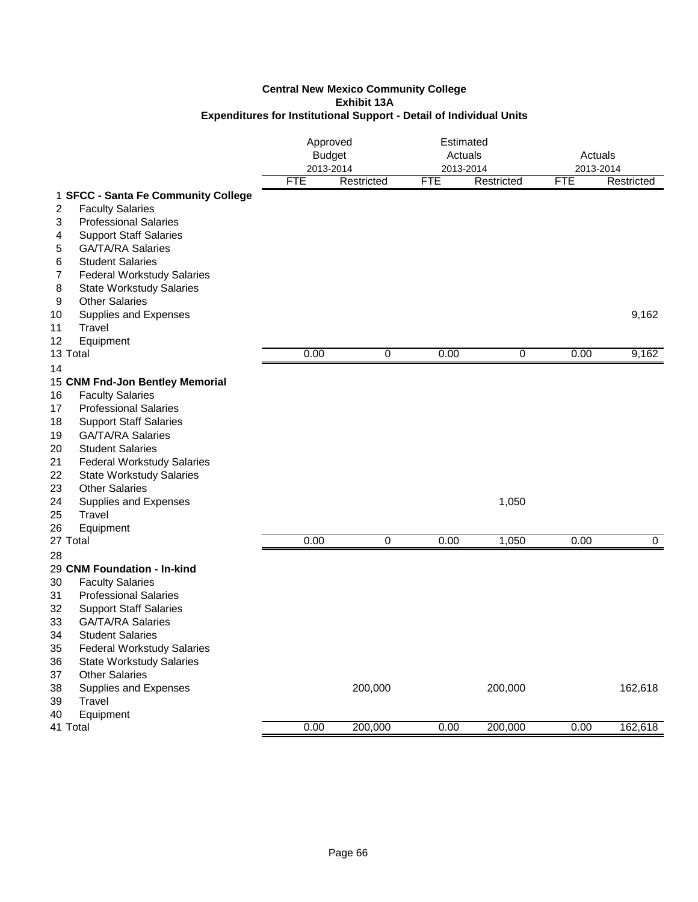**Central New Mexico Community College**
**Exhibit 13A**
**Expenditures for Institutional Support - Detail of Individual Units**

| | | Approved Budget 2013-2014 | | Estimated Actuals 2013-2014 | | Actuals 2013-2014 | |
|---|---|---|---|---|---|---|---|
| | | FTE | Restricted | FTE | Restricted | FTE | Restricted |
| 1 | **SFCC - Santa Fe Community College** | | | | | | |
| 2 | Faculty Salaries | | | | | | |
| 3 | Professional Salaries | | | | | | |
| 4 | Support Staff Salaries | | | | | | |
| 5 | GA/TA/RA Salaries | | | | | | |
| 6 | Student Salaries | | | | | | |
| 7 | Federal Workstudy Salaries | | | | | | |
| 8 | State Workstudy Salaries | | | | | | |
| 9 | Other Salaries | | | | | | |
| 10 | Supplies and Expenses | | | | | | 9,162 |
| 11 | Travel | | | | | | |
| 12 | Equipment | | | | | | |
| 13 | Total | 0.00 | 0 | 0.00 | 0 | 0.00 | 9,162 |
| 14 | | | | | | | |
| 15 | **CNM Fnd-Jon Bentley Memorial** | | | | | | |
| 16 | Faculty Salaries | | | | | | |
| 17 | Professional Salaries | | | | | | |
| 18 | Support Staff Salaries | | | | | | |
| 19 | GA/TA/RA Salaries | | | | | | |
| 20 | Student Salaries | | | | | | |
| 21 | Federal Workstudy Salaries | | | | | | |
| 22 | State Workstudy Salaries | | | | | | |
| 23 | Other Salaries | | | | | | |
| 24 | Supplies and Expenses | | | | 1,050 | | |
| 25 | Travel | | | | | | |
| 26 | Equipment | | | | | | |
| 27 | Total | 0.00 | 0 | 0.00 | 1,050 | 0.00 | 0 |
| 28 | | | | | | | |
| 29 | **CNM Foundation - In-kind** | | | | | | |
| 30 | Faculty Salaries | | | | | | |
| 31 | Professional Salaries | | | | | | |
| 32 | Support Staff Salaries | | | | | | |
| 33 | GA/TA/RA Salaries | | | | | | |
| 34 | Student Salaries | | | | | | |
| 35 | Federal Workstudy Salaries | | | | | | |
| 36 | State Workstudy Salaries | | | | | | |
| 37 | Other Salaries | | | | | | |
| 38 | Supplies and Expenses | | 200,000 | | 200,000 | | 162,618 |
| 39 | Travel | | | | | | |
| 40 | Equipment | | | | | | |
| 41 | Total | 0.00 | 200,000 | 0.00 | 200,000 | 0.00 | 162,618 |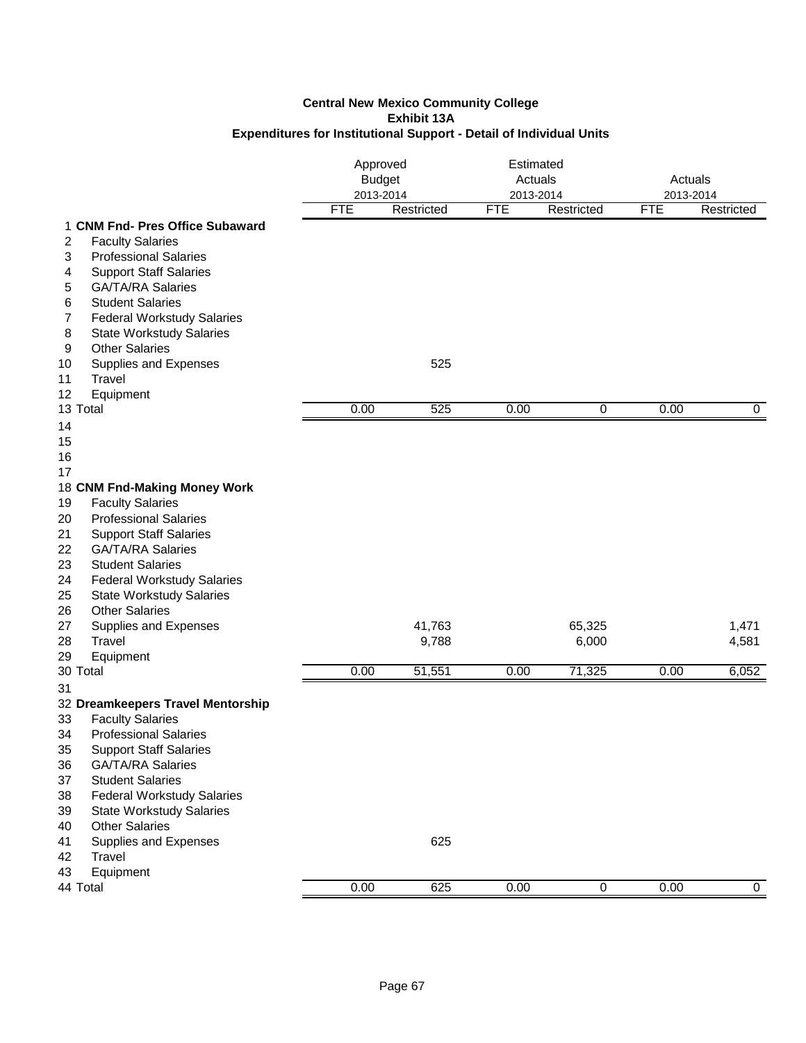**Central New Mexico Community College**
**Exhibit 13A**
**Expenditures for Institutional Support - Detail of Individual Units**

| | | Approved Budget 2013-2014 | | Estimated Actuals 2013-2014 | | Actuals 2013-2014 | |
|---|---|---|---|---|---|---|---|
| | | FTE | Restricted | FTE | Restricted | FTE | Restricted |
| 1 | **CNM Fnd- Pres Office Subaward** | | | | | | |
| 2 | Faculty Salaries | | | | | | |
| 3 | Professional Salaries | | | | | | |
| 4 | Support Staff Salaries | | | | | | |
| 5 | GA/TA/RA Salaries | | | | | | |
| 6 | Student Salaries | | | | | | |
| 7 | Federal Workstudy Salaries | | | | | | |
| 8 | State Workstudy Salaries | | | | | | |
| 9 | Other Salaries | | | | | | |
| 10 | Supplies and Expenses | | 525 | | | | |
| 11 | Travel | | | | | | |
| 12 | Equipment | | | | | | |
| 13 | Total | 0.00 | 525 | 0.00 | 0 | 0.00 | 0 |
| 14 | | | | | | | |
| 15 | | | | | | | |
| 16 | | | | | | | |
| 17 | | | | | | | |
| 18 | **CNM Fnd-Making Money Work** | | | | | | |
| 19 | Faculty Salaries | | | | | | |
| 20 | Professional Salaries | | | | | | |
| 21 | Support Staff Salaries | | | | | | |
| 22 | GA/TA/RA Salaries | | | | | | |
| 23 | Student Salaries | | | | | | |
| 24 | Federal Workstudy Salaries | | | | | | |
| 25 | State Workstudy Salaries | | | | | | |
| 26 | Other Salaries | | | | | | |
| 27 | Supplies and Expenses | | 41,763 | | 65,325 | | 1,471 |
| 28 | Travel | | 9,788 | | 6,000 | | 4,581 |
| 29 | Equipment | | | | | | |
| 30 | Total | 0.00 | 51,551 | 0.00 | 71,325 | 0.00 | 6,052 |
| 31 | | | | | | | |
| 32 | **Dreamkeepers Travel Mentorship** | | | | | | |
| 33 | Faculty Salaries | | | | | | |
| 34 | Professional Salaries | | | | | | |
| 35 | Support Staff Salaries | | | | | | |
| 36 | GA/TA/RA Salaries | | | | | | |
| 37 | Student Salaries | | | | | | |
| 38 | Federal Workstudy Salaries | | | | | | |
| 39 | State Workstudy Salaries | | | | | | |
| 40 | Other Salaries | | | | | | |
| 41 | Supplies and Expenses | | 625 | | | | |
| 42 | Travel | | | | | | |
| 43 | Equipment | | | | | | |
| 44 | Total | 0.00 | 625 | 0.00 | 0 | 0.00 | 0 |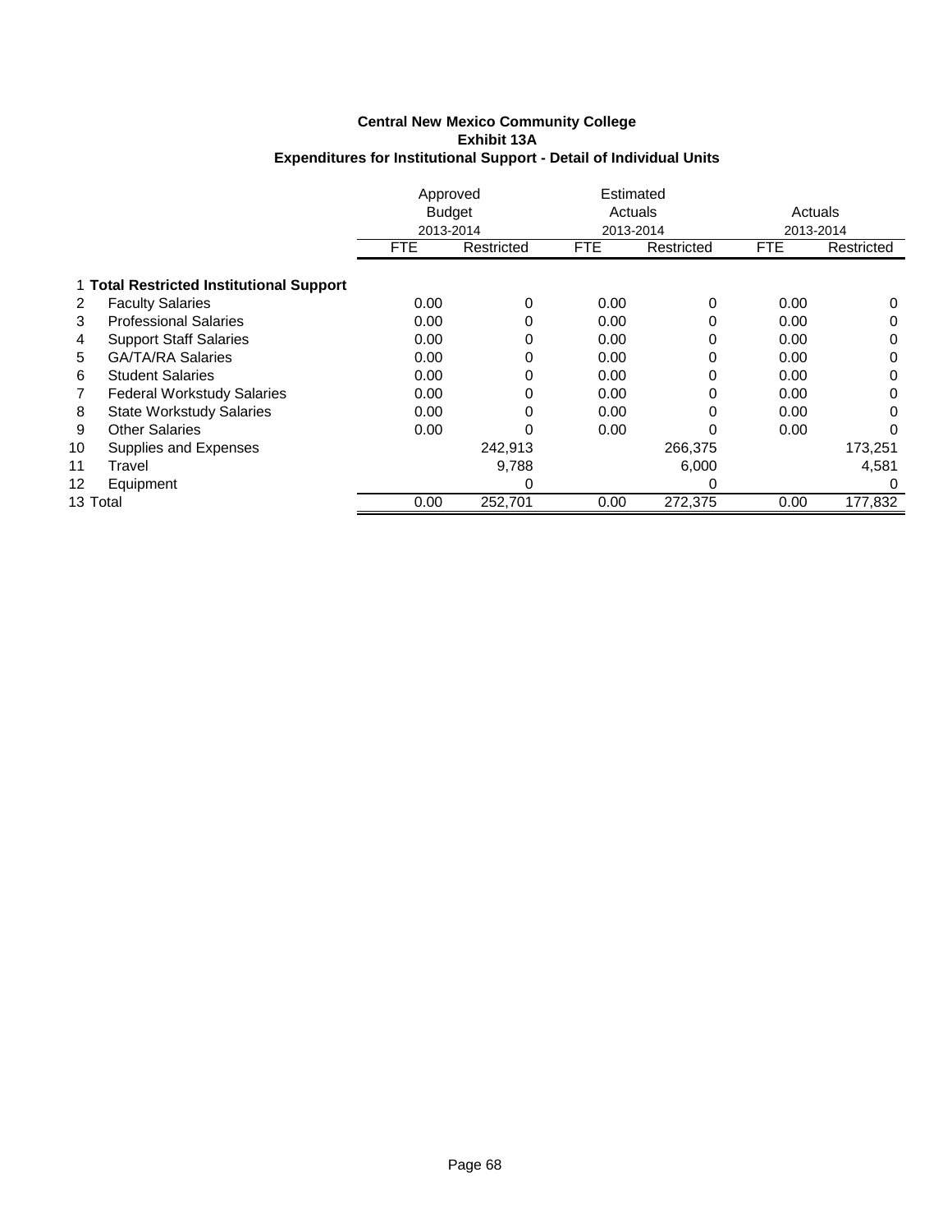**Central New Mexico Community College**
**Exhibit 13A**
**Expenditures for Institutional Support - Detail of Individual Units**

| | | Approved Budget 2013-2014 | | Estimated Actuals 2013-2014 | | Actuals 2013-2014 | |
|---|---|---|---|---|---|---|---|
| | | FTE | Restricted | FTE | Restricted | FTE | Restricted |
| 1 | **Total Restricted Institutional Support** | | | | | | |
| 2 | Faculty Salaries | 0.00 | 0 | 0.00 | 0 | 0.00 | 0 |
| 3 | Professional Salaries | 0.00 | 0 | 0.00 | 0 | 0.00 | 0 |
| 4 | Support Staff Salaries | 0.00 | 0 | 0.00 | 0 | 0.00 | 0 |
| 5 | GA/TA/RA Salaries | 0.00 | 0 | 0.00 | 0 | 0.00 | 0 |
| 6 | Student Salaries | 0.00 | 0 | 0.00 | 0 | 0.00 | 0 |
| 7 | Federal Workstudy Salaries | 0.00 | 0 | 0.00 | 0 | 0.00 | 0 |
| 8 | State Workstudy Salaries | 0.00 | 0 | 0.00 | 0 | 0.00 | 0 |
| 9 | Other Salaries | 0.00 | 0 | 0.00 | 0 | 0.00 | 0 |
| 10 | Supplies and Expenses | | 242,913 | | 266,375 | | 173,251 |
| 11 | Travel | | 9,788 | | 6,000 | | 4,581 |
| 12 | Equipment | | 0 | | 0 | | 0 |
| 13 | Total | 0.00 | 252,701 | 0.00 | 272,375 | 0.00 | 177,832 |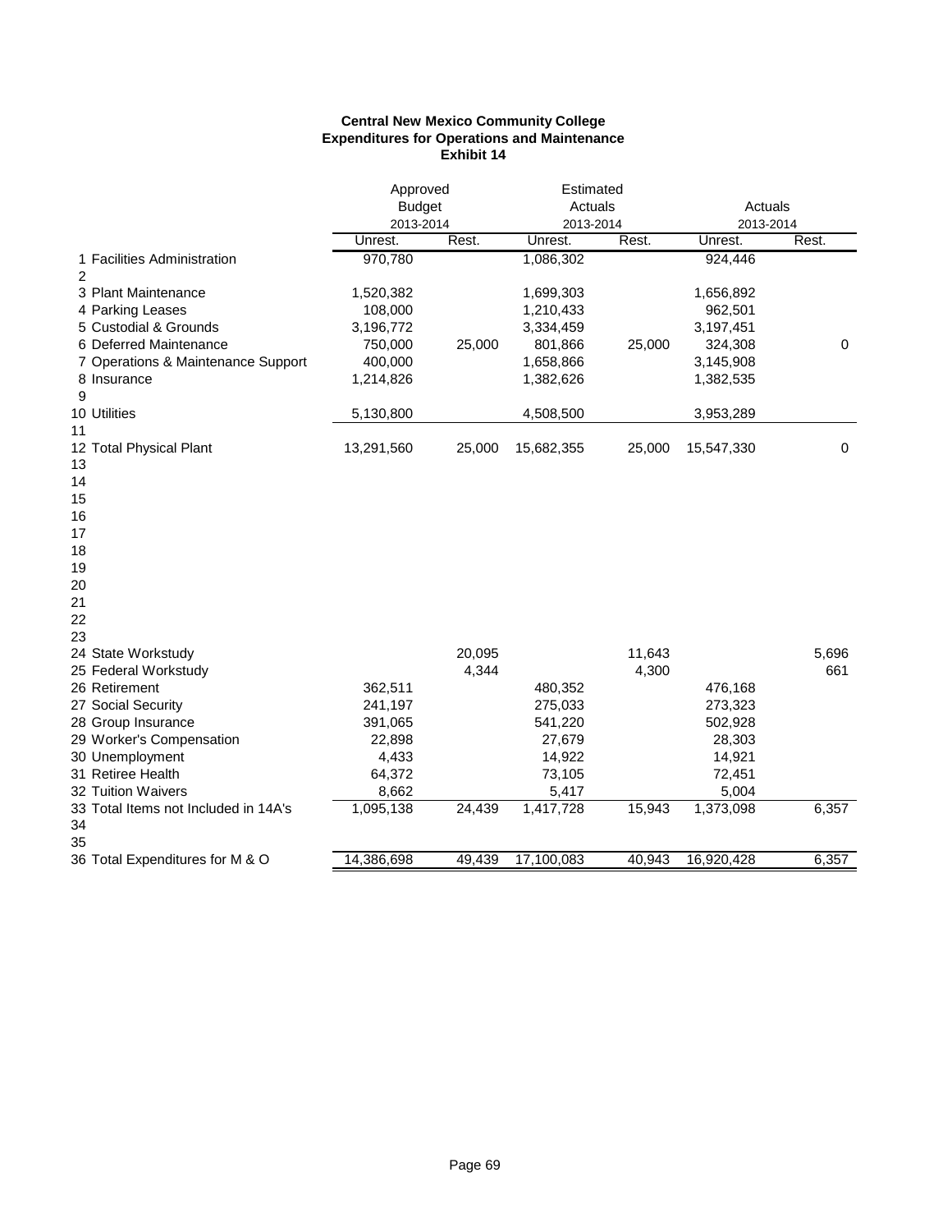**Central New Mexico Community College**
**Expenditures for Operations and Maintenance**
**Exhibit 14**

| | | Approved Budget 2013-2014 | | Estimated Actuals 2013-2014 | | Actuals 2013-2014 | |
|---|---|---|---|---|---|---|---|
| | | Unrest. | Rest. | Unrest. | Rest. | Unrest. | Rest. |
| 1 | Facilities Administration | 970,780 | | 1,086,302 | | 924,446 | |
| 2 | | | | | | | |
| 3 | Plant Maintenance | 1,520,382 | | 1,699,303 | | 1,656,892 | |
| 4 | Parking Leases | 108,000 | | 1,210,433 | | 962,501 | |
| 5 | Custodial & Grounds | 3,196,772 | | 3,334,459 | | 3,197,451 | |
| 6 | Deferred Maintenance | 750,000 | 25,000 | 801,866 | 25,000 | 324,308 | 0 |
| 7 | Operations & Maintenance Support | 400,000 | | 1,658,866 | | 3,145,908 | |
| 8 | Insurance | 1,214,826 | | 1,382,626 | | 1,382,535 | |
| 9 | | | | | | | |
| 10 | Utilities | 5,130,800 | | 4,508,500 | | 3,953,289 | |
| 11 | | | | | | | |
| 12 | Total Physical Plant | 13,291,560 | 25,000 | 15,682,355 | 25,000 | 15,547,330 | 0 |
| 13 | | | | | | | |
| 14 | | | | | | | |
| 15 | | | | | | | |
| 16 | | | | | | | |
| 17 | | | | | | | |
| 18 | | | | | | | |
| 19 | | | | | | | |
| 20 | | | | | | | |
| 21 | | | | | | | |
| 22 | | | | | | | |
| 23 | | | | | | | |
| 24 | State Workstudy | | 20,095 | | 11,643 | | 5,696 |
| 25 | Federal Workstudy | | 4,344 | | 4,300 | | 661 |
| 26 | Retirement | 362,511 | | 480,352 | | 476,168 | |
| 27 | Social Security | 241,197 | | 275,033 | | 273,323 | |
| 28 | Group Insurance | 391,065 | | 541,220 | | 502,928 | |
| 29 | Worker's Compensation | 22,898 | | 27,679 | | 28,303 | |
| 30 | Unemployment | 4,433 | | 14,922 | | 14,921 | |
| 31 | Retiree Health | 64,372 | | 73,105 | | 72,451 | |
| 32 | Tuition Waivers | 8,662 | | 5,417 | | 5,004 | |
| 33 | Total Items not Included in 14A's | 1,095,138 | 24,439 | 1,417,728 | 15,943 | 1,373,098 | 6,357 |
| 34 | | | | | | | |
| 35 | | | | | | | |
| 36 | Total Expenditures for M & O | 14,386,698 | 49,439 | 17,100,083 | 40,943 | 16,920,428 | 6,357 |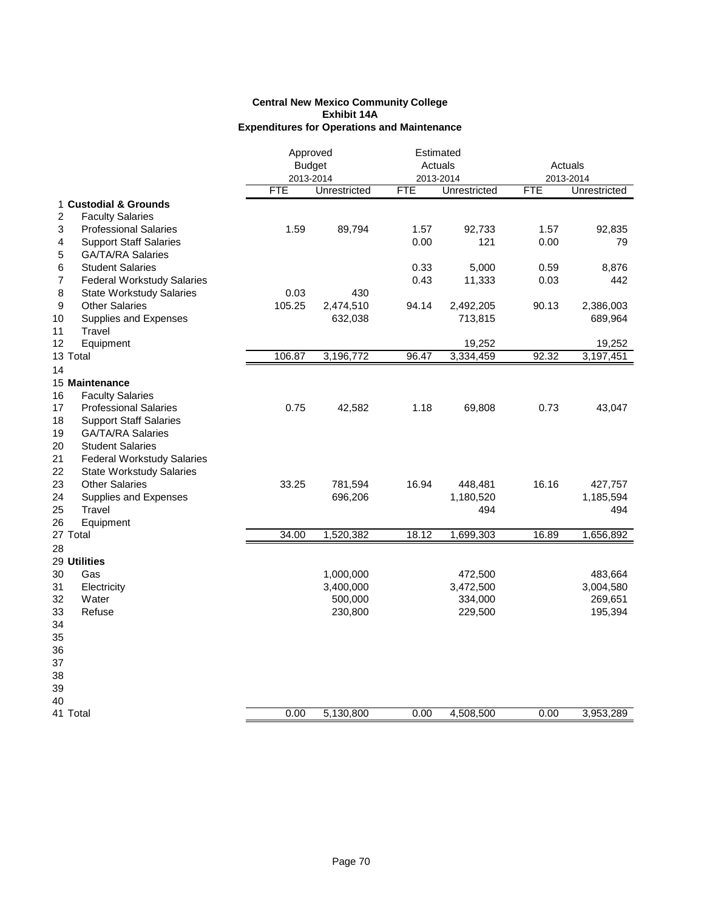**Central New Mexico Community College**
**Exhibit 14A**
**Expenditures for Operations and Maintenance**

| | | Approved Budget 2013-2014 | | Estimated Actuals 2013-2014 | | Actuals 2013-2014 | |
|---|---|---|---|---|---|---|---|
| | | FTE | Unrestricted | FTE | Unrestricted | FTE | Unrestricted |
| 1 | **Custodial & Grounds** | | | | | | |
| 2 | Faculty Salaries | | | | | | |
| 3 | Professional Salaries | 1.59 | 89,794 | 1.57 | 92,733 | 1.57 | 92,835 |
| 4 | Support Staff Salaries | | | 0.00 | 121 | 0.00 | 79 |
| 5 | GA/TA/RA Salaries | | | | | | |
| 6 | Student Salaries | | | 0.33 | 5,000 | 0.59 | 8,876 |
| 7 | Federal Workstudy Salaries | | | 0.43 | 11,333 | 0.03 | 442 |
| 8 | State Workstudy Salaries | 0.03 | 430 | | | | |
| 9 | Other Salaries | 105.25 | 2,474,510 | 94.14 | 2,492,205 | 90.13 | 2,386,003 |
| 10 | Supplies and Expenses | | 632,038 | | 713,815 | | 689,964 |
| 11 | Travel | | | | | | |
| 12 | Equipment | | | | 19,252 | | 19,252 |
| 13 | Total | 106.87 | 3,196,772 | 96.47 | 3,334,459 | 92.32 | 3,197,451 |
| 14 | | | | | | | |
| 15 | **Maintenance** | | | | | | |
| 16 | Faculty Salaries | | | | | | |
| 17 | Professional Salaries | 0.75 | 42,582 | 1.18 | 69,808 | 0.73 | 43,047 |
| 18 | Support Staff Salaries | | | | | | |
| 19 | GA/TA/RA Salaries | | | | | | |
| 20 | Student Salaries | | | | | | |
| 21 | Federal Workstudy Salaries | | | | | | |
| 22 | State Workstudy Salaries | | | | | | |
| 23 | Other Salaries | 33.25 | 781,594 | 16.94 | 448,481 | 16.16 | 427,757 |
| 24 | Supplies and Expenses | | 696,206 | | 1,180,520 | | 1,185,594 |
| 25 | Travel | | | | 494 | | 494 |
| 26 | Equipment | | | | | | |
| 27 | Total | 34.00 | 1,520,382 | 18.12 | 1,699,303 | 16.89 | 1,656,892 |
| 28 | | | | | | | |
| 29 | **Utilities** | | | | | | |
| 30 | Gas | | 1,000,000 | | 472,500 | | 483,664 |
| 31 | Electricity | | 3,400,000 | | 3,472,500 | | 3,004,580 |
| 32 | Water | | 500,000 | | 334,000 | | 269,651 |
| 33 | Refuse | | 230,800 | | 229,500 | | 195,394 |
| 34 | | | | | | | |
| 35 | | | | | | | |
| 36 | | | | | | | |
| 37 | | | | | | | |
| 38 | | | | | | | |
| 39 | | | | | | | |
| 40 | | | | | | | |
| 41 | Total | 0.00 | 5,130,800 | 0.00 | 4,508,500 | 0.00 | 3,953,289 |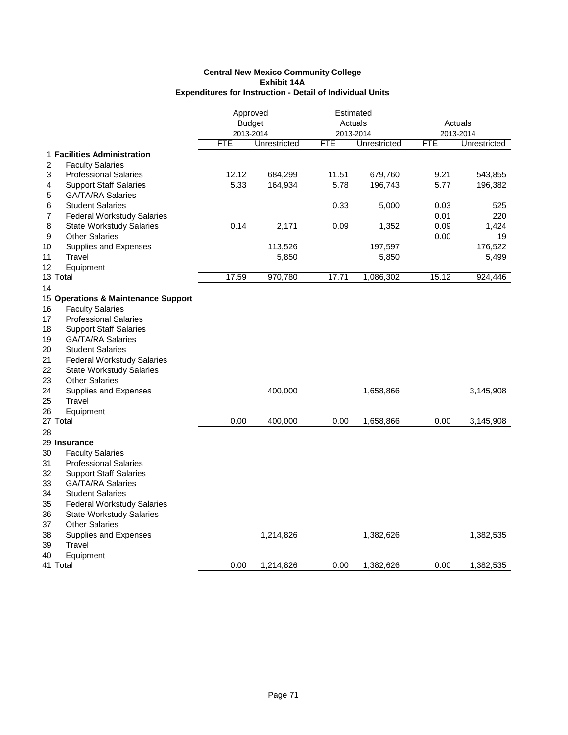# Central New Mexico Community College
## Exhibit 14A
### Expenditures for Instruction - Detail of Individual Units

| | | Approved Budget 2013-2014 | | Estimated Actuals 2013-2014 | | Actuals 2013-2014 | |
|---|---|---|---|---|---|---|---|
| | | FTE | Unrestricted | FTE | Unrestricted | FTE | Unrestricted |
| 1 | **Facilities Administration** | | | | | | |
| 2 | Faculty Salaries | | | | | | |
| 3 | Professional Salaries | 12.12 | 684,299 | 11.51 | 679,760 | 9.21 | 543,855 |
| 4 | Support Staff Salaries | 5.33 | 164,934 | 5.78 | 196,743 | 5.77 | 196,382 |
| 5 | GA/TA/RA Salaries | | | | | | |
| 6 | Student Salaries | | | 0.33 | 5,000 | 0.03 | 525 |
| 7 | Federal Workstudy Salaries | | | | | 0.01 | 220 |
| 8 | State Workstudy Salaries | 0.14 | 2,171 | 0.09 | 1,352 | 0.09 | 1,424 |
| 9 | Other Salaries | | | | | 0.00 | 19 |
| 10 | Supplies and Expenses | | 113,526 | | 197,597 | | 176,522 |
| 11 | Travel | | 5,850 | | 5,850 | | 5,499 |
| 12 | Equipment | | | | | | |
| 13 | Total | 17.59 | 970,780 | 17.71 | 1,086,302 | 15.12 | 924,446 |
| 14 | | | | | | | |
| 15 | **Operations & Maintenance Support** | | | | | | |
| 16 | Faculty Salaries | | | | | | |
| 17 | Professional Salaries | | | | | | |
| 18 | Support Staff Salaries | | | | | | |
| 19 | GA/TA/RA Salaries | | | | | | |
| 20 | Student Salaries | | | | | | |
| 21 | Federal Workstudy Salaries | | | | | | |
| 22 | State Workstudy Salaries | | | | | | |
| 23 | Other Salaries | | | | | | |
| 24 | Supplies and Expenses | | 400,000 | | 1,658,866 | | 3,145,908 |
| 25 | Travel | | | | | | |
| 26 | Equipment | | | | | | |
| 27 | Total | 0.00 | 400,000 | 0.00 | 1,658,866 | 0.00 | 3,145,908 |
| 28 | | | | | | | |
| 29 | **Insurance** | | | | | | |
| 30 | Faculty Salaries | | | | | | |
| 31 | Professional Salaries | | | | | | |
| 32 | Support Staff Salaries | | | | | | |
| 33 | GA/TA/RA Salaries | | | | | | |
| 34 | Student Salaries | | | | | | |
| 35 | Federal Workstudy Salaries | | | | | | |
| 36 | State Workstudy Salaries | | | | | | |
| 37 | Other Salaries | | | | | | |
| 38 | Supplies and Expenses | | 1,214,826 | | 1,382,626 | | 1,382,535 |
| 39 | Travel | | | | | | |
| 40 | Equipment | | | | | | |
| 41 | Total | 0.00 | 1,214,826 | 0.00 | 1,382,626 | 0.00 | 1,382,535 |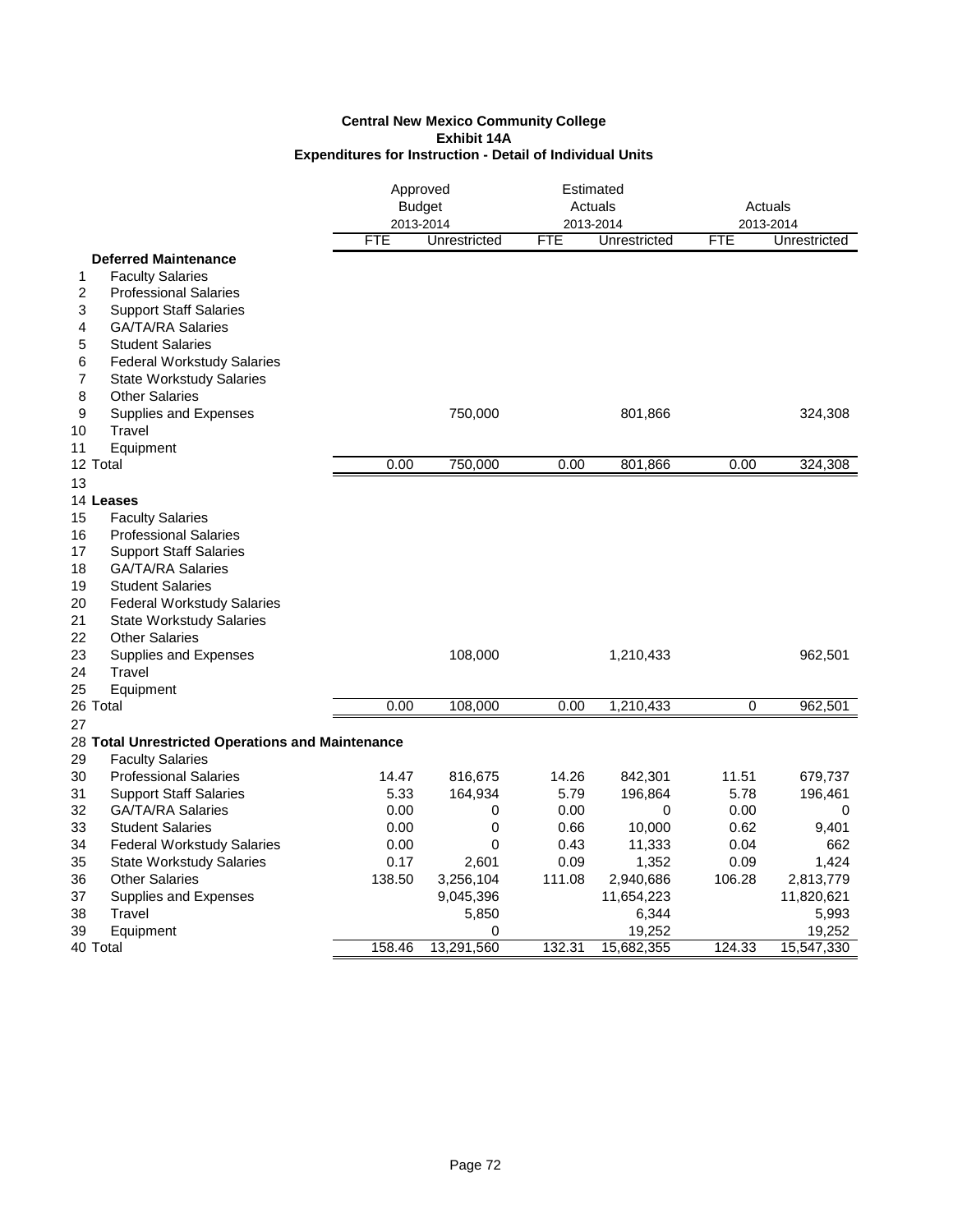**Central New Mexico Community College**
**Exhibit 14A**
**Expenditures for Instruction - Detail of Individual Units**

| | | Approved Budget 2013-2014 | | Estimated Actuals 2013-2014 | | Actuals 2013-2014 | |
|---|---|---|---|---|---|---|---|
| | | FTE | Unrestricted | FTE | Unrestricted | FTE | Unrestricted |
| | **Deferred Maintenance** | | | | | | |
| 1 | Faculty Salaries | | | | | | |
| 2 | Professional Salaries | | | | | | |
| 3 | Support Staff Salaries | | | | | | |
| 4 | GA/TA/RA Salaries | | | | | | |
| 5 | Student Salaries | | | | | | |
| 6 | Federal Workstudy Salaries | | | | | | |
| 7 | State Workstudy Salaries | | | | | | |
| 8 | Other Salaries | | | | | | |
| 9 | Supplies and Expenses | | 750,000 | | 801,866 | | 324,308 |
| 10 | Travel | | | | | | |
| 11 | Equipment | | | | | | |
| 12 | Total | 0.00 | 750,000 | 0.00 | 801,866 | 0.00 | 324,308 |
| 13 | | | | | | | |
| 14 | **Leases** | | | | | | |
| 15 | Faculty Salaries | | | | | | |
| 16 | Professional Salaries | | | | | | |
| 17 | Support Staff Salaries | | | | | | |
| 18 | GA/TA/RA Salaries | | | | | | |
| 19 | Student Salaries | | | | | | |
| 20 | Federal Workstudy Salaries | | | | | | |
| 21 | State Workstudy Salaries | | | | | | |
| 22 | Other Salaries | | | | | | |
| 23 | Supplies and Expenses | | 108,000 | | 1,210,433 | | 962,501 |
| 24 | Travel | | | | | | |
| 25 | Equipment | | | | | | |
| 26 | Total | 0.00 | 108,000 | 0.00 | 1,210,433 | 0 | 962,501 |
| 27 | | | | | | | |
| 28 | **Total Unrestricted Operations and Maintenance** | | | | | | |
| 29 | Faculty Salaries | | | | | | |
| 30 | Professional Salaries | 14.47 | 816,675 | 14.26 | 842,301 | 11.51 | 679,737 |
| 31 | Support Staff Salaries | 5.33 | 164,934 | 5.79 | 196,864 | 5.78 | 196,461 |
| 32 | GA/TA/RA Salaries | 0.00 | 0 | 0.00 | 0 | 0.00 | 0 |
| 33 | Student Salaries | 0.00 | 0 | 0.66 | 10,000 | 0.62 | 9,401 |
| 34 | Federal Workstudy Salaries | 0.00 | 0 | 0.43 | 11,333 | 0.04 | 662 |
| 35 | State Workstudy Salaries | 0.17 | 2,601 | 0.09 | 1,352 | 0.09 | 1,424 |
| 36 | Other Salaries | 138.50 | 3,256,104 | 111.08 | 2,940,686 | 106.28 | 2,813,779 |
| 37 | Supplies and Expenses | | 9,045,396 | | 11,654,223 | | 11,820,621 |
| 38 | Travel | | 5,850 | | 6,344 | | 5,993 |
| 39 | Equipment | | 0 | | 19,252 | | 19,252 |
| 40 | Total | 158.46 | 13,291,560 | 132.31 | 15,682,355 | 124.33 | 15,547,330 |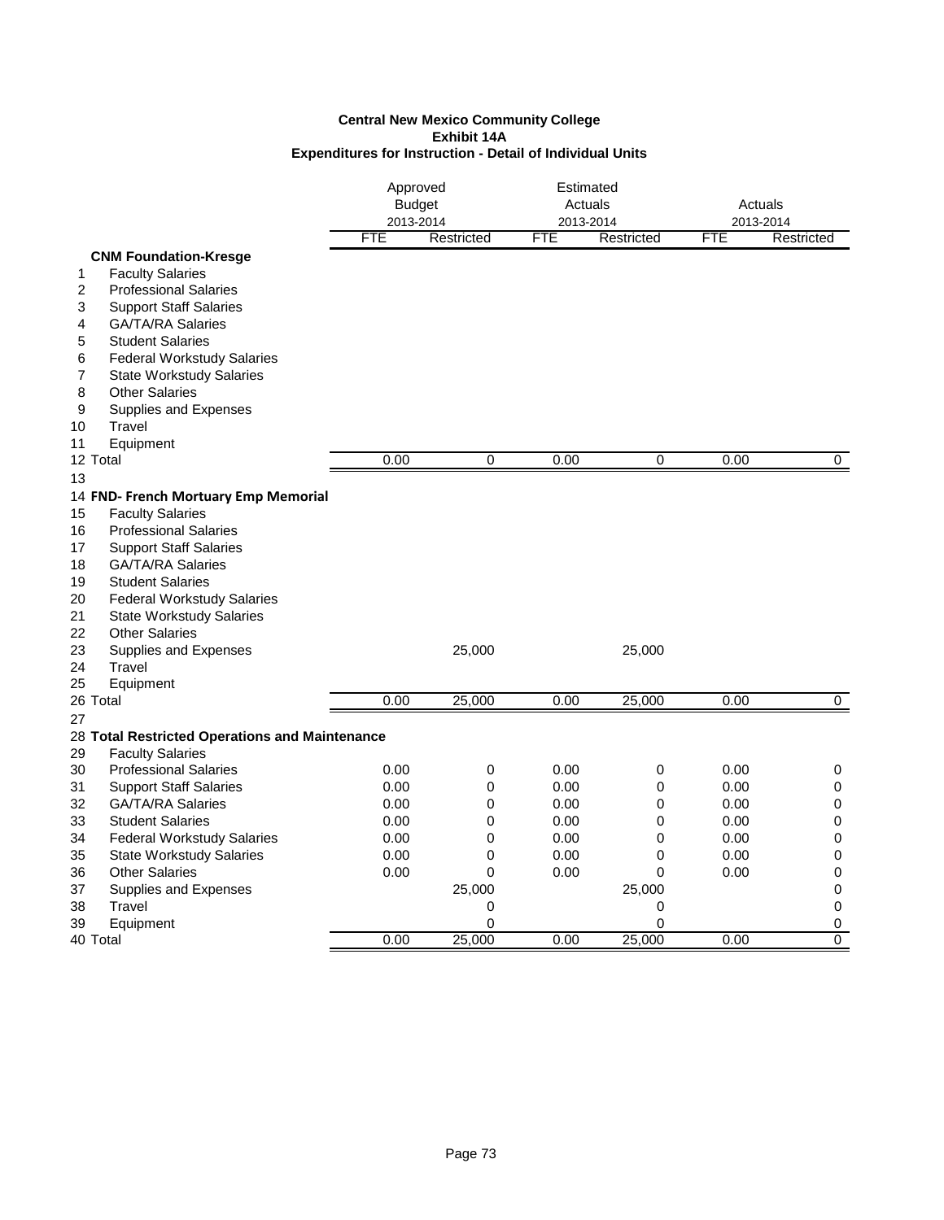**Central New Mexico Community College**
**Exhibit 14A**
**Expenditures for Instruction - Detail of Individual Units**

| | | Approved Budget 2013-2014 | | Estimated Actuals 2013-2014 | | Actuals 2013-2014 | |
|---|---|---|---|---|---|---|---|
| | | FTE | Restricted | FTE | Restricted | FTE | Restricted |
| | **CNM Foundation-Kresge** | | | | | | |
| 1 | Faculty Salaries | | | | | | |
| 2 | Professional Salaries | | | | | | |
| 3 | Support Staff Salaries | | | | | | |
| 4 | GA/TA/RA Salaries | | | | | | |
| 5 | Student Salaries | | | | | | |
| 6 | Federal Workstudy Salaries | | | | | | |
| 7 | State Workstudy Salaries | | | | | | |
| 8 | Other Salaries | | | | | | |
| 9 | Supplies and Expenses | | | | | | |
| 10 | Travel | | | | | | |
| 11 | Equipment | | | | | | |
| 12 | Total | 0.00 | 0 | 0.00 | 0 | 0.00 | 0 |
| 13 | | | | | | | |
| 14 | **FND- French Mortuary Emp Memorial** | | | | | | |
| 15 | Faculty Salaries | | | | | | |
| 16 | Professional Salaries | | | | | | |
| 17 | Support Staff Salaries | | | | | | |
| 18 | GA/TA/RA Salaries | | | | | | |
| 19 | Student Salaries | | | | | | |
| 20 | Federal Workstudy Salaries | | | | | | |
| 21 | State Workstudy Salaries | | | | | | |
| 22 | Other Salaries | | | | | | |
| 23 | Supplies and Expenses | | 25,000 | | 25,000 | | |
| 24 | Travel | | | | | | |
| 25 | Equipment | | | | | | |
| 26 | Total | 0.00 | 25,000 | 0.00 | 25,000 | 0.00 | 0 |
| 27 | | | | | | | |
| 28 | **Total Restricted Operations and Maintenance** | | | | | | |
| 29 | Faculty Salaries | | | | | | |
| 30 | Professional Salaries | 0.00 | 0 | 0.00 | 0 | 0.00 | 0 |
| 31 | Support Staff Salaries | 0.00 | 0 | 0.00 | 0 | 0.00 | 0 |
| 32 | GA/TA/RA Salaries | 0.00 | 0 | 0.00 | 0 | 0.00 | 0 |
| 33 | Student Salaries | 0.00 | 0 | 0.00 | 0 | 0.00 | 0 |
| 34 | Federal Workstudy Salaries | 0.00 | 0 | 0.00 | 0 | 0.00 | 0 |
| 35 | State Workstudy Salaries | 0.00 | 0 | 0.00 | 0 | 0.00 | 0 |
| 36 | Other Salaries | 0.00 | 0 | 0.00 | 0 | 0.00 | 0 |
| 37 | Supplies and Expenses | | 25,000 | | 25,000 | | 0 |
| 38 | Travel | | 0 | | 0 | | 0 |
| 39 | Equipment | | 0 | | 0 | | 0 |
| 40 | Total | 0.00 | 25,000 | 0.00 | 25,000 | 0.00 | 0 |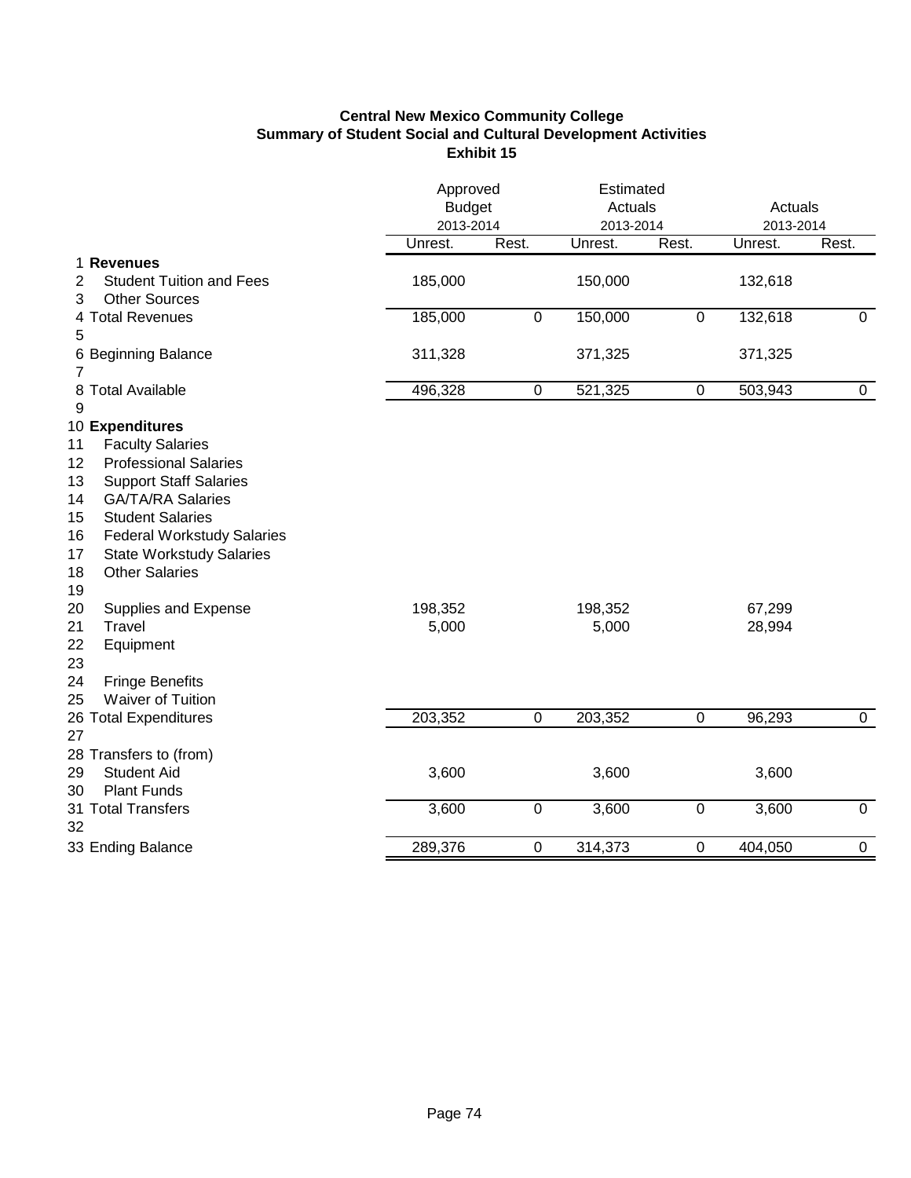**Central New Mexico Community College**
**Summary of Student Social and Cultural Development Activities**
**Exhibit 15**

| | | Approved Budget 2013-2014 | | Estimated Actuals 2013-2014 | | Actuals 2013-2014 | |
|---|---|---|---|---|---|---|---|
| | | Unrest. | Rest. | Unrest. | Rest. | Unrest. | Rest. |
| 1 | **Revenues** | | | | | | |
| 2 | Student Tuition and Fees | 185,000 | | 150,000 | | 132,618 | |
| 3 | Other Sources | | | | | | |
| 4 | Total Revenues | 185,000 | 0 | 150,000 | 0 | 132,618 | 0 |
| 5 | | | | | | | |
| 6 | Beginning Balance | 311,328 | | 371,325 | | 371,325 | |
| 7 | | | | | | | |
| 8 | Total Available | 496,328 | 0 | 521,325 | 0 | 503,943 | 0 |
| 9 | | | | | | | |
| 10 | **Expenditures** | | | | | | |
| 11 | Faculty Salaries | | | | | | |
| 12 | Professional Salaries | | | | | | |
| 13 | Support Staff Salaries | | | | | | |
| 14 | GA/TA/RA Salaries | | | | | | |
| 15 | Student Salaries | | | | | | |
| 16 | Federal Workstudy Salaries | | | | | | |
| 17 | State Workstudy Salaries | | | | | | |
| 18 | Other Salaries | | | | | | |
| 19 | | | | | | | |
| 20 | Supplies and Expense | 198,352 | | 198,352 | | 67,299 | |
| 21 | Travel | 5,000 | | 5,000 | | 28,994 | |
| 22 | Equipment | | | | | | |
| 23 | | | | | | | |
| 24 | Fringe Benefits | | | | | | |
| 25 | Waiver of Tuition | | | | | | |
| 26 | Total Expenditures | 203,352 | 0 | 203,352 | 0 | 96,293 | 0 |
| 27 | | | | | | | |
| 28 | Transfers to (from) | | | | | | |
| 29 | Student Aid | 3,600 | | 3,600 | | 3,600 | |
| 30 | Plant Funds | | | | | | |
| 31 | Total Transfers | 3,600 | 0 | 3,600 | 0 | 3,600 | 0 |
| 32 | | | | | | | |
| 33 | Ending Balance | 289,376 | 0 | 314,373 | 0 | 404,050 | 0 |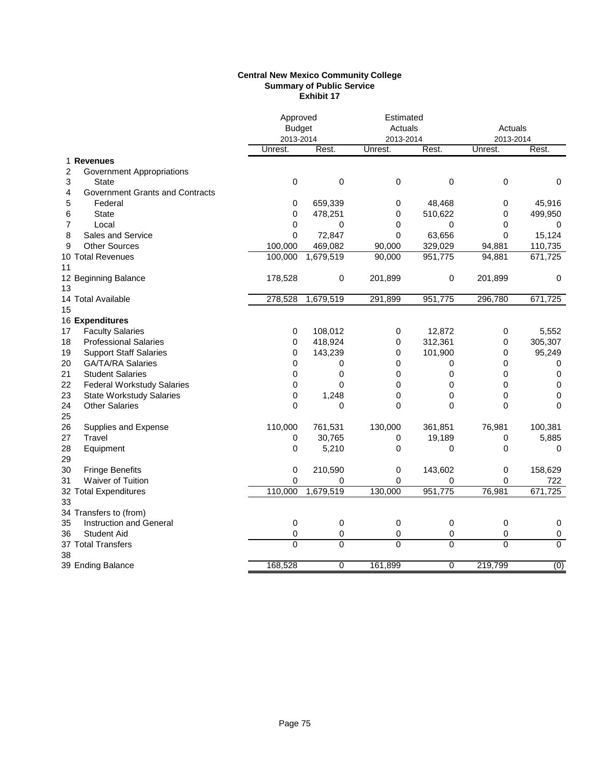**Central New Mexico Community College**
**Summary of Public Service**
**Exhibit 17**

| | | Approved Budget 2013-2014 | | Estimated Actuals 2013-2014 | | Actuals 2013-2014 | |
|---|---|---|---|---|---|---|---|
| | | Unrest. | Rest. | Unrest. | Rest. | Unrest. | Rest. |
| 1 | **Revenues** | | | | | | |
| 2 | Government Appropriations | | | | | | |
| 3 | State | 0 | 0 | 0 | 0 | 0 | 0 |
| 4 | Government Grants and Contracts | | | | | | |
| 5 | Federal | 0 | 659,339 | 0 | 48,468 | 0 | 45,916 |
| 6 | State | 0 | 478,251 | 0 | 510,622 | 0 | 499,950 |
| 7 | Local | 0 | 0 | 0 | 0 | 0 | 0 |
| 8 | Sales and Service | 0 | 72,847 | 0 | 63,656 | 0 | 15,124 |
| 9 | Other Sources | 100,000 | 469,082 | 90,000 | 329,029 | 94,881 | 110,735 |
| 10 | Total Revenues | 100,000 | 1,679,519 | 90,000 | 951,775 | 94,881 | 671,725 |
| 11 | | | | | | | |
| 12 | Beginning Balance | 178,528 | 0 | 201,899 | 0 | 201,899 | 0 |
| 13 | | | | | | | |
| 14 | Total Available | 278,528 | 1,679,519 | 291,899 | 951,775 | 296,780 | 671,725 |
| 15 | | | | | | | |
| 16 | **Expenditures** | | | | | | |
| 17 | Faculty Salaries | 0 | 108,012 | 0 | 12,872 | 0 | 5,552 |
| 18 | Professional Salaries | 0 | 418,924 | 0 | 312,361 | 0 | 305,307 |
| 19 | Support Staff Salaries | 0 | 143,239 | 0 | 101,900 | 0 | 95,249 |
| 20 | GA/TA/RA Salaries | 0 | 0 | 0 | 0 | 0 | 0 |
| 21 | Student Salaries | 0 | 0 | 0 | 0 | 0 | 0 |
| 22 | Federal Workstudy Salaries | 0 | 0 | 0 | 0 | 0 | 0 |
| 23 | State Workstudy Salaries | 0 | 1,248 | 0 | 0 | 0 | 0 |
| 24 | Other Salaries | 0 | 0 | 0 | 0 | 0 | 0 |
| 25 | | | | | | | |
| 26 | Supplies and Expense | 110,000 | 761,531 | 130,000 | 361,851 | 76,981 | 100,381 |
| 27 | Travel | 0 | 30,765 | 0 | 19,189 | 0 | 5,885 |
| 28 | Equipment | 0 | 5,210 | 0 | 0 | 0 | 0 |
| 29 | | | | | | | |
| 30 | Fringe Benefits | 0 | 210,590 | 0 | 143,602 | 0 | 158,629 |
| 31 | Waiver of Tuition | 0 | 0 | 0 | 0 | 0 | 722 |
| 32 | Total Expenditures | 110,000 | 1,679,519 | 130,000 | 951,775 | 76,981 | 671,725 |
| 33 | | | | | | | |
| 34 | Transfers to (from) | | | | | | |
| 35 | Instruction and General | 0 | 0 | 0 | 0 | 0 | 0 |
| 36 | Student Aid | 0 | 0 | 0 | 0 | 0 | 0 |
| 37 | Total Transfers | 0 | 0 | 0 | 0 | 0 | 0 |
| 38 | | | | | | | |
| 39 | Ending Balance | 168,528 | 0 | 161,899 | 0 | 219,799 | (0) |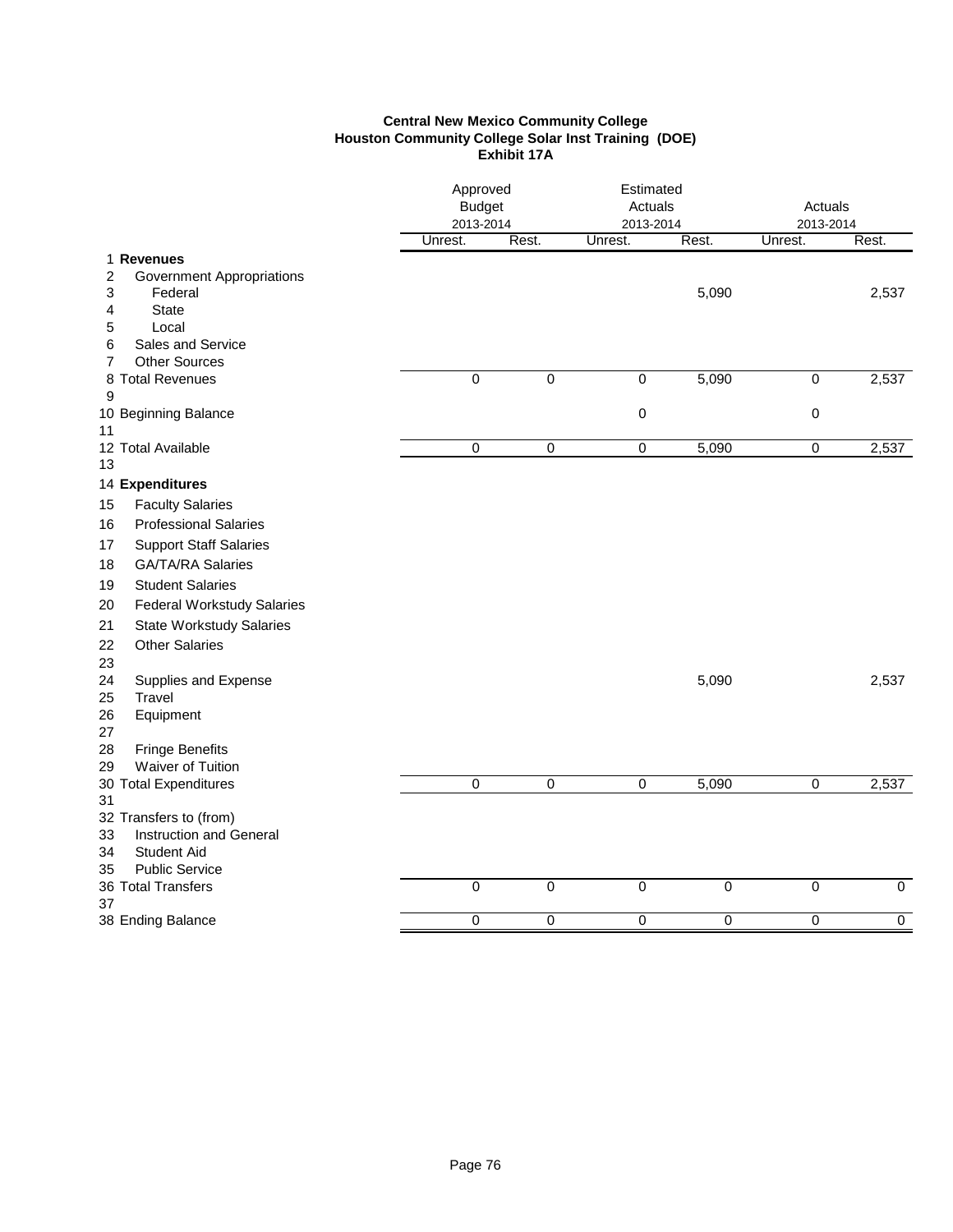**Central New Mexico Community College**
**Houston Community College Solar Inst Training (DOE)**
**Exhibit 17A**

| | | Approved Budget 2013-2014 | | Estimated Actuals 2013-2014 | | Actuals 2013-2014 | |
|---|---|---|---|---|---|---|---|
| | | Unrest. | Rest. | Unrest. | Rest. | Unrest. | Rest. |
| 1 | **Revenues** | | | | | | |
| 2 | Government Appropriations | | | | | | |
| 3 | Federal | | | | 5,090 | | 2,537 |
| 4 | State | | | | | | |
| 5 | Local | | | | | | |
| 6 | Sales and Service | | | | | | |
| 7 | Other Sources | | | | | | |
| 8 | Total Revenues | 0 | 0 | 0 | 5,090 | 0 | 2,537 |
| 9 | | | | | | | |
| 10 | Beginning Balance | | | 0 | | 0 | |
| 11 | | | | | | | |
| 12 | Total Available | 0 | 0 | 0 | 5,090 | 0 | 2,537 |
| 13 | | | | | | | |
| 14 | **Expenditures** | | | | | | |
| 15 | Faculty Salaries | | | | | | |
| 16 | Professional Salaries | | | | | | |
| 17 | Support Staff Salaries | | | | | | |
| 18 | GA/TA/RA Salaries | | | | | | |
| 19 | Student Salaries | | | | | | |
| 20 | Federal Workstudy Salaries | | | | | | |
| 21 | State Workstudy Salaries | | | | | | |
| 22 | Other Salaries | | | | | | |
| 23 | | | | | | | |
| 24 | Supplies and Expense | | | | 5,090 | | 2,537 |
| 25 | Travel | | | | | | |
| 26 | Equipment | | | | | | |
| 27 | | | | | | | |
| 28 | Fringe Benefits | | | | | | |
| 29 | Waiver of Tuition | | | | | | |
| 30 | Total Expenditures | 0 | 0 | 0 | 5,090 | 0 | 2,537 |
| 31 | | | | | | | |
| 32 | Transfers to (from) | | | | | | |
| 33 | Instruction and General | | | | | | |
| 34 | Student Aid | | | | | | |
| 35 | Public Service | | | | | | |
| 36 | Total Transfers | 0 | 0 | 0 | 0 | 0 | 0 |
| 37 | | | | | | | |
| 38 | Ending Balance | 0 | 0 | 0 | 0 | 0 | 0 |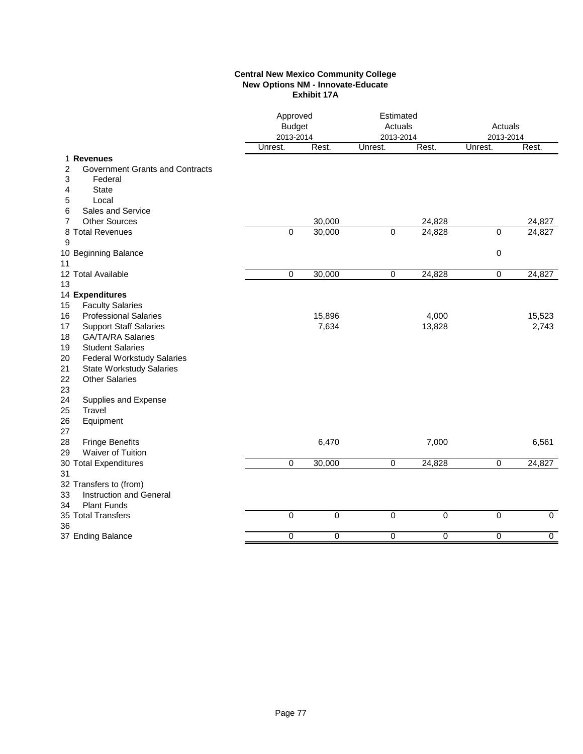**Central New Mexico Community College**
**New Options NM - Innovate-Educate**
**Exhibit 17A**

| | | Approved Budget 2013-2014 | | Estimated Actuals 2013-2014 | | Actuals 2013-2014 | |
|---|---|---|---|---|---|---|---|
| | | Unrest. | Rest. | Unrest. | Rest. | Unrest. | Rest. |
| 1 | **Revenues** | | | | | | |
| 2 | Government Grants and Contracts | | | | | | |
| 3 | Federal | | | | | | |
| 4 | State | | | | | | |
| 5 | Local | | | | | | |
| 6 | Sales and Service | | | | | | |
| 7 | Other Sources | | 30,000 | | 24,828 | | 24,827 |
| 8 | Total Revenues | 0 | 30,000 | 0 | 24,828 | 0 | 24,827 |
| 9 | | | | | | | |
| 10 | Beginning Balance | | | | | 0 | |
| 11 | | | | | | | |
| 12 | Total Available | 0 | 30,000 | 0 | 24,828 | 0 | 24,827 |
| 13 | | | | | | | |
| 14 | **Expenditures** | | | | | | |
| 15 | Faculty Salaries | | | | | | |
| 16 | Professional Salaries | | 15,896 | | 4,000 | | 15,523 |
| 17 | Support Staff Salaries | | 7,634 | | 13,828 | | 2,743 |
| 18 | GA/TA/RA Salaries | | | | | | |
| 19 | Student Salaries | | | | | | |
| 20 | Federal Workstudy Salaries | | | | | | |
| 21 | State Workstudy Salaries | | | | | | |
| 22 | Other Salaries | | | | | | |
| 23 | | | | | | | |
| 24 | Supplies and Expense | | | | | | |
| 25 | Travel | | | | | | |
| 26 | Equipment | | | | | | |
| 27 | | | | | | | |
| 28 | Fringe Benefits | | 6,470 | | 7,000 | | 6,561 |
| 29 | Waiver of Tuition | | | | | | |
| 30 | Total Expenditures | 0 | 30,000 | 0 | 24,828 | 0 | 24,827 |
| 31 | | | | | | | |
| 32 | Transfers to (from) | | | | | | |
| 33 | Instruction and General | | | | | | |
| 34 | Plant Funds | | | | | | |
| 35 | Total Transfers | 0 | 0 | 0 | 0 | 0 | 0 |
| 36 | | | | | | | |
| 37 | Ending Balance | 0 | 0 | 0 | 0 | 0 | 0 |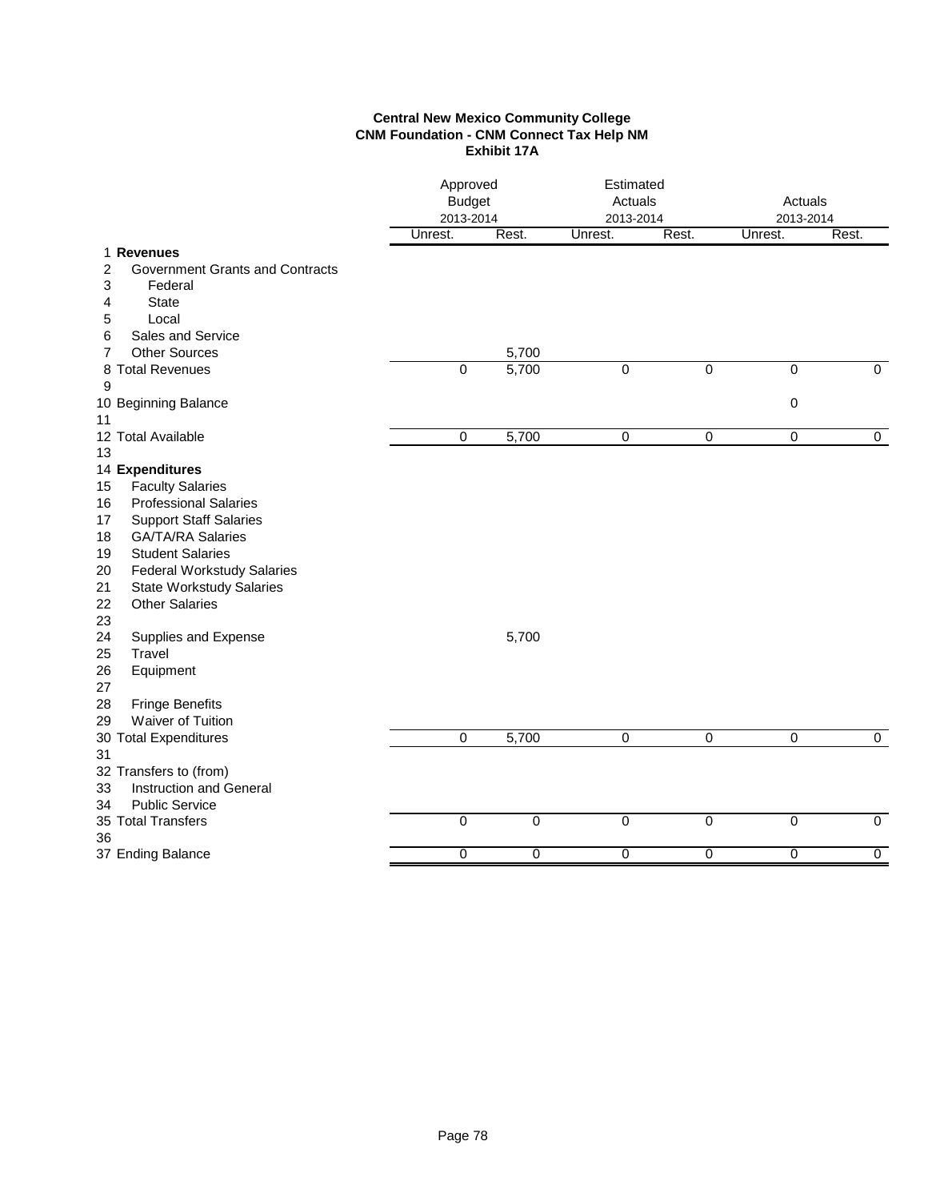**Central New Mexico Community College**
**CNM Foundation - CNM Connect Tax Help NM**
**Exhibit 17A**

| | | Approved Budget 2013-2014 | | Estimated Actuals 2013-2014 | | Actuals 2013-2014 | |
|---|---|---|---|---|---|---|---|
| | | Unrest. | Rest. | Unrest. | Rest. | Unrest. | Rest. |
| 1 | **Revenues** | | | | | | |
| 2 | Government Grants and Contracts | | | | | | |
| 3 | Federal | | | | | | |
| 4 | State | | | | | | |
| 5 | Local | | | | | | |
| 6 | Sales and Service | | | | | | |
| 7 | Other Sources | | 5,700 | | | | |
| 8 | Total Revenues | 0 | 5,700 | 0 | 0 | 0 | 0 |
| 9 | | | | | | | |
| 10 | Beginning Balance | | | | | 0 | |
| 11 | | | | | | | |
| 12 | Total Available | 0 | 5,700 | 0 | 0 | 0 | 0 |
| 13 | | | | | | | |
| 14 | **Expenditures** | | | | | | |
| 15 | Faculty Salaries | | | | | | |
| 16 | Professional Salaries | | | | | | |
| 17 | Support Staff Salaries | | | | | | |
| 18 | GA/TA/RA Salaries | | | | | | |
| 19 | Student Salaries | | | | | | |
| 20 | Federal Workstudy Salaries | | | | | | |
| 21 | State Workstudy Salaries | | | | | | |
| 22 | Other Salaries | | | | | | |
| 23 | | | | | | | |
| 24 | Supplies and Expense | | 5,700 | | | | |
| 25 | Travel | | | | | | |
| 26 | Equipment | | | | | | |
| 27 | | | | | | | |
| 28 | Fringe Benefits | | | | | | |
| 29 | Waiver of Tuition | | | | | | |
| 30 | Total Expenditures | 0 | 5,700 | 0 | 0 | 0 | 0 |
| 31 | | | | | | | |
| 32 | Transfers to (from) | | | | | | |
| 33 | Instruction and General | | | | | | |
| 34 | Public Service | | | | | | |
| 35 | Total Transfers | 0 | 0 | 0 | 0 | 0 | 0 |
| 36 | | | | | | | |
| 37 | Ending Balance | 0 | 0 | 0 | 0 | 0 | 0 |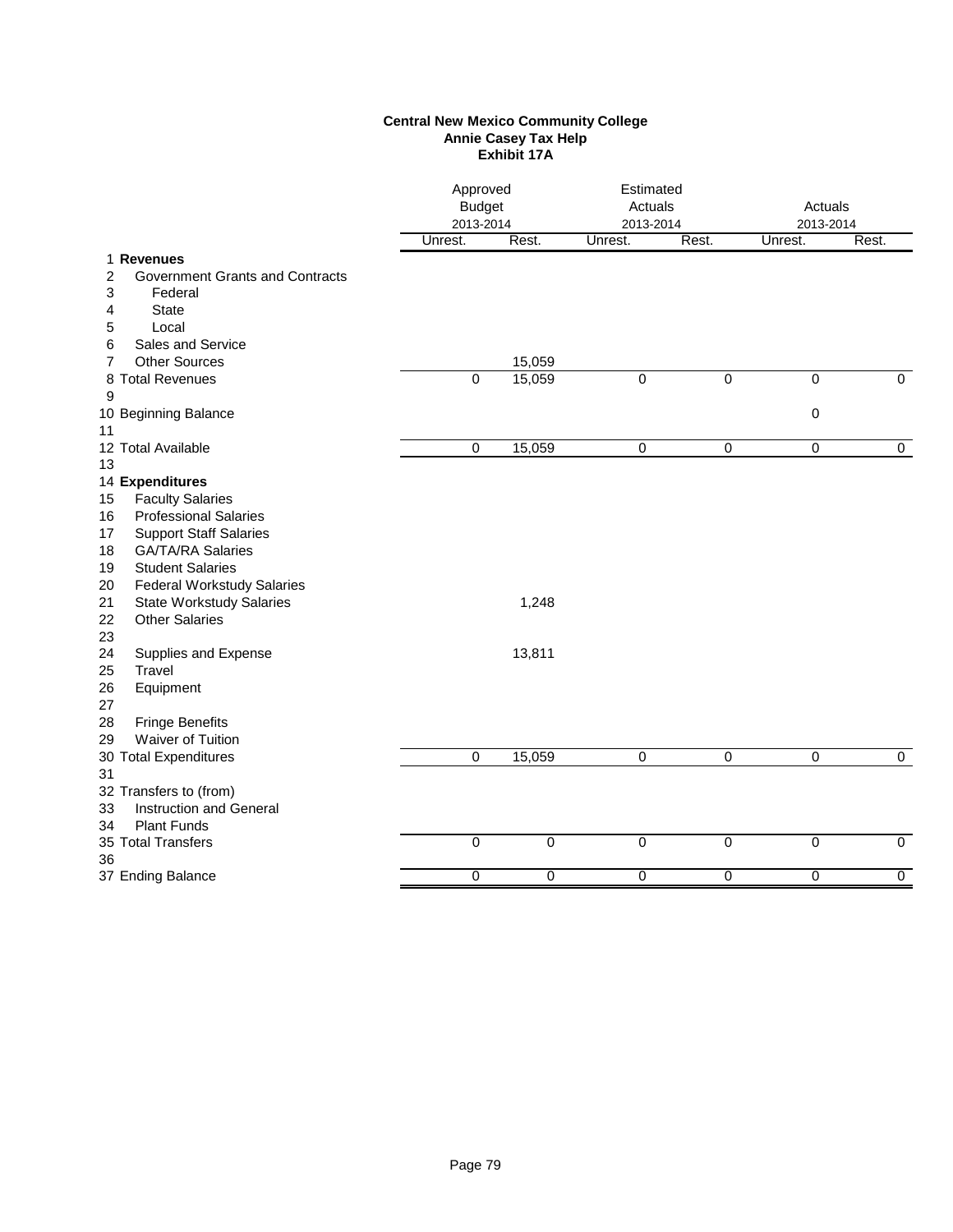**Central New Mexico Community College**
**Annie Casey Tax Help**
**Exhibit 17A**

| | | Approved Budget 2013-2014 | | Estimated Actuals 2013-2014 | | Actuals 2013-2014 | |
|---|---|---|---|---|---|---|---|
| | | Unrest. | Rest. | Unrest. | Rest. | Unrest. | Rest. |
| 1 | **Revenues** | | | | | | |
| 2 | Government Grants and Contracts | | | | | | |
| 3 | Federal | | | | | | |
| 4 | State | | | | | | |
| 5 | Local | | | | | | |
| 6 | Sales and Service | | | | | | |
| 7 | Other Sources | | 15,059 | | | | |
| 8 | Total Revenues | 0 | 15,059 | 0 | 0 | 0 | 0 |
| 9 | | | | | | | |
| 10 | Beginning Balance | | | | | 0 | |
| 11 | | | | | | | |
| 12 | Total Available | 0 | 15,059 | 0 | 0 | 0 | 0 |
| 13 | | | | | | | |
| 14 | **Expenditures** | | | | | | |
| 15 | Faculty Salaries | | | | | | |
| 16 | Professional Salaries | | | | | | |
| 17 | Support Staff Salaries | | | | | | |
| 18 | GA/TA/RA Salaries | | | | | | |
| 19 | Student Salaries | | | | | | |
| 20 | Federal Workstudy Salaries | | | | | | |
| 21 | State Workstudy Salaries | | 1,248 | | | | |
| 22 | Other Salaries | | | | | | |
| 23 | | | | | | | |
| 24 | Supplies and Expense | | 13,811 | | | | |
| 25 | Travel | | | | | | |
| 26 | Equipment | | | | | | |
| 27 | | | | | | | |
| 28 | Fringe Benefits | | | | | | |
| 29 | Waiver of Tuition | | | | | | |
| 30 | Total Expenditures | 0 | 15,059 | 0 | 0 | 0 | 0 |
| 31 | | | | | | | |
| 32 | Transfers to (from) | | | | | | |
| 33 | Instruction and General | | | | | | |
| 34 | Plant Funds | | | | | | |
| 35 | Total Transfers | 0 | 0 | 0 | 0 | 0 | 0 |
| 36 | | | | | | | |
| 37 | Ending Balance | 0 | 0 | 0 | 0 | 0 | 0 |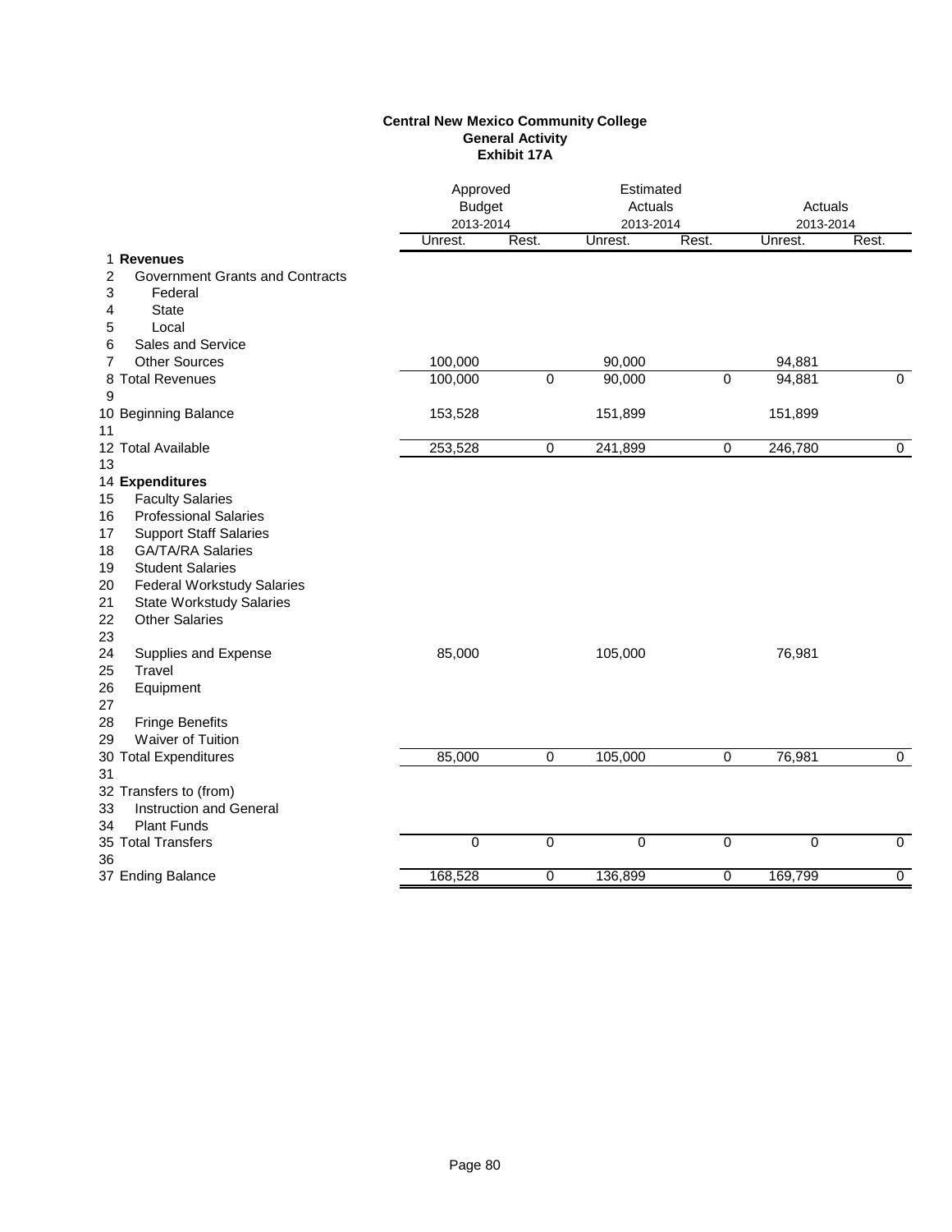**Central New Mexico Community College**
**General Activity**
**Exhibit 17A**

| | | Approved Budget 2013-2014 | | Estimated Actuals 2013-2014 | | Actuals 2013-2014 | |
|---|---|---|---|---|---|---|---|
| | | Unrest. | Rest. | Unrest. | Rest. | Unrest. | Rest. |
| 1 | **Revenues** | | | | | | |
| 2 | Government Grants and Contracts | | | | | | |
| 3 | Federal | | | | | | |
| 4 | State | | | | | | |
| 5 | Local | | | | | | |
| 6 | Sales and Service | | | | | | |
| 7 | Other Sources | 100,000 | | 90,000 | | 94,881 | |
| 8 | Total Revenues | 100,000 | 0 | 90,000 | 0 | 94,881 | 0 |
| 9 | | | | | | | |
| 10 | Beginning Balance | 153,528 | | 151,899 | | 151,899 | |
| 11 | | | | | | | |
| 12 | Total Available | 253,528 | 0 | 241,899 | 0 | 246,780 | 0 |
| 13 | | | | | | | |
| 14 | **Expenditures** | | | | | | |
| 15 | Faculty Salaries | | | | | | |
| 16 | Professional Salaries | | | | | | |
| 17 | Support Staff Salaries | | | | | | |
| 18 | GA/TA/RA Salaries | | | | | | |
| 19 | Student Salaries | | | | | | |
| 20 | Federal Workstudy Salaries | | | | | | |
| 21 | State Workstudy Salaries | | | | | | |
| 22 | Other Salaries | | | | | | |
| 23 | | | | | | | |
| 24 | Supplies and Expense | 85,000 | | 105,000 | | 76,981 | |
| 25 | Travel | | | | | | |
| 26 | Equipment | | | | | | |
| 27 | | | | | | | |
| 28 | Fringe Benefits | | | | | | |
| 29 | Waiver of Tuition | | | | | | |
| 30 | Total Expenditures | 85,000 | 0 | 105,000 | 0 | 76,981 | 0 |
| 31 | | | | | | | |
| 32 | Transfers to (from) | | | | | | |
| 33 | Instruction and General | | | | | | |
| 34 | Plant Funds | | | | | | |
| 35 | Total Transfers | 0 | 0 | 0 | 0 | 0 | 0 |
| 36 | | | | | | | |
| 37 | Ending Balance | 168,528 | 0 | 136,899 | 0 | 169,799 | 0 |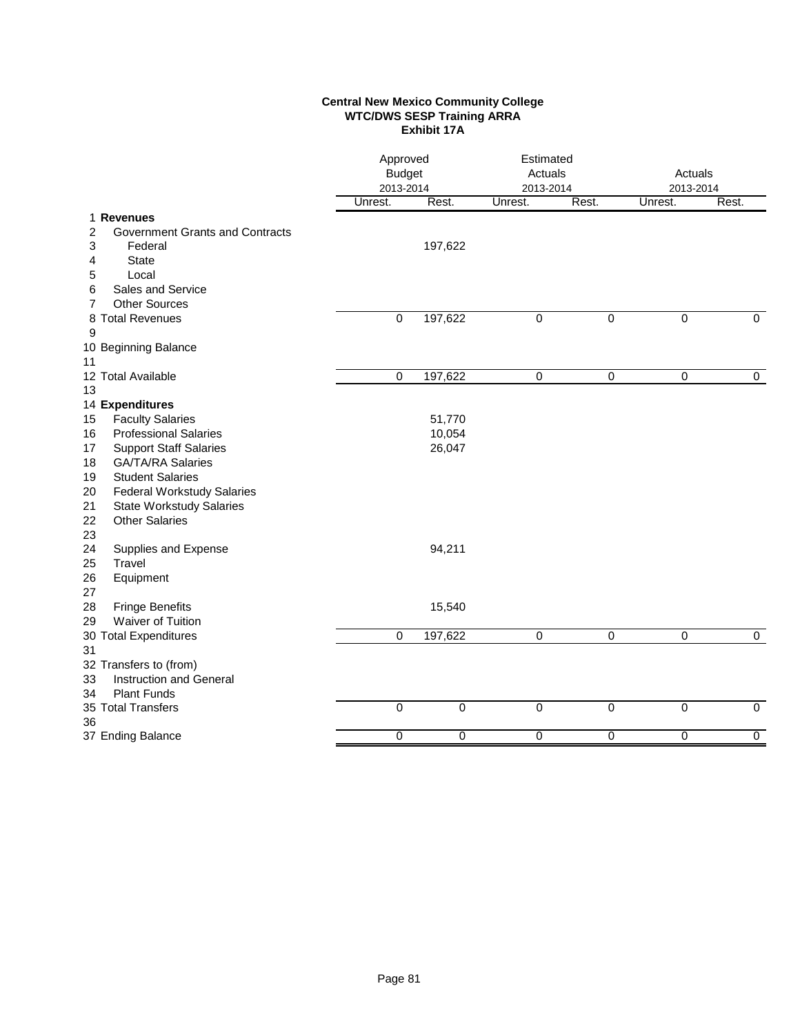**Central New Mexico Community College**
**WTC/DWS SESP Training ARRA**
**Exhibit 17A**

| | | Approved Budget 2013-2014 | | Estimated Actuals 2013-2014 | | Actuals 2013-2014 | |
|---|---|---|---|---|---|---|---|
| | | Unrest. | Rest. | Unrest. | Rest. | Unrest. | Rest. |
| 1 | **Revenues** | | | | | | |
| 2 | Government Grants and Contracts | | | | | | |
| 3 | Federal | | 197,622 | | | | |
| 4 | State | | | | | | |
| 5 | Local | | | | | | |
| 6 | Sales and Service | | | | | | |
| 7 | Other Sources | | | | | | |
| 8 | Total Revenues | 0 | 197,622 | 0 | 0 | 0 | 0 |
| 9 | | | | | | | |
| 10 | Beginning Balance | | | | | | |
| 11 | | | | | | | |
| 12 | Total Available | 0 | 197,622 | 0 | 0 | 0 | 0 |
| 13 | | | | | | | |
| 14 | **Expenditures** | | | | | | |
| 15 | Faculty Salaries | | 51,770 | | | | |
| 16 | Professional Salaries | | 10,054 | | | | |
| 17 | Support Staff Salaries | | 26,047 | | | | |
| 18 | GA/TA/RA Salaries | | | | | | |
| 19 | Student Salaries | | | | | | |
| 20 | Federal Workstudy Salaries | | | | | | |
| 21 | State Workstudy Salaries | | | | | | |
| 22 | Other Salaries | | | | | | |
| 23 | | | | | | | |
| 24 | Supplies and Expense | | 94,211 | | | | |
| 25 | Travel | | | | | | |
| 26 | Equipment | | | | | | |
| 27 | | | | | | | |
| 28 | Fringe Benefits | | 15,540 | | | | |
| 29 | Waiver of Tuition | | | | | | |
| 30 | Total Expenditures | 0 | 197,622 | 0 | 0 | 0 | 0 |
| 31 | | | | | | | |
| 32 | Transfers to (from) | | | | | | |
| 33 | Instruction and General | | | | | | |
| 34 | Plant Funds | | | | | | |
| 35 | Total Transfers | 0 | 0 | 0 | 0 | 0 | 0 |
| 36 | | | | | | | |
| 37 | Ending Balance | 0 | 0 | 0 | 0 | 0 | 0 |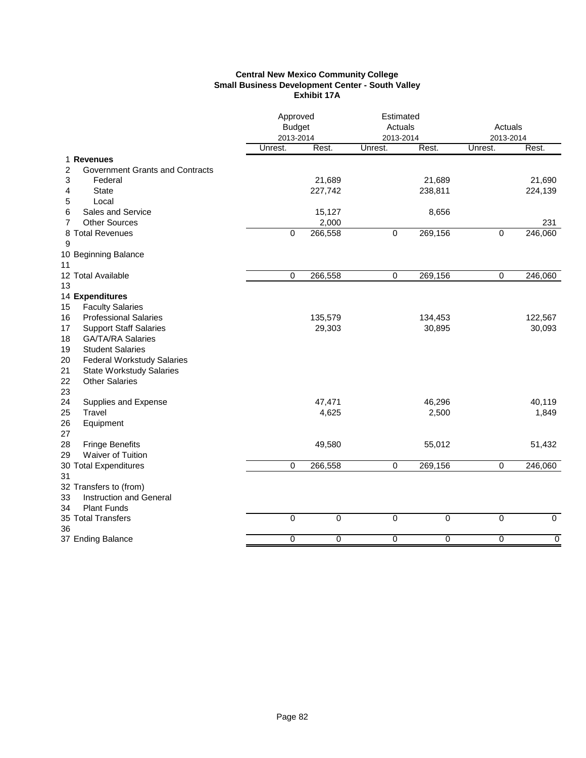**Central New Mexico Community College**
**Small Business Development Center - South Valley**
**Exhibit 17A**

| | | Approved Budget 2013-2014 | | Estimated Actuals 2013-2014 | | Actuals 2013-2014 | |
|---|---|---|---|---|---|---|---|
| | | Unrest. | Rest. | Unrest. | Rest. | Unrest. | Rest. |
| 1 | **Revenues** | | | | | | |
| 2 | Government Grants and Contracts | | | | | | |
| 3 | Federal | | 21,689 | | 21,689 | | 21,690 |
| 4 | State | | 227,742 | | 238,811 | | 224,139 |
| 5 | Local | | | | | | |
| 6 | Sales and Service | | 15,127 | | 8,656 | | |
| 7 | Other Sources | | 2,000 | | | | 231 |
| 8 | Total Revenues | 0 | 266,558 | 0 | 269,156 | 0 | 246,060 |
| 9 | | | | | | | |
| 10 | Beginning Balance | | | | | | |
| 11 | | | | | | | |
| 12 | Total Available | 0 | 266,558 | 0 | 269,156 | 0 | 246,060 |
| 13 | | | | | | | |
| 14 | **Expenditures** | | | | | | |
| 15 | Faculty Salaries | | | | | | |
| 16 | Professional Salaries | | 135,579 | | 134,453 | | 122,567 |
| 17 | Support Staff Salaries | | 29,303 | | 30,895 | | 30,093 |
| 18 | GA/TA/RA Salaries | | | | | | |
| 19 | Student Salaries | | | | | | |
| 20 | Federal Workstudy Salaries | | | | | | |
| 21 | State Workstudy Salaries | | | | | | |
| 22 | Other Salaries | | | | | | |
| 23 | | | | | | | |
| 24 | Supplies and Expense | | 47,471 | | 46,296 | | 40,119 |
| 25 | Travel | | 4,625 | | 2,500 | | 1,849 |
| 26 | Equipment | | | | | | |
| 27 | | | | | | | |
| 28 | Fringe Benefits | | 49,580 | | 55,012 | | 51,432 |
| 29 | Waiver of Tuition | | | | | | |
| 30 | Total Expenditures | 0 | 266,558 | 0 | 269,156 | 0 | 246,060 |
| 31 | | | | | | | |
| 32 | Transfers to (from) | | | | | | |
| 33 | Instruction and General | | | | | | |
| 34 | Plant Funds | | | | | | |
| 35 | Total Transfers | 0 | 0 | 0 | 0 | 0 | 0 |
| 36 | | | | | | | |
| 37 | Ending Balance | 0 | 0 | 0 | 0 | 0 | 0 |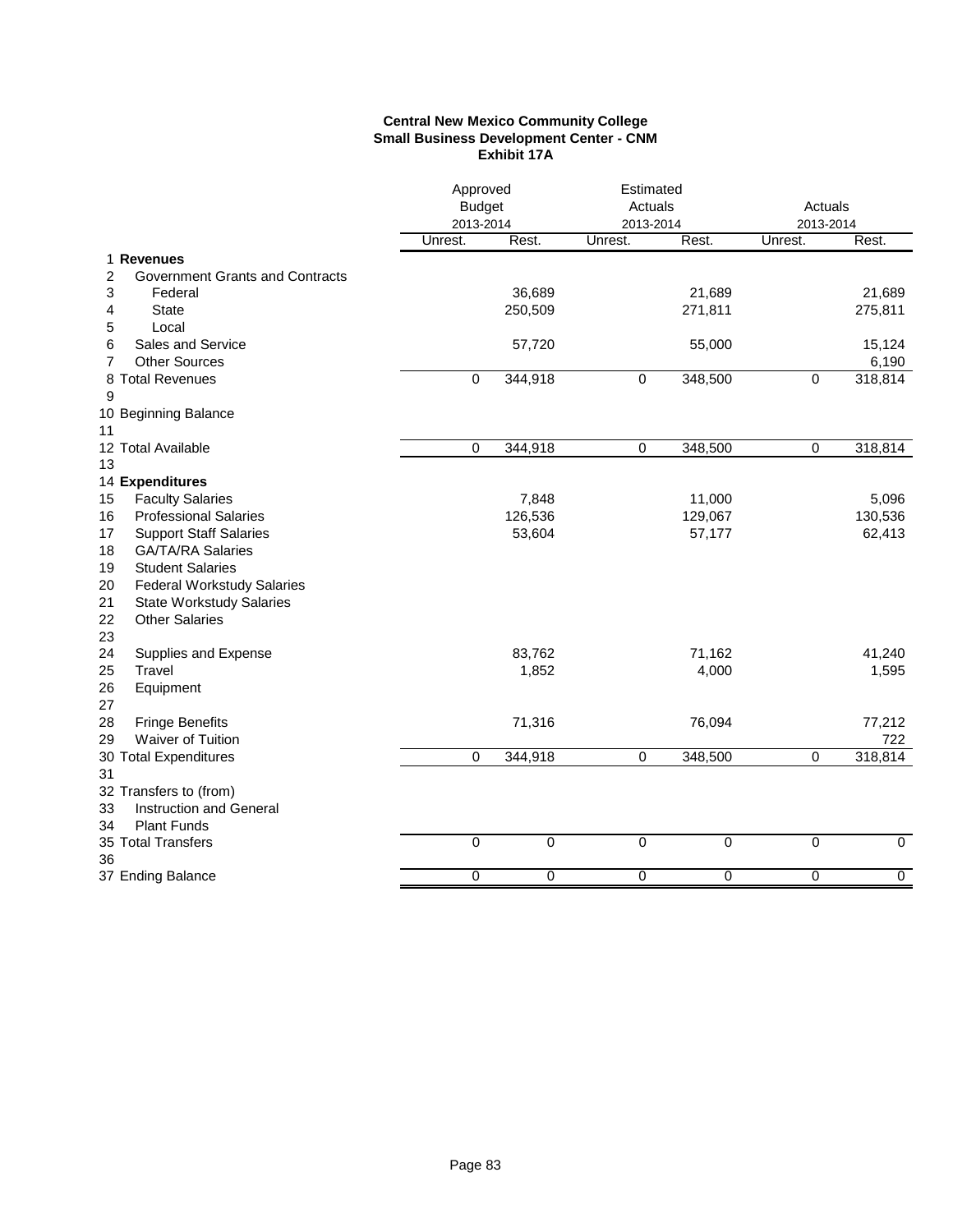**Central New Mexico Community College**
**Small Business Development Center - CNM**
**Exhibit 17A**

| | | Approved Budget 2013-2014 | | Estimated Actuals 2013-2014 | | Actuals 2013-2014 | |
|---|---|---|---|---|---|---|---|
| | | Unrest. | Rest. | Unrest. | Rest. | Unrest. | Rest. |
| 1 | **Revenues** | | | | | | |
| 2 | Government Grants and Contracts | | | | | | |
| 3 | Federal | | 36,689 | | 21,689 | | 21,689 |
| 4 | State | | 250,509 | | 271,811 | | 275,811 |
| 5 | Local | | | | | | |
| 6 | Sales and Service | | 57,720 | | 55,000 | | 15,124 |
| 7 | Other Sources | | | | | | 6,190 |
| 8 | Total Revenues | 0 | 344,918 | 0 | 348,500 | 0 | 318,814 |
| 9 | | | | | | | |
| 10 | Beginning Balance | | | | | | |
| 11 | | | | | | | |
| 12 | Total Available | 0 | 344,918 | 0 | 348,500 | 0 | 318,814 |
| 13 | | | | | | | |
| 14 | **Expenditures** | | | | | | |
| 15 | Faculty Salaries | | 7,848 | | 11,000 | | 5,096 |
| 16 | Professional Salaries | | 126,536 | | 129,067 | | 130,536 |
| 17 | Support Staff Salaries | | 53,604 | | 57,177 | | 62,413 |
| 18 | GA/TA/RA Salaries | | | | | | |
| 19 | Student Salaries | | | | | | |
| 20 | Federal Workstudy Salaries | | | | | | |
| 21 | State Workstudy Salaries | | | | | | |
| 22 | Other Salaries | | | | | | |
| 23 | | | | | | | |
| 24 | Supplies and Expense | | 83,762 | | 71,162 | | 41,240 |
| 25 | Travel | | 1,852 | | 4,000 | | 1,595 |
| 26 | Equipment | | | | | | |
| 27 | | | | | | | |
| 28 | Fringe Benefits | | 71,316 | | 76,094 | | 77,212 |
| 29 | Waiver of Tuition | | | | | | 722 |
| 30 | Total Expenditures | 0 | 344,918 | 0 | 348,500 | 0 | 318,814 |
| 31 | | | | | | | |
| 32 | Transfers to (from) | | | | | | |
| 33 | Instruction and General | | | | | | |
| 34 | Plant Funds | | | | | | |
| 35 | Total Transfers | 0 | 0 | 0 | 0 | 0 | 0 |
| 36 | | | | | | | |
| 37 | Ending Balance | 0 | 0 | 0 | 0 | 0 | 0 |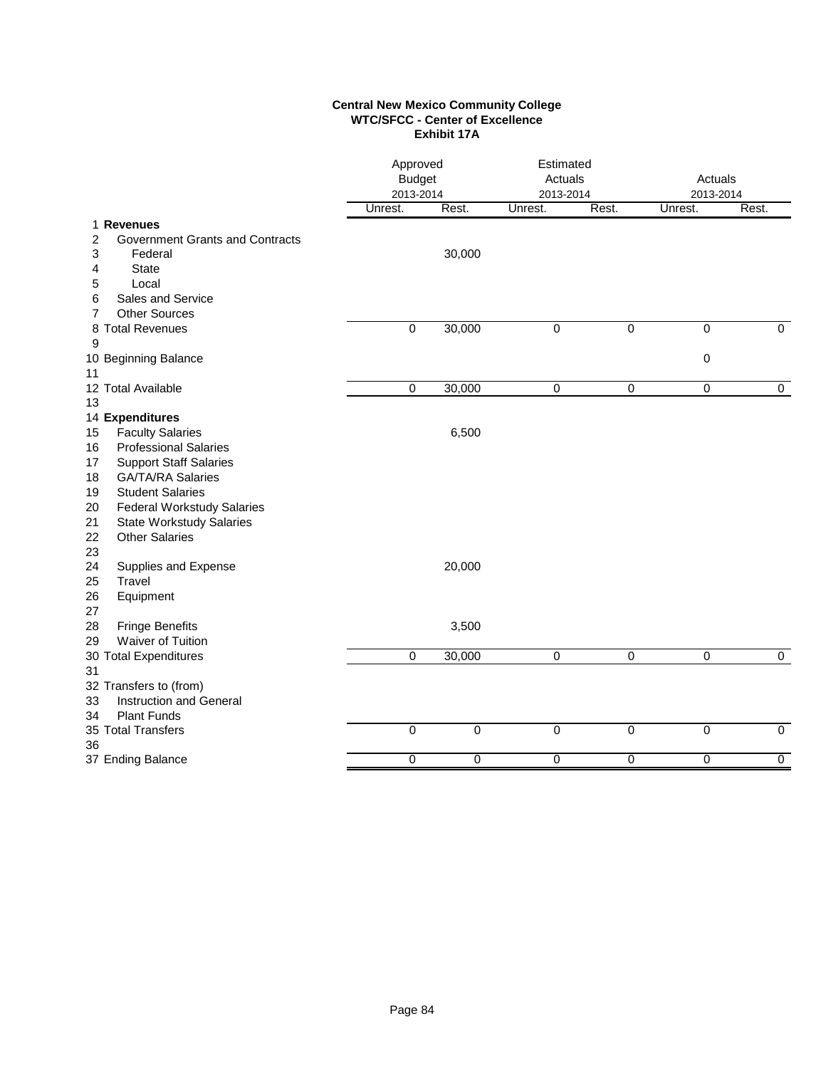**Central New Mexico Community College**
**WTC/SFCC - Center of Excellence**
**Exhibit 17A**

| | | Approved Budget 2013-2014 | | Estimated Actuals 2013-2014 | | Actuals 2013-2014 | |
|---|---|---|---|---|---|---|---|
| | | Unrest. | Rest. | Unrest. | Rest. | Unrest. | Rest. |
| 1 | **Revenues** | | | | | | |
| 2 | Government Grants and Contracts | | | | | | |
| 3 | Federal | | 30,000 | | | | |
| 4 | State | | | | | | |
| 5 | Local | | | | | | |
| 6 | Sales and Service | | | | | | |
| 7 | Other Sources | | | | | | |
| 8 | Total Revenues | 0 | 30,000 | 0 | 0 | 0 | 0 |
| 9 | | | | | | | |
| 10 | Beginning Balance | | | | | 0 | |
| 11 | | | | | | | |
| 12 | Total Available | 0 | 30,000 | 0 | 0 | 0 | 0 |
| 13 | | | | | | | |
| 14 | **Expenditures** | | | | | | |
| 15 | Faculty Salaries | | 6,500 | | | | |
| 16 | Professional Salaries | | | | | | |
| 17 | Support Staff Salaries | | | | | | |
| 18 | GA/TA/RA Salaries | | | | | | |
| 19 | Student Salaries | | | | | | |
| 20 | Federal Workstudy Salaries | | | | | | |
| 21 | State Workstudy Salaries | | | | | | |
| 22 | Other Salaries | | | | | | |
| 23 | | | | | | | |
| 24 | Supplies and Expense | | 20,000 | | | | |
| 25 | Travel | | | | | | |
| 26 | Equipment | | | | | | |
| 27 | | | | | | | |
| 28 | Fringe Benefits | | 3,500 | | | | |
| 29 | Waiver of Tuition | | | | | | |
| 30 | Total Expenditures | 0 | 30,000 | 0 | 0 | 0 | 0 |
| 31 | | | | | | | |
| 32 | Transfers to (from) | | | | | | |
| 33 | Instruction and General | | | | | | |
| 34 | Plant Funds | | | | | | |
| 35 | Total Transfers | 0 | 0 | 0 | 0 | 0 | 0 |
| 36 | | | | | | | |
| 37 | Ending Balance | 0 | 0 | 0 | 0 | 0 | 0 |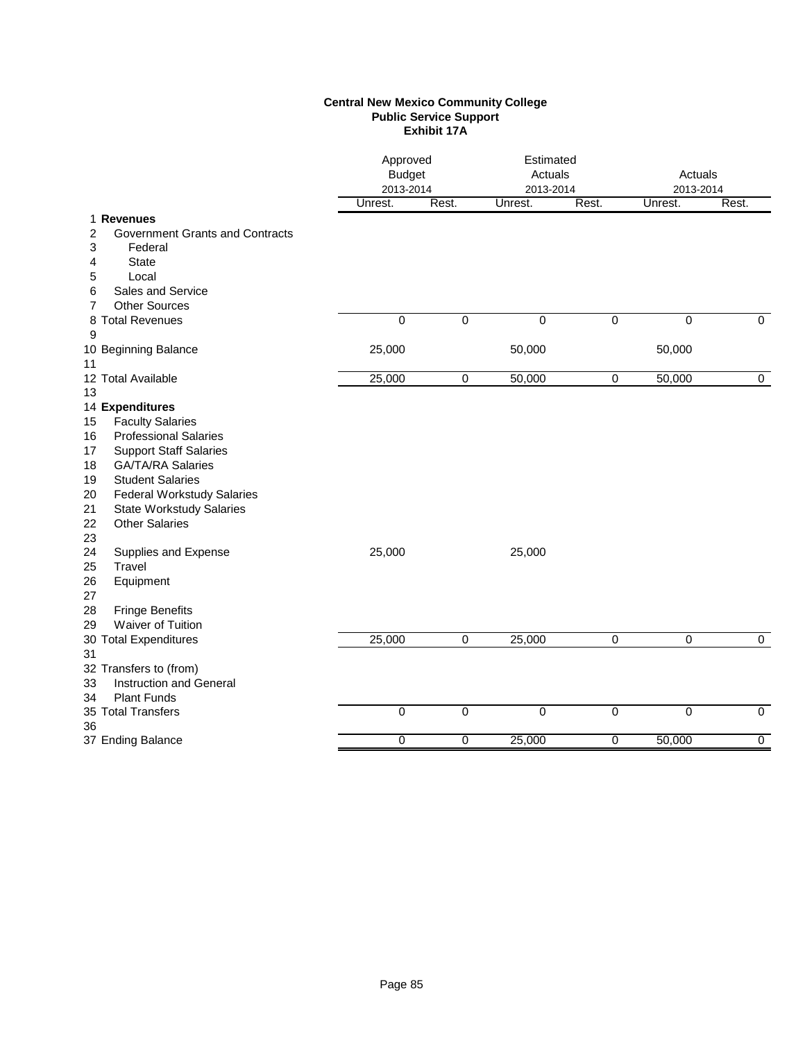**Central New Mexico Community College**
**Public Service Support**
**Exhibit 17A**

| | | Approved Budget 2013-2014 | | Estimated Actuals 2013-2014 | | Actuals 2013-2014 | |
|---|---|---|---|---|---|---|---|
| | | Unrest. | Rest. | Unrest. | Rest. | Unrest. | Rest. |
| 1 | **Revenues** | | | | | | |
| 2 | Government Grants and Contracts | | | | | | |
| 3 | Federal | | | | | | |
| 4 | State | | | | | | |
| 5 | Local | | | | | | |
| 6 | Sales and Service | | | | | | |
| 7 | Other Sources | | | | | | |
| 8 | Total Revenues | 0 | 0 | 0 | 0 | 0 | 0 |
| 9 | | | | | | | |
| 10 | Beginning Balance | 25,000 | | 50,000 | | 50,000 | |
| 11 | | | | | | | |
| 12 | Total Available | 25,000 | 0 | 50,000 | 0 | 50,000 | 0 |
| 13 | | | | | | | |
| 14 | **Expenditures** | | | | | | |
| 15 | Faculty Salaries | | | | | | |
| 16 | Professional Salaries | | | | | | |
| 17 | Support Staff Salaries | | | | | | |
| 18 | GA/TA/RA Salaries | | | | | | |
| 19 | Student Salaries | | | | | | |
| 20 | Federal Workstudy Salaries | | | | | | |
| 21 | State Workstudy Salaries | | | | | | |
| 22 | Other Salaries | | | | | | |
| 23 | | | | | | | |
| 24 | Supplies and Expense | 25,000 | | 25,000 | | | |
| 25 | Travel | | | | | | |
| 26 | Equipment | | | | | | |
| 27 | | | | | | | |
| 28 | Fringe Benefits | | | | | | |
| 29 | Waiver of Tuition | | | | | | |
| 30 | Total Expenditures | 25,000 | 0 | 25,000 | 0 | 0 | 0 |
| 31 | | | | | | | |
| 32 | Transfers to (from) | | | | | | |
| 33 | Instruction and General | | | | | | |
| 34 | Plant Funds | | | | | | |
| 35 | Total Transfers | 0 | 0 | 0 | 0 | 0 | 0 |
| 36 | | | | | | | |
| 37 | Ending Balance | 0 | 0 | 25,000 | 0 | 50,000 | 0 |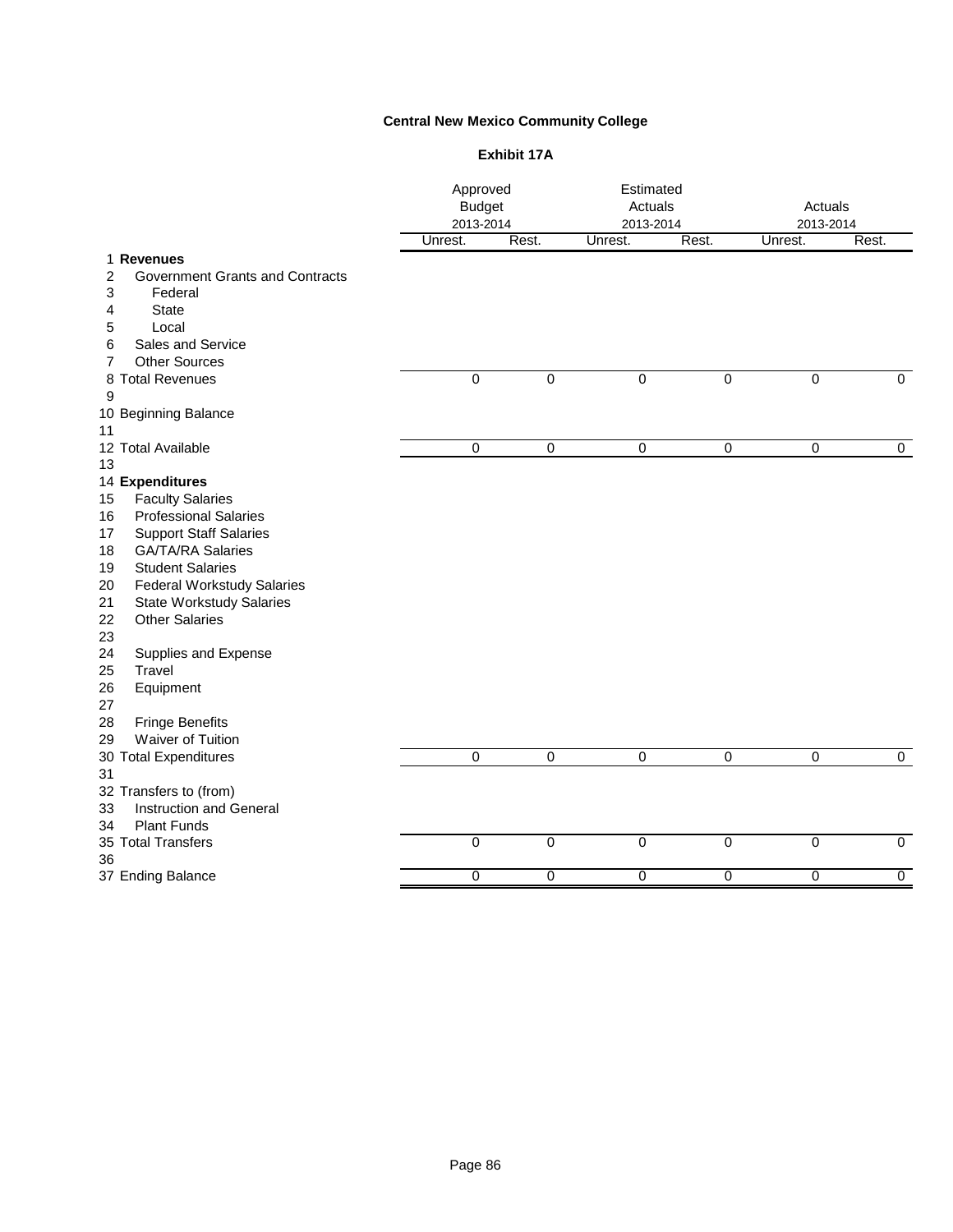**Central New Mexico Community College**

**Exhibit 17A**

| | | Approved Budget 2013-2014 | | Estimated Actuals 2013-2014 | | Actuals 2013-2014 | |
|---|---|---|---|---|---|---|---|
| | | Unrest. | Rest. | Unrest. | Rest. | Unrest. | Rest. |
| 1 | **Revenues** | | | | | | |
| 2 | Government Grants and Contracts | | | | | | |
| 3 | Federal | | | | | | |
| 4 | State | | | | | | |
| 5 | Local | | | | | | |
| 6 | Sales and Service | | | | | | |
| 7 | Other Sources | | | | | | |
| 8 | Total Revenues | 0 | 0 | 0 | 0 | 0 | 0 |
| 9 | | | | | | | |
| 10 | Beginning Balance | | | | | | |
| 11 | | | | | | | |
| 12 | Total Available | 0 | 0 | 0 | 0 | 0 | 0 |
| 13 | | | | | | | |
| 14 | **Expenditures** | | | | | | |
| 15 | Faculty Salaries | | | | | | |
| 16 | Professional Salaries | | | | | | |
| 17 | Support Staff Salaries | | | | | | |
| 18 | GA/TA/RA Salaries | | | | | | |
| 19 | Student Salaries | | | | | | |
| 20 | Federal Workstudy Salaries | | | | | | |
| 21 | State Workstudy Salaries | | | | | | |
| 22 | Other Salaries | | | | | | |
| 23 | | | | | | | |
| 24 | Supplies and Expense | | | | | | |
| 25 | Travel | | | | | | |
| 26 | Equipment | | | | | | |
| 27 | | | | | | | |
| 28 | Fringe Benefits | | | | | | |
| 29 | Waiver of Tuition | | | | | | |
| 30 | Total Expenditures | 0 | 0 | 0 | 0 | 0 | 0 |
| 31 | | | | | | | |
| 32 | Transfers to (from) | | | | | | |
| 33 | Instruction and General | | | | | | |
| 34 | Plant Funds | | | | | | |
| 35 | Total Transfers | 0 | 0 | 0 | 0 | 0 | 0 |
| 36 | | | | | | | |
| 37 | Ending Balance | 0 | 0 | 0 | 0 | 0 | 0 |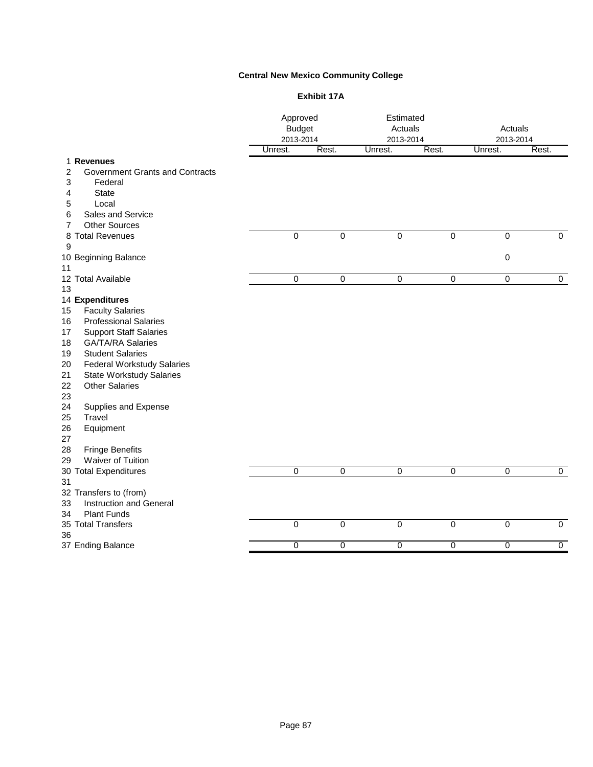**Central New Mexico Community College**

**Exhibit 17A**

| | | Approved Budget 2013-2014 | | Estimated Actuals 2013-2014 | | Actuals 2013-2014 | |
|---|---|---|---|---|---|---|---|
| | | Unrest. | Rest. | Unrest. | Rest. | Unrest. | Rest. |
| 1 | **Revenues** | | | | | | |
| 2 | Government Grants and Contracts | | | | | | |
| 3 | Federal | | | | | | |
| 4 | State | | | | | | |
| 5 | Local | | | | | | |
| 6 | Sales and Service | | | | | | |
| 7 | Other Sources | | | | | | |
| 8 | Total Revenues | 0 | 0 | 0 | 0 | 0 | 0 |
| 9 | | | | | | | |
| 10 | Beginning Balance | | | | | 0 | |
| 11 | | | | | | | |
| 12 | Total Available | 0 | 0 | 0 | 0 | 0 | 0 |
| 13 | | | | | | | |
| 14 | **Expenditures** | | | | | | |
| 15 | Faculty Salaries | | | | | | |
| 16 | Professional Salaries | | | | | | |
| 17 | Support Staff Salaries | | | | | | |
| 18 | GA/TA/RA Salaries | | | | | | |
| 19 | Student Salaries | | | | | | |
| 20 | Federal Workstudy Salaries | | | | | | |
| 21 | State Workstudy Salaries | | | | | | |
| 22 | Other Salaries | | | | | | |
| 23 | | | | | | | |
| 24 | Supplies and Expense | | | | | | |
| 25 | Travel | | | | | | |
| 26 | Equipment | | | | | | |
| 27 | | | | | | | |
| 28 | Fringe Benefits | | | | | | |
| 29 | Waiver of Tuition | | | | | | |
| 30 | Total Expenditures | 0 | 0 | 0 | 0 | 0 | 0 |
| 31 | | | | | | | |
| 32 | Transfers to (from) | | | | | | |
| 33 | Instruction and General | | | | | | |
| 34 | Plant Funds | | | | | | |
| 35 | Total Transfers | 0 | 0 | 0 | 0 | 0 | 0 |
| 36 | | | | | | | |
| 37 | Ending Balance | 0 | 0 | 0 | 0 | 0 | 0 |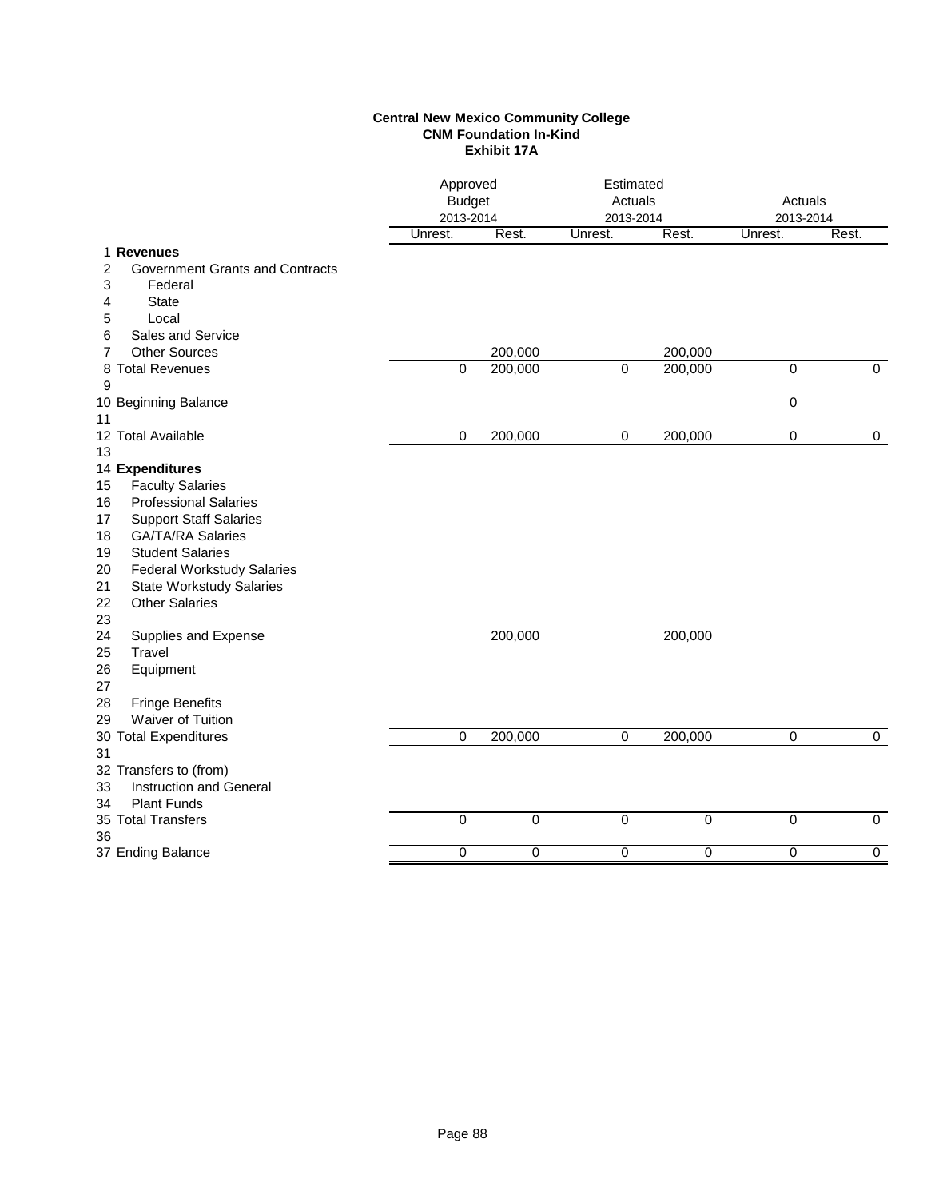**Central New Mexico Community College**
**CNM Foundation In-Kind**
**Exhibit 17A**

| | | Approved Budget 2013-2014 | | Estimated Actuals 2013-2014 | | Actuals 2013-2014 | |
|---|---|---|---|---|---|---|---|
| | | Unrest. | Rest. | Unrest. | Rest. | Unrest. | Rest. |
| 1 | **Revenues** | | | | | | |
| 2 | Government Grants and Contracts | | | | | | |
| 3 | Federal | | | | | | |
| 4 | State | | | | | | |
| 5 | Local | | | | | | |
| 6 | Sales and Service | | | | | | |
| 7 | Other Sources | | 200,000 | | 200,000 | | |
| 8 | Total Revenues | 0 | 200,000 | 0 | 200,000 | 0 | 0 |
| 9 | | | | | | | |
| 10 | Beginning Balance | | | | | 0 | |
| 11 | | | | | | | |
| 12 | Total Available | 0 | 200,000 | 0 | 200,000 | 0 | 0 |
| 13 | | | | | | | |
| 14 | **Expenditures** | | | | | | |
| 15 | Faculty Salaries | | | | | | |
| 16 | Professional Salaries | | | | | | |
| 17 | Support Staff Salaries | | | | | | |
| 18 | GA/TA/RA Salaries | | | | | | |
| 19 | Student Salaries | | | | | | |
| 20 | Federal Workstudy Salaries | | | | | | |
| 21 | State Workstudy Salaries | | | | | | |
| 22 | Other Salaries | | | | | | |
| 23 | | | | | | | |
| 24 | Supplies and Expense | | 200,000 | | 200,000 | | |
| 25 | Travel | | | | | | |
| 26 | Equipment | | | | | | |
| 27 | | | | | | | |
| 28 | Fringe Benefits | | | | | | |
| 29 | Waiver of Tuition | | | | | | |
| 30 | Total Expenditures | 0 | 200,000 | 0 | 200,000 | 0 | 0 |
| 31 | | | | | | | |
| 32 | Transfers to (from) | | | | | | |
| 33 | Instruction and General | | | | | | |
| 34 | Plant Funds | | | | | | |
| 35 | Total Transfers | 0 | 0 | 0 | 0 | 0 | 0 |
| 36 | | | | | | | |
| 37 | Ending Balance | 0 | 0 | 0 | 0 | 0 | 0 |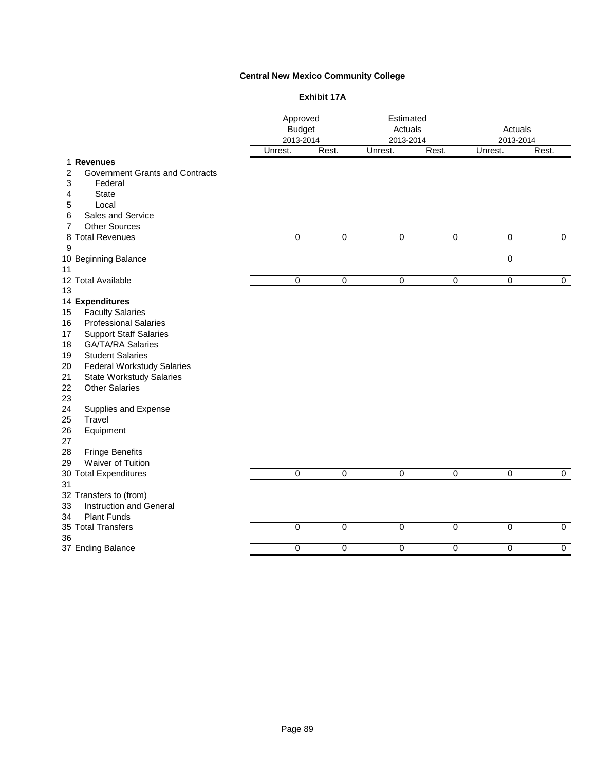**Central New Mexico Community College**

**Exhibit 17A**

| | | Approved Budget 2013-2014 | | Estimated Actuals 2013-2014 | | Actuals 2013-2014 | |
|---|---|---|---|---|---|---|---|
| | | Unrest. | Rest. | Unrest. | Rest. | Unrest. | Rest. |
| 1 | **Revenues** | | | | | | |
| 2 | Government Grants and Contracts | | | | | | |
| 3 | Federal | | | | | | |
| 4 | State | | | | | | |
| 5 | Local | | | | | | |
| 6 | Sales and Service | | | | | | |
| 7 | Other Sources | | | | | | |
| 8 | Total Revenues | 0 | 0 | 0 | 0 | 0 | 0 |
| 9 | | | | | | | |
| 10 | Beginning Balance | | | | | 0 | |
| 11 | | | | | | | |
| 12 | Total Available | 0 | 0 | 0 | 0 | 0 | 0 |
| 13 | | | | | | | |
| 14 | **Expenditures** | | | | | | |
| 15 | Faculty Salaries | | | | | | |
| 16 | Professional Salaries | | | | | | |
| 17 | Support Staff Salaries | | | | | | |
| 18 | GA/TA/RA Salaries | | | | | | |
| 19 | Student Salaries | | | | | | |
| 20 | Federal Workstudy Salaries | | | | | | |
| 21 | State Workstudy Salaries | | | | | | |
| 22 | Other Salaries | | | | | | |
| 23 | | | | | | | |
| 24 | Supplies and Expense | | | | | | |
| 25 | Travel | | | | | | |
| 26 | Equipment | | | | | | |
| 27 | | | | | | | |
| 28 | Fringe Benefits | | | | | | |
| 29 | Waiver of Tuition | | | | | | |
| 30 | Total Expenditures | 0 | 0 | 0 | 0 | 0 | 0 |
| 31 | | | | | | | |
| 32 | Transfers to (from) | | | | | | |
| 33 | Instruction and General | | | | | | |
| 34 | Plant Funds | | | | | | |
| 35 | Total Transfers | 0 | 0 | 0 | 0 | 0 | 0 |
| 36 | | | | | | | |
| 37 | Ending Balance | 0 | 0 | 0 | 0 | 0 | 0 |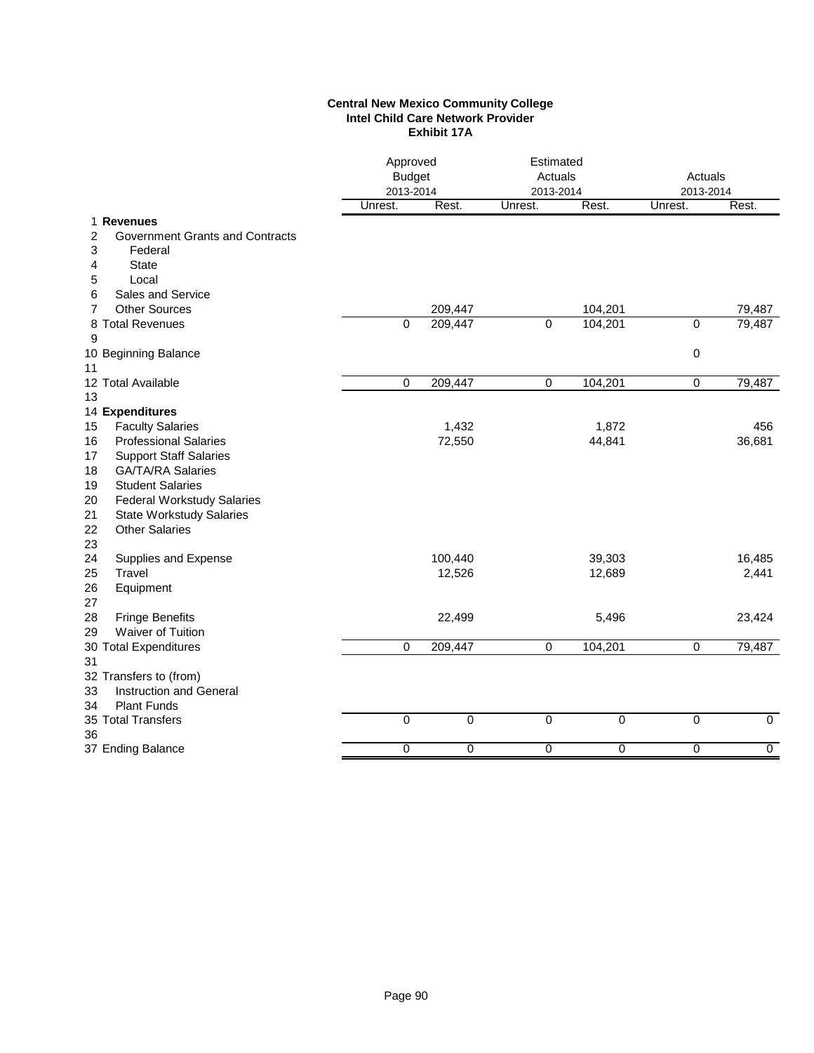**Central New Mexico Community College**
**Intel Child Care Network Provider**
**Exhibit 17A**

| | | Approved Budget 2013-2014 | | Estimated Actuals 2013-2014 | | Actuals 2013-2014 | |
|---|---|---|---|---|---|---|---|
| | | Unrest. | Rest. | Unrest. | Rest. | Unrest. | Rest. |
| 1 | **Revenues** | | | | | | |
| 2 | Government Grants and Contracts | | | | | | |
| 3 | Federal | | | | | | |
| 4 | State | | | | | | |
| 5 | Local | | | | | | |
| 6 | Sales and Service | | | | | | |
| 7 | Other Sources | | 209,447 | | 104,201 | | 79,487 |
| 8 | Total Revenues | 0 | 209,447 | 0 | 104,201 | 0 | 79,487 |
| 9 | | | | | | | |
| 10 | Beginning Balance | | | | | 0 | |
| 11 | | | | | | | |
| 12 | Total Available | 0 | 209,447 | 0 | 104,201 | 0 | 79,487 |
| 13 | | | | | | | |
| 14 | **Expenditures** | | | | | | |
| 15 | Faculty Salaries | | 1,432 | | 1,872 | | 456 |
| 16 | Professional Salaries | | 72,550 | | 44,841 | | 36,681 |
| 17 | Support Staff Salaries | | | | | | |
| 18 | GA/TA/RA Salaries | | | | | | |
| 19 | Student Salaries | | | | | | |
| 20 | Federal Workstudy Salaries | | | | | | |
| 21 | State Workstudy Salaries | | | | | | |
| 22 | Other Salaries | | | | | | |
| 23 | | | | | | | |
| 24 | Supplies and Expense | | 100,440 | | 39,303 | | 16,485 |
| 25 | Travel | | 12,526 | | 12,689 | | 2,441 |
| 26 | Equipment | | | | | | |
| 27 | | | | | | | |
| 28 | Fringe Benefits | | 22,499 | | 5,496 | | 23,424 |
| 29 | Waiver of Tuition | | | | | | |
| 30 | Total Expenditures | 0 | 209,447 | 0 | 104,201 | 0 | 79,487 |
| 31 | | | | | | | |
| 32 | Transfers to (from) | | | | | | |
| 33 | Instruction and General | | | | | | |
| 34 | Plant Funds | | | | | | |
| 35 | Total Transfers | 0 | 0 | 0 | 0 | 0 | 0 |
| 36 | | | | | | | |
| 37 | Ending Balance | 0 | 0 | 0 | 0 | 0 | 0 |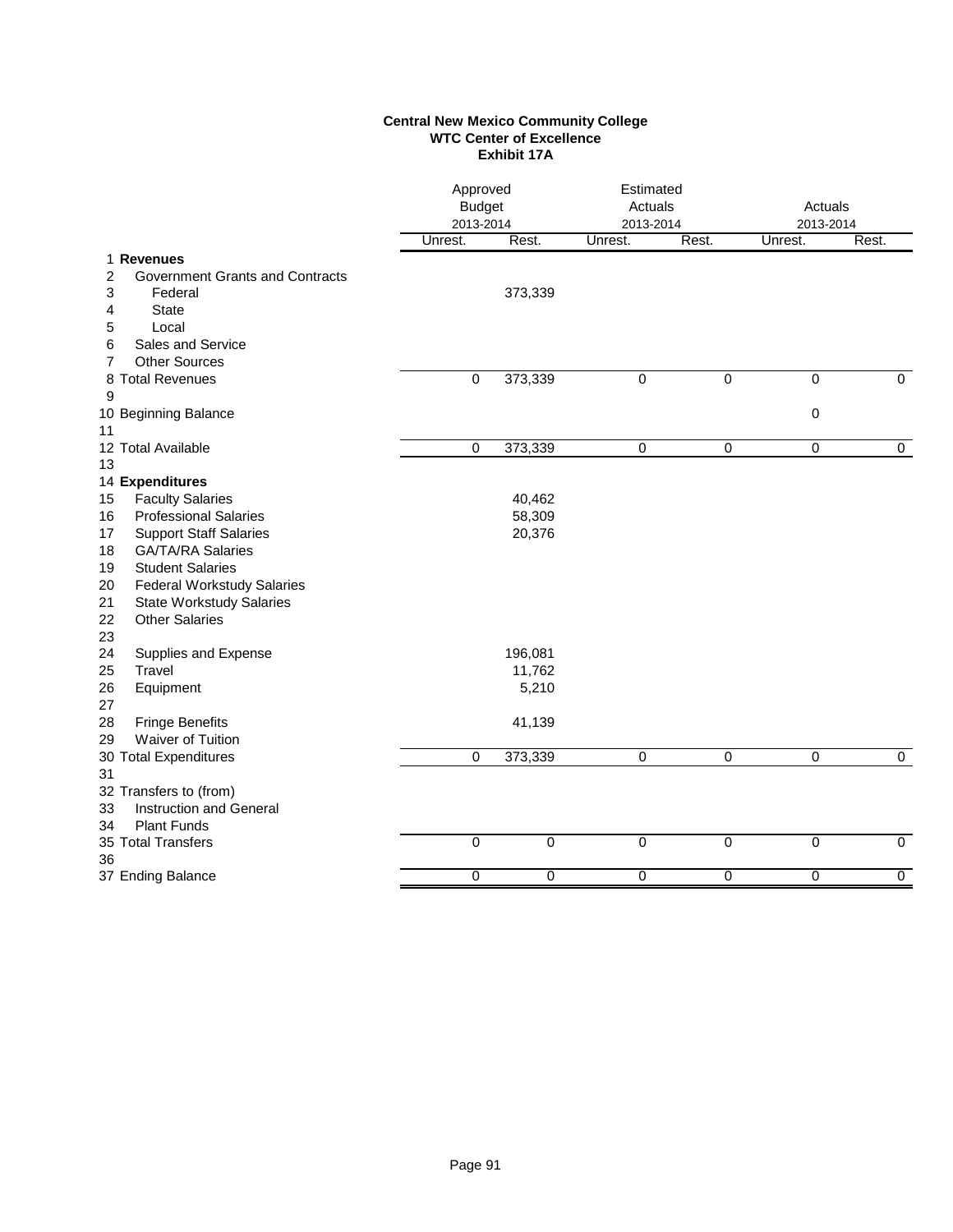**Central New Mexico Community College**
**WTC Center of Excellence**
**Exhibit 17A**

| | | Approved Budget 2013-2014 | | Estimated Actuals 2013-2014 | | Actuals 2013-2014 | |
|---|---|---|---|---|---|---|---|
| | | Unrest. | Rest. | Unrest. | Rest. | Unrest. | Rest. |
| 1 | **Revenues** | | | | | | |
| 2 | Government Grants and Contracts | | | | | | |
| 3 | Federal | | 373,339 | | | | |
| 4 | State | | | | | | |
| 5 | Local | | | | | | |
| 6 | Sales and Service | | | | | | |
| 7 | Other Sources | | | | | | |
| 8 | Total Revenues | 0 | 373,339 | 0 | 0 | 0 | 0 |
| 9 | | | | | | | |
| 10 | Beginning Balance | | | | | 0 | |
| 11 | | | | | | | |
| 12 | Total Available | 0 | 373,339 | 0 | 0 | 0 | 0 |
| 13 | | | | | | | |
| 14 | **Expenditures** | | | | | | |
| 15 | Faculty Salaries | | 40,462 | | | | |
| 16 | Professional Salaries | | 58,309 | | | | |
| 17 | Support Staff Salaries | | 20,376 | | | | |
| 18 | GA/TA/RA Salaries | | | | | | |
| 19 | Student Salaries | | | | | | |
| 20 | Federal Workstudy Salaries | | | | | | |
| 21 | State Workstudy Salaries | | | | | | |
| 22 | Other Salaries | | | | | | |
| 23 | | | | | | | |
| 24 | Supplies and Expense | | 196,081 | | | | |
| 25 | Travel | | 11,762 | | | | |
| 26 | Equipment | | 5,210 | | | | |
| 27 | | | | | | | |
| 28 | Fringe Benefits | | 41,139 | | | | |
| 29 | Waiver of Tuition | | | | | | |
| 30 | Total Expenditures | 0 | 373,339 | 0 | 0 | 0 | 0 |
| 31 | | | | | | | |
| 32 | Transfers to (from) | | | | | | |
| 33 | Instruction and General | | | | | | |
| 34 | Plant Funds | | | | | | |
| 35 | Total Transfers | 0 | 0 | 0 | 0 | 0 | 0 |
| 36 | | | | | | | |
| 37 | Ending Balance | 0 | 0 | 0 | 0 | 0 | 0 |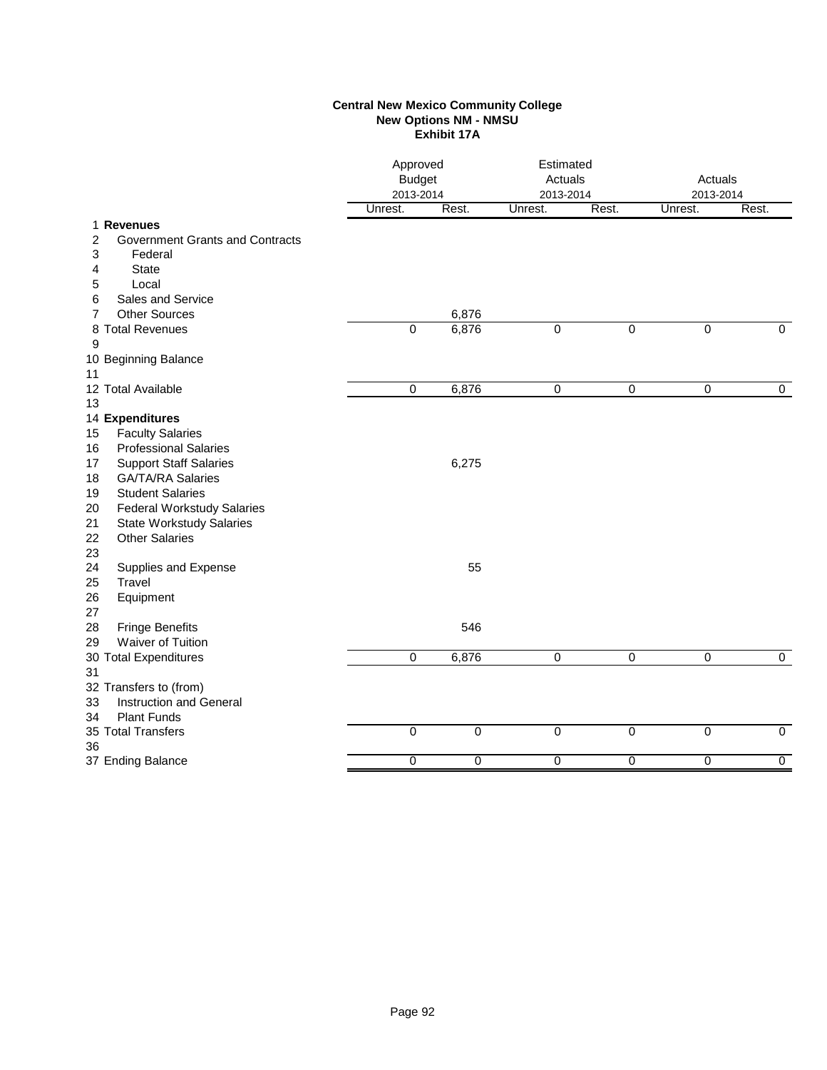**Central New Mexico Community College**
**New Options NM - NMSU**
**Exhibit 17A**

| | | Approved Budget 2013-2014 | | Estimated Actuals 2013-2014 | | Actuals 2013-2014 | |
|---|---|---|---|---|---|---|---|
| | | Unrest. | Rest. | Unrest. | Rest. | Unrest. | Rest. |
| 1 | **Revenues** | | | | | | |
| 2 | Government Grants and Contracts | | | | | | |
| 3 | Federal | | | | | | |
| 4 | State | | | | | | |
| 5 | Local | | | | | | |
| 6 | Sales and Service | | | | | | |
| 7 | Other Sources | | 6,876 | | | | |
| 8 | Total Revenues | 0 | 6,876 | 0 | 0 | 0 | 0 |
| 9 | | | | | | | |
| 10 | Beginning Balance | | | | | | |
| 11 | | | | | | | |
| 12 | Total Available | 0 | 6,876 | 0 | 0 | 0 | 0 |
| 13 | | | | | | | |
| 14 | **Expenditures** | | | | | | |
| 15 | Faculty Salaries | | | | | | |
| 16 | Professional Salaries | | | | | | |
| 17 | Support Staff Salaries | | 6,275 | | | | |
| 18 | GA/TA/RA Salaries | | | | | | |
| 19 | Student Salaries | | | | | | |
| 20 | Federal Workstudy Salaries | | | | | | |
| 21 | State Workstudy Salaries | | | | | | |
| 22 | Other Salaries | | | | | | |
| 23 | | | | | | | |
| 24 | Supplies and Expense | | 55 | | | | |
| 25 | Travel | | | | | | |
| 26 | Equipment | | | | | | |
| 27 | | | | | | | |
| 28 | Fringe Benefits | | 546 | | | | |
| 29 | Waiver of Tuition | | | | | | |
| 30 | Total Expenditures | 0 | 6,876 | 0 | 0 | 0 | 0 |
| 31 | | | | | | | |
| 32 | Transfers to (from) | | | | | | |
| 33 | Instruction and General | | | | | | |
| 34 | Plant Funds | | | | | | |
| 35 | Total Transfers | 0 | 0 | 0 | 0 | 0 | 0 |
| 36 | | | | | | | |
| 37 | Ending Balance | 0 | 0 | 0 | 0 | 0 | 0 |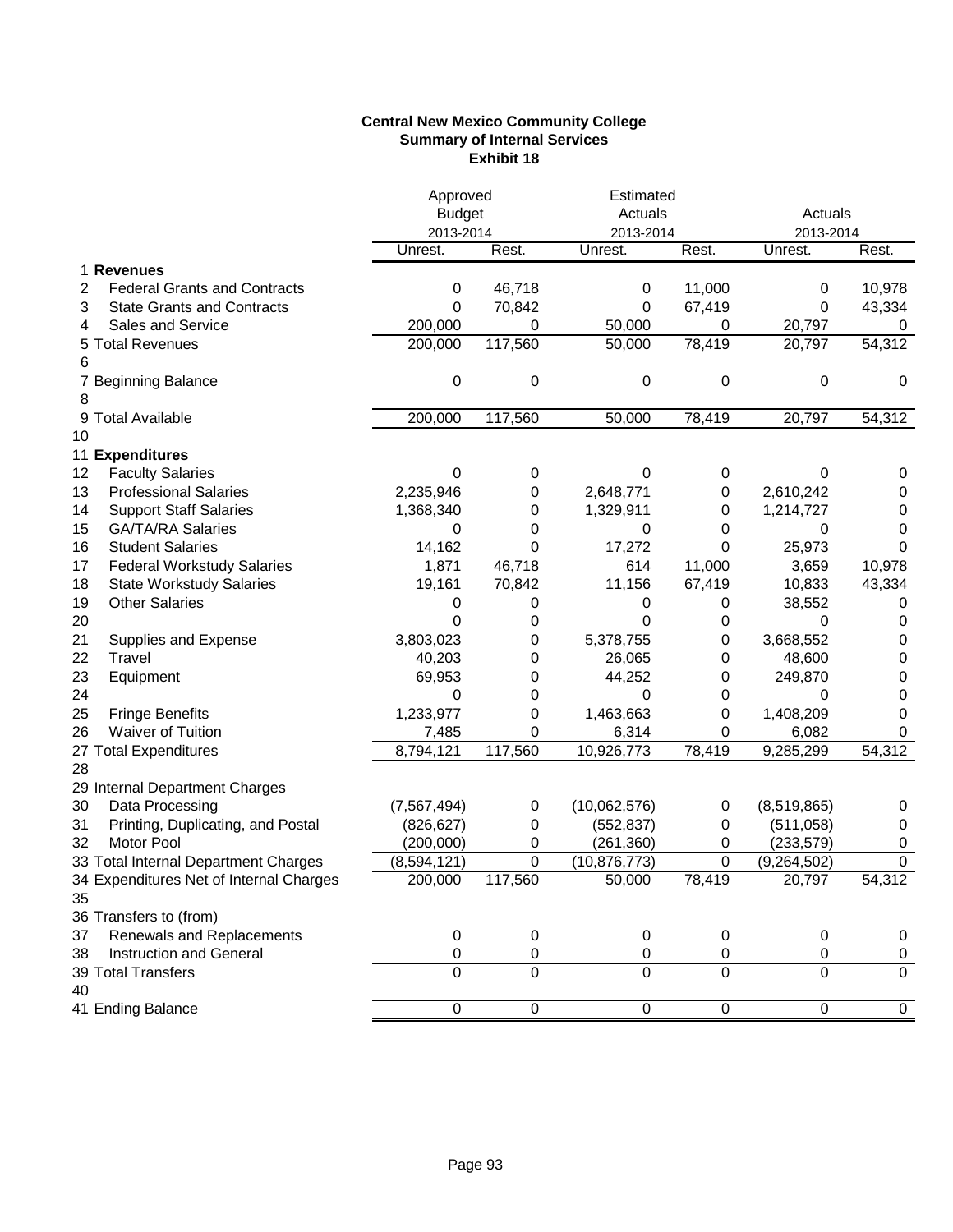**Central New Mexico Community College**
**Summary of Internal Services**
**Exhibit 18**

| | | Approved Budget 2013-2014 | | Estimated Actuals 2013-2014 | | Actuals 2013-2014 | |
|---|---|---|---|---|---|---|---|
| | | Unrest. | Rest. | Unrest. | Rest. | Unrest. | Rest. |
| 1 | **Revenues** | | | | | | |
| 2 | Federal Grants and Contracts | 0 | 46,718 | 0 | 11,000 | 0 | 10,978 |
| 3 | State Grants and Contracts | 0 | 70,842 | 0 | 67,419 | 0 | 43,334 |
| 4 | Sales and Service | 200,000 | 0 | 50,000 | 0 | 20,797 | 0 |
| 5 | Total Revenues | 200,000 | 117,560 | 50,000 | 78,419 | 20,797 | 54,312 |
| 6 | | | | | | | |
| 7 | Beginning Balance | 0 | 0 | 0 | 0 | 0 | 0 |
| 8 | | | | | | | |
| 9 | Total Available | 200,000 | 117,560 | 50,000 | 78,419 | 20,797 | 54,312 |
| 10 | | | | | | | |
| 11 | **Expenditures** | | | | | | |
| 12 | Faculty Salaries | 0 | 0 | 0 | 0 | 0 | 0 |
| 13 | Professional Salaries | 2,235,946 | 0 | 2,648,771 | 0 | 2,610,242 | 0 |
| 14 | Support Staff Salaries | 1,368,340 | 0 | 1,329,911 | 0 | 1,214,727 | 0 |
| 15 | GA/TA/RA Salaries | 0 | 0 | 0 | 0 | 0 | 0 |
| 16 | Student Salaries | 14,162 | 0 | 17,272 | 0 | 25,973 | 0 |
| 17 | Federal Workstudy Salaries | 1,871 | 46,718 | 614 | 11,000 | 3,659 | 10,978 |
| 18 | State Workstudy Salaries | 19,161 | 70,842 | 11,156 | 67,419 | 10,833 | 43,334 |
| 19 | Other Salaries | 0 | 0 | 0 | 0 | 38,552 | 0 |
| 20 | | 0 | 0 | 0 | 0 | 0 | 0 |
| 21 | Supplies and Expense | 3,803,023 | 0 | 5,378,755 | 0 | 3,668,552 | 0 |
| 22 | Travel | 40,203 | 0 | 26,065 | 0 | 48,600 | 0 |
| 23 | Equipment | 69,953 | 0 | 44,252 | 0 | 249,870 | 0 |
| 24 | | 0 | 0 | 0 | 0 | 0 | 0 |
| 25 | Fringe Benefits | 1,233,977 | 0 | 1,463,663 | 0 | 1,408,209 | 0 |
| 26 | Waiver of Tuition | 7,485 | 0 | 6,314 | 0 | 6,082 | 0 |
| 27 | Total Expenditures | 8,794,121 | 117,560 | 10,926,773 | 78,419 | 9,285,299 | 54,312 |
| 28 | | | | | | | |
| 29 | Internal Department Charges | | | | | | |
| 30 | Data Processing | (7,567,494) | 0 | (10,062,576) | 0 | (8,519,865) | 0 |
| 31 | Printing, Duplicating, and Postal | (826,627) | 0 | (552,837) | 0 | (511,058) | 0 |
| 32 | Motor Pool | (200,000) | 0 | (261,360) | 0 | (233,579) | 0 |
| 33 | Total Internal Department Charges | (8,594,121) | 0 | (10,876,773) | 0 | (9,264,502) | 0 |
| 34 | Expenditures Net of Internal Charges | 200,000 | 117,560 | 50,000 | 78,419 | 20,797 | 54,312 |
| 35 | | | | | | | |
| 36 | Transfers to (from) | | | | | | |
| 37 | Renewals and Replacements | 0 | 0 | 0 | 0 | 0 | 0 |
| 38 | Instruction and General | 0 | 0 | 0 | 0 | 0 | 0 |
| 39 | Total Transfers | 0 | 0 | 0 | 0 | 0 | 0 |
| 40 | | | | | | | |
| 41 | Ending Balance | 0 | 0 | 0 | 0 | 0 | 0 |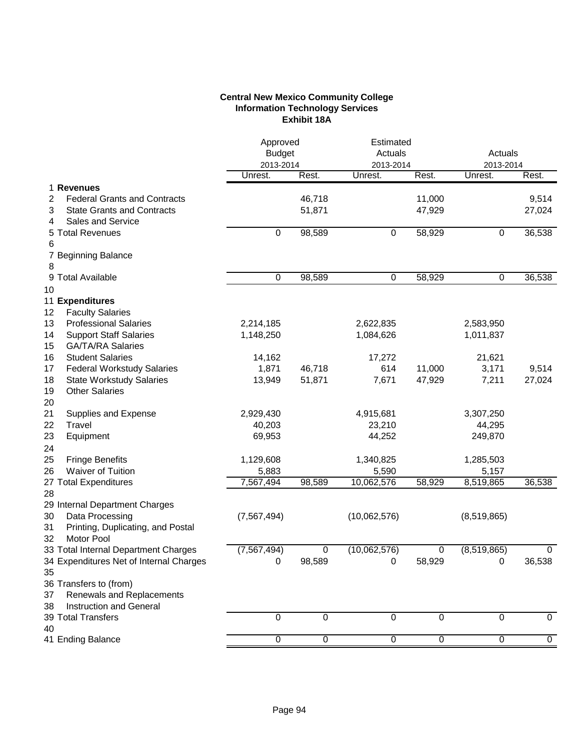**Central New Mexico Community College**
**Information Technology Services**
**Exhibit 18A**

| | | Approved Budget 2013-2014 | | Estimated Actuals 2013-2014 | | Actuals 2013-2014 | |
|---|---|---|---|---|---|---|---|
| | | Unrest. | Rest. | Unrest. | Rest. | Unrest. | Rest. |
| 1 | **Revenues** | | | | | | |
| 2 | Federal Grants and Contracts | | 46,718 | | 11,000 | | 9,514 |
| 3 | State Grants and Contracts | | 51,871 | | 47,929 | | 27,024 |
| 4 | Sales and Service | | | | | | |
| 5 | Total Revenues | 0 | 98,589 | 0 | 58,929 | 0 | 36,538 |
| 6 | | | | | | | |
| 7 | Beginning Balance | | | | | | |
| 8 | | | | | | | |
| 9 | Total Available | 0 | 98,589 | 0 | 58,929 | 0 | 36,538 |
| 10 | | | | | | | |
| 11 | **Expenditures** | | | | | | |
| 12 | Faculty Salaries | | | | | | |
| 13 | Professional Salaries | 2,214,185 | | 2,622,835 | | 2,583,950 | |
| 14 | Support Staff Salaries | 1,148,250 | | 1,084,626 | | 1,011,837 | |
| 15 | GA/TA/RA Salaries | | | | | | |
| 16 | Student Salaries | 14,162 | | 17,272 | | 21,621 | |
| 17 | Federal Workstudy Salaries | 1,871 | 46,718 | 614 | 11,000 | 3,171 | 9,514 |
| 18 | State Workstudy Salaries | 13,949 | 51,871 | 7,671 | 47,929 | 7,211 | 27,024 |
| 19 | Other Salaries | | | | | | |
| 20 | | | | | | | |
| 21 | Supplies and Expense | 2,929,430 | | 4,915,681 | | 3,307,250 | |
| 22 | Travel | 40,203 | | 23,210 | | 44,295 | |
| 23 | Equipment | 69,953 | | 44,252 | | 249,870 | |
| 24 | | | | | | | |
| 25 | Fringe Benefits | 1,129,608 | | 1,340,825 | | 1,285,503 | |
| 26 | Waiver of Tuition | 5,883 | | 5,590 | | 5,157 | |
| 27 | Total Expenditures | 7,567,494 | 98,589 | 10,062,576 | 58,929 | 8,519,865 | 36,538 |
| 28 | | | | | | | |
| 29 | Internal Department Charges | | | | | | |
| 30 | Data Processing | (7,567,494) | | (10,062,576) | | (8,519,865) | |
| 31 | Printing, Duplicating, and Postal | | | | | | |
| 32 | Motor Pool | | | | | | |
| 33 | Total Internal Department Charges | (7,567,494) | 0 | (10,062,576) | 0 | (8,519,865) | 0 |
| 34 | Expenditures Net of Internal Charges | 0 | 98,589 | 0 | 58,929 | 0 | 36,538 |
| 35 | | | | | | | |
| 36 | Transfers to (from) | | | | | | |
| 37 | Renewals and Replacements | | | | | | |
| 38 | Instruction and General | | | | | | |
| 39 | Total Transfers | 0 | 0 | 0 | 0 | 0 | 0 |
| 40 | | | | | | | |
| 41 | Ending Balance | 0 | 0 | 0 | 0 | 0 | 0 |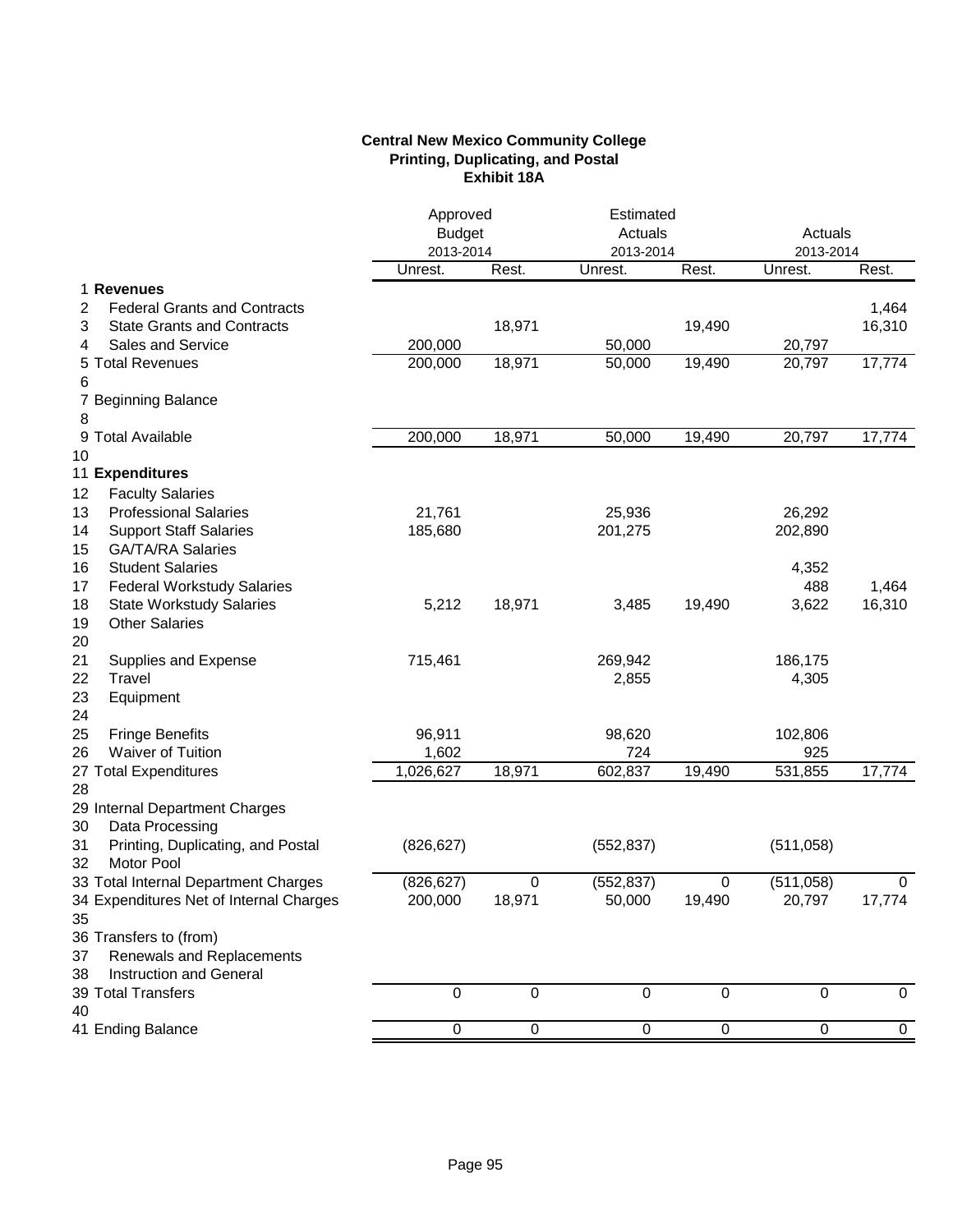**Central New Mexico Community College**
**Printing, Duplicating, and Postal**
**Exhibit 18A**

| | | Approved Budget 2013-2014 | | Estimated Actuals 2013-2014 | | Actuals 2013-2014 | |
|---|---|---|---|---|---|---|---|
| | | Unrest. | Rest. | Unrest. | Rest. | Unrest. | Rest. |
| 1 | **Revenues** | | | | | | |
| 2 | Federal Grants and Contracts | | | | | | 1,464 |
| 3 | State Grants and Contracts | | 18,971 | | 19,490 | | 16,310 |
| 4 | Sales and Service | 200,000 | | 50,000 | | 20,797 | |
| 5 | Total Revenues | 200,000 | 18,971 | 50,000 | 19,490 | 20,797 | 17,774 |
| 6 | | | | | | | |
| 7 | Beginning Balance | | | | | | |
| 8 | | | | | | | |
| 9 | Total Available | 200,000 | 18,971 | 50,000 | 19,490 | 20,797 | 17,774 |
| 10 | | | | | | | |
| 11 | **Expenditures** | | | | | | |
| 12 | Faculty Salaries | | | | | | |
| 13 | Professional Salaries | 21,761 | | 25,936 | | 26,292 | |
| 14 | Support Staff Salaries | 185,680 | | 201,275 | | 202,890 | |
| 15 | GA/TA/RA Salaries | | | | | | |
| 16 | Student Salaries | | | | | 4,352 | |
| 17 | Federal Workstudy Salaries | | | | | 488 | 1,464 |
| 18 | State Workstudy Salaries | 5,212 | 18,971 | 3,485 | 19,490 | 3,622 | 16,310 |
| 19 | Other Salaries | | | | | | |
| 20 | | | | | | | |
| 21 | Supplies and Expense | 715,461 | | 269,942 | | 186,175 | |
| 22 | Travel | | | 2,855 | | 4,305 | |
| 23 | Equipment | | | | | | |
| 24 | | | | | | | |
| 25 | Fringe Benefits | 96,911 | | 98,620 | | 102,806 | |
| 26 | Waiver of Tuition | 1,602 | | 724 | | 925 | |
| 27 | Total Expenditures | 1,026,627 | 18,971 | 602,837 | 19,490 | 531,855 | 17,774 |
| 28 | | | | | | | |
| 29 | Internal Department Charges | | | | | | |
| 30 | Data Processing | | | | | | |
| 31 | Printing, Duplicating, and Postal | (826,627) | | (552,837) | | (511,058) | |
| 32 | Motor Pool | | | | | | |
| 33 | Total Internal Department Charges | (826,627) | 0 | (552,837) | 0 | (511,058) | 0 |
| 34 | Expenditures Net of Internal Charges | 200,000 | 18,971 | 50,000 | 19,490 | 20,797 | 17,774 |
| 35 | | | | | | | |
| 36 | Transfers to (from) | | | | | | |
| 37 | Renewals and Replacements | | | | | | |
| 38 | Instruction and General | | | | | | |
| 39 | Total Transfers | 0 | 0 | 0 | 0 | 0 | 0 |
| 40 | | | | | | | |
| 41 | Ending Balance | 0 | 0 | 0 | 0 | 0 | 0 |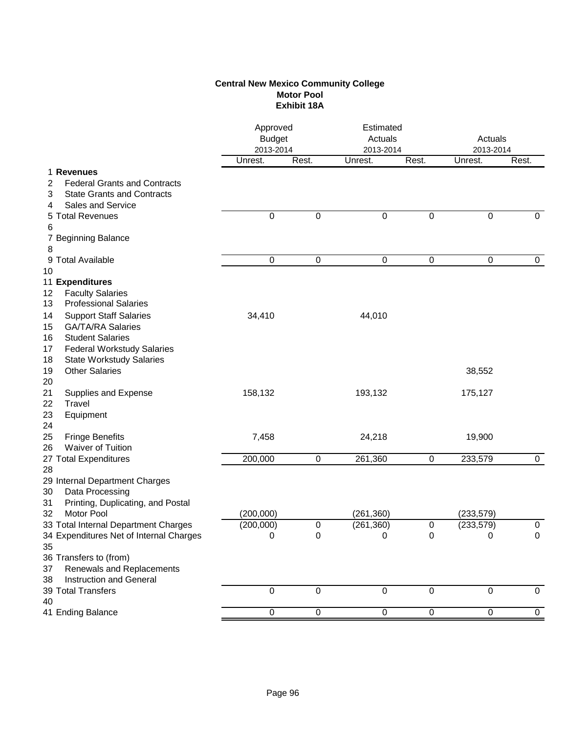**Central New Mexico Community College**
**Motor Pool**
**Exhibit 18A**

| | | Approved Budget 2013-2014 | | Estimated Actuals 2013-2014 | | Actuals 2013-2014 | |
|---|---|---|---|---|---|---|---|
| | | Unrest. | Rest. | Unrest. | Rest. | Unrest. | Rest. |
| 1 | **Revenues** | | | | | | |
| 2 | Federal Grants and Contracts | | | | | | |
| 3 | State Grants and Contracts | | | | | | |
| 4 | Sales and Service | | | | | | |
| 5 | Total Revenues | 0 | 0 | 0 | 0 | 0 | 0 |
| 6 | | | | | | | |
| 7 | Beginning Balance | | | | | | |
| 8 | | | | | | | |
| 9 | Total Available | 0 | 0 | 0 | 0 | 0 | 0 |
| 10 | | | | | | | |
| 11 | **Expenditures** | | | | | | |
| 12 | Faculty Salaries | | | | | | |
| 13 | Professional Salaries | | | | | | |
| 14 | Support Staff Salaries | 34,410 | | 44,010 | | | |
| 15 | GA/TA/RA Salaries | | | | | | |
| 16 | Student Salaries | | | | | | |
| 17 | Federal Workstudy Salaries | | | | | | |
| 18 | State Workstudy Salaries | | | | | | |
| 19 | Other Salaries | | | | | 38,552 | |
| 20 | | | | | | | |
| 21 | Supplies and Expense | 158,132 | | 193,132 | | 175,127 | |
| 22 | Travel | | | | | | |
| 23 | Equipment | | | | | | |
| 24 | | | | | | | |
| 25 | Fringe Benefits | 7,458 | | 24,218 | | 19,900 | |
| 26 | Waiver of Tuition | | | | | | |
| 27 | Total Expenditures | 200,000 | 0 | 261,360 | 0 | 233,579 | 0 |
| 28 | | | | | | | |
| 29 | Internal Department Charges | | | | | | |
| 30 | Data Processing | | | | | | |
| 31 | Printing, Duplicating, and Postal | | | | | | |
| 32 | Motor Pool | (200,000) | | (261,360) | | (233,579) | |
| 33 | Total Internal Department Charges | (200,000) | 0 | (261,360) | 0 | (233,579) | 0 |
| 34 | Expenditures Net of Internal Charges | 0 | 0 | 0 | 0 | 0 | 0 |
| 35 | | | | | | | |
| 36 | Transfers to (from) | | | | | | |
| 37 | Renewals and Replacements | | | | | | |
| 38 | Instruction and General | | | | | | |
| 39 | Total Transfers | 0 | 0 | 0 | 0 | 0 | 0 |
| 40 | | | | | | | |
| 41 | Ending Balance | 0 | 0 | 0 | 0 | 0 | 0 |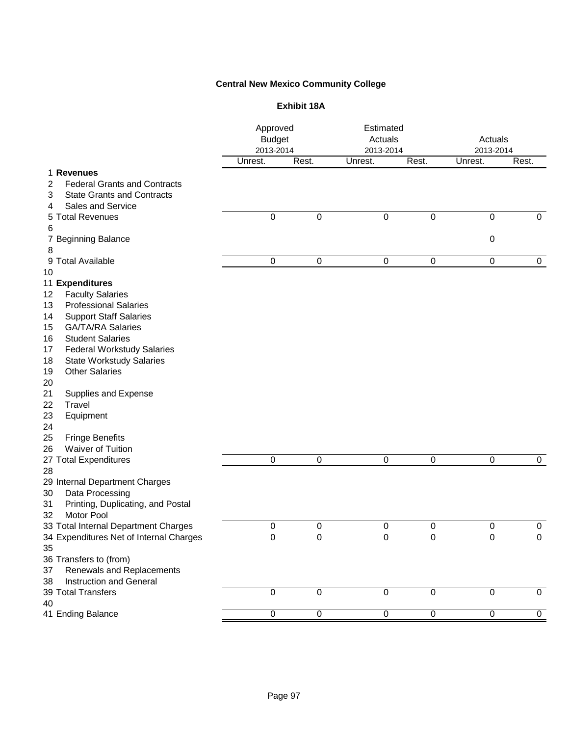**Central New Mexico Community College**

**Exhibit 18A**

| | | Approved Budget 2013-2014 | | Estimated Actuals 2013-2014 | | Actuals 2013-2014 | |
|---|---|---|---|---|---|---|---|
| | | Unrest. | Rest. | Unrest. | Rest. | Unrest. | Rest. |
| 1 | **Revenues** | | | | | | |
| 2 | Federal Grants and Contracts | | | | | | |
| 3 | State Grants and Contracts | | | | | | |
| 4 | Sales and Service | | | | | | |
| 5 | Total Revenues | 0 | 0 | 0 | 0 | 0 | 0 |
| 6 | | | | | | | |
| 7 | Beginning Balance | | | | | 0 | |
| 8 | | | | | | | |
| 9 | Total Available | 0 | 0 | 0 | 0 | 0 | 0 |
| 10 | | | | | | | |
| 11 | **Expenditures** | | | | | | |
| 12 | Faculty Salaries | | | | | | |
| 13 | Professional Salaries | | | | | | |
| 14 | Support Staff Salaries | | | | | | |
| 15 | GA/TA/RA Salaries | | | | | | |
| 16 | Student Salaries | | | | | | |
| 17 | Federal Workstudy Salaries | | | | | | |
| 18 | State Workstudy Salaries | | | | | | |
| 19 | Other Salaries | | | | | | |
| 20 | | | | | | | |
| 21 | Supplies and Expense | | | | | | |
| 22 | Travel | | | | | | |
| 23 | Equipment | | | | | | |
| 24 | | | | | | | |
| 25 | Fringe Benefits | | | | | | |
| 26 | Waiver of Tuition | | | | | | |
| 27 | Total Expenditures | 0 | 0 | 0 | 0 | 0 | 0 |
| 28 | | | | | | | |
| 29 | Internal Department Charges | | | | | | |
| 30 | Data Processing | | | | | | |
| 31 | Printing, Duplicating, and Postal | | | | | | |
| 32 | Motor Pool | | | | | | |
| 33 | Total Internal Department Charges | 0 | 0 | 0 | 0 | 0 | 0 |
| 34 | Expenditures Net of Internal Charges | 0 | 0 | 0 | 0 | 0 | 0 |
| 35 | | | | | | | |
| 36 | Transfers to (from) | | | | | | |
| 37 | Renewals and Replacements | | | | | | |
| 38 | Instruction and General | | | | | | |
| 39 | Total Transfers | 0 | 0 | 0 | 0 | 0 | 0 |
| 40 | | | | | | | |
| 41 | Ending Balance | 0 | 0 | 0 | 0 | 0 | 0 |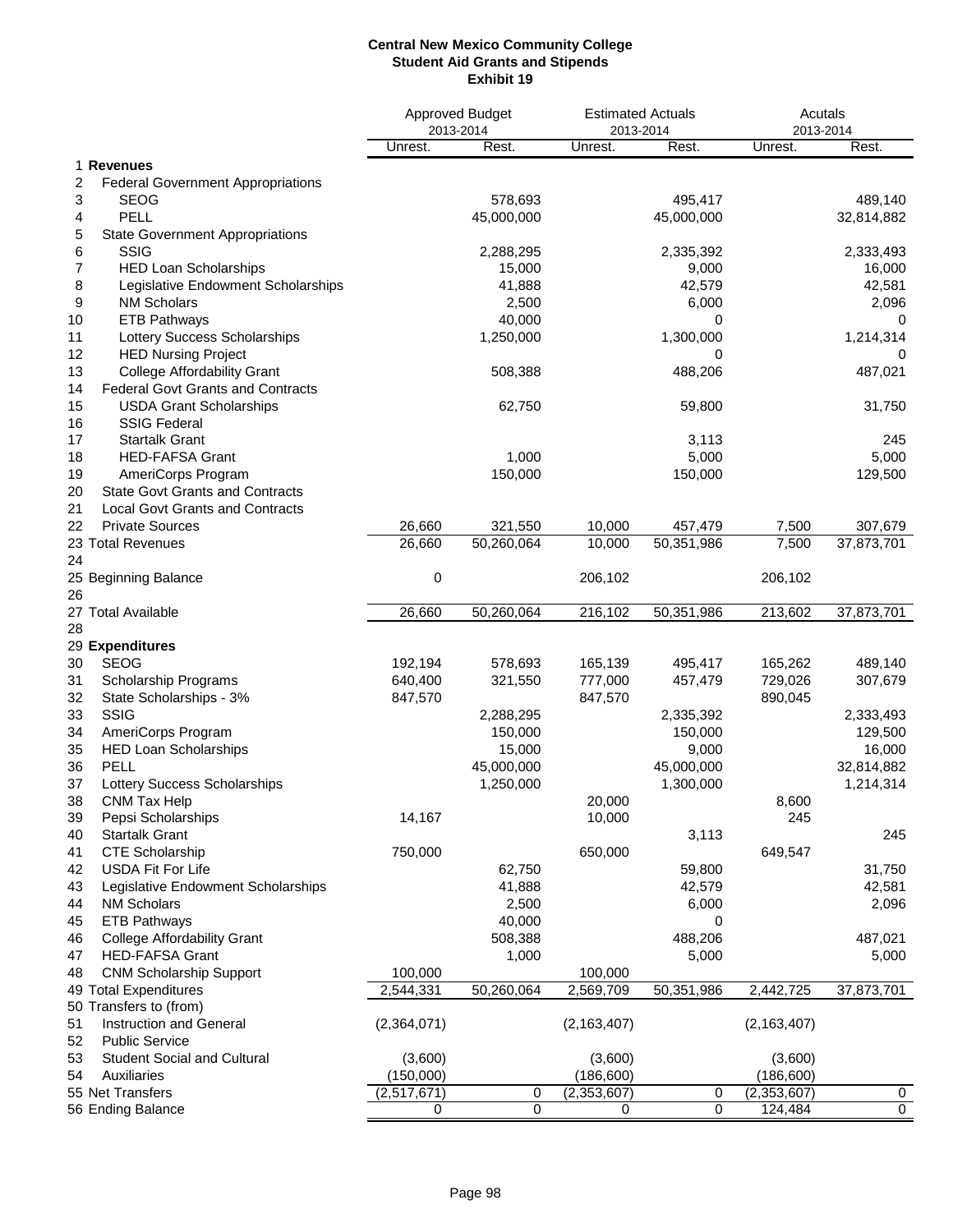**Central New Mexico Community College**
**Student Aid Grants and Stipends**
**Exhibit 19**

| | | Approved Budget 2013-2014 | | Estimated Actuals 2013-2014 | | Acutals 2013-2014 | |
|---|---|---|---|---|---|---|---|
| | | Unrest. | Rest. | Unrest. | Rest. | Unrest. | Rest. |
| 1 | **Revenues** | | | | | | |
| 2 | Federal Government Appropriations | | | | | | |
| 3 | SEOG | | 578,693 | | 495,417 | | 489,140 |
| 4 | PELL | | 45,000,000 | | 45,000,000 | | 32,814,882 |
| 5 | State Government Appropriations | | | | | | |
| 6 | SSIG | | 2,288,295 | | 2,335,392 | | 2,333,493 |
| 7 | HED Loan Scholarships | | 15,000 | | 9,000 | | 16,000 |
| 8 | Legislative Endowment Scholarships | | 41,888 | | 42,579 | | 42,581 |
| 9 | NM Scholars | | 2,500 | | 6,000 | | 2,096 |
| 10 | ETB Pathways | | 40,000 | | 0 | | 0 |
| 11 | Lottery Success Scholarships | | 1,250,000 | | 1,300,000 | | 1,214,314 |
| 12 | HED Nursing Project | | | | 0 | | 0 |
| 13 | College Affordability Grant | | 508,388 | | 488,206 | | 487,021 |
| 14 | Federal Govt Grants and Contracts | | | | | | |
| 15 | USDA Grant Scholarships | | 62,750 | | 59,800 | | 31,750 |
| 16 | SSIG Federal | | | | | | |
| 17 | Startalk Grant | | | | 3,113 | | 245 |
| 18 | HED-FAFSA Grant | | 1,000 | | 5,000 | | 5,000 |
| 19 | AmeriCorps Program | | 150,000 | | 150,000 | | 129,500 |
| 20 | State Govt Grants and Contracts | | | | | | |
| 21 | Local Govt Grants and Contracts | | | | | | |
| 22 | Private Sources | 26,660 | 321,550 | 10,000 | 457,479 | 7,500 | 307,679 |
| 23 | Total Revenues | 26,660 | 50,260,064 | 10,000 | 50,351,986 | 7,500 | 37,873,701 |
| 24 | | | | | | | |
| 25 | Beginning Balance | 0 | | 206,102 | | 206,102 | |
| 26 | | | | | | | |
| 27 | Total Available | 26,660 | 50,260,064 | 216,102 | 50,351,986 | 213,602 | 37,873,701 |
| 28 | | | | | | | |
| 29 | **Expenditures** | | | | | | |
| 30 | SEOG | 192,194 | 578,693 | 165,139 | 495,417 | 165,262 | 489,140 |
| 31 | Scholarship Programs | 640,400 | 321,550 | 777,000 | 457,479 | 729,026 | 307,679 |
| 32 | State Scholarships - 3% | 847,570 | | 847,570 | | 890,045 | |
| 33 | SSIG | | 2,288,295 | | 2,335,392 | | 2,333,493 |
| 34 | AmeriCorps Program | | 150,000 | | 150,000 | | 129,500 |
| 35 | HED Loan Scholarships | | 15,000 | | 9,000 | | 16,000 |
| 36 | PELL | | 45,000,000 | | 45,000,000 | | 32,814,882 |
| 37 | Lottery Success Scholarships | | 1,250,000 | | 1,300,000 | | 1,214,314 |
| 38 | CNM Tax Help | | | 20,000 | | 8,600 | |
| 39 | Pepsi Scholarships | 14,167 | | 10,000 | | 245 | |
| 40 | Startalk Grant | | | | 3,113 | | 245 |
| 41 | CTE Scholarship | 750,000 | | 650,000 | | 649,547 | |
| 42 | USDA Fit For Life | | 62,750 | | 59,800 | | 31,750 |
| 43 | Legislative Endowment Scholarships | | 41,888 | | 42,579 | | 42,581 |
| 44 | NM Scholars | | 2,500 | | 6,000 | | 2,096 |
| 45 | ETB Pathways | | 40,000 | | 0 | | |
| 46 | College Affordability Grant | | 508,388 | | 488,206 | | 487,021 |
| 47 | HED-FAFSA Grant | | 1,000 | | 5,000 | | 5,000 |
| 48 | CNM Scholarship Support | 100,000 | | 100,000 | | | |
| 49 | Total Expenditures | 2,544,331 | 50,260,064 | 2,569,709 | 50,351,986 | 2,442,725 | 37,873,701 |
| 50 | Transfers to (from) | | | | | | |
| 51 | Instruction and General | (2,364,071) | | (2,163,407) | | (2,163,407) | |
| 52 | Public Service | | | | | | |
| 53 | Student Social and Cultural | (3,600) | | (3,600) | | (3,600) | |
| 54 | Auxiliaries | (150,000) | | (186,600) | | (186,600) | |
| 55 | Net Transfers | (2,517,671) | 0 | (2,353,607) | 0 | (2,353,607) | 0 |
| 56 | Ending Balance | 0 | 0 | 0 | 0 | 124,484 | 0 |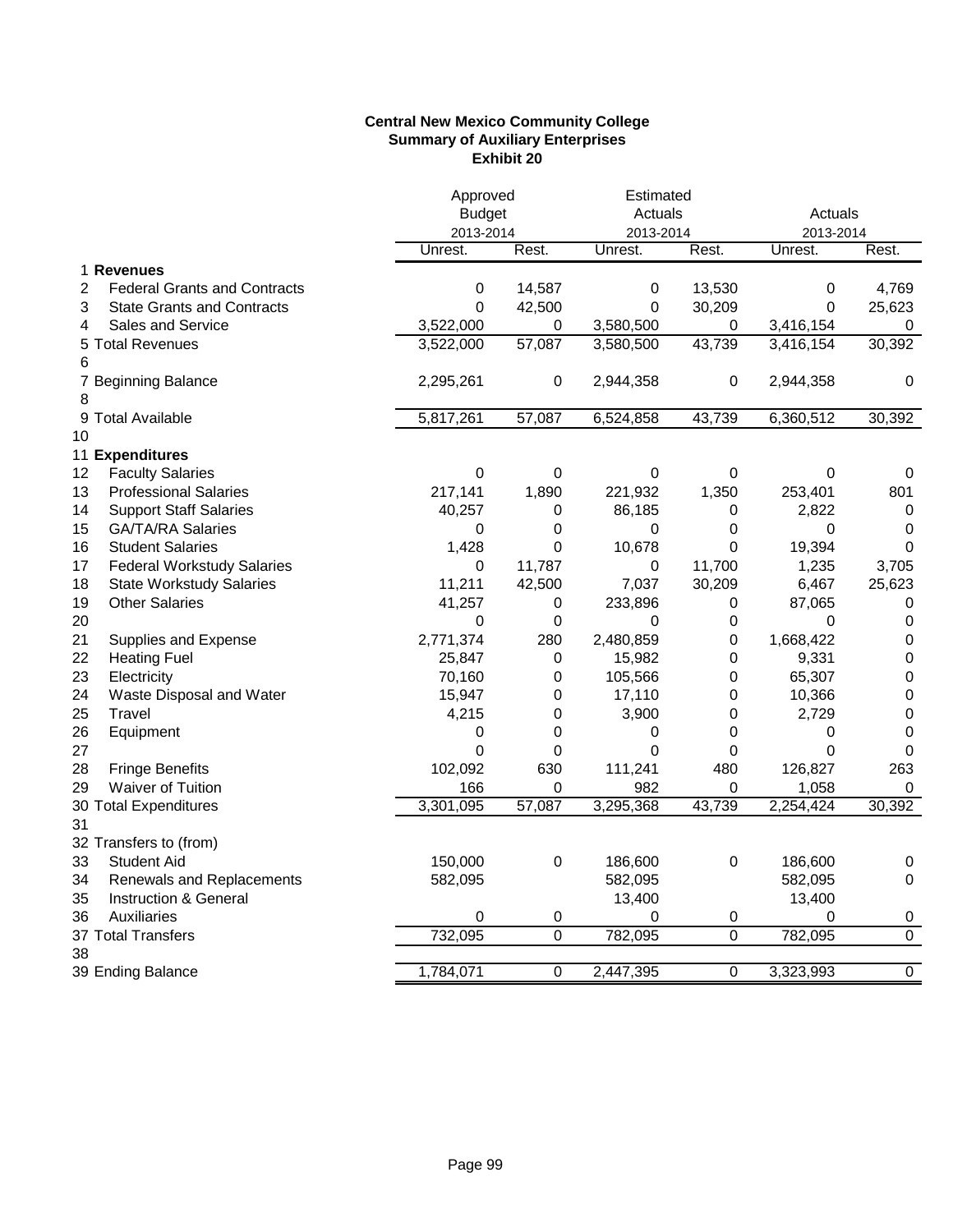**Central New Mexico Community College**
**Summary of Auxiliary Enterprises**
**Exhibit 20**

| | | Approved Budget 2013-2014 | | Estimated Actuals 2013-2014 | | Actuals 2013-2014 | |
|---|---|---|---|---|---|---|---|
| | | Unrest. | Rest. | Unrest. | Rest. | Unrest. | Rest. |
| 1 | **Revenues** | | | | | | |
| 2 | Federal Grants and Contracts | 0 | 14,587 | 0 | 13,530 | 0 | 4,769 |
| 3 | State Grants and Contracts | 0 | 42,500 | 0 | 30,209 | 0 | 25,623 |
| 4 | Sales and Service | 3,522,000 | 0 | 3,580,500 | 0 | 3,416,154 | 0 |
| 5 | Total Revenues | 3,522,000 | 57,087 | 3,580,500 | 43,739 | 3,416,154 | 30,392 |
| 6 | | | | | | | |
| 7 | Beginning Balance | 2,295,261 | 0 | 2,944,358 | 0 | 2,944,358 | 0 |
| 8 | | | | | | | |
| 9 | Total Available | 5,817,261 | 57,087 | 6,524,858 | 43,739 | 6,360,512 | 30,392 |
| 10 | | | | | | | |
| 11 | **Expenditures** | | | | | | |
| 12 | Faculty Salaries | 0 | 0 | 0 | 0 | 0 | 0 |
| 13 | Professional Salaries | 217,141 | 1,890 | 221,932 | 1,350 | 253,401 | 801 |
| 14 | Support Staff Salaries | 40,257 | 0 | 86,185 | 0 | 2,822 | 0 |
| 15 | GA/TA/RA Salaries | 0 | 0 | 0 | 0 | 0 | 0 |
| 16 | Student Salaries | 1,428 | 0 | 10,678 | 0 | 19,394 | 0 |
| 17 | Federal Workstudy Salaries | 0 | 11,787 | 0 | 11,700 | 1,235 | 3,705 |
| 18 | State Workstudy Salaries | 11,211 | 42,500 | 7,037 | 30,209 | 6,467 | 25,623 |
| 19 | Other Salaries | 41,257 | 0 | 233,896 | 0 | 87,065 | 0 |
| 20 | | 0 | 0 | 0 | 0 | 0 | 0 |
| 21 | Supplies and Expense | 2,771,374 | 280 | 2,480,859 | 0 | 1,668,422 | 0 |
| 22 | Heating Fuel | 25,847 | 0 | 15,982 | 0 | 9,331 | 0 |
| 23 | Electricity | 70,160 | 0 | 105,566 | 0 | 65,307 | 0 |
| 24 | Waste Disposal and Water | 15,947 | 0 | 17,110 | 0 | 10,366 | 0 |
| 25 | Travel | 4,215 | 0 | 3,900 | 0 | 2,729 | 0 |
| 26 | Equipment | 0 | 0 | 0 | 0 | 0 | 0 |
| 27 | | 0 | 0 | 0 | 0 | 0 | 0 |
| 28 | Fringe Benefits | 102,092 | 630 | 111,241 | 480 | 126,827 | 263 |
| 29 | Waiver of Tuition | 166 | 0 | 982 | 0 | 1,058 | 0 |
| 30 | Total Expenditures | 3,301,095 | 57,087 | 3,295,368 | 43,739 | 2,254,424 | 30,392 |
| 31 | | | | | | | |
| 32 | Transfers to (from) | | | | | | |
| 33 | Student Aid | 150,000 | 0 | 186,600 | 0 | 186,600 | 0 |
| 34 | Renewals and Replacements | 582,095 | | 582,095 | | 582,095 | 0 |
| 35 | Instruction & General | | | 13,400 | | 13,400 | |
| 36 | Auxiliaries | 0 | 0 | 0 | 0 | 0 | 0 |
| 37 | Total Transfers | 732,095 | 0 | 782,095 | 0 | 782,095 | 0 |
| 38 | | | | | | | |
| 39 | Ending Balance | 1,784,071 | 0 | 2,447,395 | 0 | 3,323,993 | 0 |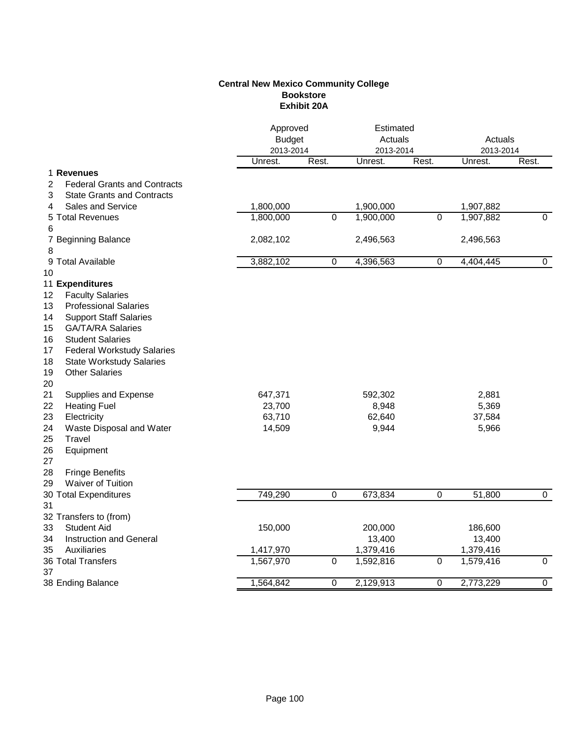**Central New Mexico Community College**
**Bookstore**
**Exhibit 20A**

| | | Approved Budget 2013-2014 | | Estimated Actuals 2013-2014 | | Actuals 2013-2014 | |
|---|---|---|---|---|---|---|---|
| | | Unrest. | Rest. | Unrest. | Rest. | Unrest. | Rest. |
| 1 | **Revenues** | | | | | | |
| 2 | Federal Grants and Contracts | | | | | | |
| 3 | State Grants and Contracts | | | | | | |
| 4 | Sales and Service | 1,800,000 | | 1,900,000 | | 1,907,882 | |
| 5 | Total Revenues | 1,800,000 | 0 | 1,900,000 | 0 | 1,907,882 | 0 |
| 6 | | | | | | | |
| 7 | Beginning Balance | 2,082,102 | | 2,496,563 | | 2,496,563 | |
| 8 | | | | | | | |
| 9 | Total Available | 3,882,102 | 0 | 4,396,563 | 0 | 4,404,445 | 0 |
| 10 | | | | | | | |
| 11 | **Expenditures** | | | | | | |
| 12 | Faculty Salaries | | | | | | |
| 13 | Professional Salaries | | | | | | |
| 14 | Support Staff Salaries | | | | | | |
| 15 | GA/TA/RA Salaries | | | | | | |
| 16 | Student Salaries | | | | | | |
| 17 | Federal Workstudy Salaries | | | | | | |
| 18 | State Workstudy Salaries | | | | | | |
| 19 | Other Salaries | | | | | | |
| 20 | | | | | | | |
| 21 | Supplies and Expense | 647,371 | | 592,302 | | 2,881 | |
| 22 | Heating Fuel | 23,700 | | 8,948 | | 5,369 | |
| 23 | Electricity | 63,710 | | 62,640 | | 37,584 | |
| 24 | Waste Disposal and Water | 14,509 | | 9,944 | | 5,966 | |
| 25 | Travel | | | | | | |
| 26 | Equipment | | | | | | |
| 27 | | | | | | | |
| 28 | Fringe Benefits | | | | | | |
| 29 | Waiver of Tuition | | | | | | |
| 30 | Total Expenditures | 749,290 | 0 | 673,834 | 0 | 51,800 | 0 |
| 31 | | | | | | | |
| 32 | Transfers to (from) | | | | | | |
| 33 | Student Aid | 150,000 | | 200,000 | | 186,600 | |
| 34 | Instruction and General | | | 13,400 | | 13,400 | |
| 35 | Auxiliaries | 1,417,970 | | 1,379,416 | | 1,379,416 | |
| 36 | Total Transfers | 1,567,970 | 0 | 1,592,816 | 0 | 1,579,416 | 0 |
| 37 | | | | | | | |
| 38 | Ending Balance | 1,564,842 | 0 | 2,129,913 | 0 | 2,773,229 | 0 |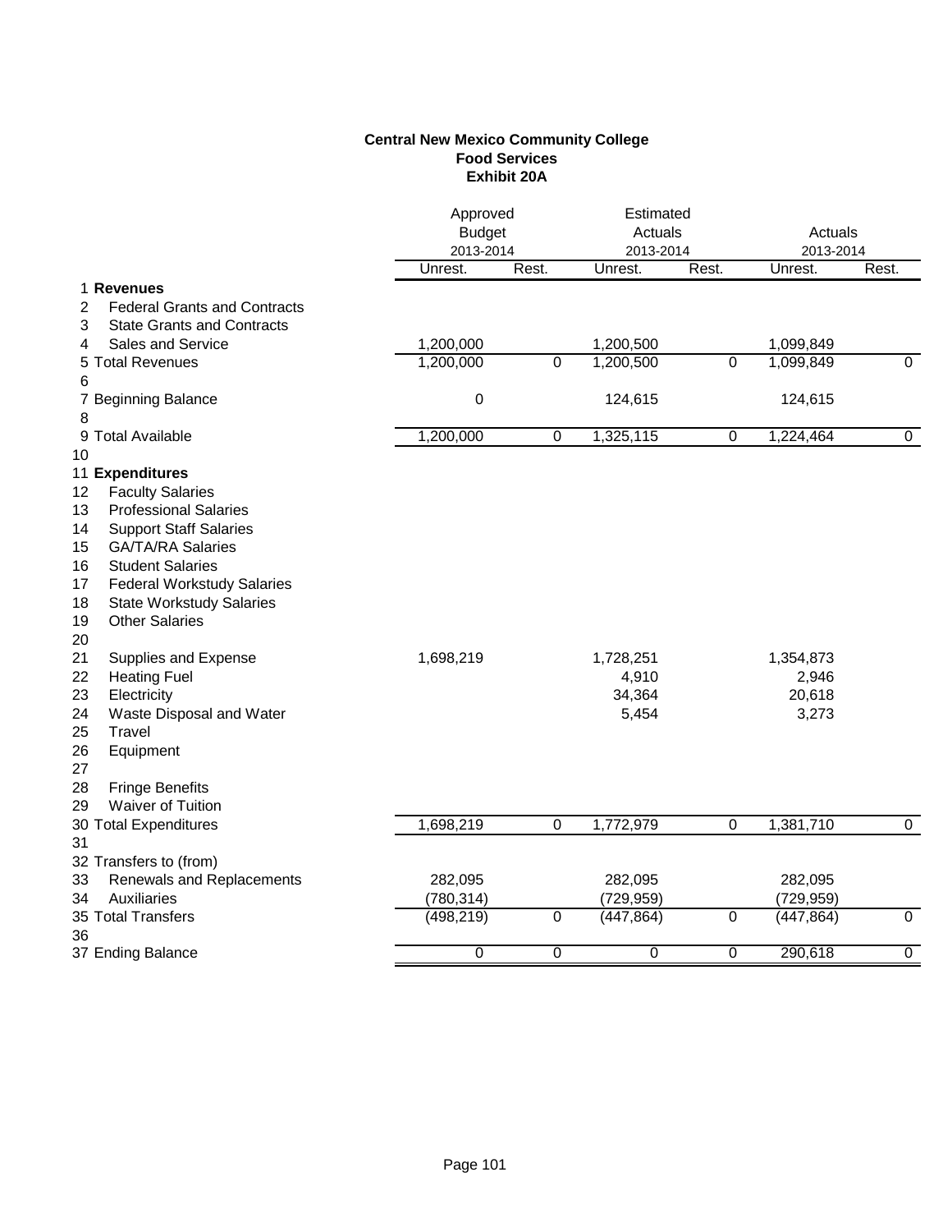**Central New Mexico Community College**
**Food Services**
**Exhibit 20A**

| | | Approved Budget 2013-2014 | | Estimated Actuals 2013-2014 | | Actuals 2013-2014 | |
|---|---|---|---|---|---|---|---|
| | | Unrest. | Rest. | Unrest. | Rest. | Unrest. | Rest. |
| 1 | **Revenues** | | | | | | |
| 2 | Federal Grants and Contracts | | | | | | |
| 3 | State Grants and Contracts | | | | | | |
| 4 | Sales and Service | 1,200,000 | | 1,200,500 | | 1,099,849 | |
| 5 | Total Revenues | 1,200,000 | 0 | 1,200,500 | 0 | 1,099,849 | 0 |
| 6 | | | | | | | |
| 7 | Beginning Balance | 0 | | 124,615 | | 124,615 | |
| 8 | | | | | | | |
| 9 | Total Available | 1,200,000 | 0 | 1,325,115 | 0 | 1,224,464 | 0 |
| 10 | | | | | | | |
| 11 | **Expenditures** | | | | | | |
| 12 | Faculty Salaries | | | | | | |
| 13 | Professional Salaries | | | | | | |
| 14 | Support Staff Salaries | | | | | | |
| 15 | GA/TA/RA Salaries | | | | | | |
| 16 | Student Salaries | | | | | | |
| 17 | Federal Workstudy Salaries | | | | | | |
| 18 | State Workstudy Salaries | | | | | | |
| 19 | Other Salaries | | | | | | |
| 20 | | | | | | | |
| 21 | Supplies and Expense | 1,698,219 | | 1,728,251 | | 1,354,873 | |
| 22 | Heating Fuel | | | 4,910 | | 2,946 | |
| 23 | Electricity | | | 34,364 | | 20,618 | |
| 24 | Waste Disposal and Water | | | 5,454 | | 3,273 | |
| 25 | Travel | | | | | | |
| 26 | Equipment | | | | | | |
| 27 | | | | | | | |
| 28 | Fringe Benefits | | | | | | |
| 29 | Waiver of Tuition | | | | | | |
| 30 | Total Expenditures | 1,698,219 | 0 | 1,772,979 | 0 | 1,381,710 | 0 |
| 31 | | | | | | | |
| 32 | Transfers to (from) | | | | | | |
| 33 | Renewals and Replacements | 282,095 | | 282,095 | | 282,095 | |
| 34 | Auxiliaries | (780,314) | | (729,959) | | (729,959) | |
| 35 | Total Transfers | (498,219) | 0 | (447,864) | 0 | (447,864) | 0 |
| 36 | | | | | | | |
| 37 | Ending Balance | 0 | 0 | 0 | 0 | 290,618 | 0 |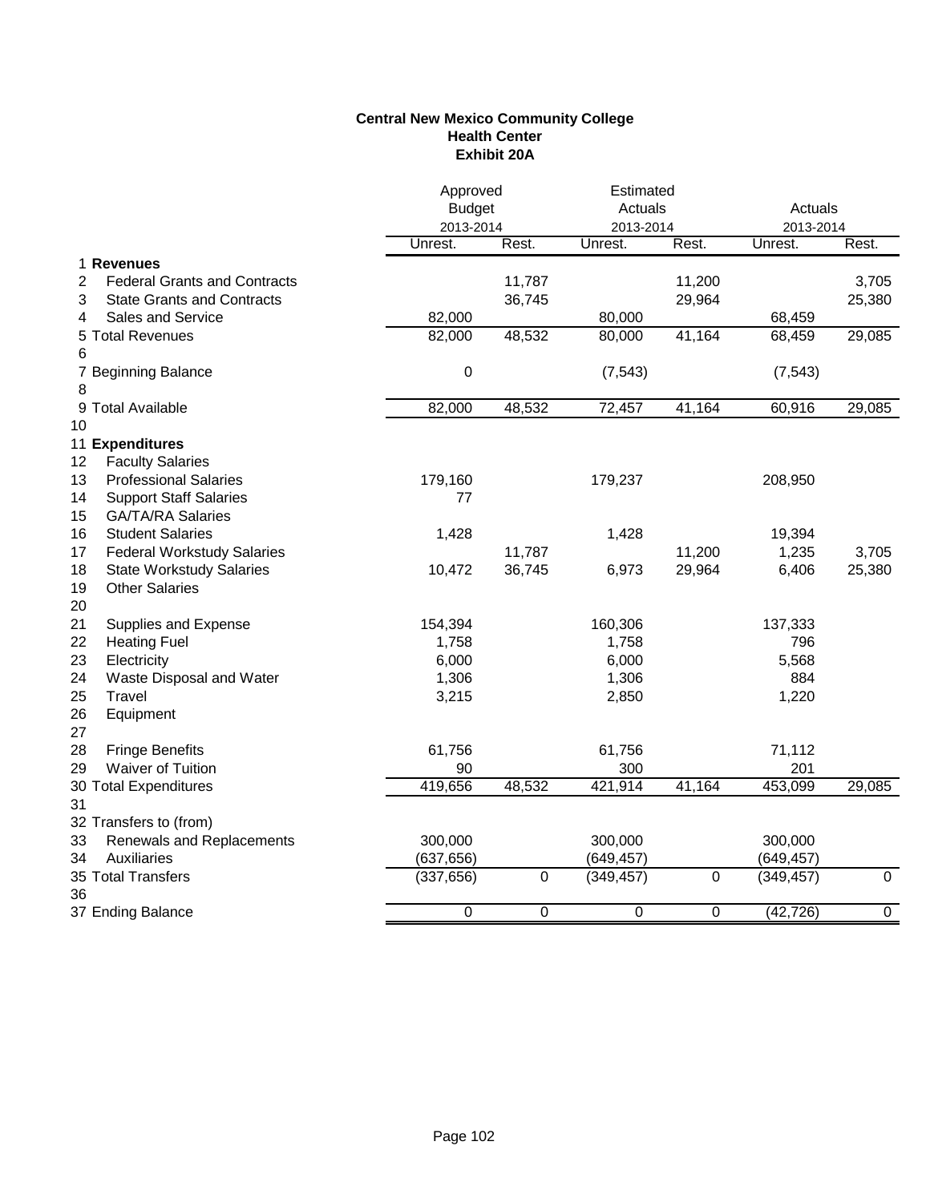**Central New Mexico Community College**
**Health Center**
**Exhibit 20A**

| | | Approved Budget 2013-2014 | | Estimated Actuals 2013-2014 | | Actuals 2013-2014 | |
|---|---|---|---|---|---|---|---|
| | | Unrest. | Rest. | Unrest. | Rest. | Unrest. | Rest. |
| 1 | **Revenues** | | | | | | |
| 2 | Federal Grants and Contracts | | 11,787 | | 11,200 | | 3,705 |
| 3 | State Grants and Contracts | | 36,745 | | 29,964 | | 25,380 |
| 4 | Sales and Service | 82,000 | | 80,000 | | 68,459 | |
| 5 | Total Revenues | 82,000 | 48,532 | 80,000 | 41,164 | 68,459 | 29,085 |
| 6 | | | | | | | |
| 7 | Beginning Balance | 0 | | (7,543) | | (7,543) | |
| 8 | | | | | | | |
| 9 | Total Available | 82,000 | 48,532 | 72,457 | 41,164 | 60,916 | 29,085 |
| 10 | | | | | | | |
| 11 | **Expenditures** | | | | | | |
| 12 | Faculty Salaries | | | | | | |
| 13 | Professional Salaries | 179,160 | | 179,237 | | 208,950 | |
| 14 | Support Staff Salaries | 77 | | | | | |
| 15 | GA/TA/RA Salaries | | | | | | |
| 16 | Student Salaries | 1,428 | | 1,428 | | 19,394 | |
| 17 | Federal Workstudy Salaries | | 11,787 | | 11,200 | 1,235 | 3,705 |
| 18 | State Workstudy Salaries | 10,472 | 36,745 | 6,973 | 29,964 | 6,406 | 25,380 |
| 19 | Other Salaries | | | | | | |
| 20 | | | | | | | |
| 21 | Supplies and Expense | 154,394 | | 160,306 | | 137,333 | |
| 22 | Heating Fuel | 1,758 | | 1,758 | | 796 | |
| 23 | Electricity | 6,000 | | 6,000 | | 5,568 | |
| 24 | Waste Disposal and Water | 1,306 | | 1,306 | | 884 | |
| 25 | Travel | 3,215 | | 2,850 | | 1,220 | |
| 26 | Equipment | | | | | | |
| 27 | | | | | | | |
| 28 | Fringe Benefits | 61,756 | | 61,756 | | 71,112 | |
| 29 | Waiver of Tuition | 90 | | 300 | | 201 | |
| 30 | Total Expenditures | 419,656 | 48,532 | 421,914 | 41,164 | 453,099 | 29,085 |
| 31 | | | | | | | |
| 32 | Transfers to (from) | | | | | | |
| 33 | Renewals and Replacements | 300,000 | | 300,000 | | 300,000 | |
| 34 | Auxiliaries | (637,656) | | (649,457) | | (649,457) | |
| 35 | Total Transfers | (337,656) | 0 | (349,457) | 0 | (349,457) | 0 |
| 36 | | | | | | | |
| 37 | Ending Balance | 0 | 0 | 0 | 0 | (42,726) | 0 |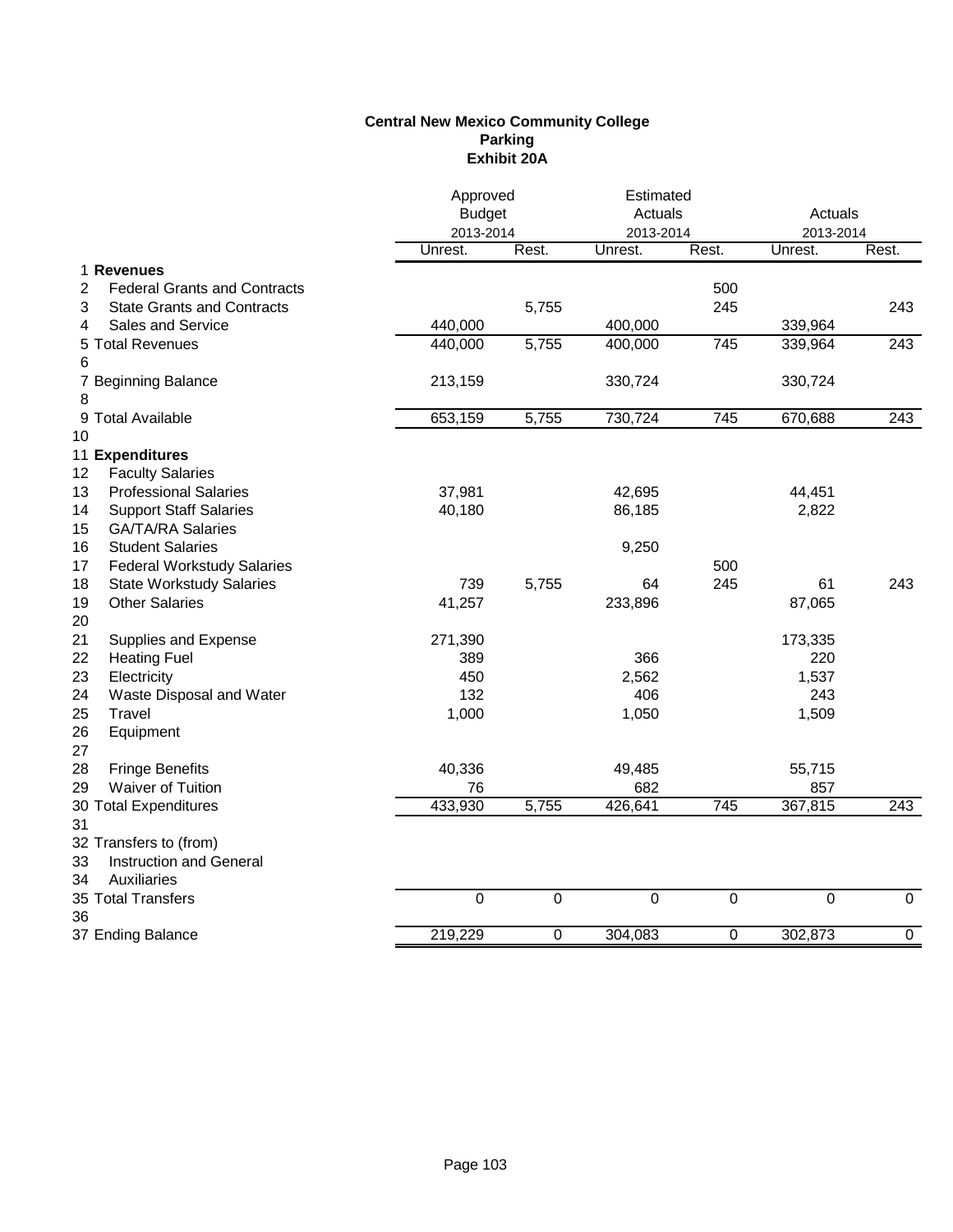**Central New Mexico Community College**
**Parking**
**Exhibit 20A**

| | | Approved Budget 2013-2014 | | Estimated Actuals 2013-2014 | | Actuals 2013-2014 | |
|---|---|---|---|---|---|---|---|
| | | Unrest. | Rest. | Unrest. | Rest. | Unrest. | Rest. |
| 1 | **Revenues** | | | | | | |
| 2 | Federal Grants and Contracts | | | | 500 | | |
| 3 | State Grants and Contracts | | 5,755 | | 245 | | 243 |
| 4 | Sales and Service | 440,000 | | 400,000 | | 339,964 | |
| 5 | Total Revenues | 440,000 | 5,755 | 400,000 | 745 | 339,964 | 243 |
| 6 | | | | | | | |
| 7 | Beginning Balance | 213,159 | | 330,724 | | 330,724 | |
| 8 | | | | | | | |
| 9 | Total Available | 653,159 | 5,755 | 730,724 | 745 | 670,688 | 243 |
| 10 | | | | | | | |
| 11 | **Expenditures** | | | | | | |
| 12 | Faculty Salaries | | | | | | |
| 13 | Professional Salaries | 37,981 | | 42,695 | | 44,451 | |
| 14 | Support Staff Salaries | 40,180 | | 86,185 | | 2,822 | |
| 15 | GA/TA/RA Salaries | | | | | | |
| 16 | Student Salaries | | | 9,250 | | | |
| 17 | Federal Workstudy Salaries | | | | 500 | | |
| 18 | State Workstudy Salaries | 739 | 5,755 | 64 | 245 | 61 | 243 |
| 19 | Other Salaries | 41,257 | | 233,896 | | 87,065 | |
| 20 | | | | | | | |
| 21 | Supplies and Expense | 271,390 | | | | 173,335 | |
| 22 | Heating Fuel | 389 | | 366 | | 220 | |
| 23 | Electricity | 450 | | 2,562 | | 1,537 | |
| 24 | Waste Disposal and Water | 132 | | 406 | | 243 | |
| 25 | Travel | 1,000 | | 1,050 | | 1,509 | |
| 26 | Equipment | | | | | | |
| 27 | | | | | | | |
| 28 | Fringe Benefits | 40,336 | | 49,485 | | 55,715 | |
| 29 | Waiver of Tuition | 76 | | 682 | | 857 | |
| 30 | Total Expenditures | 433,930 | 5,755 | 426,641 | 745 | 367,815 | 243 |
| 31 | | | | | | | |
| 32 | Transfers to (from) | | | | | | |
| 33 | Instruction and General | | | | | | |
| 34 | Auxiliaries | | | | | | |
| 35 | Total Transfers | 0 | 0 | 0 | 0 | 0 | 0 |
| 36 | | | | | | | |
| 37 | Ending Balance | 219,229 | 0 | 304,083 | 0 | 302,873 | 0 |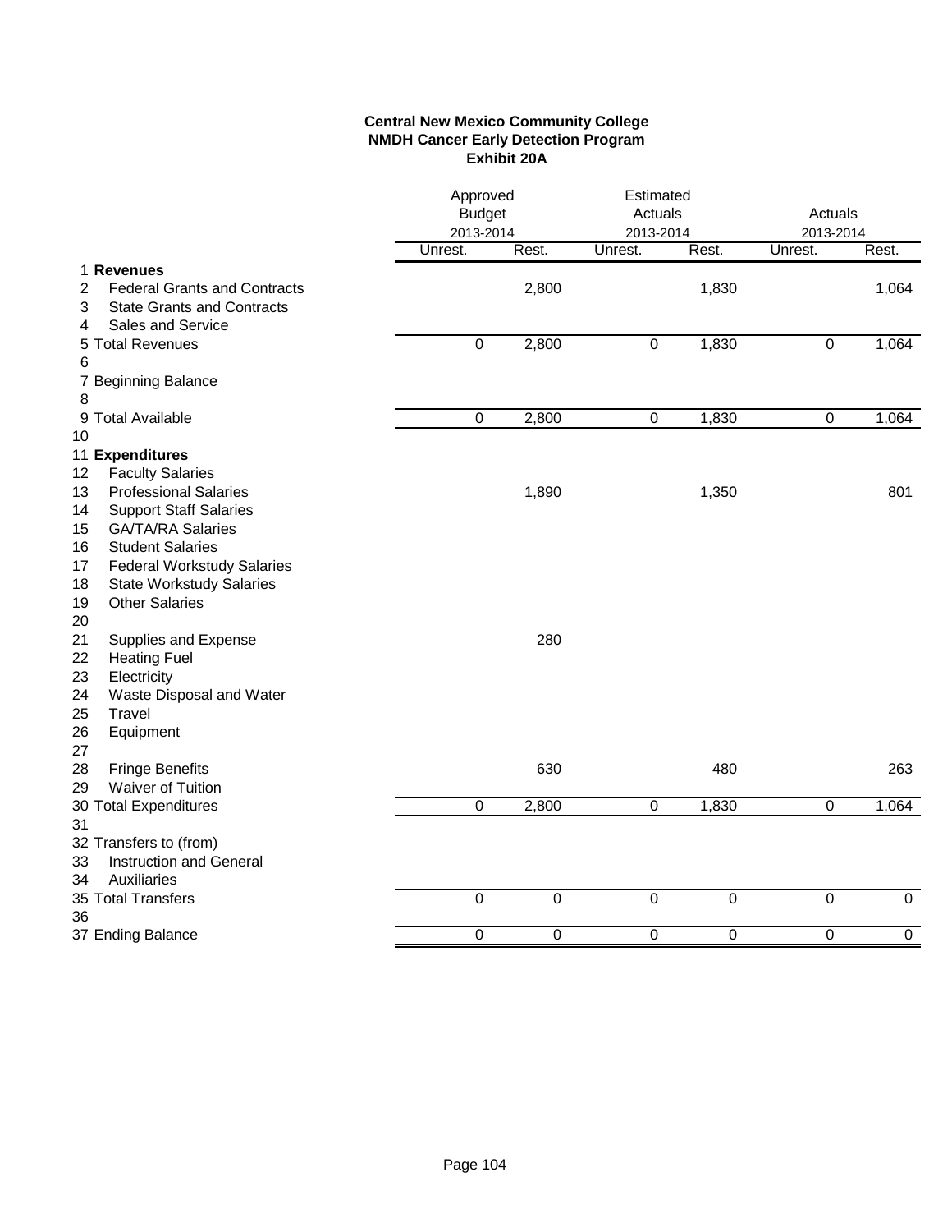**Central New Mexico Community College**
**NMDH Cancer Early Detection Program**
**Exhibit 20A**

| | | Approved Budget 2013-2014 | | Estimated Actuals 2013-2014 | | Actuals 2013-2014 | |
|---|---|---|---|---|---|---|---|
| | | Unrest. | Rest. | Unrest. | Rest. | Unrest. | Rest. |
| 1 | **Revenues** | | | | | | |
| 2 | Federal Grants and Contracts | | 2,800 | | 1,830 | | 1,064 |
| 3 | State Grants and Contracts | | | | | | |
| 4 | Sales and Service | | | | | | |
| 5 | Total Revenues | 0 | 2,800 | 0 | 1,830 | 0 | 1,064 |
| 6 | | | | | | | |
| 7 | Beginning Balance | | | | | | |
| 8 | | | | | | | |
| 9 | Total Available | 0 | 2,800 | 0 | 1,830 | 0 | 1,064 |
| 10 | | | | | | | |
| 11 | **Expenditures** | | | | | | |
| 12 | Faculty Salaries | | | | | | |
| 13 | Professional Salaries | | 1,890 | | 1,350 | | 801 |
| 14 | Support Staff Salaries | | | | | | |
| 15 | GA/TA/RA Salaries | | | | | | |
| 16 | Student Salaries | | | | | | |
| 17 | Federal Workstudy Salaries | | | | | | |
| 18 | State Workstudy Salaries | | | | | | |
| 19 | Other Salaries | | | | | | |
| 20 | | | | | | | |
| 21 | Supplies and Expense | | 280 | | | | |
| 22 | Heating Fuel | | | | | | |
| 23 | Electricity | | | | | | |
| 24 | Waste Disposal and Water | | | | | | |
| 25 | Travel | | | | | | |
| 26 | Equipment | | | | | | |
| 27 | | | | | | | |
| 28 | Fringe Benefits | | 630 | | 480 | | 263 |
| 29 | Waiver of Tuition | | | | | | |
| 30 | Total Expenditures | 0 | 2,800 | 0 | 1,830 | 0 | 1,064 |
| 31 | | | | | | | |
| 32 | Transfers to (from) | | | | | | |
| 33 | Instruction and General | | | | | | |
| 34 | Auxiliaries | | | | | | |
| 35 | Total Transfers | 0 | 0 | 0 | 0 | 0 | 0 |
| 36 | | | | | | | |
| 37 | Ending Balance | 0 | 0 | 0 | 0 | 0 | 0 |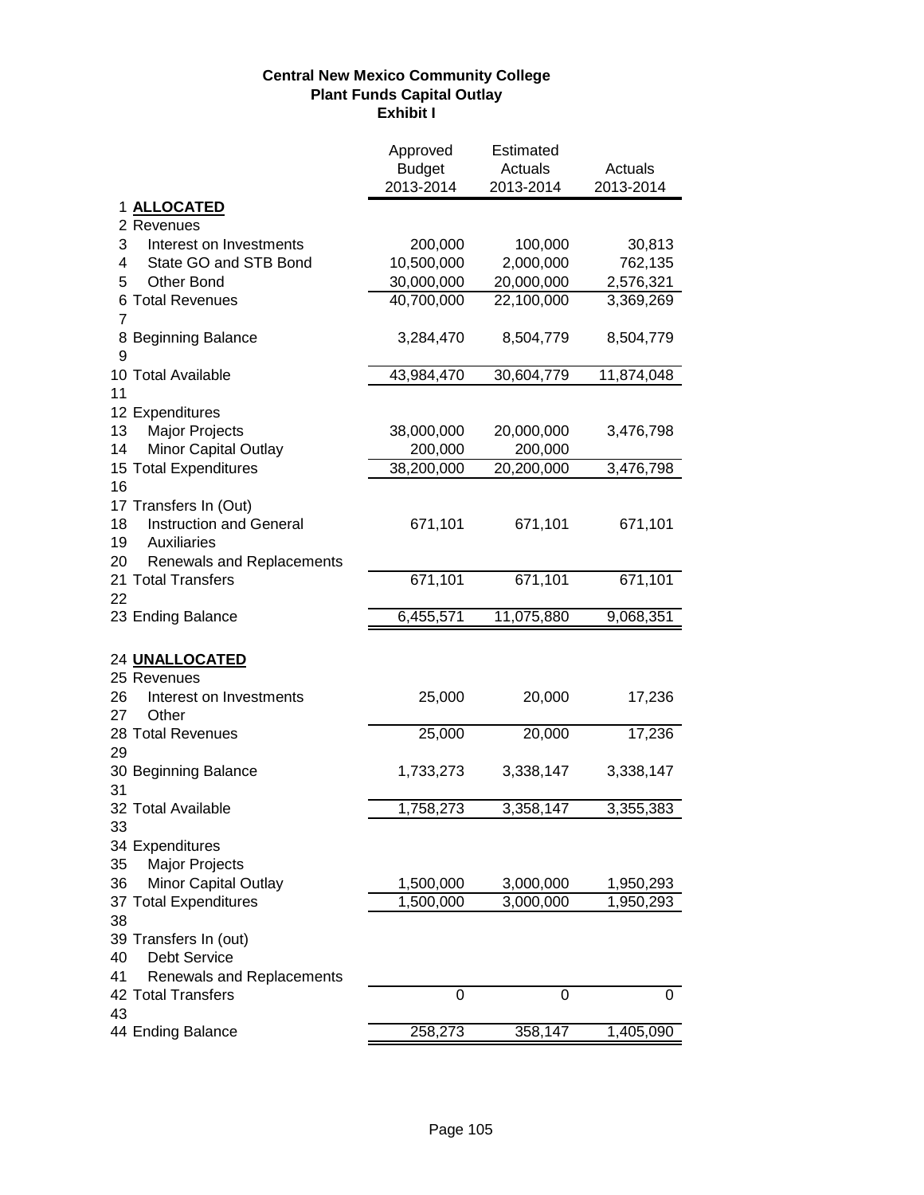**Central New Mexico Community College**
**Plant Funds Capital Outlay**
**Exhibit I**

| | | Approved Budget 2013-2014 | Estimated Actuals 2013-2014 | Actuals 2013-2014 |
|---|---|---|---|---|
| 1 | **ALLOCATED** | | | |
| 2 | Revenues | | | |
| 3 | Interest on Investments | 200,000 | 100,000 | 30,813 |
| 4 | State GO and STB Bond | 10,500,000 | 2,000,000 | 762,135 |
| 5 | Other Bond | 30,000,000 | 20,000,000 | 2,576,321 |
| 6 | Total Revenues | 40,700,000 | 22,100,000 | 3,369,269 |
| 7 | | | | |
| 8 | Beginning Balance | 3,284,470 | 8,504,779 | 8,504,779 |
| 9 | | | | |
| 10 | Total Available | 43,984,470 | 30,604,779 | 11,874,048 |
| 11 | | | | |
| 12 | Expenditures | | | |
| 13 | Major Projects | 38,000,000 | 20,000,000 | 3,476,798 |
| 14 | Minor Capital Outlay | 200,000 | 200,000 | |
| 15 | Total Expenditures | 38,200,000 | 20,200,000 | 3,476,798 |
| 16 | | | | |
| 17 | Transfers In (Out) | | | |
| 18 | Instruction and General | 671,101 | 671,101 | 671,101 |
| 19 | Auxiliaries | | | |
| 20 | Renewals and Replacements | | | |
| 21 | Total Transfers | 671,101 | 671,101 | 671,101 |
| 22 | | | | |
| 23 | Ending Balance | 6,455,571 | 11,075,880 | 9,068,351 |
| 24 | **UNALLOCATED** | | | |
| 25 | Revenues | | | |
| 26 | Interest on Investments | 25,000 | 20,000 | 17,236 |
| 27 | Other | | | |
| 28 | Total Revenues | 25,000 | 20,000 | 17,236 |
| 29 | | | | |
| 30 | Beginning Balance | 1,733,273 | 3,338,147 | 3,338,147 |
| 31 | | | | |
| 32 | Total Available | 1,758,273 | 3,358,147 | 3,355,383 |
| 33 | | | | |
| 34 | Expenditures | | | |
| 35 | Major Projects | | | |
| 36 | Minor Capital Outlay | 1,500,000 | 3,000,000 | 1,950,293 |
| 37 | Total Expenditures | 1,500,000 | 3,000,000 | 1,950,293 |
| 38 | | | | |
| 39 | Transfers In (out) | | | |
| 40 | Debt Service | | | |
| 41 | Renewals and Replacements | | | |
| 42 | Total Transfers | 0 | 0 | 0 |
| 43 | | | | |
| 44 | Ending Balance | 258,273 | 358,147 | 1,405,090 |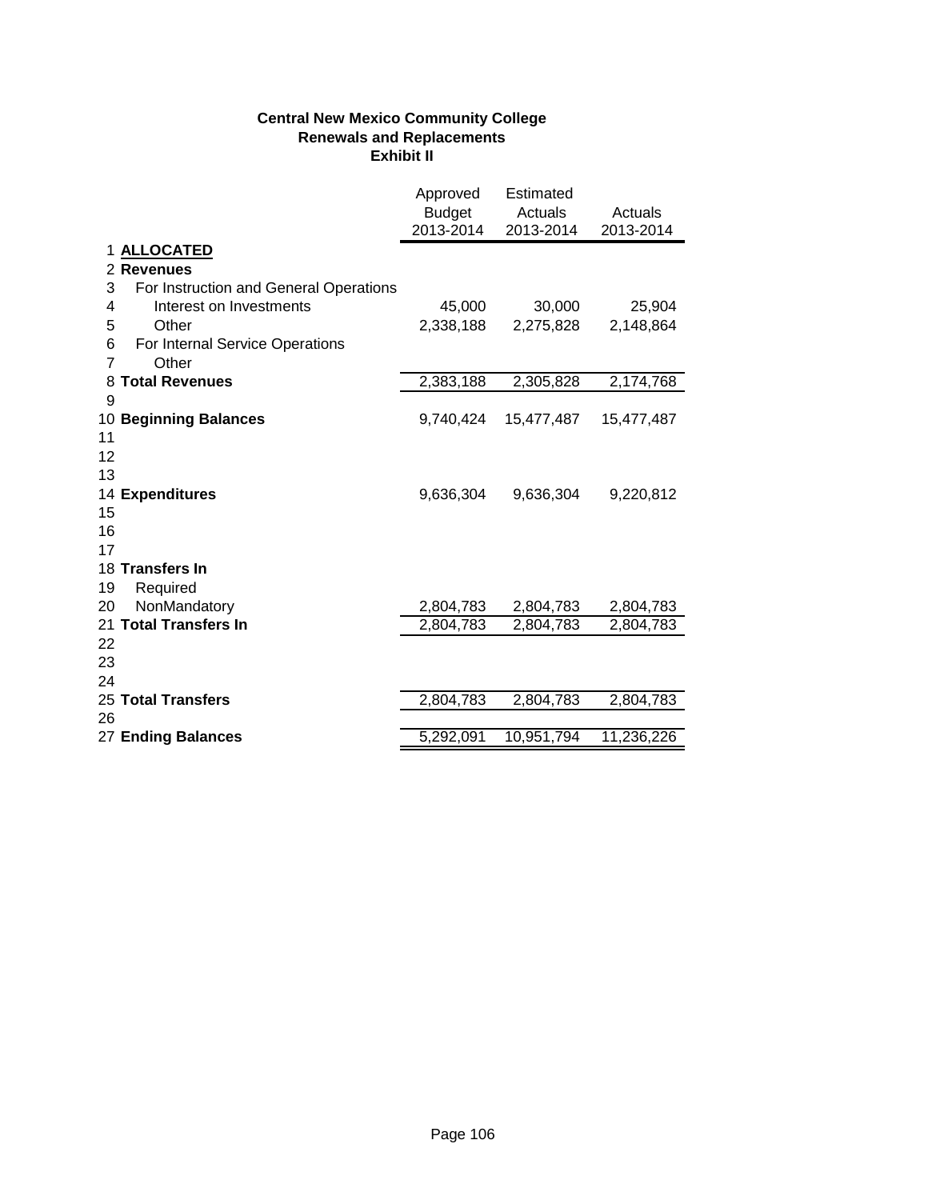**Central New Mexico Community College**
**Renewals and Replacements**
**Exhibit II**

| | | Approved Budget 2013-2014 | Estimated Actuals 2013-2014 | Actuals 2013-2014 |
|---|---|---|---|---|
| 1 | **ALLOCATED** | | | |
| 2 | **Revenues** | | | |
| 3 | For Instruction and General Operations | | | |
| 4 | Interest on Investments | 45,000 | 30,000 | 25,904 |
| 5 | Other | 2,338,188 | 2,275,828 | 2,148,864 |
| 6 | For Internal Service Operations | | | |
| 7 | Other | | | |
| 8 | **Total Revenues** | 2,383,188 | 2,305,828 | 2,174,768 |
| 9 | | | | |
| 10 | **Beginning Balances** | 9,740,424 | 15,477,487 | 15,477,487 |
| 11 | | | | |
| 12 | | | | |
| 13 | | | | |
| 14 | **Expenditures** | 9,636,304 | 9,636,304 | 9,220,812 |
| 15 | | | | |
| 16 | | | | |
| 17 | | | | |
| 18 | **Transfers In** | | | |
| 19 | Required | | | |
| 20 | NonMandatory | 2,804,783 | 2,804,783 | 2,804,783 |
| 21 | **Total Transfers In** | 2,804,783 | 2,804,783 | 2,804,783 |
| 22 | | | | |
| 23 | | | | |
| 24 | | | | |
| 25 | **Total Transfers** | 2,804,783 | 2,804,783 | 2,804,783 |
| 26 | | | | |
| 27 | **Ending Balances** | 5,292,091 | 10,951,794 | 11,236,226 |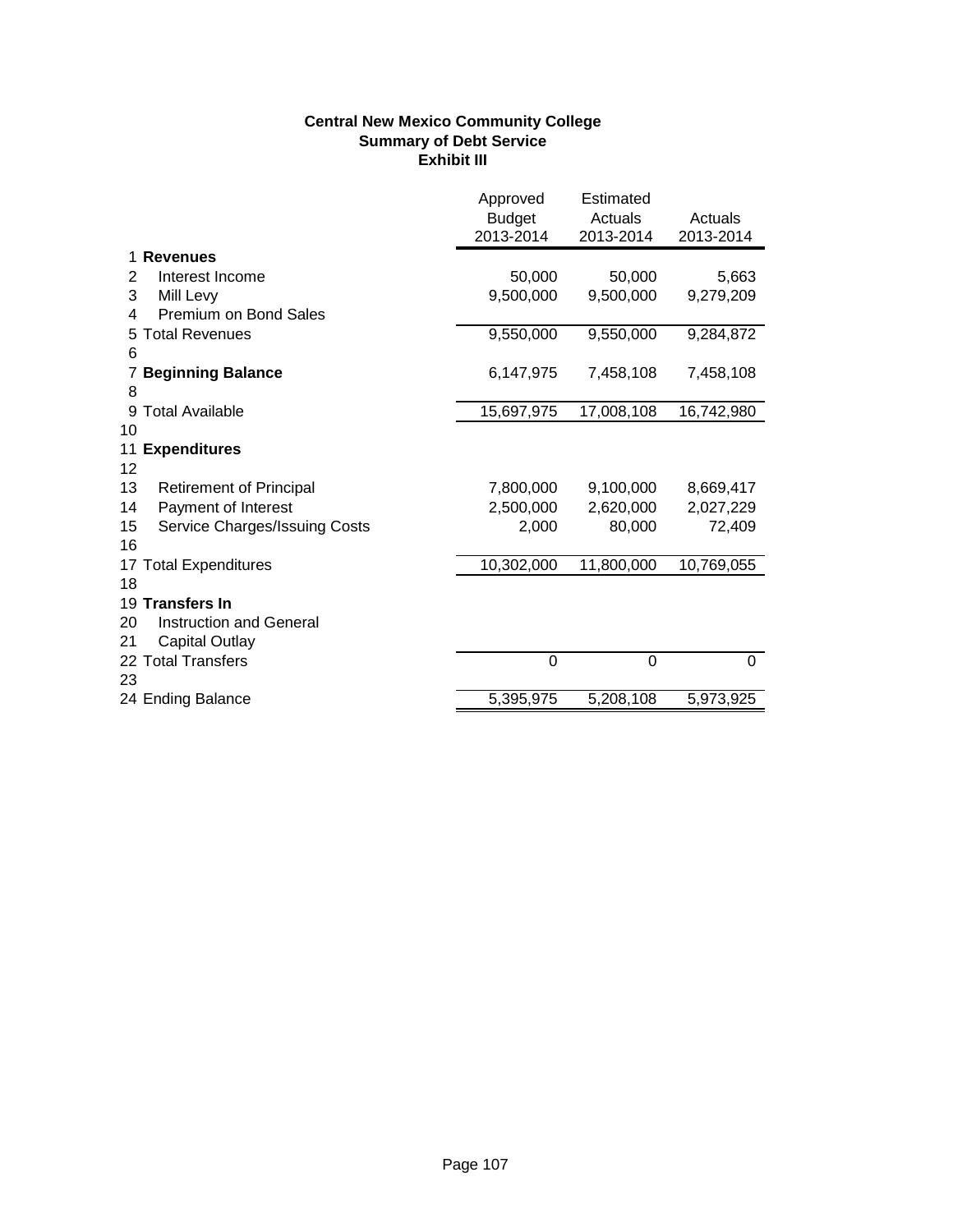**Central New Mexico Community College**
**Summary of Debt Service**
**Exhibit III**

| | | Approved Budget 2013-2014 | Estimated Actuals 2013-2014 | Actuals 2013-2014 |
|---|---|---|---|---|
| 1 | **Revenues** | | | |
| 2 | Interest Income | 50,000 | 50,000 | 5,663 |
| 3 | Mill Levy | 9,500,000 | 9,500,000 | 9,279,209 |
| 4 | Premium on Bond Sales | | | |
| 5 | Total Revenues | 9,550,000 | 9,550,000 | 9,284,872 |
| 6 | | | | |
| 7 | **Beginning Balance** | 6,147,975 | 7,458,108 | 7,458,108 |
| 8 | | | | |
| 9 | Total Available | 15,697,975 | 17,008,108 | 16,742,980 |
| 10 | | | | |
| 11 | **Expenditures** | | | |
| 12 | | | | |
| 13 | Retirement of Principal | 7,800,000 | 9,100,000 | 8,669,417 |
| 14 | Payment of Interest | 2,500,000 | 2,620,000 | 2,027,229 |
| 15 | Service Charges/Issuing Costs | 2,000 | 80,000 | 72,409 |
| 16 | | | | |
| 17 | Total Expenditures | 10,302,000 | 11,800,000 | 10,769,055 |
| 18 | | | | |
| 19 | **Transfers In** | | | |
| 20 | Instruction and General | | | |
| 21 | Capital Outlay | | | |
| 22 | Total Transfers | 0 | 0 | 0 |
| 23 | | | | |
| 24 | Ending Balance | 5,395,975 | 5,208,108 | 5,973,925 |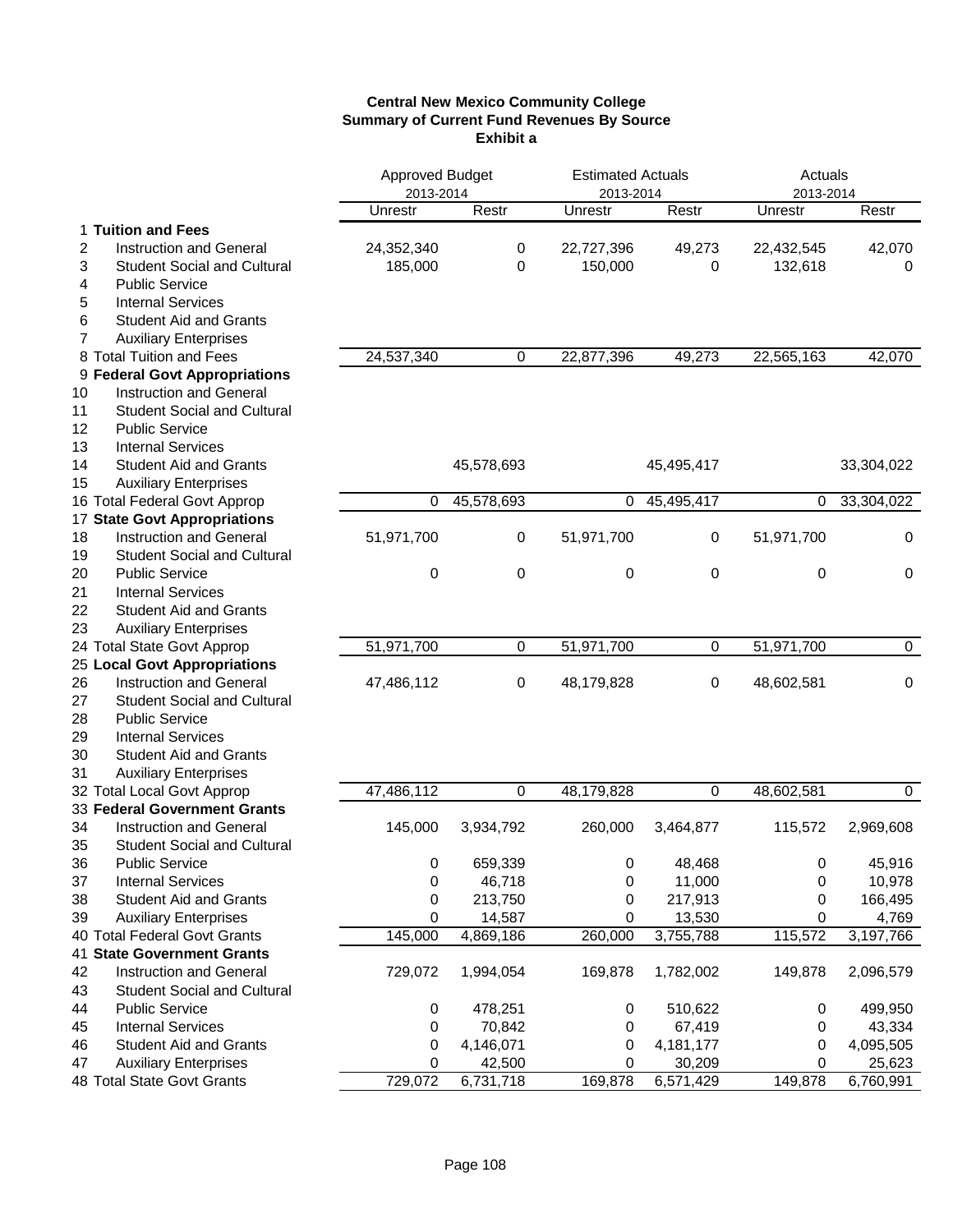**Central New Mexico Community College**
**Summary of Current Fund Revenues By Source**
**Exhibit a**

| | | Approved Budget 2013-2014 | | Estimated Actuals 2013-2014 | | Actuals 2013-2014 | |
|---|---|---|---|---|---|---|---|
| | | Unrestr | Restr | Unrestr | Restr | Unrestr | Restr |
| 1 | **Tuition and Fees** | | | | | | |
| 2 | Instruction and General | 24,352,340 | 0 | 22,727,396 | 49,273 | 22,432,545 | 42,070 |
| 3 | Student Social and Cultural | 185,000 | 0 | 150,000 | 0 | 132,618 | 0 |
| 4 | Public Service | | | | | | |
| 5 | Internal Services | | | | | | |
| 6 | Student Aid and Grants | | | | | | |
| 7 | Auxiliary Enterprises | | | | | | |
| 8 | Total Tuition and Fees | 24,537,340 | 0 | 22,877,396 | 49,273 | 22,565,163 | 42,070 |
| 9 | **Federal Govt Appropriations** | | | | | | |
| 10 | Instruction and General | | | | | | |
| 11 | Student Social and Cultural | | | | | | |
| 12 | Public Service | | | | | | |
| 13 | Internal Services | | | | | | |
| 14 | Student Aid and Grants | | 45,578,693 | | 45,495,417 | | 33,304,022 |
| 15 | Auxiliary Enterprises | | | | | | |
| 16 | Total Federal Govt Approp | 0 | 45,578,693 | 0 | 45,495,417 | 0 | 33,304,022 |
| 17 | **State Govt Appropriations** | | | | | | |
| 18 | Instruction and General | 51,971,700 | 0 | 51,971,700 | 0 | 51,971,700 | 0 |
| 19 | Student Social and Cultural | | | | | | |
| 20 | Public Service | 0 | 0 | 0 | 0 | 0 | 0 |
| 21 | Internal Services | | | | | | |
| 22 | Student Aid and Grants | | | | | | |
| 23 | Auxiliary Enterprises | | | | | | |
| 24 | Total State Govt Approp | 51,971,700 | 0 | 51,971,700 | 0 | 51,971,700 | 0 |
| 25 | **Local Govt Appropriations** | | | | | | |
| 26 | Instruction and General | 47,486,112 | 0 | 48,179,828 | 0 | 48,602,581 | 0 |
| 27 | Student Social and Cultural | | | | | | |
| 28 | Public Service | | | | | | |
| 29 | Internal Services | | | | | | |
| 30 | Student Aid and Grants | | | | | | |
| 31 | Auxiliary Enterprises | | | | | | |
| 32 | Total Local Govt Approp | 47,486,112 | 0 | 48,179,828 | 0 | 48,602,581 | 0 |
| 33 | **Federal Government Grants** | | | | | | |
| 34 | Instruction and General | 145,000 | 3,934,792 | 260,000 | 3,464,877 | 115,572 | 2,969,608 |
| 35 | Student Social and Cultural | | | | | | |
| 36 | Public Service | 0 | 659,339 | 0 | 48,468 | 0 | 45,916 |
| 37 | Internal Services | 0 | 46,718 | 0 | 11,000 | 0 | 10,978 |
| 38 | Student Aid and Grants | 0 | 213,750 | 0 | 217,913 | 0 | 166,495 |
| 39 | Auxiliary Enterprises | 0 | 14,587 | 0 | 13,530 | 0 | 4,769 |
| 40 | Total Federal Govt Grants | 145,000 | 4,869,186 | 260,000 | 3,755,788 | 115,572 | 3,197,766 |
| 41 | **State Government Grants** | | | | | | |
| 42 | Instruction and General | 729,072 | 1,994,054 | 169,878 | 1,782,002 | 149,878 | 2,096,579 |
| 43 | Student Social and Cultural | | | | | | |
| 44 | Public Service | 0 | 478,251 | 0 | 510,622 | 0 | 499,950 |
| 45 | Internal Services | 0 | 70,842 | 0 | 67,419 | 0 | 43,334 |
| 46 | Student Aid and Grants | 0 | 4,146,071 | 0 | 4,181,177 | 0 | 4,095,505 |
| 47 | Auxiliary Enterprises | 0 | 42,500 | 0 | 30,209 | 0 | 25,623 |
| 48 | Total State Govt Grants | 729,072 | 6,731,718 | 169,878 | 6,571,429 | 149,878 | 6,760,991 |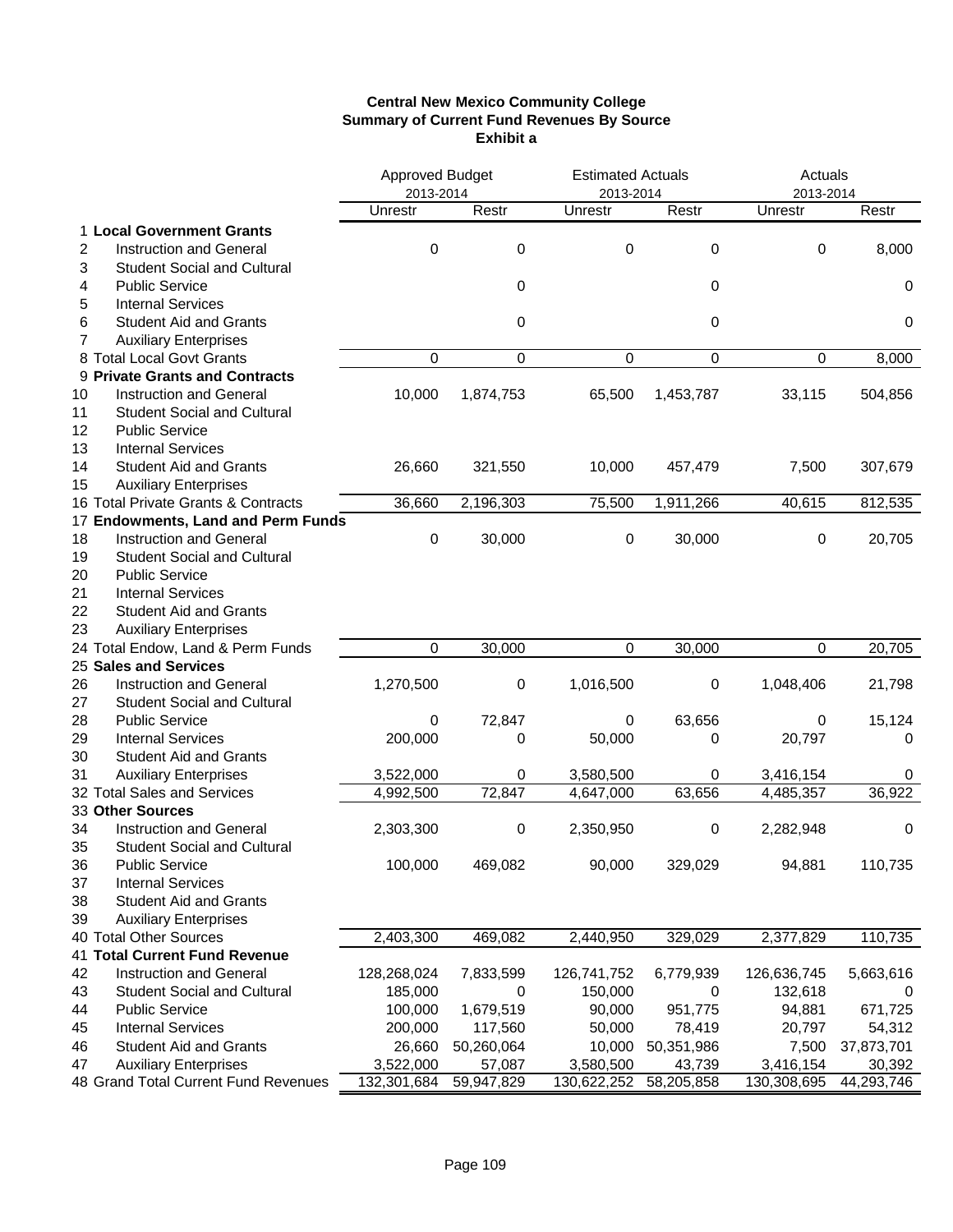**Central New Mexico Community College**
**Summary of Current Fund Revenues By Source**
**Exhibit a**

| | | Approved Budget 2013-2014 | | Estimated Actuals 2013-2014 | | Actuals 2013-2014 | |
|---|---|---|---|---|---|---|---|
| | | Unrestr | Restr | Unrestr | Restr | Unrestr | Restr |
| 1 | **Local Government Grants** | | | | | | |
| 2 | Instruction and General | 0 | 0 | 0 | 0 | 0 | 8,000 |
| 3 | Student Social and Cultural | | | | | | |
| 4 | Public Service | | 0 | | 0 | | 0 |
| 5 | Internal Services | | | | | | |
| 6 | Student Aid and Grants | | 0 | | 0 | | 0 |
| 7 | Auxiliary Enterprises | | | | | | |
| 8 | Total Local Govt Grants | 0 | 0 | 0 | 0 | 0 | 8,000 |
| 9 | **Private Grants and Contracts** | | | | | | |
| 10 | Instruction and General | 10,000 | 1,874,753 | 65,500 | 1,453,787 | 33,115 | 504,856 |
| 11 | Student Social and Cultural | | | | | | |
| 12 | Public Service | | | | | | |
| 13 | Internal Services | | | | | | |
| 14 | Student Aid and Grants | 26,660 | 321,550 | 10,000 | 457,479 | 7,500 | 307,679 |
| 15 | Auxiliary Enterprises | | | | | | |
| 16 | Total Private Grants & Contracts | 36,660 | 2,196,303 | 75,500 | 1,911,266 | 40,615 | 812,535 |
| 17 | **Endowments, Land and Perm Funds** | | | | | | |
| 18 | Instruction and General | 0 | 30,000 | 0 | 30,000 | 0 | 20,705 |
| 19 | Student Social and Cultural | | | | | | |
| 20 | Public Service | | | | | | |
| 21 | Internal Services | | | | | | |
| 22 | Student Aid and Grants | | | | | | |
| 23 | Auxiliary Enterprises | | | | | | |
| 24 | Total Endow, Land & Perm Funds | 0 | 30,000 | 0 | 30,000 | 0 | 20,705 |
| 25 | **Sales and Services** | | | | | | |
| 26 | Instruction and General | 1,270,500 | 0 | 1,016,500 | 0 | 1,048,406 | 21,798 |
| 27 | Student Social and Cultural | | | | | | |
| 28 | Public Service | 0 | 72,847 | 0 | 63,656 | 0 | 15,124 |
| 29 | Internal Services | 200,000 | 0 | 50,000 | 0 | 20,797 | 0 |
| 30 | Student Aid and Grants | | | | | | |
| 31 | Auxiliary Enterprises | 3,522,000 | 0 | 3,580,500 | 0 | 3,416,154 | 0 |
| 32 | Total Sales and Services | 4,992,500 | 72,847 | 4,647,000 | 63,656 | 4,485,357 | 36,922 |
| 33 | **Other Sources** | | | | | | |
| 34 | Instruction and General | 2,303,300 | 0 | 2,350,950 | 0 | 2,282,948 | 0 |
| 35 | Student Social and Cultural | | | | | | |
| 36 | Public Service | 100,000 | 469,082 | 90,000 | 329,029 | 94,881 | 110,735 |
| 37 | Internal Services | | | | | | |
| 38 | Student Aid and Grants | | | | | | |
| 39 | Auxiliary Enterprises | | | | | | |
| 40 | Total Other Sources | 2,403,300 | 469,082 | 2,440,950 | 329,029 | 2,377,829 | 110,735 |
| 41 | **Total Current Fund Revenue** | | | | | | |
| 42 | Instruction and General | 128,268,024 | 7,833,599 | 126,741,752 | 6,779,939 | 126,636,745 | 5,663,616 |
| 43 | Student Social and Cultural | 185,000 | 0 | 150,000 | 0 | 132,618 | 0 |
| 44 | Public Service | 100,000 | 1,679,519 | 90,000 | 951,775 | 94,881 | 671,725 |
| 45 | Internal Services | 200,000 | 117,560 | 50,000 | 78,419 | 20,797 | 54,312 |
| 46 | Student Aid and Grants | 26,660 | 50,260,064 | 10,000 | 50,351,986 | 7,500 | 37,873,701 |
| 47 | Auxiliary Enterprises | 3,522,000 | 57,087 | 3,580,500 | 43,739 | 3,416,154 | 30,392 |
| 48 | Grand Total Current Fund Revenues | 132,301,684 | 59,947,829 | 130,622,252 | 58,205,858 | 130,308,695 | 44,293,746 |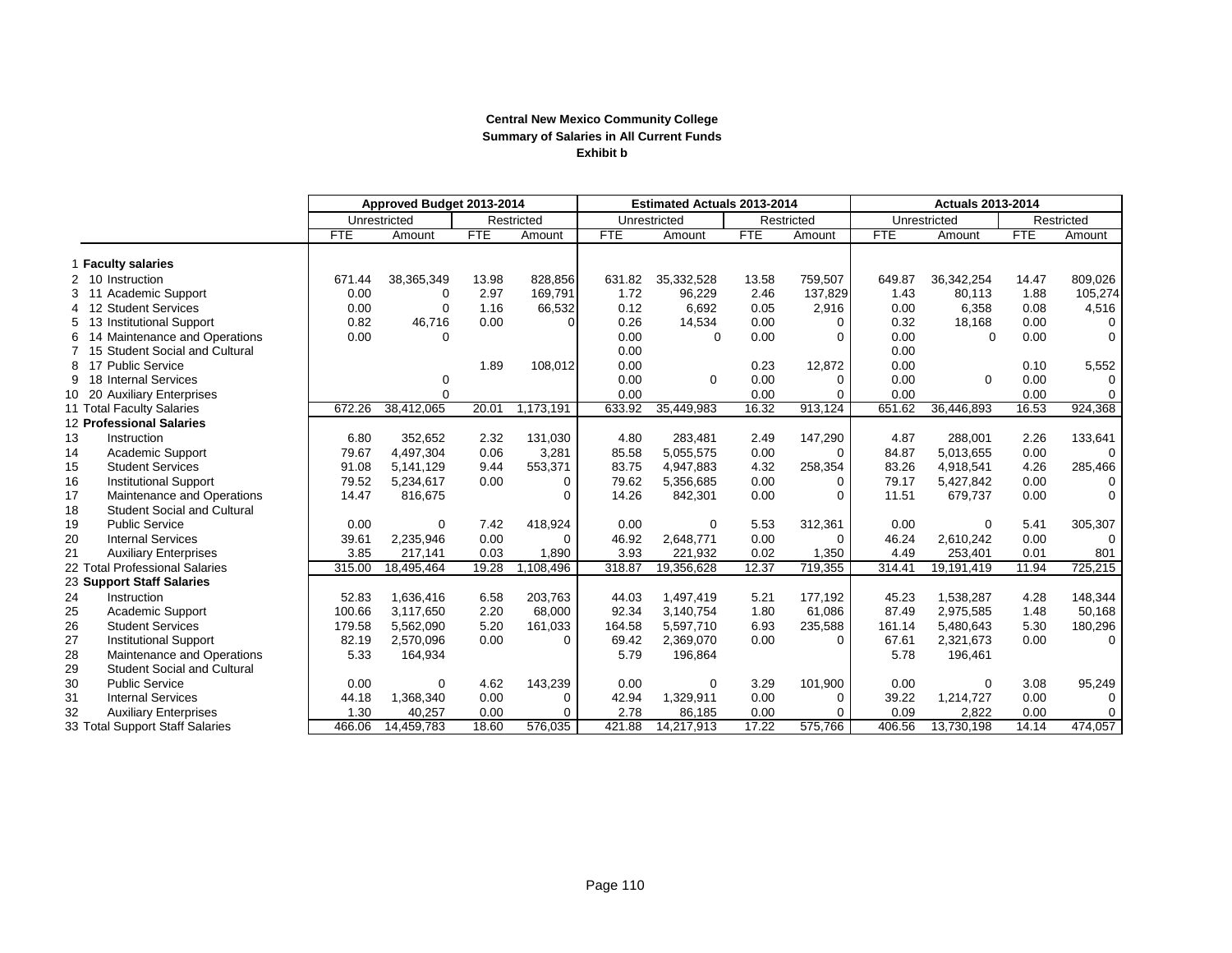**Central New Mexico Community College**
**Summary of Salaries in All Current Funds**
**Exhibit b**

| | Approved Budget 2013-2014 | | | | Estimated Actuals 2013-2014 | | | | Actuals 2013-2014 | | | |
|---|---|---|---|---|---|---|---|---|---|---|---|---|
| | Unrestricted | | Restricted | | Unrestricted | | Restricted | | Unrestricted | | Restricted | |
| | FTE | Amount | FTE | Amount | FTE | Amount | FTE | Amount | FTE | Amount | FTE | Amount |
| 1 **Faculty salaries** | | | | | | | | | | | | |
| 2 10 Instruction | 671.44 | 38,365,349 | 13.98 | 828,856 | 631.82 | 35,332,528 | 13.58 | 759,507 | 649.87 | 36,342,254 | 14.47 | 809,026 |
| 3 11 Academic Support | 0.00 | 0 | 2.97 | 169,791 | 1.72 | 96,229 | 2.46 | 137,829 | 1.43 | 80,113 | 1.88 | 105,274 |
| 4 12 Student Services | 0.00 | 0 | 1.16 | 66,532 | 0.12 | 6,692 | 0.05 | 2,916 | 0.00 | 6,358 | 0.08 | 4,516 |
| 5 13 Institutional Support | 0.82 | 46,716 | 0.00 | 0 | 0.26 | 14,534 | 0.00 | 0 | 0.32 | 18,168 | 0.00 | 0 |
| 6 14 Maintenance and Operations | 0.00 | 0 | | | 0.00 | 0 | 0.00 | 0 | 0.00 | 0 | 0.00 | 0 |
| 7 15 Student Social and Cultural | | | | | 0.00 | | | | 0.00 | | | |
| 8 17 Public Service | | | 1.89 | 108,012 | 0.00 | | 0.23 | 12,872 | 0.00 | | 0.10 | 5,552 |
| 9 18 Internal Services | | 0 | | | 0.00 | 0 | 0.00 | 0 | 0.00 | 0 | 0.00 | 0 |
| 10 20 Auxiliary Enterprises | | 0 | | | 0.00 | | 0.00 | 0 | 0.00 | | 0.00 | 0 |
| 11 Total Faculty Salaries | 672.26 | 38,412,065 | 20.01 | 1,173,191 | 633.92 | 35,449,983 | 16.32 | 913,124 | 651.62 | 36,446,893 | 16.53 | 924,368 |
| 12 **Professional Salaries** | | | | | | | | | | | | |
| 13 Instruction | 6.80 | 352,652 | 2.32 | 131,030 | 4.80 | 283,481 | 2.49 | 147,290 | 4.87 | 288,001 | 2.26 | 133,641 |
| 14 Academic Support | 79.67 | 4,497,304 | 0.06 | 3,281 | 85.58 | 5,055,575 | 0.00 | 0 | 84.87 | 5,013,655 | 0.00 | 0 |
| 15 Student Services | 91.08 | 5,141,129 | 9.44 | 553,371 | 83.75 | 4,947,883 | 4.32 | 258,354 | 83.26 | 4,918,541 | 4.26 | 285,466 |
| 16 Institutional Support | 79.52 | 5,234,617 | 0.00 | 0 | 79.62 | 5,356,685 | 0.00 | 0 | 79.17 | 5,427,842 | 0.00 | 0 |
| 17 Maintenance and Operations | 14.47 | 816,675 | | 0 | 14.26 | 842,301 | 0.00 | 0 | 11.51 | 679,737 | 0.00 | 0 |
| 18 Student Social and Cultural | | | | | | | | | | | | |
| 19 Public Service | 0.00 | 0 | 7.42 | 418,924 | 0.00 | 0 | 5.53 | 312,361 | 0.00 | 0 | 5.41 | 305,307 |
| 20 Internal Services | 39.61 | 2,235,946 | 0.00 | 0 | 46.92 | 2,648,771 | 0.00 | 0 | 46.24 | 2,610,242 | 0.00 | 0 |
| 21 Auxiliary Enterprises | 3.85 | 217,141 | 0.03 | 1,890 | 3.93 | 221,932 | 0.02 | 1,350 | 4.49 | 253,401 | 0.01 | 801 |
| 22 Total Professional Salaries | 315.00 | 18,495,464 | 19.28 | 1,108,496 | 318.87 | 19,356,628 | 12.37 | 719,355 | 314.41 | 19,191,419 | 11.94 | 725,215 |
| 23 **Support Staff Salaries** | | | | | | | | | | | | |
| 24 Instruction | 52.83 | 1,636,416 | 6.58 | 203,763 | 44.03 | 1,497,419 | 5.21 | 177,192 | 45.23 | 1,538,287 | 4.28 | 148,344 |
| 25 Academic Support | 100.66 | 3,117,650 | 2.20 | 68,000 | 92.34 | 3,140,754 | 1.80 | 61,086 | 87.49 | 2,975,585 | 1.48 | 50,168 |
| 26 Student Services | 179.58 | 5,562,090 | 5.20 | 161,033 | 164.58 | 5,597,710 | 6.93 | 235,588 | 161.14 | 5,480,643 | 5.30 | 180,296 |
| 27 Institutional Support | 82.19 | 2,570,096 | 0.00 | 0 | 69.42 | 2,369,070 | 0.00 | 0 | 67.61 | 2,321,673 | 0.00 | 0 |
| 28 Maintenance and Operations | 5.33 | 164,934 | | | 5.79 | 196,864 | | | 5.78 | 196,461 | | |
| 29 Student Social and Cultural | | | | | | | | | | | | |
| 30 Public Service | 0.00 | 0 | 4.62 | 143,239 | 0.00 | 0 | 3.29 | 101,900 | 0.00 | 0 | 3.08 | 95,249 |
| 31 Internal Services | 44.18 | 1,368,340 | 0.00 | 0 | 42.94 | 1,329,911 | 0.00 | 0 | 39.22 | 1,214,727 | 0.00 | 0 |
| 32 Auxiliary Enterprises | 1.30 | 40,257 | 0.00 | 0 | 2.78 | 86,185 | 0.00 | 0 | 0.09 | 2,822 | 0.00 | 0 |
| 33 Total Support Staff Salaries | 466.06 | 14,459,783 | 18.60 | 576,035 | 421.88 | 14,217,913 | 17.22 | 575,766 | 406.56 | 13,730,198 | 14.14 | 474,057 |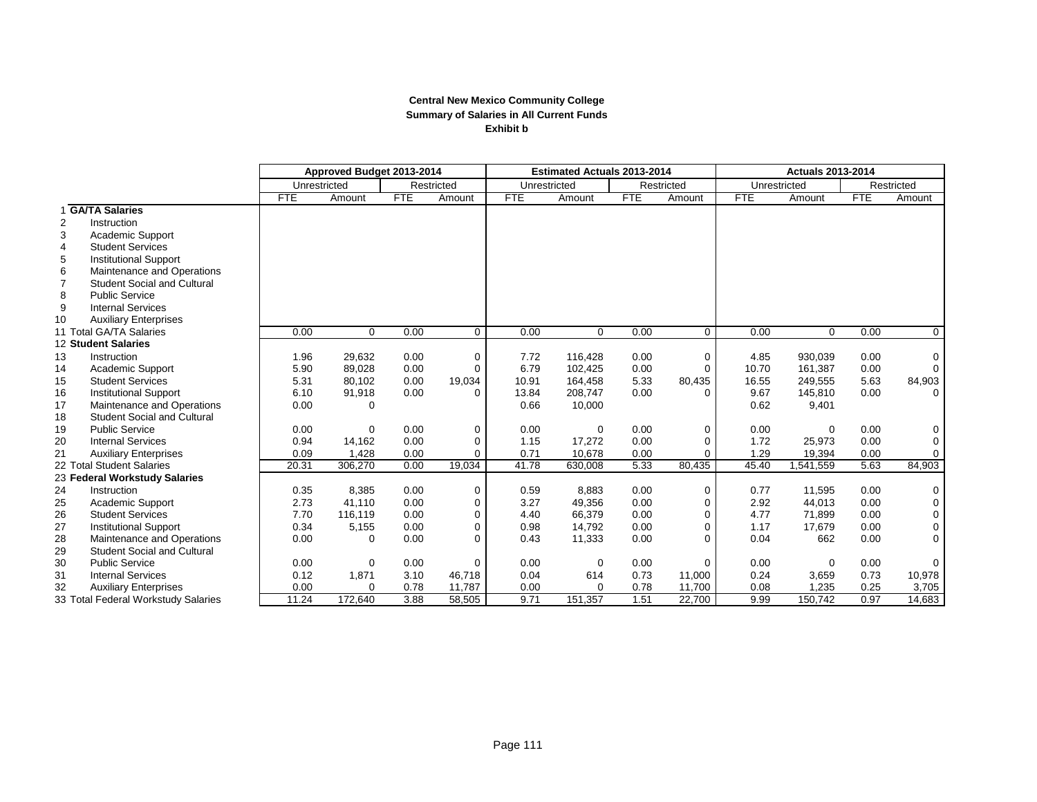**Central New Mexico Community College**
**Summary of Salaries in All Current Funds**
**Exhibit b**

| | | Approved Budget 2013-2014 | | | | Estimated Actuals 2013-2014 | | | | Actuals 2013-2014 | | | |
|---|---|---|---|---|---|---|---|---|---|---|---|---|---|
| | | Unrestricted | | Restricted | | Unrestricted | | Restricted | | Unrestricted | | Restricted | |
| | | FTE | Amount | FTE | Amount | FTE | Amount | FTE | Amount | FTE | Amount | FTE | Amount |
| 1 | **GA/TA Salaries** | | | | | | | | | | | | |
| 2 | Instruction | | | | | | | | | | | | |
| 3 | Academic Support | | | | | | | | | | | | |
| 4 | Student Services | | | | | | | | | | | | |
| 5 | Institutional Support | | | | | | | | | | | | |
| 6 | Maintenance and Operations | | | | | | | | | | | | |
| 7 | Student Social and Cultural | | | | | | | | | | | | |
| 8 | Public Service | | | | | | | | | | | | |
| 9 | Internal Services | | | | | | | | | | | | |
| 10 | Auxiliary Enterprises | | | | | | | | | | | | |
| 11 | Total GA/TA Salaries | 0.00 | 0 | 0.00 | 0 | 0.00 | 0 | 0.00 | 0 | 0.00 | 0 | 0.00 | 0 |
| 12 | **Student Salaries** | | | | | | | | | | | | |
| 13 | Instruction | 1.96 | 29,632 | 0.00 | 0 | 7.72 | 116,428 | 0.00 | 0 | 4.85 | 930,039 | 0.00 | 0 |
| 14 | Academic Support | 5.90 | 89,028 | 0.00 | 0 | 6.79 | 102,425 | 0.00 | 0 | 10.70 | 161,387 | 0.00 | 0 |
| 15 | Student Services | 5.31 | 80,102 | 0.00 | 19,034 | 10.91 | 164,458 | 5.33 | 80,435 | 16.55 | 249,555 | 5.63 | 84,903 |
| 16 | Institutional Support | 6.10 | 91,918 | 0.00 | 0 | 13.84 | 208,747 | 0.00 | 0 | 9.67 | 145,810 | 0.00 | 0 |
| 17 | Maintenance and Operations | 0.00 | 0 | | | 0.66 | 10,000 | | | 0.62 | 9,401 | | |
| 18 | Student Social and Cultural | | | | | | | | | | | | |
| 19 | Public Service | 0.00 | 0 | 0.00 | 0 | 0.00 | 0 | 0.00 | 0 | 0.00 | 0 | 0.00 | 0 |
| 20 | Internal Services | 0.94 | 14,162 | 0.00 | 0 | 1.15 | 17,272 | 0.00 | 0 | 1.72 | 25,973 | 0.00 | 0 |
| 21 | Auxiliary Enterprises | 0.09 | 1,428 | 0.00 | 0 | 0.71 | 10,678 | 0.00 | 0 | 1.29 | 19,394 | 0.00 | 0 |
| 22 | Total Student Salaries | 20.31 | 306,270 | 0.00 | 19,034 | 41.78 | 630,008 | 5.33 | 80,435 | 45.40 | 1,541,559 | 5.63 | 84,903 |
| 23 | **Federal Workstudy Salaries** | | | | | | | | | | | | |
| 24 | Instruction | 0.35 | 8,385 | 0.00 | 0 | 0.59 | 8,883 | 0.00 | 0 | 0.77 | 11,595 | 0.00 | 0 |
| 25 | Academic Support | 2.73 | 41,110 | 0.00 | 0 | 3.27 | 49,356 | 0.00 | 0 | 2.92 | 44,013 | 0.00 | 0 |
| 26 | Student Services | 7.70 | 116,119 | 0.00 | 0 | 4.40 | 66,379 | 0.00 | 0 | 4.77 | 71,899 | 0.00 | 0 |
| 27 | Institutional Support | 0.34 | 5,155 | 0.00 | 0 | 0.98 | 14,792 | 0.00 | 0 | 1.17 | 17,679 | 0.00 | 0 |
| 28 | Maintenance and Operations | 0.00 | 0 | 0.00 | 0 | 0.43 | 11,333 | 0.00 | 0 | 0.04 | 662 | 0.00 | 0 |
| 29 | Student Social and Cultural | | | | | | | | | | | | |
| 30 | Public Service | 0.00 | 0 | 0.00 | 0 | 0.00 | 0 | 0.00 | 0 | 0.00 | 0 | 0.00 | 0 |
| 31 | Internal Services | 0.12 | 1,871 | 3.10 | 46,718 | 0.04 | 614 | 0.73 | 11,000 | 0.24 | 3,659 | 0.73 | 10,978 |
| 32 | Auxiliary Enterprises | 0.00 | 0 | 0.78 | 11,787 | 0.00 | 0 | 0.78 | 11,700 | 0.08 | 1,235 | 0.25 | 3,705 |
| 33 | Total Federal Workstudy Salaries | 11.24 | 172,640 | 3.88 | 58,505 | 9.71 | 151,357 | 1.51 | 22,700 | 9.99 | 150,742 | 0.97 | 14,683 |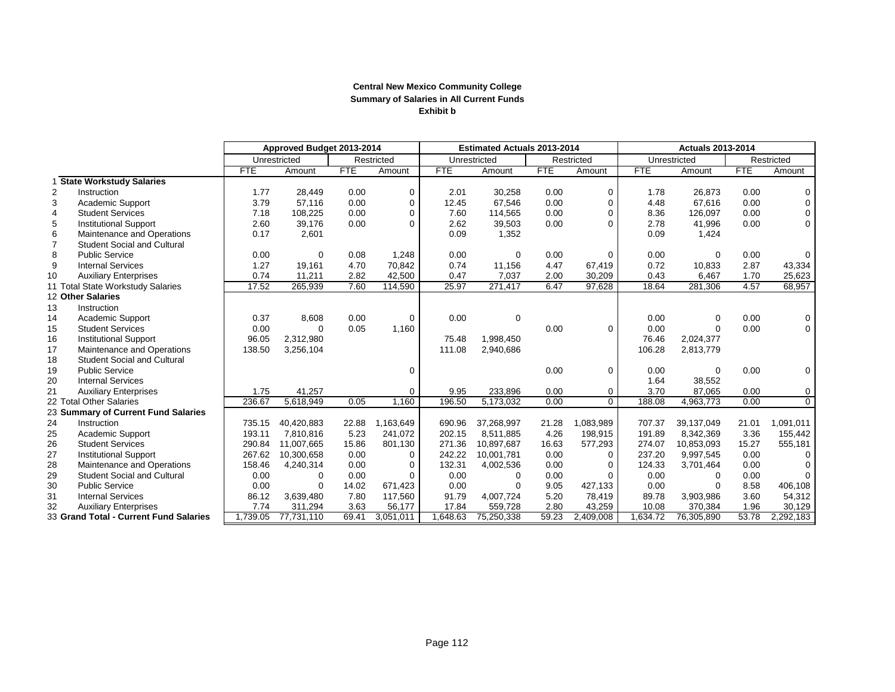**Central New Mexico Community College**
**Summary of Salaries in All Current Funds**
**Exhibit b**

| | | Approved Budget 2013-2014 | | | | Estimated Actuals 2013-2014 | | | | Actuals 2013-2014 | | | |
|---|---|---|---|---|---|---|---|---|---|---|---|---|---|
| | | Unrestricted | | Restricted | | Unrestricted | | Restricted | | Unrestricted | | Restricted | |
| | | FTE | Amount | FTE | Amount | FTE | Amount | FTE | Amount | FTE | Amount | FTE | Amount |
| 1 | **State Workstudy Salaries** | | | | | | | | | | | | |
| 2 | Instruction | 1.77 | 28,449 | 0.00 | 0 | 2.01 | 30,258 | 0.00 | 0 | 1.78 | 26,873 | 0.00 | 0 |
| 3 | Academic Support | 3.79 | 57,116 | 0.00 | 0 | 12.45 | 67,546 | 0.00 | 0 | 4.48 | 67,616 | 0.00 | 0 |
| 4 | Student Services | 7.18 | 108,225 | 0.00 | 0 | 7.60 | 114,565 | 0.00 | 0 | 8.36 | 126,097 | 0.00 | 0 |
| 5 | Institutional Support | 2.60 | 39,176 | 0.00 | 0 | 2.62 | 39,503 | 0.00 | 0 | 2.78 | 41,996 | 0.00 | 0 |
| 6 | Maintenance and Operations | 0.17 | 2,601 | | | 0.09 | 1,352 | | | 0.09 | 1,424 | | |
| 7 | Student Social and Cultural | | | | | | | | | | | | |
| 8 | Public Service | 0.00 | 0 | 0.08 | 1,248 | 0.00 | 0 | 0.00 | 0 | 0.00 | 0 | 0.00 | 0 |
| 9 | Internal Services | 1.27 | 19,161 | 4.70 | 70,842 | 0.74 | 11,156 | 4.47 | 67,419 | 0.72 | 10,833 | 2.87 | 43,334 |
| 10 | Auxiliary Enterprises | 0.74 | 11,211 | 2.82 | 42,500 | 0.47 | 7,037 | 2.00 | 30,209 | 0.43 | 6,467 | 1.70 | 25,623 |
| 11 | Total State Workstudy Salaries | 17.52 | 265,939 | 7.60 | 114,590 | 25.97 | 271,417 | 6.47 | 97,628 | 18.64 | 281,306 | 4.57 | 68,957 |
| 12 | **Other Salaries** | | | | | | | | | | | | |
| 13 | Instruction | | | | | | | | | | | | |
| 14 | Academic Support | 0.37 | 8,608 | 0.00 | 0 | 0.00 | 0 | | | 0.00 | 0 | 0.00 | 0 |
| 15 | Student Services | 0.00 | 0 | 0.05 | 1,160 | | | 0.00 | 0 | 0.00 | 0 | 0.00 | 0 |
| 16 | Institutional Support | 96.05 | 2,312,980 | | | 75.48 | 1,998,450 | | | 76.46 | 2,024,377 | | |
| 17 | Maintenance and Operations | 138.50 | 3,256,104 | | | 111.08 | 2,940,686 | | | 106.28 | 2,813,779 | | |
| 18 | Student Social and Cultural | | | | | | | | | | | | |
| 19 | Public Service | | | | 0 | | | 0.00 | 0 | 0.00 | 0 | 0.00 | 0 |
| 20 | Internal Services | | | | | | | | | 1.64 | 38,552 | | |
| 21 | Auxiliary Enterprises | 1.75 | 41,257 | | 0 | 9.95 | 233,896 | 0.00 | 0 | 3.70 | 87,065 | 0.00 | 0 |
| 22 | Total Other Salaries | 236.67 | 5,618,949 | 0.05 | 1,160 | 196.50 | 5,173,032 | 0.00 | 0 | 188.08 | 4,963,773 | 0.00 | 0 |
| 23 | **Summary of Current Fund Salaries** | | | | | | | | | | | | |
| 24 | Instruction | 735.15 | 40,420,883 | 22.88 | 1,163,649 | 690.96 | 37,268,997 | 21.28 | 1,083,989 | 707.37 | 39,137,049 | 21.01 | 1,091,011 |
| 25 | Academic Support | 193.11 | 7,810,816 | 5.23 | 241,072 | 202.15 | 8,511,885 | 4.26 | 198,915 | 191.89 | 8,342,369 | 3.36 | 155,442 |
| 26 | Student Services | 290.84 | 11,007,665 | 15.86 | 801,130 | 271.36 | 10,897,687 | 16.63 | 577,293 | 274.07 | 10,853,093 | 15.27 | 555,181 |
| 27 | Institutional Support | 267.62 | 10,300,658 | 0.00 | 0 | 242.22 | 10,001,781 | 0.00 | 0 | 237.20 | 9,997,545 | 0.00 | 0 |
| 28 | Maintenance and Operations | 158.46 | 4,240,314 | 0.00 | 0 | 132.31 | 4,002,536 | 0.00 | 0 | 124.33 | 3,701,464 | 0.00 | 0 |
| 29 | Student Social and Cultural | 0.00 | 0 | 0.00 | 0 | 0.00 | 0 | 0.00 | 0 | 0.00 | 0 | 0.00 | 0 |
| 30 | Public Service | 0.00 | 0 | 14.02 | 671,423 | 0.00 | 0 | 9.05 | 427,133 | 0.00 | 0 | 8.58 | 406,108 |
| 31 | Internal Services | 86.12 | 3,639,480 | 7.80 | 117,560 | 91.79 | 4,007,724 | 5.20 | 78,419 | 89.78 | 3,903,986 | 3.60 | 54,312 |
| 32 | Auxiliary Enterprises | 7.74 | 311,294 | 3.63 | 56,177 | 17.84 | 559,728 | 2.80 | 43,259 | 10.08 | 370,384 | 1.96 | 30,129 |
| 33 | **Grand Total - Current Fund Salaries** | 1,739.05 | 77,731,110 | 69.41 | 3,051,011 | 1,648.63 | 75,250,338 | 59.23 | 2,409,008 | 1,634.72 | 76,305,890 | 53.78 | 2,292,183 |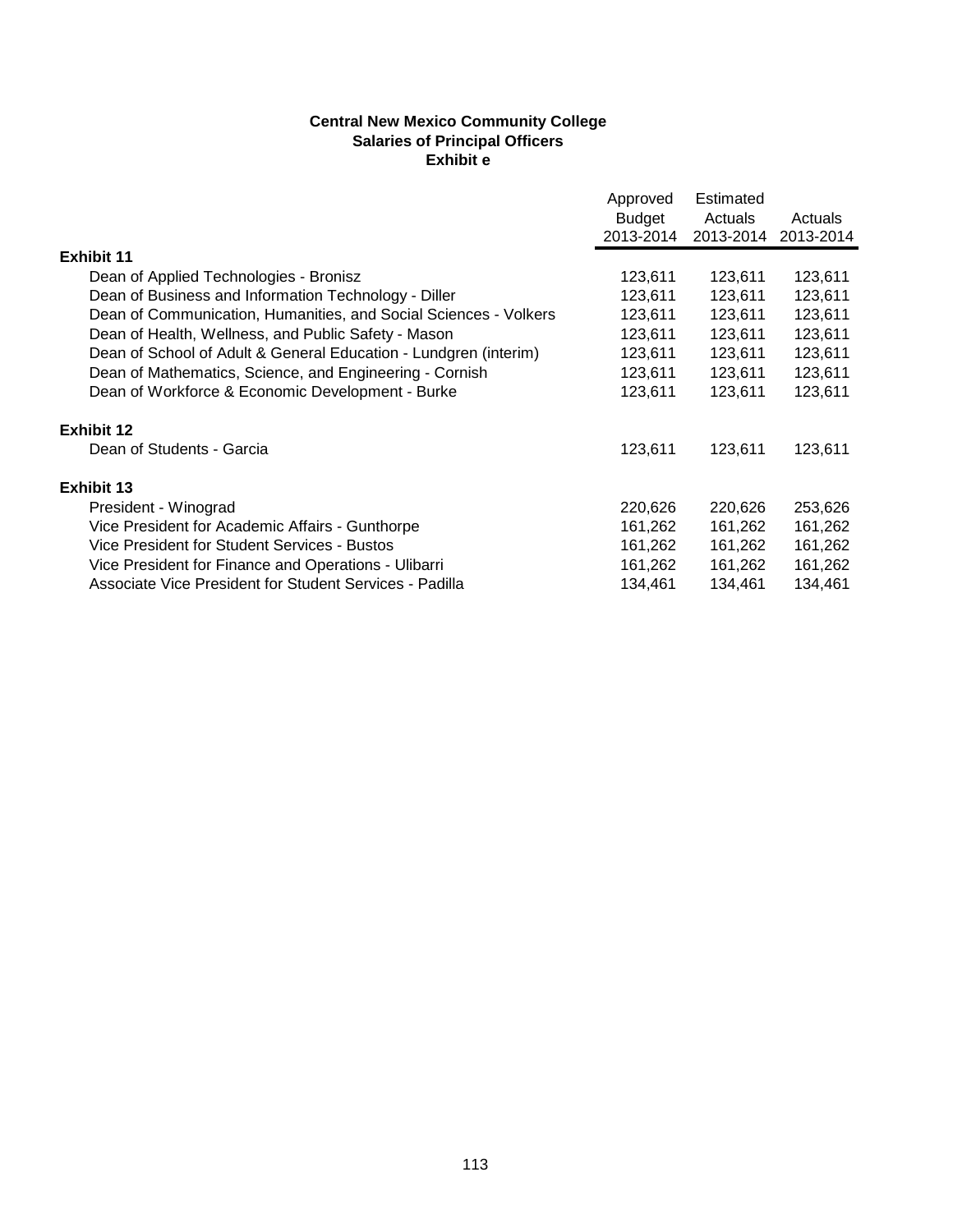**Central New Mexico Community College**
**Salaries of Principal Officers**
**Exhibit e**

| | Approved Budget 2013-2014 | Estimated Actuals 2013-2014 | Actuals 2013-2014 |
|---|---|---|---|
| **Exhibit 11** | | | |
| Dean of Applied Technologies - Bronisz | 123,611 | 123,611 | 123,611 |
| Dean of Business and Information Technology - Diller | 123,611 | 123,611 | 123,611 |
| Dean of Communication, Humanities, and Social Sciences - Volkers | 123,611 | 123,611 | 123,611 |
| Dean of Health, Wellness, and Public Safety - Mason | 123,611 | 123,611 | 123,611 |
| Dean of School of Adult & General Education - Lundgren (interim) | 123,611 | 123,611 | 123,611 |
| Dean of Mathematics, Science, and Engineering - Cornish | 123,611 | 123,611 | 123,611 |
| Dean of Workforce & Economic Development - Burke | 123,611 | 123,611 | 123,611 |
| **Exhibit 12** | | | |
| Dean of Students - Garcia | 123,611 | 123,611 | 123,611 |
| **Exhibit 13** | | | |
| President - Winograd | 220,626 | 220,626 | 253,626 |
| Vice President for Academic Affairs - Gunthorpe | 161,262 | 161,262 | 161,262 |
| Vice President for Student Services - Bustos | 161,262 | 161,262 | 161,262 |
| Vice President for Finance and Operations - Ulibarri | 161,262 | 161,262 | 161,262 |
| Associate Vice President for Student Services - Padilla | 134,461 | 134,461 | 134,461 |